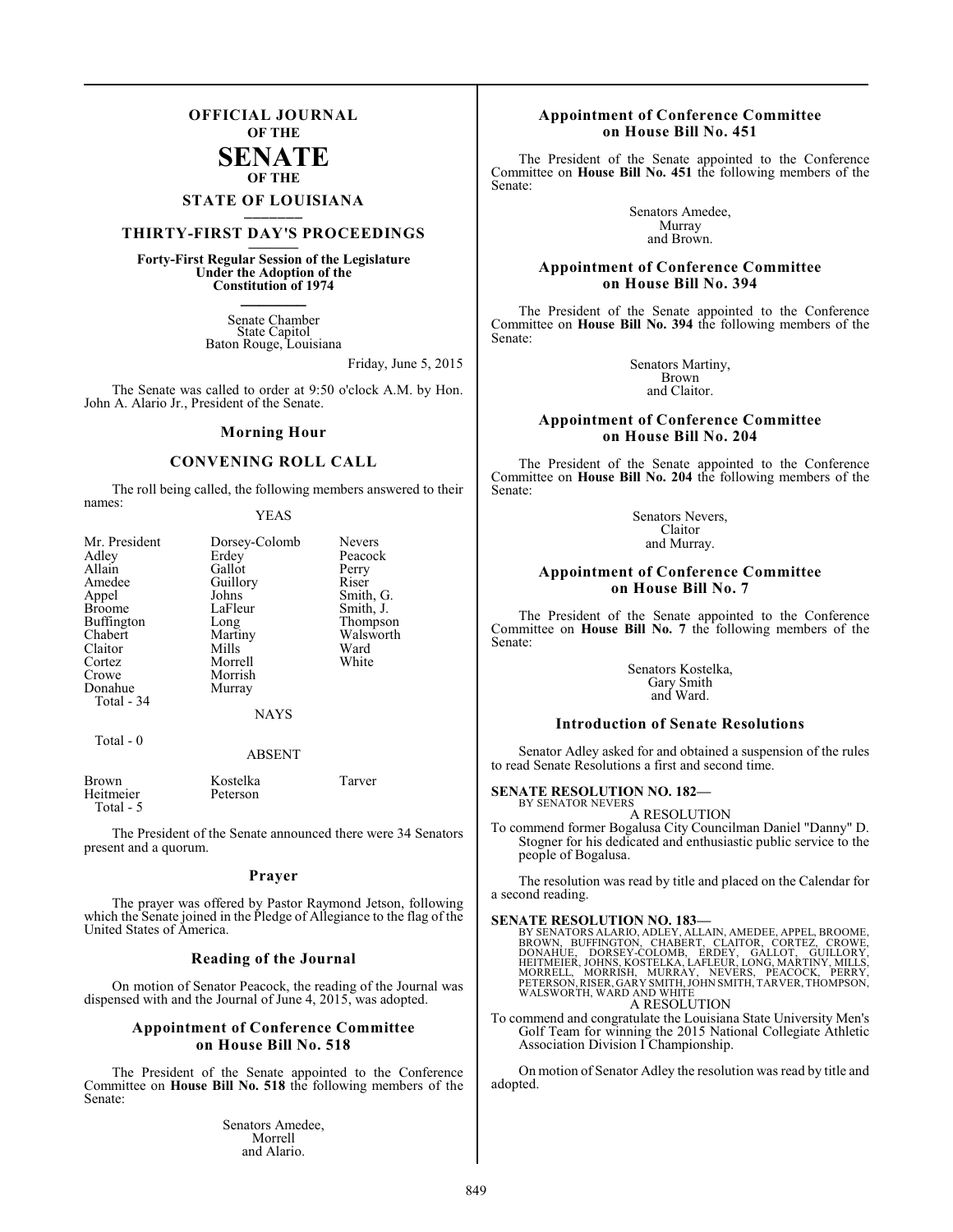# OFFICIAL JOURNAL OF THE SENATE OF THE STATE OF LOUISIANA

## THIRTY-FIRST DAY'S PROCEEDINGS

**Forty-First Regular Session of the Legislature Under the Adoption of the Constitution of 1974**

Senate Chamber
State Capitol
Baton Rouge, Louisiana

Friday, June 5, 2015

The Senate was called to order at 9:50 o'clock A.M. by Hon. John A. Alario Jr., President of the Senate.

## Morning Hour

## CONVENING ROLL CALL

The roll being called, the following members answered to their names:

YEAS

| | | |
|---|---|---|
| Mr. President | Dorsey-Colomb | Nevers |
| Adley | Erdey | Peacock |
| Allain | Gallot | Perry |
| Amedee | Guillory | Riser |
| Appel | Johns | Smith, G. |
| Broome | LaFleur | Smith, J. |
| Buffington | Long | Thompson |
| Chabert | Martiny | Walsworth |
| Claitor | Mills | Ward |
| Cortez | Morrell | White |
| Crowe | Morrish | |
| Donahue | Murray | |

Total - 34

NAYS

Total - 0

ABSENT

| | | |
|---|---|---|
| Brown | Kostelka | Tarver |
| Heitmeier | Peterson | |

Total - 5

The President of the Senate announced there were 34 Senators present and a quorum.

## Prayer

The prayer was offered by Pastor Raymond Jetson, following which the Senate joined in the Pledge of Allegiance to the flag of the United States of America.

## Reading of the Journal

On motion of Senator Peacock, the reading of the Journal was dispensed with and the Journal of June 4, 2015, was adopted.

## Appointment of Conference Committee on House Bill No. 518

The President of the Senate appointed to the Conference Committee on **House Bill No. 518** the following members of the Senate:

Senators Amedee,
Morrell
and Alario.

## Appointment of Conference Committee on House Bill No. 451

The President of the Senate appointed to the Conference Committee on **House Bill No. 451** the following members of the Senate:

Senators Amedee,
Murray
and Brown.

## Appointment of Conference Committee on House Bill No. 394

The President of the Senate appointed to the Conference Committee on **House Bill No. 394** the following members of the Senate:

Senators Martiny,
Brown
and Claitor.

## Appointment of Conference Committee on House Bill No. 204

The President of the Senate appointed to the Conference Committee on **House Bill No. 204** the following members of the Senate:

Senators Nevers,
Claitor
and Murray.

## Appointment of Conference Committee on House Bill No. 7

The President of the Senate appointed to the Conference Committee on **House Bill No. 7** the following members of the Senate:

Senators Kostelka,
Gary Smith
and Ward.

## Introduction of Senate Resolutions

Senator Adley asked for and obtained a suspension of the rules to read Senate Resolutions a first and second time.

**SENATE RESOLUTION NO. 182—**
BY SENATOR NEVERS

A RESOLUTION

To commend former Bogalusa City Councilman Daniel "Danny" D. Stogner for his dedicated and enthusiastic public service to the people of Bogalusa.

The resolution was read by title and placed on the Calendar for a second reading.

**SENATE RESOLUTION NO. 183—**
BY SENATORS ALARIO, ADLEY, ALLAIN, AMEDEE, APPEL, BROOME, BROWN, BUFFINGTON, CHABERT, CLAITOR, CORTEZ, CROWE, DONAHUE, DORSEY-COLOMB, ERDEY, GALLOT, GUILLORY, HEITMEIER, JOHNS, KOSTELKA, LAFLEUR, LONG, MARTINY, MILLS, MORRELL, MORRISH, MURRAY, NEVERS, PEACOCK, PERRY, PETERSON, RISER, GARY SMITH, JOHN SMITH, TARVER, THOMPSON, WALSWORTH, WARD AND WHITE

A RESOLUTION

To commend and congratulate the Louisiana State University Men's Golf Team for winning the 2015 National Collegiate Athletic Association Division I Championship.

On motion of Senator Adley the resolution was read by title and adopted.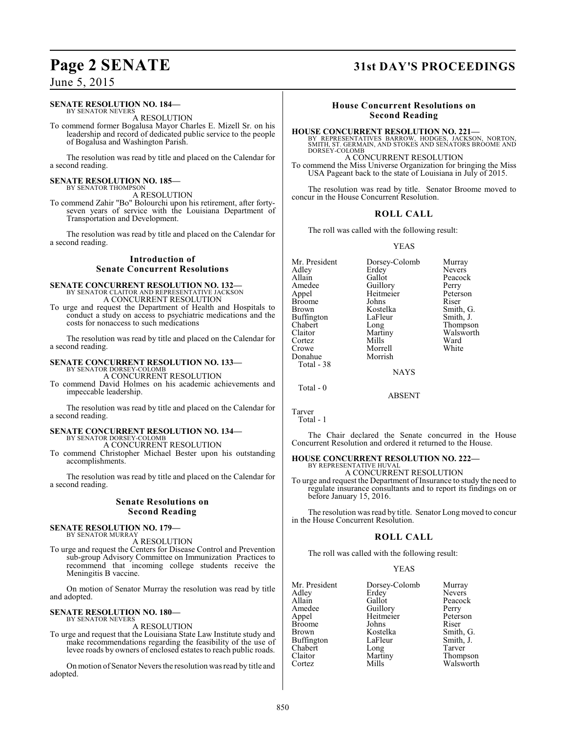**SENATE RESOLUTION NO. 184—**
BY SENATOR NEVERS

A RESOLUTION

To commend former Bogalusa Mayor Charles E. Mizell Sr. on his leadership and record of dedicated public service to the people of Bogalusa and Washington Parish.

The resolution was read by title and placed on the Calendar for a second reading.

**SENATE RESOLUTION NO. 185—**
BY SENATOR THOMPSON

A RESOLUTION

To commend Zahir "Bo" Bolourchi upon his retirement, after forty-seven years of service with the Louisiana Department of Transportation and Development.

The resolution was read by title and placed on the Calendar for a second reading.

## Introduction of Senate Concurrent Resolutions

**SENATE CONCURRENT RESOLUTION NO. 132—**
BY SENATOR CLAITOR AND REPRESENTATIVE JACKSON

A CONCURRENT RESOLUTION

To urge and request the Department of Health and Hospitals to conduct a study on access to psychiatric medications and the costs for nonaccess to such medications

The resolution was read by title and placed on the Calendar for a second reading.

**SENATE CONCURRENT RESOLUTION NO. 133—**
BY SENATOR DORSEY-COLOMB

A CONCURRENT RESOLUTION

To commend David Holmes on his academic achievements and impeccable leadership.

The resolution was read by title and placed on the Calendar for a second reading.

**SENATE CONCURRENT RESOLUTION NO. 134—**
BY SENATOR DORSEY-COLOMB

A CONCURRENT RESOLUTION

To commend Christopher Michael Bester upon his outstanding accomplishments.

The resolution was read by title and placed on the Calendar for a second reading.

## Senate Resolutions on Second Reading

**SENATE RESOLUTION NO. 179—**
BY SENATOR MURRAY

A RESOLUTION

To urge and request the Centers for Disease Control and Prevention sub-group Advisory Committee on Immunization Practices to recommend that incoming college students receive the Meningitis B vaccine.

On motion of Senator Murray the resolution was read by title and adopted.

**SENATE RESOLUTION NO. 180—**
BY SENATOR NEVERS

A RESOLUTION

To urge and request that the Louisiana State Law Institute study and make recommendations regarding the feasibility of the use of levee roads by owners of enclosed estates to reach public roads.

On motion of Senator Nevers the resolution was read by title and adopted.

## House Concurrent Resolutions on Second Reading

**HOUSE CONCURRENT RESOLUTION NO. 221—**
BY REPRESENTATIVES BARROW, HODGES, JACKSON, NORTON, SMITH, ST. GERMAIN, AND STOKES AND SENATORS BROOME AND DORSEY-COLOMB

A CONCURRENT RESOLUTION

To commend the Miss Universe Organization for bringing the Miss USA Pageant back to the state of Louisiana in July of 2015.

The resolution was read by title. Senator Broome moved to concur in the House Concurrent Resolution.

### ROLL CALL

The roll was called with the following result:

YEAS

| | | |
|---|---|---|
| Mr. President | Dorsey-Colomb | Murray |
| Adley | Erdey | Nevers |
| Allain | Gallot | Peacock |
| Amedee | Guillory | Perry |
| Appel | Heitmeier | Peterson |
| Broome | Johns | Riser |
| Brown | Kostelka | Smith, G. |
| Buffington | LaFleur | Smith, J. |
| Chabert | Long | Thompson |
| Claitor | Martiny | Walsworth |
| Cortez | Mills | Ward |
| Crowe | Morrell | White |
| Donahue | Morrish | |

Total - 38

NAYS

Total - 0

ABSENT

Tarver

Total - 1

The Chair declared the Senate concurred in the House Concurrent Resolution and ordered it returned to the House.

**HOUSE CONCURRENT RESOLUTION NO. 222—**
BY REPRESENTATIVE HUVAL

A CONCURRENT RESOLUTION

To urge and request the Department of Insurance to study the need to regulate insurance consultants and to report its findings on or before January 15, 2016.

The resolution was read by title. Senator Long moved to concur in the House Concurrent Resolution.

### ROLL CALL

The roll was called with the following result:

YEAS

| | | |
|---|---|---|
| Mr. President | Dorsey-Colomb | Murray |
| Adley | Erdey | Nevers |
| Allain | Gallot | Peacock |
| Amedee | Guillory | Perry |
| Appel | Heitmeier | Peterson |
| Broome | Johns | Riser |
| Brown | Kostelka | Smith, G. |
| Buffington | LaFleur | Smith, J. |
| Chabert | Long | Tarver |
| Claitor | Martiny | Thompson |
| Cortez | Mills | Walsworth |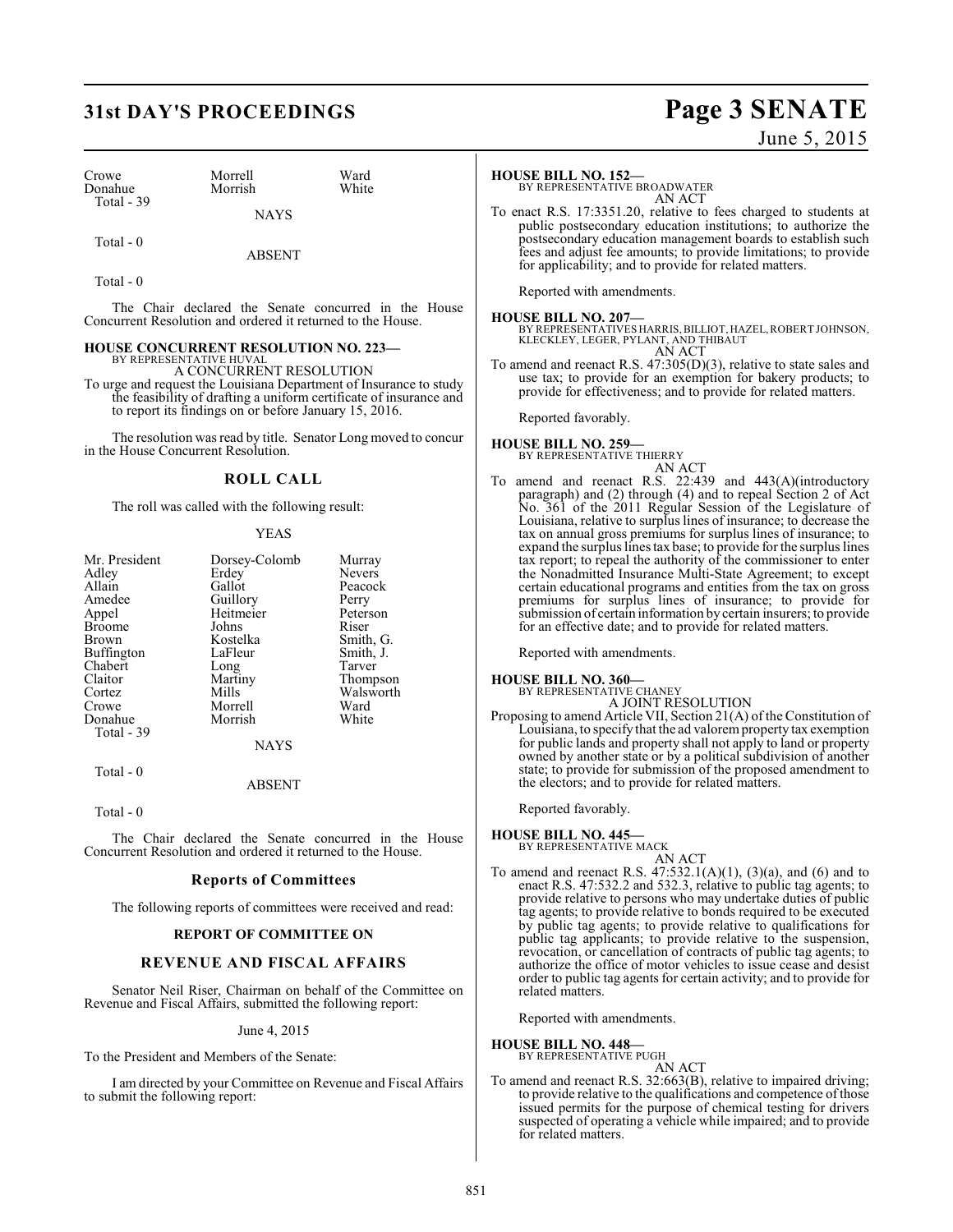| Crowe | Morrell | Ward |
|---|---|---|
| Donahue | Morrish | White |

Total - 39

NAYS

Total - 0

ABSENT

Total - 0

The Chair declared the Senate concurred in the House Concurrent Resolution and ordered it returned to the House.

**HOUSE CONCURRENT RESOLUTION NO. 223—**
BY REPRESENTATIVE HUVAL
A CONCURRENT RESOLUTION
To urge and request the Louisiana Department of Insurance to study the feasibility of drafting a uniform certificate of insurance and to report its findings on or before January 15, 2016.

The resolution was read by title. Senator Long moved to concur in the House Concurrent Resolution.

## ROLL CALL

The roll was called with the following result:

YEAS

| Mr. President | Dorsey-Colomb | Murray |
|---|---|---|
| Adley | Erdey | Nevers |
| Allain | Gallot | Peacock |
| Amedee | Guillory | Perry |
| Appel | Heitmeier | Peterson |
| Broome | Johns | Riser |
| Brown | Kostelka | Smith, G. |
| Buffington | LaFleur | Smith, J. |
| Chabert | Long | Tarver |
| Claitor | Martiny | Thompson |
| Cortez | Mills | Walsworth |
| Crowe | Morrell | Ward |
| Donahue | Morrish | White |

Total - 39

NAYS

Total - 0

ABSENT

Total - 0

The Chair declared the Senate concurred in the House Concurrent Resolution and ordered it returned to the House.

## Reports of Committees

The following reports of committees were received and read:

### REPORT OF COMMITTEE ON

### REVENUE AND FISCAL AFFAIRS

Senator Neil Riser, Chairman on behalf of the Committee on Revenue and Fiscal Affairs, submitted the following report:

June 4, 2015

To the President and Members of the Senate:

I am directed by your Committee on Revenue and Fiscal Affairs to submit the following report:

**HOUSE BILL NO. 152—**
BY REPRESENTATIVE BROADWATER
AN ACT
To enact R.S. 17:3351.20, relative to fees charged to students at public postsecondary education institutions; to authorize the postsecondary education management boards to establish such fees and adjust fee amounts; to provide limitations; to provide for applicability; and to provide for related matters.

Reported with amendments.

**HOUSE BILL NO. 207—**
BY REPRESENTATIVES HARRIS, BILLIOT, HAZEL, ROBERT JOHNSON, KLECKLEY, LEGER, PYLANT, AND THIBAUT
AN ACT
To amend and reenact R.S. 47:305(D)(3), relative to state sales and use tax; to provide for an exemption for bakery products; to provide for effectiveness; and to provide for related matters.

Reported favorably.

**HOUSE BILL NO. 259—**
BY REPRESENTATIVE THIERRY
AN ACT
To amend and reenact R.S. 22:439 and 443(A)(introductory paragraph) and (2) through (4) and to repeal Section 2 of Act No. 361 of the 2011 Regular Session of the Legislature of Louisiana, relative to surplus lines of insurance; to decrease the tax on annual gross premiums for surplus lines of insurance; to expand the surplus lines tax base; to provide for the surplus lines tax report; to repeal the authority of the commissioner to enter the Nonadmitted Insurance Multi-State Agreement; to except certain educational programs and entities from the tax on gross premiums for surplus lines of insurance; to provide for submission of certain information by certain insurers; to provide for an effective date; and to provide for related matters.

Reported with amendments.

**HOUSE BILL NO. 360—**
BY REPRESENTATIVE CHANEY
A JOINT RESOLUTION
Proposing to amend Article VII, Section 21(A) of the Constitution of Louisiana, to specify that the ad valorem property tax exemption for public lands and property shall not apply to land or property owned by another state or by a political subdivision of another state; to provide for submission of the proposed amendment to the electors; and to provide for related matters.

Reported favorably.

**HOUSE BILL NO. 445—**
BY REPRESENTATIVE MACK
AN ACT
To amend and reenact R.S. 47:532.1(A)(1), (3)(a), and (6) and to enact R.S. 47:532.2 and 532.3, relative to public tag agents; to provide relative to persons who may undertake duties of public tag agents; to provide relative to bonds required to be executed by public tag agents; to provide relative to qualifications for public tag applicants; to provide relative to the suspension, revocation, or cancellation of contracts of public tag agents; to authorize the office of motor vehicles to issue cease and desist order to public tag agents for certain activity; and to provide for related matters.

Reported with amendments.

**HOUSE BILL NO. 448—**
BY REPRESENTATIVE PUGH
AN ACT
To amend and reenact R.S. 32:663(B), relative to impaired driving; to provide relative to the qualifications and competence of those issued permits for the purpose of chemical testing for drivers suspected of operating a vehicle while impaired; and to provide for related matters.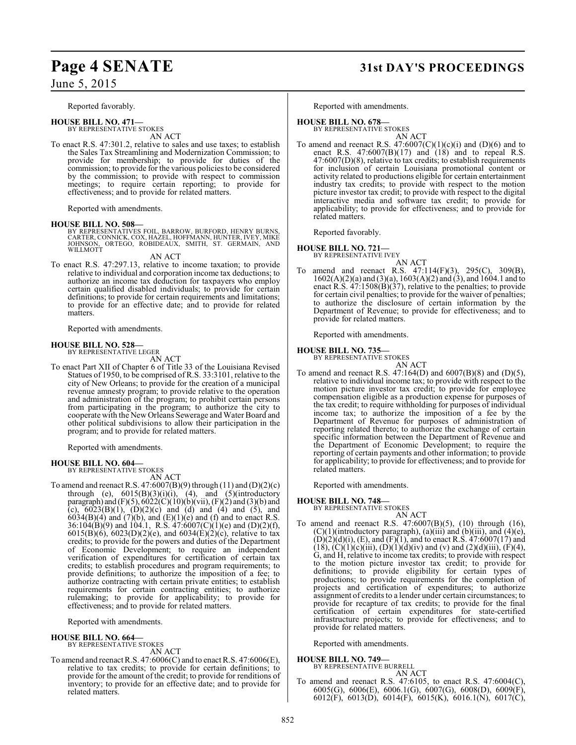Reported favorably.

**HOUSE BILL NO. 471—**
BY REPRESENTATIVE STOKES
AN ACT

To enact R.S. 47:301.2, relative to sales and use taxes; to establish the Sales Tax Streamlining and Modernization Commission; to provide for membership; to provide for duties of the commission; to provide for the various policies to be considered by the commission; to provide with respect to commission meetings; to require certain reporting; to provide for effectiveness; and to provide for related matters.

Reported with amendments.

**HOUSE BILL NO. 508—**
BY REPRESENTATIVES FOIL, BARROW, BURFORD, HENRY BURNS, CARTER, CONNICK, COX, HAZEL, HOFFMANN, HUNTER, IVEY, MIKE JOHNSON, ORTEGO, ROBIDEAUX, SMITH, ST. GERMAIN, AND WILLMOTT
AN ACT

To enact R.S. 47:297.13, relative to income taxation; to provide relative to individual and corporation income tax deductions; to authorize an income tax deduction for taxpayers who employ certain qualified disabled individuals; to provide for certain definitions; to provide for certain requirements and limitations; to provide for an effective date; and to provide for related matters.

Reported with amendments.

**HOUSE BILL NO. 528—**
BY REPRESENTATIVE LEGER
AN ACT

To enact Part XII of Chapter 6 of Title 33 of the Louisiana Revised Statues of 1950, to be comprised of R.S. 33:3101, relative to the city of New Orleans; to provide for the creation of a municipal revenue amnesty program; to provide relative to the operation and administration of the program; to prohibit certain persons from participating in the program; to authorize the city to cooperate with the New Orleans Sewerage and Water Board and other political subdivisions to allow their participation in the program; and to provide for related matters.

Reported with amendments.

**HOUSE BILL NO. 604—**
BY REPRESENTATIVE STOKES
AN ACT

To amend and reenact R.S. 47:6007(B)(9) through (11) and (D)(2)(c) through (e), 6015(B)(3)(i)(i), (4), and (5)(introductory paragraph) and (F)(5), 6022(C)(10)(b)(vii), (F)(2) and (3)(b) and (c), 6023(B)(1), (D)(2)(c) and (d) and (4) and (5), and 6034(B)(4) and (7)(b), and (E)(1)(e) and (f) and to enact R.S. 36:104(B)(9) and 104.1, R.S. 47:6007(C)(1)(e) and (D)(2)(f), 6015(B)(6), 6023(D)(2)(e), and 6034(E)(2)(c), relative to tax credits; to provide for the powers and duties of the Department of Economic Development; to require an independent verification of expenditures for certification of certain tax credits; to establish procedures and program requirements; to provide definitions; to authorize the imposition of a fee; to authorize contracting with certain private entities; to establish requirements for certain contracting entities; to authorize rulemaking; to provide for applicability; to provide for effectiveness; and to provide for related matters.

Reported with amendments.

**HOUSE BILL NO. 664—**
BY REPRESENTATIVE STOKES
AN ACT

To amend and reenact R.S. 47:6006(C) and to enact R.S. 47:6006(E), relative to tax credits; to provide for certain definitions; to provide for the amount of the credit; to provide for renditions of inventory; to provide for an effective date; and to provide for related matters.

Reported with amendments.

**HOUSE BILL NO. 678—**
BY REPRESENTATIVE STOKES
AN ACT

To amend and reenact R.S. 47:6007(C)(1)(c)(i) and (D)(6) and to enact R.S. 47:6007(B)(17) and (18) and to repeal R.S. 47:6007(D)(8), relative to tax credits; to establish requirements for inclusion of certain Louisiana promotional content or activity related to productions eligible for certain entertainment industry tax credits; to provide with respect to the motion picture investor tax credit; to provide with respect to the digital interactive media and software tax credit; to provide for applicability; to provide for effectiveness; and to provide for related matters.

Reported favorably.

**HOUSE BILL NO. 721—**
BY REPRESENTATIVE IVEY
AN ACT

To amend and reenact R.S. 47:114(F)(3), 295(C), 309(B), 1602(A)(2)(a) and (3)(a), 1603(A)(2) and (3), and 1604.1 and to enact R.S. 47:1508(B)(37), relative to the penalties; to provide for certain civil penalties; to provide for the waiver of penalties; to authorize the disclosure of certain information by the Department of Revenue; to provide for effectiveness; and to provide for related matters.

Reported with amendments.

**HOUSE BILL NO. 735—**
BY REPRESENTATIVE STOKES
AN ACT

To amend and reenact R.S. 47:164(D) and 6007(B)(8) and (D)(5), relative to individual income tax; to provide with respect to the motion picture investor tax credit; to provide for employee compensation eligible as a production expense for purposes of the tax credit; to require withholding for purposes of individual income tax; to authorize the imposition of a fee by the Department of Revenue for purposes of administration of reporting related thereto; to authorize the exchange of certain specific information between the Department of Revenue and the Department of Economic Development; to require the reporting of certain payments and other information; to provide for applicability; to provide for effectiveness; and to provide for related matters.

Reported with amendments.

**HOUSE BILL NO. 748—**
BY REPRESENTATIVE STOKES
AN ACT

To amend and reenact R.S. 47:6007(B)(5), (10) through (16), (C)(1)(introductory paragraph), (a)(iii) and (b)(iii), and (4)(e), (D)(2)(d)(i), (E), and (F)(1), and to enact R.S. 47:6007(17) and (18), (C)(1)(c)(iii), (D)(1)(d)(iv) and (v) and (2)(d)(iii), (F)(4), G, and H, relative to income tax credits; to provide with respect to the motion picture investor tax credit; to provide for definitions; to provide eligibility for certain types of productions; to provide requirements for the completion of projects and certification of expenditures; to authorize assignment of credits to a lender under certain circumstances; to provide for recapture of tax credits; to provide for the final certification of certain expenditures for state-certified infrastructure projects; to provide for effectiveness; and to provide for related matters.

Reported with amendments.

**HOUSE BILL NO. 749—**
BY REPRESENTATIVE BURRELL
AN ACT

To amend and reenact R.S. 47:6105, to enact R.S. 47:6004(C), 6005(G), 6006(E), 6006.1(G), 6007(G), 6008(D), 6009(F), 6012(F), 6013(D), 6014(F), 6015(K), 6016.1(N), 6017(C),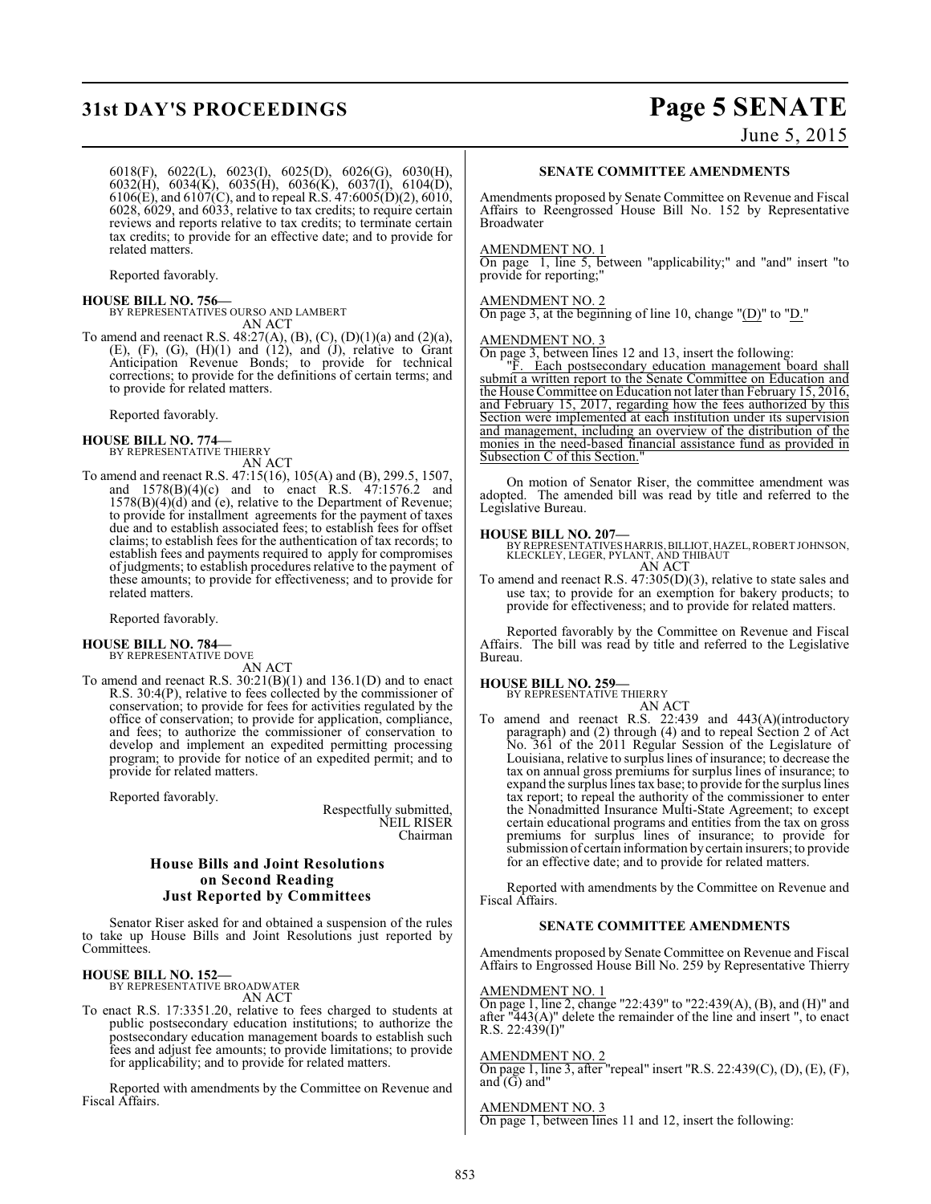6018(F), 6022(L), 6023(I), 6025(D), 6026(G), 6030(H), 6032(H), 6034(K), 6035(H), 6036(K), 6037(I), 6104(D), 6106(E), and 6107(C), and to repeal R.S. 47:6005(D)(2), 6010, 6028, 6029, and 6033, relative to tax credits; to require certain reviews and reports relative to tax credits; to terminate certain tax credits; to provide for an effective date; and to provide for related matters.

Reported favorably.

**HOUSE BILL NO. 756—**
BY REPRESENTATIVES OURSO AND LAMBERT
AN ACT

To amend and reenact R.S. 48:27(A), (B), (C), (D)(1)(a) and (2)(a), (E), (F), (G), (H)(1) and (12), and (J), relative to Grant Anticipation Revenue Bonds; to provide for technical corrections; to provide for the definitions of certain terms; and to provide for related matters.

Reported favorably.

**HOUSE BILL NO. 774—**
BY REPRESENTATIVE THIERRY
AN ACT

To amend and reenact R.S. 47:15(16), 105(A) and (B), 299.5, 1507, and 1578(B)(4)(c) and to enact R.S. 47:1576.2 and 1578(B)(4)(d) and (e), relative to the Department of Revenue; to provide for installment agreements for the payment of taxes due and to establish associated fees; to establish fees for offset claims; to establish fees for the authentication of tax records; to establish fees and payments required to apply for compromises of judgments; to establish procedures relative to the payment of these amounts; to provide for effectiveness; and to provide for related matters.

Reported favorably.

**HOUSE BILL NO. 784—**
BY REPRESENTATIVE DOVE
AN ACT

To amend and reenact R.S. 30:21(B)(1) and 136.1(D) and to enact R.S. 30:4(P), relative to fees collected by the commissioner of conservation; to provide for fees for activities regulated by the office of conservation; to provide for application, compliance, and fees; to authorize the commissioner of conservation to develop and implement an expedited permitting processing program; to provide for notice of an expedited permit; and to provide for related matters.

Reported favorably.

Respectfully submitted,
NEIL RISER
Chairman

## House Bills and Joint Resolutions on Second Reading Just Reported by Committees

Senator Riser asked for and obtained a suspension of the rules to take up House Bills and Joint Resolutions just reported by Committees.

**HOUSE BILL NO. 152—**
BY REPRESENTATIVE BROADWATER
AN ACT

To enact R.S. 17:3351.20, relative to fees charged to students at public postsecondary education institutions; to authorize the postsecondary education management boards to establish such fees and adjust fee amounts; to provide limitations; to provide for applicability; and to provide for related matters.

Reported with amendments by the Committee on Revenue and Fiscal Affairs.

### SENATE COMMITTEE AMENDMENTS

Amendments proposed by Senate Committee on Revenue and Fiscal Affairs to Reengrossed House Bill No. 152 by Representative Broadwater

AMENDMENT NO. 1
On page 1, line 5, between "applicability;" and "and" insert "to provide for reporting;"

AMENDMENT NO. 2
On page 3, at the beginning of line 10, change "(D)" to "D."

AMENDMENT NO. 3
On page 3, between lines 12 and 13, insert the following:

"F. Each postsecondary education management board shall submit a written report to the Senate Committee on Education and the House Committee on Education not later than February 15, 2016, and February 15, 2017, regarding how the fees authorized by this Section were implemented at each institution under its supervision and management, including an overview of the distribution of the monies in the need-based financial assistance fund as provided in Subsection C of this Section."

On motion of Senator Riser, the committee amendment was adopted. The amended bill was read by title and referred to the Legislative Bureau.

**HOUSE BILL NO. 207—**
BY REPRESENTATIVES HARRIS, BILLIOT, HAZEL, ROBERT JOHNSON, KLECKLEY, LEGER, PYLANT, AND THIBAUT
AN ACT

To amend and reenact R.S. 47:305(D)(3), relative to state sales and use tax; to provide for an exemption for bakery products; to provide for effectiveness; and to provide for related matters.

Reported favorably by the Committee on Revenue and Fiscal Affairs. The bill was read by title and referred to the Legislative Bureau.

**HOUSE BILL NO. 259—**
BY REPRESENTATIVE THIERRY
AN ACT

To amend and reenact R.S. 22:439 and 443(A)(introductory paragraph) and (2) through (4) and to repeal Section 2 of Act No. 361 of the 2011 Regular Session of the Legislature of Louisiana, relative to surplus lines of insurance; to decrease the tax on annual gross premiums for surplus lines of insurance; to expand the surplus lines tax base; to provide for the surplus lines tax report; to repeal the authority of the commissioner to enter the Nonadmitted Insurance Multi-State Agreement; to except certain educational programs and entities from the tax on gross premiums for surplus lines of insurance; to provide for submission of certain information by certain insurers; to provide for an effective date; and to provide for related matters.

Reported with amendments by the Committee on Revenue and Fiscal Affairs.

### SENATE COMMITTEE AMENDMENTS

Amendments proposed by Senate Committee on Revenue and Fiscal Affairs to Engrossed House Bill No. 259 by Representative Thierry

AMENDMENT NO. 1
On page 1, line 2, change "22:439" to "22:439(A), (B), and (H)" and after "443(A)" delete the remainder of the line and insert ", to enact R.S. 22:439(I)"

AMENDMENT NO. 2
On page 1, line 3, after "repeal" insert "R.S. 22:439(C), (D), (E), (F), and (G) and"

AMENDMENT NO. 3
On page 1, between lines 11 and 12, insert the following: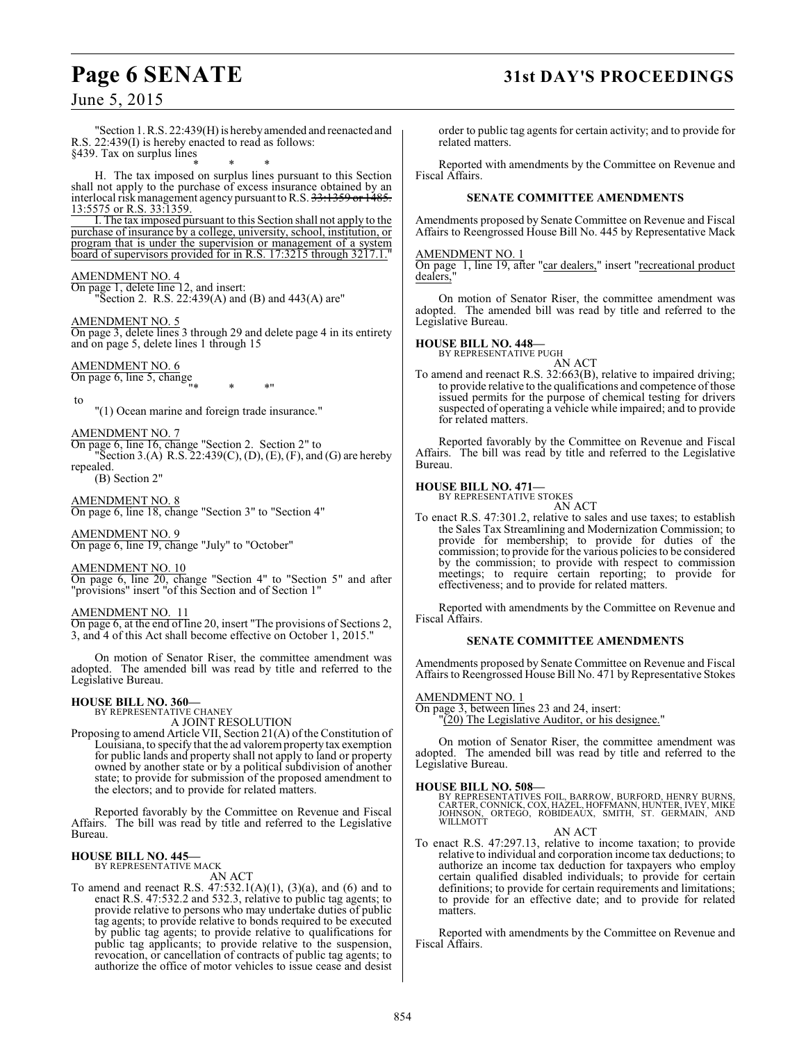"Section 1. R.S. 22:439(H) is hereby amended and reenacted and R.S. 22:439(I) is hereby enacted to read as follows:

§439. Tax on surplus lines

\* \* \*

H. The tax imposed on surplus lines pursuant to this Section shall not apply to the purchase of excess insurance obtained by an interlocal risk management agency pursuant to R.S. ~~33:1359 or 1485.~~ 13:5575 or R.S. 33:1359.

I. The tax imposed pursuant to this Section shall not apply to the purchase of insurance by a college, university, school, institution, or program that is under the supervision or management of a system board of supervisors provided for in R.S. 17:3215 through 3217.1."

AMENDMENT NO. 4

On page 1, delete line 12, and insert:

"Section 2. R.S. 22:439(A) and (B) and 443(A) are"

AMENDMENT NO. 5

On page 3, delete lines 3 through 29 and delete page 4 in its entirety and on page 5, delete lines 1 through 15

AMENDMENT NO. 6

On page 6, line 5, change

"\* \* \*"

to

"(1) Ocean marine and foreign trade insurance."

AMENDMENT NO. 7

On page 6, line 16, change "Section 2. Section 2" to

"Section 3.(A) R.S. 22:439(C), (D), (E), (F), and (G) are hereby repealed.

(B) Section 2"

AMENDMENT NO. 8

On page 6, line 18, change "Section 3" to "Section 4"

AMENDMENT NO. 9

On page 6, line 19, change "July" to "October"

AMENDMENT NO. 10

On page 6, line 20, change "Section 4" to "Section 5" and after "provisions" insert "of this Section and of Section 1"

AMENDMENT NO. 11

On page 6, at the end of line 20, insert "The provisions of Sections 2, 3, and 4 of this Act shall become effective on October 1, 2015."

On motion of Senator Riser, the committee amendment was adopted. The amended bill was read by title and referred to the Legislative Bureau.

**HOUSE BILL NO. 360—**
BY REPRESENTATIVE CHANEY
A JOINT RESOLUTION

Proposing to amend Article VII, Section 21(A) of the Constitution of Louisiana, to specify that the ad valorem property tax exemption for public lands and property shall not apply to land or property owned by another state or by a political subdivision of another state; to provide for submission of the proposed amendment to the electors; and to provide for related matters.

Reported favorably by the Committee on Revenue and Fiscal Affairs. The bill was read by title and referred to the Legislative Bureau.

**HOUSE BILL NO. 445—**
BY REPRESENTATIVE MACK
AN ACT

To amend and reenact R.S. 47:532.1(A)(1), (3)(a), and (6) and to enact R.S. 47:532.2 and 532.3, relative to public tag agents; to provide relative to persons who may undertake duties of public tag agents; to provide relative to bonds required to be executed by public tag agents; to provide relative to qualifications for public tag applicants; to provide relative to the suspension, revocation, or cancellation of contracts of public tag agents; to authorize the office of motor vehicles to issue cease and desist order to public tag agents for certain activity; and to provide for related matters.

Reported with amendments by the Committee on Revenue and Fiscal Affairs.

**SENATE COMMITTEE AMENDMENTS**

Amendments proposed by Senate Committee on Revenue and Fiscal Affairs to Reengrossed House Bill No. 445 by Representative Mack

AMENDMENT NO. 1

On page 1, line 19, after "car dealers," insert "recreational product dealers,"

On motion of Senator Riser, the committee amendment was adopted. The amended bill was read by title and referred to the Legislative Bureau.

**HOUSE BILL NO. 448—**
BY REPRESENTATIVE PUGH
AN ACT

To amend and reenact R.S. 32:663(B), relative to impaired driving; to provide relative to the qualifications and competence of those issued permits for the purpose of chemical testing for drivers suspected of operating a vehicle while impaired; and to provide for related matters.

Reported favorably by the Committee on Revenue and Fiscal Affairs. The bill was read by title and referred to the Legislative Bureau.

**HOUSE BILL NO. 471—**
BY REPRESENTATIVE STOKES
AN ACT

To enact R.S. 47:301.2, relative to sales and use taxes; to establish the Sales Tax Streamlining and Modernization Commission; to provide for membership; to provide for duties of the commission; to provide for the various policies to be considered by the commission; to provide with respect to commission meetings; to require certain reporting; to provide for effectiveness; and to provide for related matters.

Reported with amendments by the Committee on Revenue and Fiscal Affairs.

**SENATE COMMITTEE AMENDMENTS**

Amendments proposed by Senate Committee on Revenue and Fiscal Affairs to Reengrossed House Bill No. 471 by Representative Stokes

AMENDMENT NO. 1

On page 3, between lines 23 and 24, insert:

"(20) The Legislative Auditor, or his designee."

On motion of Senator Riser, the committee amendment was adopted. The amended bill was read by title and referred to the Legislative Bureau.

**HOUSE BILL NO. 508—**
BY REPRESENTATIVES FOIL, BARROW, BURFORD, HENRY BURNS, CARTER, CONNICK, COX, HAZEL, HOFFMANN, HUNTER, IVEY, MIKE JOHNSON, ORTEGO, ROBIDEAUX, SMITH, ST. GERMAIN, AND WILLMOTT
AN ACT

To enact R.S. 47:297.13, relative to income taxation; to provide relative to individual and corporation income tax deductions; to authorize an income tax deduction for taxpayers who employ certain qualified disabled individuals; to provide for certain definitions; to provide for certain requirements and limitations; to provide for an effective date; and to provide for related matters.

Reported with amendments by the Committee on Revenue and Fiscal Affairs.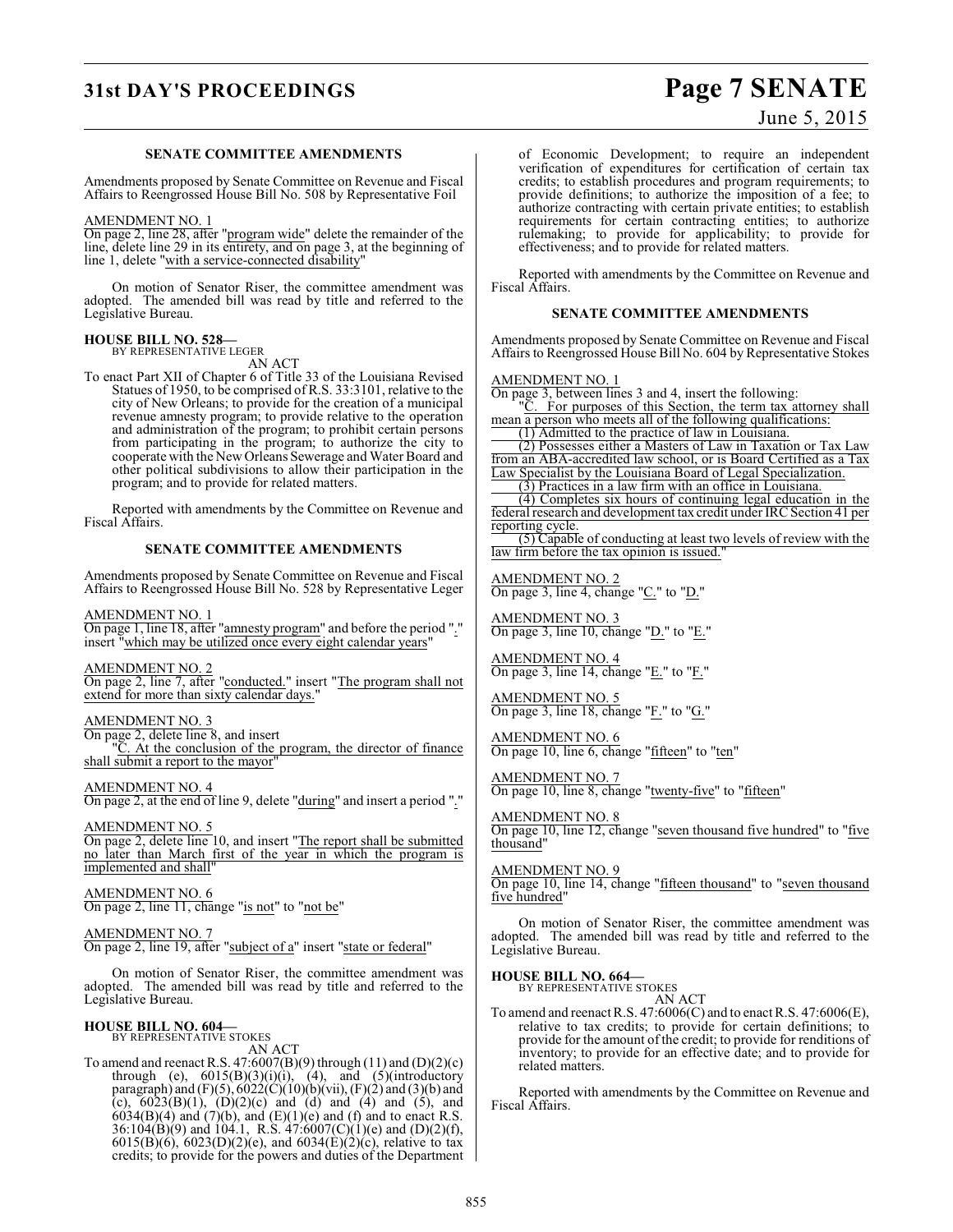### SENATE COMMITTEE AMENDMENTS

Amendments proposed by Senate Committee on Revenue and Fiscal Affairs to Reengrossed House Bill No. 508 by Representative Foil

AMENDMENT NO. 1

On page 2, line 28, after "program wide" delete the remainder of the line, delete line 29 in its entirety, and on page 3, at the beginning of line 1, delete "with a service-connected disability"

On motion of Senator Riser, the committee amendment was adopted. The amended bill was read by title and referred to the Legislative Bureau.

**HOUSE BILL NO. 528—**
BY REPRESENTATIVE LEGER

AN ACT

To enact Part XII of Chapter 6 of Title 33 of the Louisiana Revised Statues of 1950, to be comprised of R.S. 33:3101, relative to the city of New Orleans; to provide for the creation of a municipal revenue amnesty program; to provide relative to the operation and administration of the program; to prohibit certain persons from participating in the program; to authorize the city to cooperate with the New Orleans Sewerage and Water Board and other political subdivisions to allow their participation in the program; and to provide for related matters.

Reported with amendments by the Committee on Revenue and Fiscal Affairs.

### SENATE COMMITTEE AMENDMENTS

Amendments proposed by Senate Committee on Revenue and Fiscal Affairs to Reengrossed House Bill No. 528 by Representative Leger

AMENDMENT NO. 1

On page 1, line 18, after "amnesty program" and before the period "." insert "which may be utilized once every eight calendar years"

AMENDMENT NO. 2

On page 2, line 7, after "conducted." insert "The program shall not extend for more than sixty calendar days."

AMENDMENT NO. 3

On page 2, delete line 8, and insert

"C. At the conclusion of the program, the director of finance shall submit a report to the mayor"

AMENDMENT NO. 4

On page 2, at the end of line 9, delete "during" and insert a period "."

AMENDMENT NO. 5

On page 2, delete line 10, and insert "The report shall be submitted no later than March first of the year in which the program is implemented and shall"

AMENDMENT NO. 6

On page 2, line 11, change "is not" to "not be"

AMENDMENT NO. 7

On page 2, line 19, after "subject of a" insert "state or federal"

On motion of Senator Riser, the committee amendment was adopted. The amended bill was read by title and referred to the Legislative Bureau.

**HOUSE BILL NO. 604—**
BY REPRESENTATIVE STOKES

AN ACT

To amend and reenact R.S. 47:6007(B)(9) through (11) and (D)(2)(c) through (e), 6015(B)(3)(i)(i), (4), and (5)(introductory paragraph) and (F)(5), 6022(C)(10)(b)(vii), (F)(2) and (3)(b) and (c), 6023(B)(1), (D)(2)(c) and (d) and (4) and (5), and 6034(B)(4) and (7)(b), and (E)(1)(e) and (f) and to enact R.S. 36:104(B)(9) and 104.1, R.S. 47:6007(C)(1)(e) and (D)(2)(f), 6015(B)(6), 6023(D)(2)(e), and 6034(E)(2)(c), relative to tax credits; to provide for the powers and duties of the Department of Economic Development; to require an independent verification of expenditures for certification of certain tax credits; to establish procedures and program requirements; to provide definitions; to authorize the imposition of a fee; to authorize contracting with certain private entities; to establish requirements for certain contracting entities; to authorize rulemaking; to provide for applicability; to provide for effectiveness; and to provide for related matters.

Reported with amendments by the Committee on Revenue and Fiscal Affairs.

### SENATE COMMITTEE AMENDMENTS

Amendments proposed by Senate Committee on Revenue and Fiscal Affairs to Reengrossed House Bill No. 604 by Representative Stokes

AMENDMENT NO. 1

On page 3, between lines 3 and 4, insert the following:

"C. For purposes of this Section, the term tax attorney shall mean a person who meets all of the following qualifications:

(1) Admitted to the practice of law in Louisiana.

(2) Possesses either a Masters of Law in Taxation or Tax Law from an ABA-accredited law school, or is Board Certified as a Tax Law Specialist by the Louisiana Board of Legal Specialization.

(3) Practices in a law firm with an office in Louisiana.

(4) Completes six hours of continuing legal education in the federal research and development tax credit under IRC Section 41 per reporting cycle.

(5) Capable of conducting at least two levels of review with the law firm before the tax opinion is issued."

AMENDMENT NO. 2

On page 3, line 4, change "C." to "D."

AMENDMENT NO. 3

On page 3, line 10, change "D." to "E."

AMENDMENT NO. 4

On page 3, line 14, change "E." to "F."

AMENDMENT NO. 5

On page 3, line 18, change "F." to "G."

AMENDMENT NO. 6

On page 10, line 6, change "fifteen" to "ten"

AMENDMENT NO. 7

On page 10, line 8, change "twenty-five" to "fifteen"

AMENDMENT NO. 8

On page 10, line 12, change "seven thousand five hundred" to "five thousand"

AMENDMENT NO. 9

On page 10, line 14, change "fifteen thousand" to "seven thousand five hundred"

On motion of Senator Riser, the committee amendment was adopted. The amended bill was read by title and referred to the Legislative Bureau.

**HOUSE BILL NO. 664—**
BY REPRESENTATIVE STOKES

AN ACT

To amend and reenact R.S. 47:6006(C) and to enact R.S. 47:6006(E), relative to tax credits; to provide for certain definitions; to provide for the amount of the credit; to provide for renditions of inventory; to provide for an effective date; and to provide for related matters.

Reported with amendments by the Committee on Revenue and Fiscal Affairs.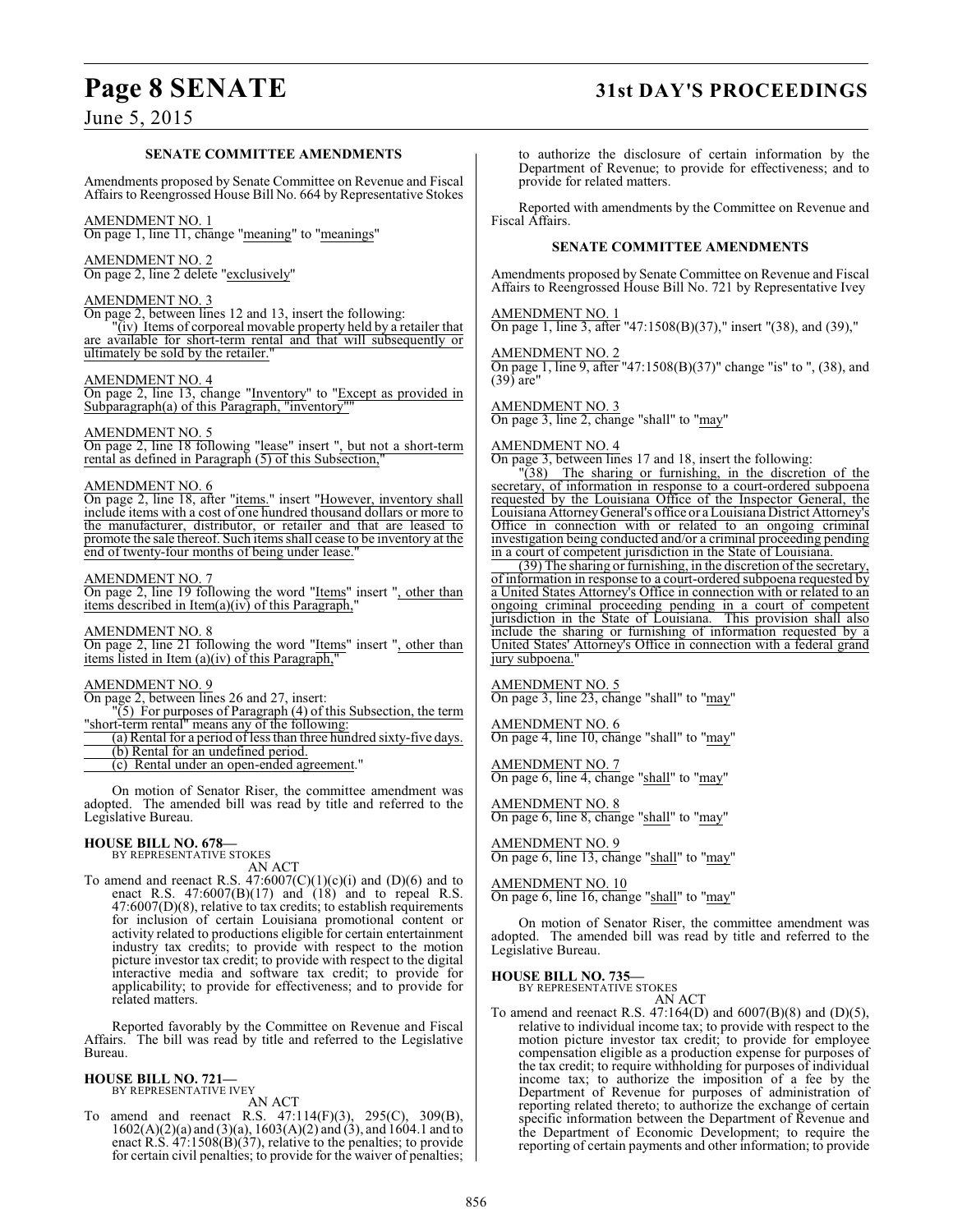### SENATE COMMITTEE AMENDMENTS

Amendments proposed by Senate Committee on Revenue and Fiscal Affairs to Reengrossed House Bill No. 664 by Representative Stokes

AMENDMENT NO. 1
On page 1, line 11, change "meaning" to "meanings"

AMENDMENT NO. 2
On page 2, line 2 delete "exclusively"

AMENDMENT NO. 3
On page 2, between lines 12 and 13, insert the following:

"(iv) Items of corporeal movable property held by a retailer that are available for short-term rental and that will subsequently or ultimately be sold by the retailer."

AMENDMENT NO. 4
On page 2, line 13, change "Inventory" to "Except as provided in Subparagraph(a) of this Paragraph, "inventory""

AMENDMENT NO. 5
On page 2, line 18 following "lease" insert ", but not a short-term rental as defined in Paragraph (5) of this Subsection,"

AMENDMENT NO. 6
On page 2, line 18, after "items." insert "However, inventory shall include items with a cost of one hundred thousand dollars or more to the manufacturer, distributor, or retailer and that are leased to promote the sale thereof. Such items shall cease to be inventory at the end of twenty-four months of being under lease."

AMENDMENT NO. 7
On page 2, line 19 following the word "Items" insert ", other than items described in Item(a)(iv) of this Paragraph,"

AMENDMENT NO. 8
On page 2, line 21 following the word "Items" insert ", other than items listed in Item (a)(iv) of this Paragraph,"

AMENDMENT NO. 9
On page 2, between lines 26 and 27, insert:

"(5) For purposes of Paragraph (4) of this Subsection, the term "short-term rental" means any of the following:

(a) Rental for a period of less than three hundred sixty-five days.

(b) Rental for an undefined period.

(c) Rental under an open-ended agreement."

On motion of Senator Riser, the committee amendment was adopted. The amended bill was read by title and referred to the Legislative Bureau.

**HOUSE BILL NO. 678—**
BY REPRESENTATIVE STOKES

AN ACT

To amend and reenact R.S. 47:6007(C)(1)(c)(i) and (D)(6) and to enact R.S. 47:6007(B)(17) and (18) and to repeal R.S. 47:6007(D)(8), relative to tax credits; to establish requirements for inclusion of certain Louisiana promotional content or activity related to productions eligible for certain entertainment industry tax credits; to provide with respect to the motion picture investor tax credit; to provide with respect to the digital interactive media and software tax credit; to provide for applicability; to provide for effectiveness; and to provide for related matters.

Reported favorably by the Committee on Revenue and Fiscal Affairs. The bill was read by title and referred to the Legislative Bureau.

**HOUSE BILL NO. 721—**
BY REPRESENTATIVE IVEY

AN ACT

To amend and reenact R.S. 47:114(F)(3), 295(C), 309(B), 1602(A)(2)(a) and (3)(a), 1603(A)(2) and (3), and 1604.1 and to enact R.S. 47:1508(B)(37), relative to the penalties; to provide for certain civil penalties; to provide for the waiver of penalties; to authorize the disclosure of certain information by the Department of Revenue; to provide for effectiveness; and to provide for related matters.

Reported with amendments by the Committee on Revenue and Fiscal Affairs.

### SENATE COMMITTEE AMENDMENTS

Amendments proposed by Senate Committee on Revenue and Fiscal Affairs to Reengrossed House Bill No. 721 by Representative Ivey

AMENDMENT NO. 1
On page 1, line 3, after "47:1508(B)(37)," insert "(38), and (39),"

AMENDMENT NO. 2
On page 1, line 9, after "47:1508(B)(37)" change "is" to ", (38), and (39) are"

AMENDMENT NO. 3
On page 3, line 2, change "shall" to "may"

AMENDMENT NO. 4
On page 3, between lines 17 and 18, insert the following:

"(38) The sharing or furnishing, in the discretion of the secretary, of information in response to a court-ordered subpoena requested by the Louisiana Office of the Inspector General, the Louisiana Attorney General's office or a Louisiana District Attorney's Office in connection with or related to an ongoing criminal investigation being conducted and/or a criminal proceeding pending in a court of competent jurisdiction in the State of Louisiana.

(39) The sharing or furnishing, in the discretion of the secretary, of information in response to a court-ordered subpoena requested by a United States Attorney's Office in connection with or related to an ongoing criminal proceeding pending in a court of competent jurisdiction in the State of Louisiana. This provision shall also include the sharing or furnishing of information requested by a United States' Attorney's Office in connection with a federal grand jury subpoena."

AMENDMENT NO. 5
On page 3, line 23, change "shall" to "may"

AMENDMENT NO. 6
On page 4, line 10, change "shall" to "may"

AMENDMENT NO. 7
On page 6, line 4, change "shall" to "may"

AMENDMENT NO. 8
On page 6, line 8, change "shall" to "may"

AMENDMENT NO. 9
On page 6, line 13, change "shall" to "may"

AMENDMENT NO. 10
On page 6, line 16, change "shall" to "may"

On motion of Senator Riser, the committee amendment was adopted. The amended bill was read by title and referred to the Legislative Bureau.

**HOUSE BILL NO. 735—**
BY REPRESENTATIVE STOKES

AN ACT

To amend and reenact R.S. 47:164(D) and 6007(B)(8) and (D)(5), relative to individual income tax; to provide with respect to the motion picture investor tax credit; to provide for employee compensation eligible as a production expense for purposes of the tax credit; to require withholding for purposes of individual income tax; to authorize the imposition of a fee by the Department of Revenue for purposes of administration of reporting related thereto; to authorize the exchange of certain specific information between the Department of Revenue and the Department of Economic Development; to require the reporting of certain payments and other information; to provide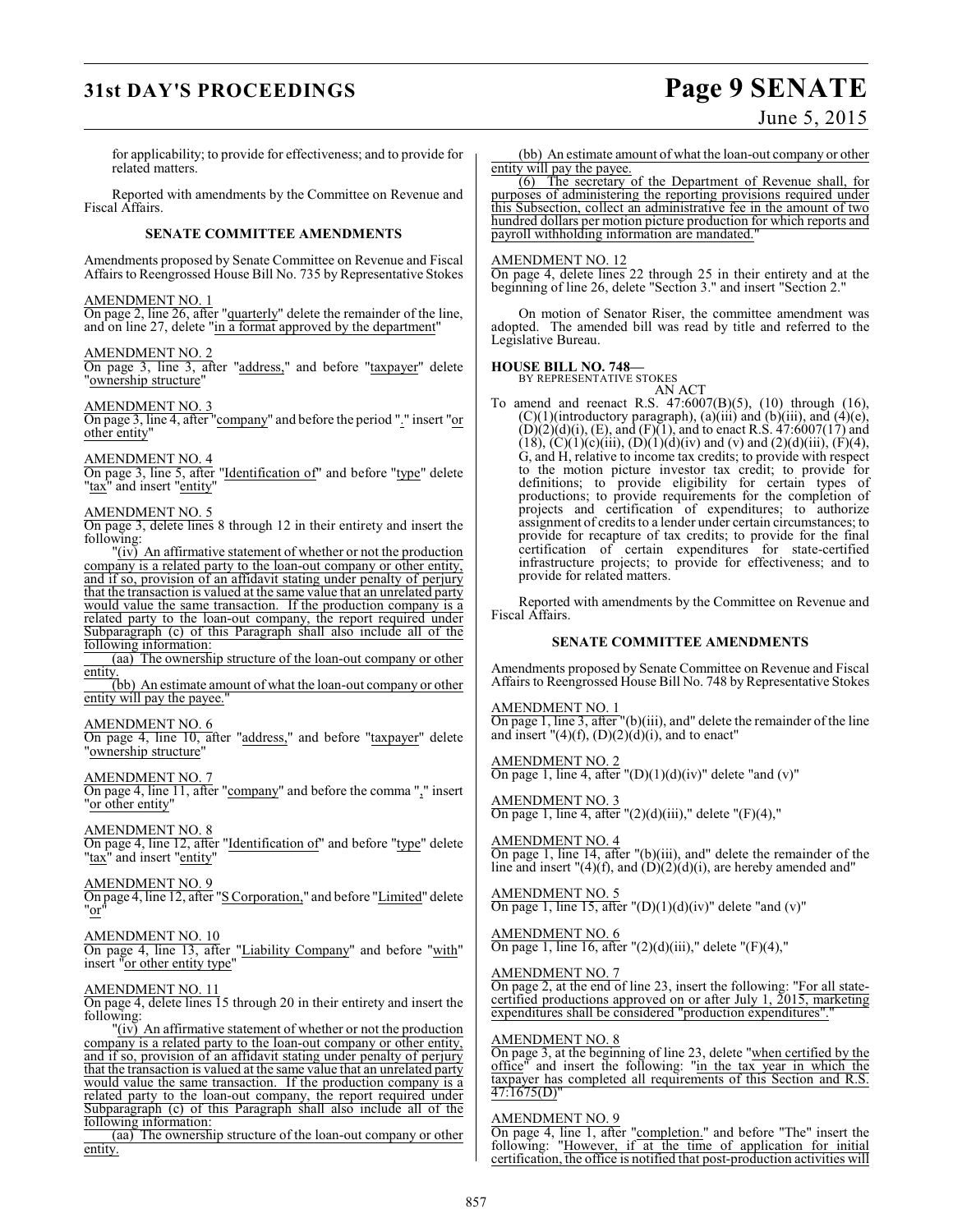for applicability; to provide for effectiveness; and to provide for related matters.

Reported with amendments by the Committee on Revenue and Fiscal Affairs.

### SENATE COMMITTEE AMENDMENTS

Amendments proposed by Senate Committee on Revenue and Fiscal Affairs to Reengrossed House Bill No. 735 by Representative Stokes

AMENDMENT NO. 1
On page 2, line 26, after "quarterly" delete the remainder of the line, and on line 27, delete "in a format approved by the department"

AMENDMENT NO. 2
On page 3, line 3, after "address," and before "taxpayer" delete "ownership structure"

AMENDMENT NO. 3
On page 3, line 4, after "company" and before the period "." insert "or other entity"

AMENDMENT NO. 4
On page 3, line 5, after "Identification of" and before "type" delete "tax" and insert "entity"

AMENDMENT NO. 5
On page 3, delete lines 8 through 12 in their entirety and insert the following:

"(iv) An affirmative statement of whether or not the production company is a related party to the loan-out company or other entity, and if so, provision of an affidavit stating under penalty of perjury that the transaction is valued at the same value that an unrelated party would value the same transaction. If the production company is a related party to the loan-out company, the report required under Subparagraph (c) of this Paragraph shall also include all of the following information:

(aa) The ownership structure of the loan-out company or other entity.

(bb) An estimate amount of what the loan-out company or other entity will pay the payee."

AMENDMENT NO. 6
On page 4, line 10, after "address," and before "taxpayer" delete "ownership structure"

AMENDMENT NO. 7
On page 4, line 11, after "company" and before the comma "," insert "or other entity"

AMENDMENT NO. 8
On page 4, line 12, after "Identification of" and before "type" delete "tax" and insert "entity"

AMENDMENT NO. 9
On page 4, line 12, after "S Corporation," and before "Limited" delete "or"

AMENDMENT NO. 10
On page 4, line 13, after "Liability Company" and before "with" insert "or other entity type"

AMENDMENT NO. 11
On page 4, delete lines 15 through 20 in their entirety and insert the following:

"(iv) An affirmative statement of whether or not the production company is a related party to the loan-out company or other entity, and if so, provision of an affidavit stating under penalty of perjury that the transaction is valued at the same value that an unrelated party would value the same transaction. If the production company is a related party to the loan-out company, the report required under Subparagraph (c) of this Paragraph shall also include all of the following information:

(aa) The ownership structure of the loan-out company or other entity.

(bb) An estimate amount of what the loan-out company or other entity will pay the payee.

(6) The secretary of the Department of Revenue shall, for purposes of administering the reporting provisions required under this Subsection, collect an administrative fee in the amount of two hundred dollars per motion picture production for which reports and payroll withholding information are mandated."

AMENDMENT NO. 12
On page 4, delete lines 22 through 25 in their entirety and at the beginning of line 26, delete "Section 3." and insert "Section 2."

On motion of Senator Riser, the committee amendment was adopted. The amended bill was read by title and referred to the Legislative Bureau.

**HOUSE BILL NO. 748—**
BY REPRESENTATIVE STOKES
AN ACT

To amend and reenact R.S. 47:6007(B)(5), (10) through (16), (C)(1)(introductory paragraph), (a)(iii) and (b)(iii), and (4)(e), (D)(2)(d)(i), (E), and (F)(1), and to enact R.S. 47:6007(17) and (18), (C)(1)(c)(iii), (D)(1)(d)(iv) and (v) and (2)(d)(iii), (F)(4), G, and H, relative to income tax credits; to provide with respect to the motion picture investor tax credit; to provide for definitions; to provide eligibility for certain types of productions; to provide requirements for the completion of projects and certification of expenditures; to authorize assignment of credits to a lender under certain circumstances; to provide for recapture of tax credits; to provide for the final certification of certain expenditures for state-certified infrastructure projects; to provide for effectiveness; and to provide for related matters.

Reported with amendments by the Committee on Revenue and Fiscal Affairs.

### SENATE COMMITTEE AMENDMENTS

Amendments proposed by Senate Committee on Revenue and Fiscal Affairs to Reengrossed House Bill No. 748 by Representative Stokes

AMENDMENT NO. 1
On page 1, line 3, after "(b)(iii), and" delete the remainder of the line and insert "(4)(f), (D)(2)(d)(i), and to enact"

AMENDMENT NO. 2
On page 1, line 4, after "(D)(1)(d)(iv)" delete "and (v)"

AMENDMENT NO. 3
On page 1, line 4, after "(2)(d)(iii)," delete "(F)(4),"

AMENDMENT NO. 4
On page 1, line 14, after "(b)(iii), and" delete the remainder of the line and insert "(4)(f), and (D)(2)(d)(i), are hereby amended and"

AMENDMENT NO. 5
On page 1, line 15, after "(D)(1)(d)(iv)" delete "and (v)"

AMENDMENT NO. 6
On page 1, line 16, after "(2)(d)(iii)," delete "(F)(4),"

AMENDMENT NO. 7
On page 2, at the end of line 23, insert the following: "For all state-certified productions approved on or after July 1, 2015, marketing expenditures shall be considered "production expenditures"."

AMENDMENT NO. 8
On page 3, at the beginning of line 23, delete "when certified by the office" and insert the following: "in the tax year in which the taxpayer has completed all requirements of this Section and R.S. 47:1675(D)"

AMENDMENT NO. 9
On page 4, line 1, after "completion." and before "The" insert the following: "However, if at the time of application for initial certification, the office is notified that post-production activities will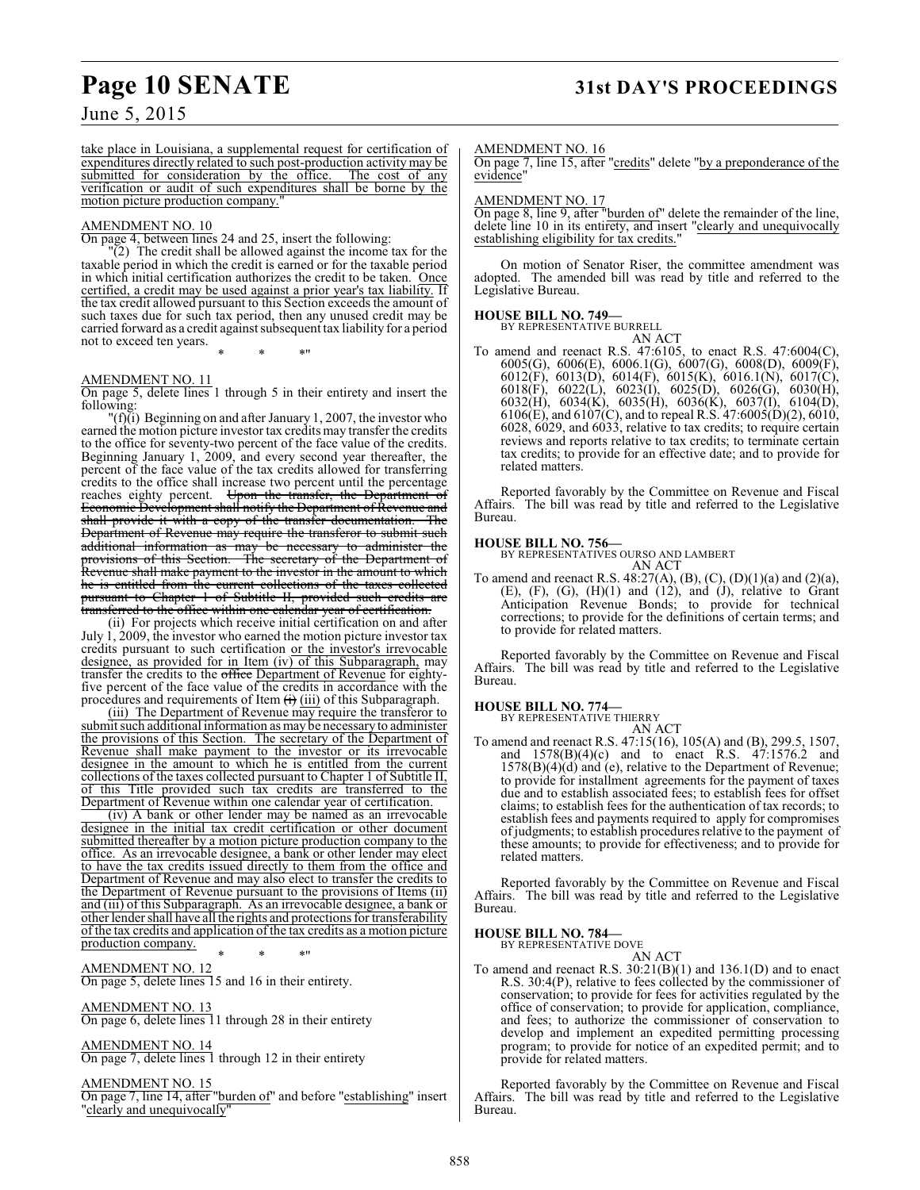take place in Louisiana, a supplemental request for certification of expenditures directly related to such post-production activity may be submitted for consideration by the office. The cost of any verification or audit of such expenditures shall be borne by the motion picture production company."

AMENDMENT NO. 10

On page 4, between lines 24 and 25, insert the following:

"(2) The credit shall be allowed against the income tax for the taxable period in which the credit is earned or for the taxable period in which initial certification authorizes the credit to be taken. Once certified, a credit may be used against a prior year's tax liability. If the tax credit allowed pursuant to this Section exceeds the amount of such taxes due for such tax period, then any unused credit may be carried forward as a credit against subsequent tax liability for a period not to exceed ten years.

\* \* \*"

AMENDMENT NO. 11

On page 5, delete lines 1 through 5 in their entirety and insert the following:

"(f)(i) Beginning on and after January 1, 2007, the investor who earned the motion picture investor tax credits may transfer the credits to the office for seventy-two percent of the face value of the credits. Beginning January 1, 2009, and every second year thereafter, the percent of the face value of the tax credits allowed for transferring credits to the office shall increase two percent until the percentage reaches eighty percent. ~~Upon the transfer, the Department of Economic Development shall notify the Department of Revenue and shall provide it with a copy of the transfer documentation. The Department of Revenue may require the transferor to submit such additional information as may be necessary to administer the provisions of this Section. The secretary of the Department of Revenue shall make payment to the investor in the amount to which he is entitled from the current collections of the taxes collected pursuant to Chapter 1 of Subtitle II, provided such credits are transferred to the office within one calendar year of certification.~~

(ii) For projects which receive initial certification on and after July 1, 2009, the investor who earned the motion picture investor tax credits pursuant to such certification or the investor's irrevocable designee, as provided for in Item (iv) of this Subparagraph, may transfer the credits to the ~~office~~ Department of Revenue for eighty-five percent of the face value of the credits in accordance with the procedures and requirements of Item ~~(i)~~ (iii) of this Subparagraph.

(iii) The Department of Revenue may require the transferor to submit such additional information as may be necessary to administer the provisions of this Section. The secretary of the Department of Revenue shall make payment to the investor or its irrevocable designee in the amount to which he is entitled from the current collections of the taxes collected pursuant to Chapter 1 of Subtitle II, of this Title provided such tax credits are transferred to the Department of Revenue within one calendar year of certification.

(iv) A bank or other lender may be named as an irrevocable designee in the initial tax credit certification or other document submitted thereafter by a motion picture production company to the office. As an irrevocable designee, a bank or other lender may elect to have the tax credits issued directly to them from the office and Department of Revenue and may also elect to transfer the credits to the Department of Revenue pursuant to the provisions of Items (ii) and (iii) of this Subparagraph. As an irrevocable designee, a bank or other lender shall have all the rights and protections for transferability of the tax credits and application of the tax credits as a motion picture production company.

\* \* \*"

AMENDMENT NO. 12

On page 5, delete lines 15 and 16 in their entirety.

AMENDMENT NO. 13

On page 6, delete lines 11 through 28 in their entirety

AMENDMENT NO. 14

On page 7, delete lines 1 through 12 in their entirety

AMENDMENT NO. 15

On page 7, line 14, after "burden of" and before "establishing" insert "clearly and unequivocally"

AMENDMENT NO. 16

On page 7, line 15, after "credits" delete "by a preponderance of the evidence"

AMENDMENT NO. 17

On page 8, line 9, after "burden of" delete the remainder of the line, delete line 10 in its entirety, and insert "clearly and unequivocally establishing eligibility for tax credits."

On motion of Senator Riser, the committee amendment was adopted. The amended bill was read by title and referred to the Legislative Bureau.

**HOUSE BILL NO. 749—**
BY REPRESENTATIVE BURRELL
AN ACT

To amend and reenact R.S. 47:6105, to enact R.S. 47:6004(C), 6005(G), 6006(E), 6006.1(G), 6007(G), 6008(D), 6009(F), 6012(F), 6013(D), 6014(F), 6015(K), 6016.1(N), 6017(C), 6018(F), 6022(L), 6023(I), 6025(D), 6026(G), 6030(H), 6032(H), 6034(K), 6035(H), 6036(K), 6037(I), 6104(D), 6106(E), and 6107(C), and to repeal R.S. 47:6005(D)(2), 6010, 6028, 6029, and 6033, relative to tax credits; to require certain reviews and reports relative to tax credits; to terminate certain tax credits; to provide for an effective date; and to provide for related matters.

Reported favorably by the Committee on Revenue and Fiscal Affairs. The bill was read by title and referred to the Legislative Bureau.

**HOUSE BILL NO. 756—**
BY REPRESENTATIVES OURSO AND LAMBERT
AN ACT

To amend and reenact R.S. 48:27(A), (B), (C), (D)(1)(a) and (2)(a), (E), (F), (G), (H)(1) and (12), and (J), relative to Grant Anticipation Revenue Bonds; to provide for technical corrections; to provide for the definitions of certain terms; and to provide for related matters.

Reported favorably by the Committee on Revenue and Fiscal Affairs. The bill was read by title and referred to the Legislative Bureau.

**HOUSE BILL NO. 774—**
BY REPRESENTATIVE THIERRY
AN ACT

To amend and reenact R.S. 47:15(16), 105(A) and (B), 299.5, 1507, and 1578(B)(4)(c) and to enact R.S. 47:1576.2 and 1578(B)(4)(d) and (e), relative to the Department of Revenue; to provide for installment agreements for the payment of taxes due and to establish associated fees; to establish fees for offset claims; to establish fees for the authentication of tax records; to establish fees and payments required to apply for compromises of judgments; to establish procedures relative to the payment of these amounts; to provide for effectiveness; and to provide for related matters.

Reported favorably by the Committee on Revenue and Fiscal Affairs. The bill was read by title and referred to the Legislative Bureau.

**HOUSE BILL NO. 784—**
BY REPRESENTATIVE DOVE
AN ACT

To amend and reenact R.S. 30:21(B)(1) and 136.1(D) and to enact R.S. 30:4(P), relative to fees collected by the commissioner of conservation; to provide for fees for activities regulated by the office of conservation; to provide for application, compliance, and fees; to authorize the commissioner of conservation to develop and implement an expedited permitting processing program; to provide for notice of an expedited permit; and to provide for related matters.

Reported favorably by the Committee on Revenue and Fiscal Affairs. The bill was read by title and referred to the Legislative Bureau.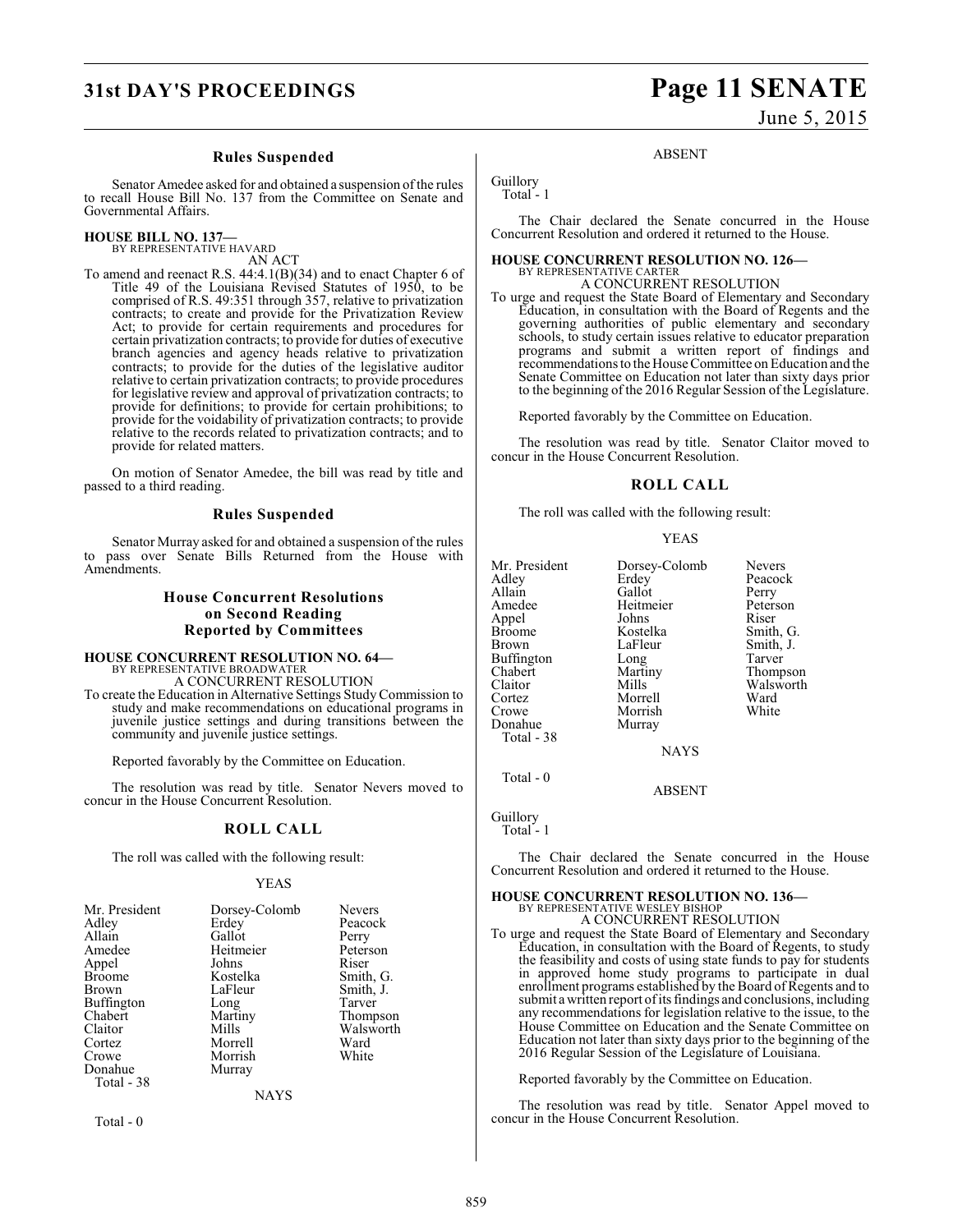### Rules Suspended

Senator Amedee asked for and obtained a suspension of the rules to recall House Bill No. 137 from the Committee on Senate and Governmental Affairs.

**HOUSE BILL NO. 137—**
BY REPRESENTATIVE HAVARD
AN ACT

To amend and reenact R.S. 44:4.1(B)(34) and to enact Chapter 6 of Title 49 of the Louisiana Revised Statutes of 1950, to be comprised of R.S. 49:351 through 357, relative to privatization contracts; to create and provide for the Privatization Review Act; to provide for certain requirements and procedures for certain privatization contracts; to provide for duties of executive branch agencies and agency heads relative to privatization contracts; to provide for the duties of the legislative auditor relative to certain privatization contracts; to provide procedures for legislative review and approval of privatization contracts; to provide for definitions; to provide for certain prohibitions; to provide for the voidability of privatization contracts; to provide relative to the records related to privatization contracts; and to provide for related matters.

On motion of Senator Amedee, the bill was read by title and passed to a third reading.

### Rules Suspended

Senator Murray asked for and obtained a suspension of the rules to pass over Senate Bills Returned from the House with Amendments.

## House Concurrent Resolutions on Second Reading Reported by Committees

**HOUSE CONCURRENT RESOLUTION NO. 64—**
BY REPRESENTATIVE BROADWATER
A CONCURRENT RESOLUTION

To create the Education in Alternative Settings Study Commission to study and make recommendations on educational programs in juvenile justice settings and during transitions between the community and juvenile justice settings.

Reported favorably by the Committee on Education.

The resolution was read by title. Senator Nevers moved to concur in the House Concurrent Resolution.

### ROLL CALL

The roll was called with the following result:

YEAS

| | | |
|---|---|---|
| Mr. President | Dorsey-Colomb | Nevers |
| Adley | Erdey | Peacock |
| Allain | Gallot | Perry |
| Amedee | Heitmeier | Peterson |
| Appel | Johns | Riser |
| Broome | Kostelka | Smith, G. |
| Brown | LaFleur | Smith, J. |
| Buffington | Long | Tarver |
| Chabert | Martiny | Thompson |
| Claitor | Mills | Walsworth |
| Cortez | Morrell | Ward |
| Crowe | Morrish | White |
| Donahue | Murray | |
| Total - 38 | | |

NAYS

Total - 0

ABSENT

Guillory
Total - 1

The Chair declared the Senate concurred in the House Concurrent Resolution and ordered it returned to the House.

**HOUSE CONCURRENT RESOLUTION NO. 126—**
BY REPRESENTATIVE CARTER
A CONCURRENT RESOLUTION

To urge and request the State Board of Elementary and Secondary Education, in consultation with the Board of Regents and the governing authorities of public elementary and secondary schools, to study certain issues relative to educator preparation programs and submit a written report of findings and recommendations to the House Committee on Education and the Senate Committee on Education not later than sixty days prior to the beginning of the 2016 Regular Session of the Legislature.

Reported favorably by the Committee on Education.

The resolution was read by title. Senator Claitor moved to concur in the House Concurrent Resolution.

### ROLL CALL

The roll was called with the following result:

YEAS

| | | |
|---|---|---|
| Mr. President | Dorsey-Colomb | Nevers |
| Adley | Erdey | Peacock |
| Allain | Gallot | Perry |
| Amedee | Heitmeier | Peterson |
| Appel | Johns | Riser |
| Broome | Kostelka | Smith, G. |
| Brown | LaFleur | Smith, J. |
| Buffington | Long | Tarver |
| Chabert | Martiny | Thompson |
| Claitor | Mills | Walsworth |
| Cortez | Morrell | Ward |
| Crowe | Morrish | White |
| Donahue | Murray | |
| Total - 38 | | |

NAYS

Total - 0

ABSENT

Guillory
Total - 1

The Chair declared the Senate concurred in the House Concurrent Resolution and ordered it returned to the House.

**HOUSE CONCURRENT RESOLUTION NO. 136—**
BY REPRESENTATIVE WESLEY BISHOP
A CONCURRENT RESOLUTION

To urge and request the State Board of Elementary and Secondary Education, in consultation with the Board of Regents, to study the feasibility and costs of using state funds to pay for students in approved home study programs to participate in dual enrollment programs established by the Board of Regents and to submit a written report of its findings and conclusions, including any recommendations for legislation relative to the issue, to the House Committee on Education and the Senate Committee on Education not later than sixty days prior to the beginning of the 2016 Regular Session of the Legislature of Louisiana.

Reported favorably by the Committee on Education.

The resolution was read by title. Senator Appel moved to concur in the House Concurrent Resolution.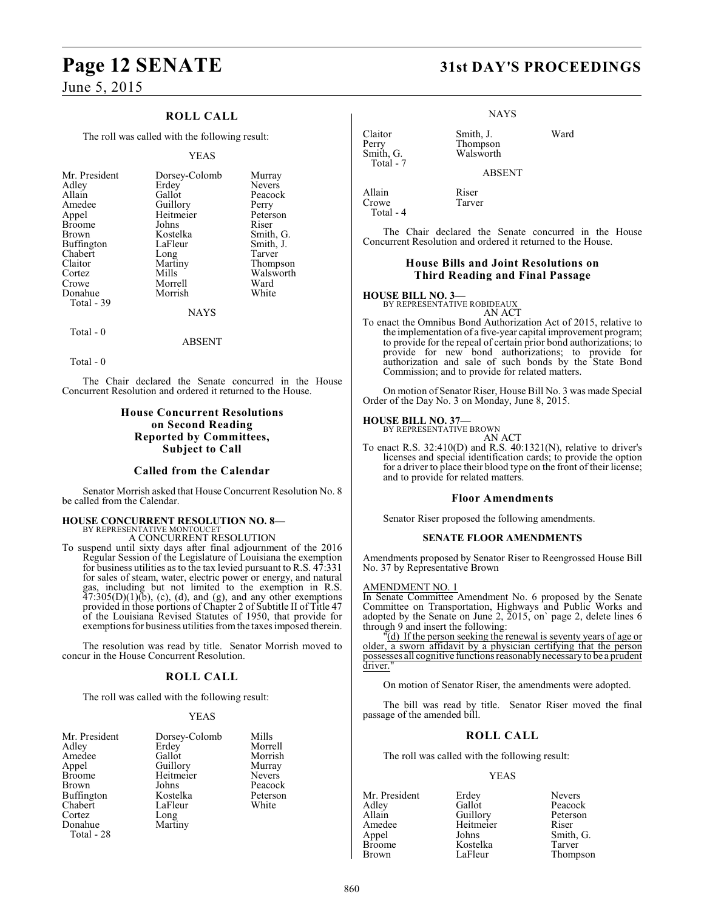## ROLL CALL

The roll was called with the following result:

YEAS

| | | |
|---|---|---|
| Mr. President | Dorsey-Colomb | Murray |
| Adley | Erdey | Nevers |
| Allain | Gallot | Peacock |
| Amedee | Guillory | Perry |
| Appel | Heitmeier | Peterson |
| Broome | Johns | Riser |
| Brown | Kostelka | Smith, G. |
| Buffington | LaFleur | Smith, J. |
| Chabert | Long | Tarver |
| Claitor | Martiny | Thompson |
| Cortez | Mills | Walsworth |
| Crowe | Morrell | Ward |
| Donahue | Morrish | White |
| Total - 39 | | |

NAYS

Total - 0

ABSENT

Total - 0

The Chair declared the Senate concurred in the House Concurrent Resolution and ordered it returned to the House.

### House Concurrent Resolutions on Second Reading Reported by Committees, Subject to Call

### Called from the Calendar

Senator Morrish asked that House Concurrent Resolution No. 8 be called from the Calendar.

**HOUSE CONCURRENT RESOLUTION NO. 8—**
BY REPRESENTATIVE MONTOUCET
A CONCURRENT RESOLUTION

To suspend until sixty days after final adjournment of the 2016 Regular Session of the Legislature of Louisiana the exemption for business utilities as to the tax levied pursuant to R.S. 47:331 for sales of steam, water, electric power or energy, and natural gas, including but not limited to the exemption in R.S. 47:305(D)(1)(b), (c), (d), and (g), and any other exemptions provided in those portions of Chapter 2 of Subtitle II of Title 47 of the Louisiana Revised Statutes of 1950, that provide for exemptions for business utilities from the taxes imposed therein.

The resolution was read by title. Senator Morrish moved to concur in the House Concurrent Resolution.

## ROLL CALL

The roll was called with the following result:

YEAS

| | | |
|---|---|---|
| Mr. President | Dorsey-Colomb | Mills |
| Adley | Erdey | Morrell |
| Amedee | Gallot | Morrish |
| Appel | Guillory | Murray |
| Broome | Heitmeier | Nevers |
| Brown | Johns | Peacock |
| Buffington | Kostelka | Peterson |
| Chabert | LaFleur | White |
| Cortez | Long | |
| Donahue | Martiny | |
| Total - 28 | | |

NAYS

| | | |
|---|---|---|
| Claitor | Smith, J. | Ward |
| Perry | Thompson | |
| Smith, G. | Walsworth | |
| Total - 7 | | |

ABSENT

| | |
|---|---|
| Allain | Riser |
| Crowe | Tarver |
| Total - 4 | |

The Chair declared the Senate concurred in the House Concurrent Resolution and ordered it returned to the House.

### House Bills and Joint Resolutions on Third Reading and Final Passage

**HOUSE BILL NO. 3—**
BY REPRESENTATIVE ROBIDEAUX
AN ACT

To enact the Omnibus Bond Authorization Act of 2015, relative to the implementation of a five-year capital improvement program; to provide for the repeal of certain prior bond authorizations; to provide for new bond authorizations; to provide for authorization and sale of such bonds by the State Bond Commission; and to provide for related matters.

On motion of Senator Riser, House Bill No. 3 was made Special Order of the Day No. 3 on Monday, June 8, 2015.

**HOUSE BILL NO. 37—**
BY REPRESENTATIVE BROWN
AN ACT

To enact R.S. 32:410(D) and R.S. 40:1321(N), relative to driver's licenses and special identification cards; to provide the option for a driver to place their blood type on the front of their license; and to provide for related matters.

### Floor Amendments

Senator Riser proposed the following amendments.

### SENATE FLOOR AMENDMENTS

Amendments proposed by Senator Riser to Reengrossed House Bill No. 37 by Representative Brown

AMENDMENT NO. 1

In Senate Committee Amendment No. 6 proposed by the Senate Committee on Transportation, Highways and Public Works and adopted by the Senate on June 2, 2015, on` page 2, delete lines 6 through 9 and insert the following:

"(d) If the person seeking the renewal is seventy years of age or older, a sworn affidavit by a physician certifying that the person possesses all cognitive functions reasonably necessary to be a prudent driver."

On motion of Senator Riser, the amendments were adopted.

The bill was read by title. Senator Riser moved the final passage of the amended bill.

## ROLL CALL

The roll was called with the following result:

YEAS

| | | |
|---|---|---|
| Mr. President | Erdey | Nevers |
| Adley | Gallot | Peacock |
| Allain | Guillory | Peterson |
| Amedee | Heitmeier | Riser |
| Appel | Johns | Smith, G. |
| Broome | Kostelka | Tarver |
| Brown | LaFleur | Thompson |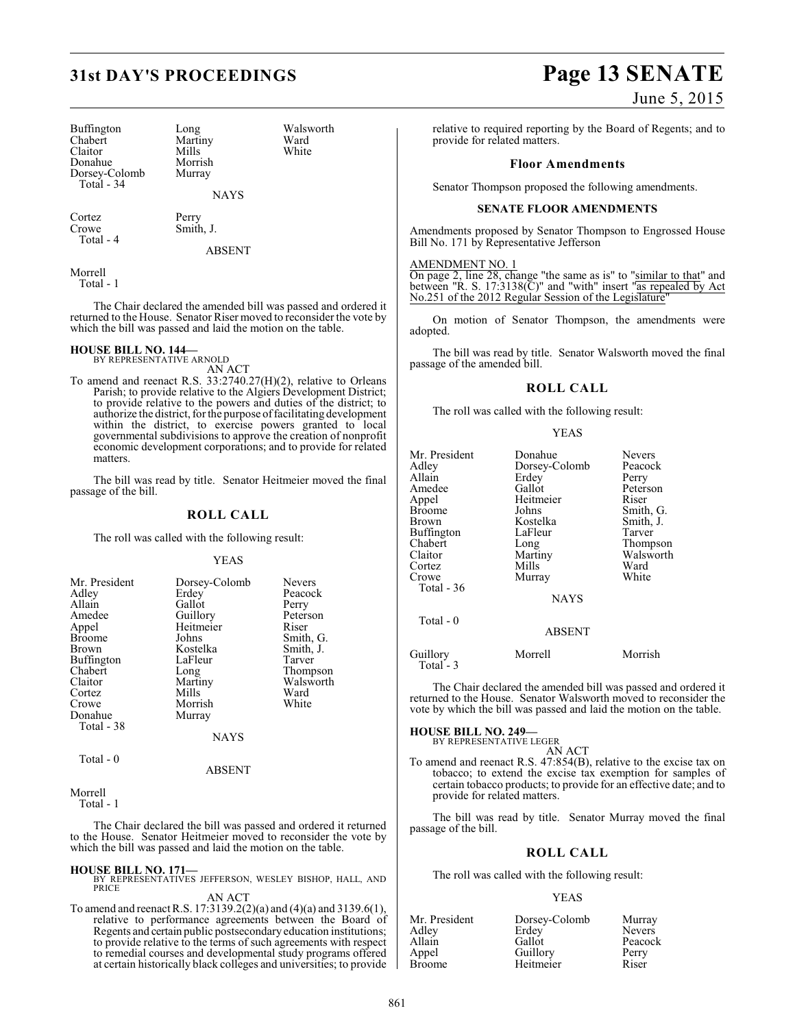| | | |
|---|---|---|
| Buffington | Long | Walsworth |
| Chabert | Martiny | Ward |
| Claitor | Mills | White |
| Donahue | Morrish | |
| Dorsey-Colomb | Murray | |
| Total - 34 | | |

NAYS

| | |
|---|---|
| Cortez | Perry |
| Crowe | Smith, J. |
| Total - 4 | |

ABSENT

Morrell
Total - 1

The Chair declared the amended bill was passed and ordered it returned to the House. Senator Riser moved to reconsider the vote by which the bill was passed and laid the motion on the table.

**HOUSE BILL NO. 144—**
BY REPRESENTATIVE ARNOLD

AN ACT

To amend and reenact R.S. 33:2740.27(H)(2), relative to Orleans Parish; to provide relative to the Algiers Development District; to provide relative to the powers and duties of the district; to authorize the district, for the purpose of facilitating development within the district, to exercise powers granted to local governmental subdivisions to approve the creation of nonprofit economic development corporations; and to provide for related matters.

The bill was read by title. Senator Heitmeier moved the final passage of the bill.

## ROLL CALL

The roll was called with the following result:

YEAS

| | | |
|---|---|---|
| Mr. President | Dorsey-Colomb | Nevers |
| Adley | Erdey | Peacock |
| Allain | Gallot | Perry |
| Amedee | Guillory | Peterson |
| Appel | Heitmeier | Riser |
| Broome | Johns | Smith, G. |
| Brown | Kostelka | Smith, J. |
| Buffington | LaFleur | Tarver |
| Chabert | Long | Thompson |
| Claitor | Martiny | Walsworth |
| Cortez | Mills | Ward |
| Crowe | Morrish | White |
| Donahue | Murray | |
| Total - 38 | | |

NAYS

Total - 0

ABSENT

Morrell
Total - 1

The Chair declared the bill was passed and ordered it returned to the House. Senator Heitmeier moved to reconsider the vote by which the bill was passed and laid the motion on the table.

**HOUSE BILL NO. 171—**
BY REPRESENTATIVES JEFFERSON, WESLEY BISHOP, HALL, AND PRICE

AN ACT

To amend and reenact R.S. 17:3139.2(2)(a) and (4)(a) and 3139.6(1), relative to performance agreements between the Board of Regents and certain public postsecondary education institutions; to provide relative to the terms of such agreements with respect to remedial courses and developmental study programs offered at certain historically black colleges and universities; to provide relative to required reporting by the Board of Regents; and to provide for related matters.

### Floor Amendments

Senator Thompson proposed the following amendments.

#### SENATE FLOOR AMENDMENTS

Amendments proposed by Senator Thompson to Engrossed House Bill No. 171 by Representative Jefferson

AMENDMENT NO. 1
On page 2, line 28, change "the same as is" to "similar to that" and between "R. S. 17:3138(C)" and "with" insert "as repealed by Act No.251 of the 2012 Regular Session of the Legislature"

On motion of Senator Thompson, the amendments were adopted.

The bill was read by title. Senator Walsworth moved the final passage of the amended bill.

## ROLL CALL

The roll was called with the following result:

YEAS

| | | |
|---|---|---|
| Mr. President | Donahue | Nevers |
| Adley | Dorsey-Colomb | Peacock |
| Allain | Erdey | Perry |
| Amedee | Gallot | Peterson |
| Appel | Heitmeier | Riser |
| Broome | Johns | Smith, G. |
| Brown | Kostelka | Smith, J. |
| Buffington | LaFleur | Tarver |
| Chabert | Long | Thompson |
| Claitor | Martiny | Walsworth |
| Cortez | Mills | Ward |
| Crowe | Murray | White |
| Total - 36 | | |

NAYS

Total - 0

ABSENT

| | | |
|---|---|---|
| Guillory | Morrell | Morrish |
| Total - 3 | | |

The Chair declared the amended bill was passed and ordered it returned to the House. Senator Walsworth moved to reconsider the vote by which the bill was passed and laid the motion on the table.

**HOUSE BILL NO. 249—**
BY REPRESENTATIVE LEGER

AN ACT

To amend and reenact R.S. 47:854(B), relative to the excise tax on tobacco; to extend the excise tax exemption for samples of certain tobacco products; to provide for an effective date; and to provide for related matters.

The bill was read by title. Senator Murray moved the final passage of the bill.

## ROLL CALL

The roll was called with the following result:

YEAS

| | | |
|---|---|---|
| Mr. President | Dorsey-Colomb | Murray |
| Adley | Erdey | Nevers |
| Allain | Gallot | Peacock |
| Appel | Guillory | Perry |
| Broome | Heitmeier | Riser |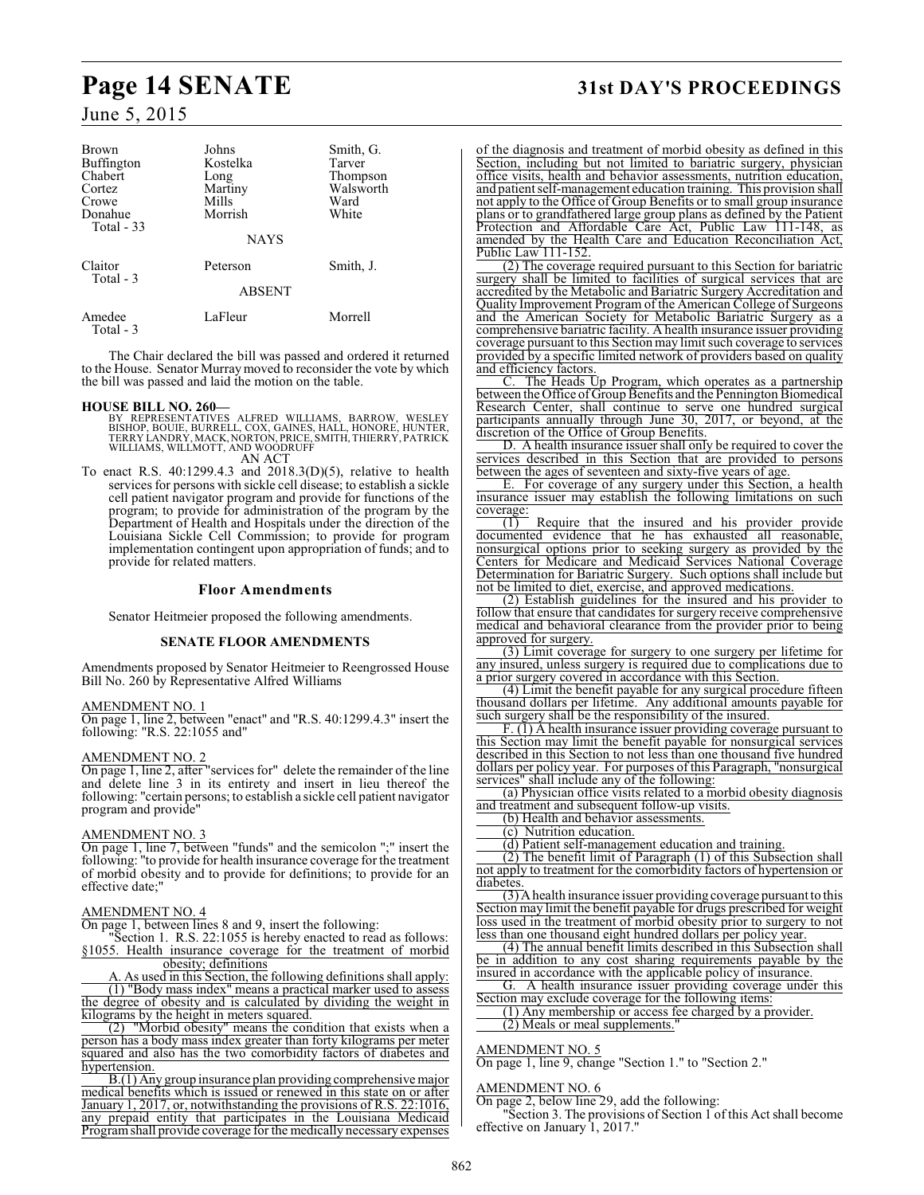| Brown | Johns | Smith, G. |
|---|---|---|
| Buffington | Kostelka | Tarver |
| Chabert | Long | Thompson |
| Cortez | Martiny | Walsworth |
| Crowe | Mills | Ward |
| Donahue | Morrish | White |
| Total - 33 | | |

NAYS

| Claitor | Peterson | Smith, J. |
|---|---|---|
| Total - 3 | | |

ABSENT

| Amedee | LaFleur | Morrell |
|---|---|---|
| Total - 3 | | |

The Chair declared the bill was passed and ordered it returned to the House. Senator Murray moved to reconsider the vote by which the bill was passed and laid the motion on the table.

**HOUSE BILL NO. 260—**

BY REPRESENTATIVES ALFRED WILLIAMS, BARROW, WESLEY BISHOP, BOUIE, BURRELL, COX, GAINES, HALL, HONORE, HUNTER, TERRY LANDRY, MACK, NORTON, PRICE, SMITH, THIERRY, PATRICK WILLIAMS, WILLMOTT, AND WOODRUFF

AN ACT

To enact R.S. 40:1299.4.3 and 2018.3(D)(5), relative to health services for persons with sickle cell disease; to establish a sickle cell patient navigator program and provide for functions of the program; to provide for administration of the program by the Department of Health and Hospitals under the direction of the Louisiana Sickle Cell Commission; to provide for program implementation contingent upon appropriation of funds; and to provide for related matters.

## Floor Amendments

Senator Heitmeier proposed the following amendments.

### SENATE FLOOR AMENDMENTS

Amendments proposed by Senator Heitmeier to Reengrossed House Bill No. 260 by Representative Alfred Williams

AMENDMENT NO. 1

On page 1, line 2, between "enact" and "R.S. 40:1299.4.3" insert the following: "R.S. 22:1055 and"

AMENDMENT NO. 2

On page 1, line 2, after "services for" delete the remainder of the line and delete line 3 in its entirety and insert in lieu thereof the following: "certain persons; to establish a sickle cell patient navigator program and provide"

AMENDMENT NO. 3

On page 1, line 7, between "funds" and the semicolon ";" insert the following: "to provide for health insurance coverage for the treatment of morbid obesity and to provide for definitions; to provide for an effective date;"

AMENDMENT NO. 4

On page 1, between lines 8 and 9, insert the following:

"Section 1. R.S. 22:1055 is hereby enacted to read as follows:

§1055. Health insurance coverage for the treatment of morbid obesity; definitions

A. As used in this Section, the following definitions shall apply:

(1) "Body mass index" means a practical marker used to assess the degree of obesity and is calculated by dividing the weight in kilograms by the height in meters squared.

(2) "Morbid obesity" means the condition that exists when a person has a body mass index greater than forty kilograms per meter squared and also has the two comorbidity factors of diabetes and hypertension.

B.(1) Any group insurance plan providing comprehensive major medical benefits which is issued or renewed in this state on or after January 1, 2017, or, notwithstanding the provisions of R.S. 22:1016, any prepaid entity that participates in the Louisiana Medicaid Program shall provide coverage for the medically necessary expenses of the diagnosis and treatment of morbid obesity as defined in this Section, including but not limited to bariatric surgery, physician office visits, health and behavior assessments, nutrition education, and patient self-management education training. This provision shall not apply to the Office of Group Benefits or to small group insurance plans or to grandfathered large group plans as defined by the Patient Protection and Affordable Care Act, Public Law 111-148, as amended by the Health Care and Education Reconciliation Act, Public Law 111-152.

(2) The coverage required pursuant to this Section for bariatric surgery shall be limited to facilities of surgical services that are accredited by the Metabolic and Bariatric Surgery Accreditation and Quality Improvement Program of the American College of Surgeons and the American Society for Metabolic Bariatric Surgery as a comprehensive bariatric facility. A health insurance issuer providing coverage pursuant to this Section may limit such coverage to services provided by a specific limited network of providers based on quality and efficiency factors.

C. The Heads Up Program, which operates as a partnership between the Office of Group Benefits and the Pennington Biomedical Research Center, shall continue to serve one hundred surgical participants annually through June 30, 2017, or beyond, at the discretion of the Office of Group Benefits.

D. A health insurance issuer shall only be required to cover the services described in this Section that are provided to persons between the ages of seventeen and sixty-five years of age.

E. For coverage of any surgery under this Section, a health insurance issuer may establish the following limitations on such coverage:

(1) Require that the insured and his provider provide documented evidence that he has exhausted all reasonable, nonsurgical options prior to seeking surgery as provided by the Centers for Medicare and Medicaid Services National Coverage Determination for Bariatric Surgery. Such options shall include but not be limited to diet, exercise, and approved medications.

(2) Establish guidelines for the insured and his provider to follow that ensure that candidates for surgery receive comprehensive medical and behavioral clearance from the provider prior to being approved for surgery.

(3) Limit coverage for surgery to one surgery per lifetime for any insured, unless surgery is required due to complications due to a prior surgery covered in accordance with this Section.

(4) Limit the benefit payable for any surgical procedure fifteen thousand dollars per lifetime. Any additional amounts payable for such surgery shall be the responsibility of the insured.

F. (1) A health insurance issuer providing coverage pursuant to this Section may limit the benefit payable for nonsurgical services described in this Section to not less than one thousand five hundred dollars per policy year. For purposes of this Paragraph, "nonsurgical services" shall include any of the following:

(a) Physician office visits related to a morbid obesity diagnosis and treatment and subsequent follow-up visits.

(b) Health and behavior assessments.

(c) Nutrition education.

(d) Patient self-management education and training.

(2) The benefit limit of Paragraph (1) of this Subsection shall not apply to treatment for the comorbidity factors of hypertension or diabetes.

(3) A health insurance issuer providing coverage pursuant to this Section may limit the benefit payable for drugs prescribed for weight loss used in the treatment of morbid obesity prior to surgery to not less than one thousand eight hundred dollars per policy year.

(4) The annual benefit limits described in this Subsection shall be in addition to any cost sharing requirements payable by the insured in accordance with the applicable policy of insurance.

G. A health insurance issuer providing coverage under this Section may exclude coverage for the following items:

(1) Any membership or access fee charged by a provider.

(2) Meals or meal supplements."

AMENDMENT NO. 5

On page 1, line 9, change "Section 1." to "Section 2."

AMENDMENT NO. 6

On page 2, below line 29, add the following:

"Section 3. The provisions of Section 1 of this Act shall become effective on January 1, 2017."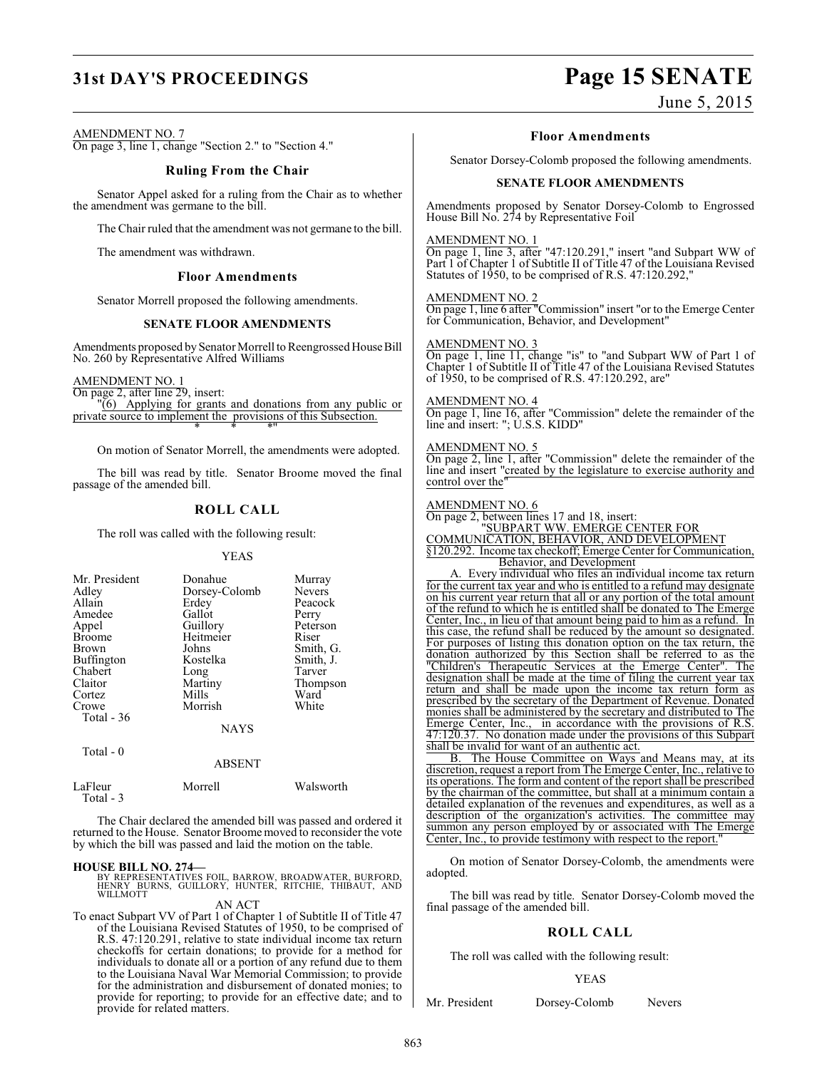AMENDMENT NO. 7

On page 3, line 1, change "Section 2." to "Section 4."

### Ruling From the Chair

Senator Appel asked for a ruling from the Chair as to whether the amendment was germane to the bill.

The Chair ruled that the amendment was not germane to the bill.

The amendment was withdrawn.

### Floor Amendments

Senator Morrell proposed the following amendments.

**SENATE FLOOR AMENDMENTS**

Amendments proposed by Senator Morrell to Reengrossed House Bill No. 260 by Representative Alfred Williams

AMENDMENT NO. 1

On page 2, after line 29, insert:

"(6) Applying for grants and donations from any public or private source to implement the provisions of this Subsection.

\* \* \*"

On motion of Senator Morrell, the amendments were adopted.

The bill was read by title. Senator Broome moved the final passage of the amended bill.

### ROLL CALL

The roll was called with the following result:

YEAS

| | | |
|---|---|---|
| Mr. President | Donahue | Murray |
| Adley | Dorsey-Colomb | Nevers |
| Allain | Erdey | Peacock |
| Amedee | Gallot | Perry |
| Appel | Guillory | Peterson |
| Broome | Heitmeier | Riser |
| Brown | Johns | Smith, G. |
| Buffington | Kostelka | Smith, J. |
| Chabert | Long | Tarver |
| Claitor | Martiny | Thompson |
| Cortez | Mills | Ward |
| Crowe | Morrish | White |

Total - 36

NAYS

Total - 0

ABSENT

| | | |
|---|---|---|
| LaFleur | Morrell | Walsworth |

Total - 3

The Chair declared the amended bill was passed and ordered it returned to the House. Senator Broome moved to reconsider the vote by which the bill was passed and laid the motion on the table.

**HOUSE BILL NO. 274—**

BY REPRESENTATIVES FOIL, BARROW, BROADWATER, BURFORD, HENRY BURNS, GUILLORY, HUNTER, RITCHIE, THIBAUT, AND WILLMOTT

AN ACT

To enact Subpart VV of Part 1 of Chapter 1 of Subtitle II of Title 47 of the Louisiana Revised Statutes of 1950, to be comprised of R.S. 47:120.291, relative to state individual income tax return checkoffs for certain donations; to provide for a method for individuals to donate all or a portion of any refund due to them to the Louisiana Naval War Memorial Commission; to provide for the administration and disbursement of donated monies; to provide for reporting; to provide for an effective date; and to provide for related matters.

### Floor Amendments

Senator Dorsey-Colomb proposed the following amendments.

**SENATE FLOOR AMENDMENTS**

Amendments proposed by Senator Dorsey-Colomb to Engrossed House Bill No. 274 by Representative Foil

AMENDMENT NO. 1

On page 1, line 3, after "47:120.291," insert "and Subpart WW of Part 1 of Chapter 1 of Subtitle II of Title 47 of the Louisiana Revised Statutes of 1950, to be comprised of R.S. 47:120.292,"

AMENDMENT NO. 2

On page 1, line 6 after "Commission" insert "or to the Emerge Center for Communication, Behavior, and Development"

AMENDMENT NO. 3

On page 1, line 11, change "is" to "and Subpart WW of Part 1 of Chapter 1 of Subtitle II of Title 47 of the Louisiana Revised Statutes of 1950, to be comprised of R.S. 47:120.292, are"

AMENDMENT NO. 4

On page 1, line 16, after "Commission" delete the remainder of the line and insert: "; U.S.S. KIDD"

AMENDMENT NO. 5

On page 2, line 1, after "Commission" delete the remainder of the line and insert "created by the legislature to exercise authority and control over the"

AMENDMENT NO. 6

On page 2, between lines 17 and 18, insert:

"SUBPART WW. EMERGE CENTER FOR COMMUNICATION, BEHAVIOR, AND DEVELOPMENT

§120.292. Income tax checkoff; Emerge Center for Communication, Behavior, and Development

A. Every individual who files an individual income tax return for the current tax year and who is entitled to a refund may designate on his current year return that all or any portion of the total amount of the refund to which he is entitled shall be donated to The Emerge Center, Inc., in lieu of that amount being paid to him as a refund. In this case, the refund shall be reduced by the amount so designated. For purposes of listing this donation option on the tax return, the donation authorized by this Section shall be referred to as the "Children's Therapeutic Services at the Emerge Center". The designation shall be made at the time of filing the current year tax return and shall be made upon the income tax return form as prescribed by the secretary of the Department of Revenue. Donated monies shall be administered by the secretary and distributed to The Emerge Center, Inc., in accordance with the provisions of R.S. 47:120.37. No donation made under the provisions of this Subpart shall be invalid for want of an authentic act.

B. The House Committee on Ways and Means may, at its discretion, request a report from The Emerge Center, Inc., relative to its operations. The form and content of the report shall be prescribed by the chairman of the committee, but shall at a minimum contain a detailed explanation of the revenues and expenditures, as well as a description of the organization's activities. The committee may summon any person employed by or associated with The Emerge Center, Inc., to provide testimony with respect to the report."

On motion of Senator Dorsey-Colomb, the amendments were adopted.

The bill was read by title. Senator Dorsey-Colomb moved the final passage of the amended bill.

### ROLL CALL

The roll was called with the following result:

YEAS

| | | |
|---|---|---|
| Mr. President | Dorsey-Colomb | Nevers |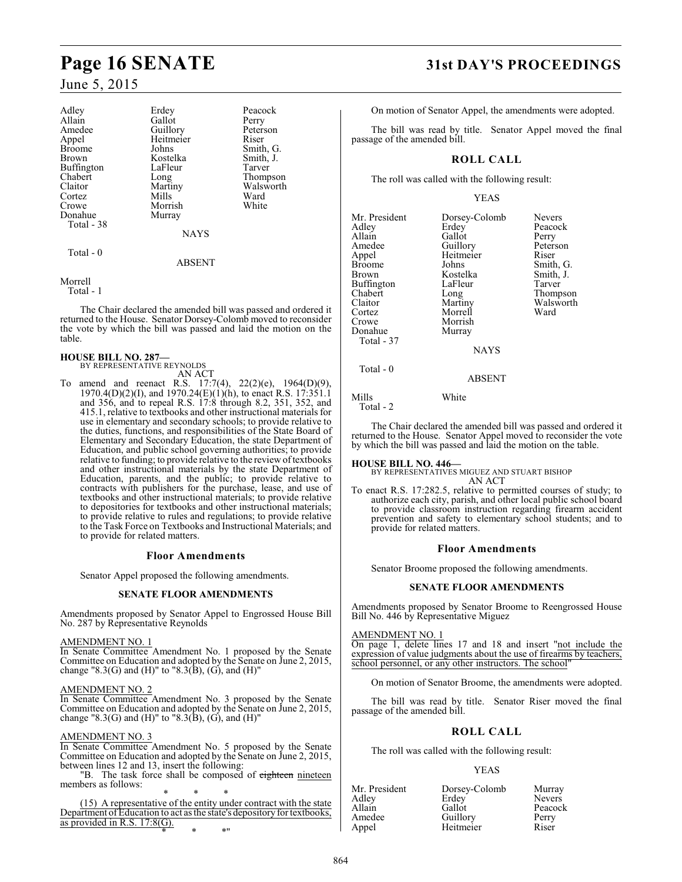| | | |
|---|---|---|
| Adley | Erdey | Peacock |
| Allain | Gallot | Perry |
| Amedee | Guillory | Peterson |
| Appel | Heitmeier | Riser |
| Broome | Johns | Smith, G. |
| Brown | Kostelka | Smith, J. |
| Buffington | LaFleur | Tarver |
| Chabert | Long | Thompson |
| Claitor | Martiny | Walsworth |
| Cortez | Mills | Ward |
| Crowe | Morrish | White |
| Donahue | Murray | |

Total - 38

NAYS

Total - 0

ABSENT

Morrell

Total - 1

The Chair declared the amended bill was passed and ordered it returned to the House. Senator Dorsey-Colomb moved to reconsider the vote by which the bill was passed and laid the motion on the table.

**HOUSE BILL NO. 287—**
BY REPRESENTATIVE REYNOLDS
AN ACT

To amend and reenact R.S. 17:7(4), 22(2)(e), 1964(D)(9), 1970.4(D)(2)(I), and 1970.24(E)(1)(h), to enact R.S. 17:351.1 and 356, and to repeal R.S. 17:8 through 8.2, 351, 352, and 415.1, relative to textbooks and other instructional materials for use in elementary and secondary schools; to provide relative to the duties, functions, and responsibilities of the State Board of Elementary and Secondary Education, the state Department of Education, and public school governing authorities; to provide relative to funding; to provide relative to the review of textbooks and other instructional materials by the state Department of Education, parents, and the public; to provide relative to contracts with publishers for the purchase, lease, and use of textbooks and other instructional materials; to provide relative to depositories for textbooks and other instructional materials; to provide relative to rules and regulations; to provide relative to the Task Force on Textbooks and Instructional Materials; and to provide for related matters.

## Floor Amendments

Senator Appel proposed the following amendments.

### SENATE FLOOR AMENDMENTS

Amendments proposed by Senator Appel to Engrossed House Bill No. 287 by Representative Reynolds

AMENDMENT NO. 1
In Senate Committee Amendment No. 1 proposed by the Senate Committee on Education and adopted by the Senate on June 2, 2015, change "8.3(G) and (H)" to "8.3(B), (G), and (H)"

AMENDMENT NO. 2
In Senate Committee Amendment No. 3 proposed by the Senate Committee on Education and adopted by the Senate on June 2, 2015, change "8.3(G) and (H)" to "8.3(B), (G), and (H)"

AMENDMENT NO. 3
In Senate Committee Amendment No. 5 proposed by the Senate Committee on Education and adopted by the Senate on June 2, 2015, between lines 12 and 13, insert the following:

"B. The task force shall be composed of ~~eighteen~~ nineteen members as follows:

\* \* \*

(15) A representative of the entity under contract with the state Department of Education to act as the state's depository for textbooks, as provided in R.S. 17:8(G).

\* \* \*"

On motion of Senator Appel, the amendments were adopted.

The bill was read by title. Senator Appel moved the final passage of the amended bill.

## ROLL CALL

The roll was called with the following result:

YEAS

| | | |
|---|---|---|
| Mr. President | Dorsey-Colomb | Nevers |
| Adley | Erdey | Peacock |
| Allain | Gallot | Perry |
| Amedee | Guillory | Peterson |
| Appel | Heitmeier | Riser |
| Broome | Johns | Smith, G. |
| Brown | Kostelka | Smith, J. |
| Buffington | LaFleur | Tarver |
| Chabert | Long | Thompson |
| Claitor | Martiny | Walsworth |
| Cortez | Morrell | Ward |
| Crowe | Morrish | |
| Donahue | Murray | |

Total - 37

NAYS

Total - 0

ABSENT

Mills White

Total - 2

The Chair declared the amended bill was passed and ordered it returned to the House. Senator Appel moved to reconsider the vote by which the bill was passed and laid the motion on the table.

**HOUSE BILL NO. 446—**
BY REPRESENTATIVES MIGUEZ AND STUART BISHOP
AN ACT

To enact R.S. 17:282.5, relative to permitted courses of study; to authorize each city, parish, and other local public school board to provide classroom instruction regarding firearm accident prevention and safety to elementary school students; and to provide for related matters.

## Floor Amendments

Senator Broome proposed the following amendments.

### SENATE FLOOR AMENDMENTS

Amendments proposed by Senator Broome to Reengrossed House Bill No. 446 by Representative Miguez

AMENDMENT NO. 1
On page 1, delete lines 17 and 18 and insert "not include the expression of value judgments about the use of firearms by teachers, school personnel, or any other instructors. The school"

On motion of Senator Broome, the amendments were adopted.

The bill was read by title. Senator Riser moved the final passage of the amended bill.

## ROLL CALL

The roll was called with the following result:

YEAS

| | | |
|---|---|---|
| Mr. President | Dorsey-Colomb | Murray |
| Adley | Erdey | Nevers |
| Allain | Gallot | Peacock |
| Amedee | Guillory | Perry |
| Appel | Heitmeier | Riser |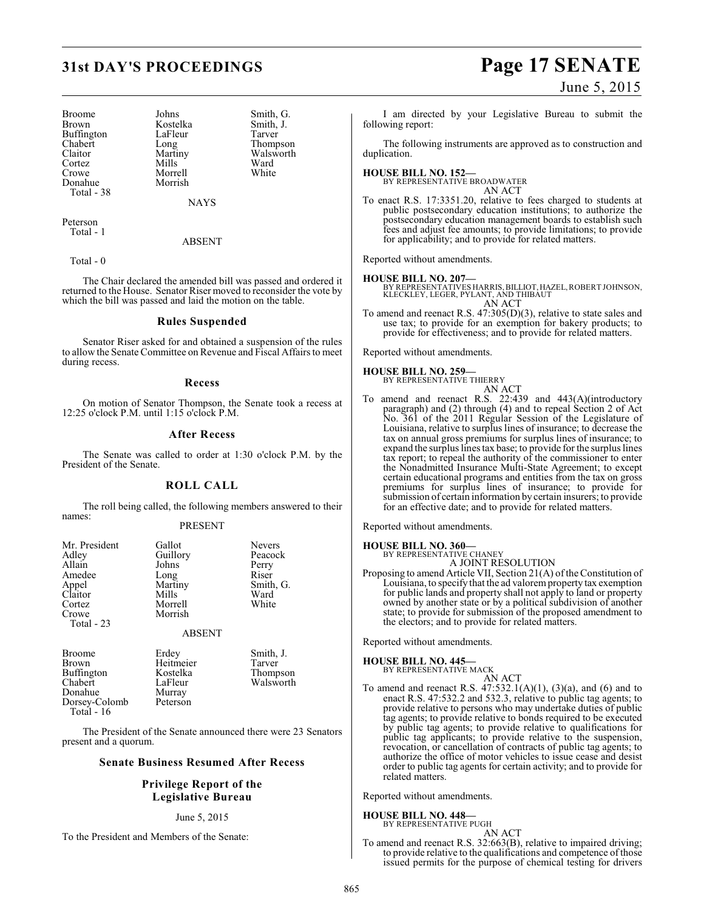| Broome | Johns | Smith, G. |
|---|---|---|
| Brown | Kostelka | Smith, J. |
| Buffington | LaFleur | Tarver |
| Chabert | Long | Thompson |
| Claitor | Martiny | Walsworth |
| Cortez | Mills | Ward |
| Crowe | Morrell | White |
| Donahue | Morrish | |

Total - 38

NAYS

Peterson
Total - 1

ABSENT

Total - 0

The Chair declared the amended bill was passed and ordered it returned to the House. Senator Riser moved to reconsider the vote by which the bill was passed and laid the motion on the table.

### Rules Suspended

Senator Riser asked for and obtained a suspension of the rules to allow the Senate Committee on Revenue and Fiscal Affairs to meet during recess.

### Recess

On motion of Senator Thompson, the Senate took a recess at 12:25 o'clock P.M. until 1:15 o'clock P.M.

### After Recess

The Senate was called to order at 1:30 o'clock P.M. by the President of the Senate.

## ROLL CALL

The roll being called, the following members answered to their names:

PRESENT

| Mr. President | Gallot | Nevers |
|---|---|---|
| Adley | Guillory | Peacock |
| Allain | Johns | Perry |
| Amedee | Long | Riser |
| Appel | Martiny | Smith, G. |
| Claitor | Mills | Ward |
| Cortez | Morrell | White |
| Crowe | Morrish | |

Total - 23

ABSENT

| Broome | Erdey | Smith, J. |
|---|---|---|
| Brown | Heitmeier | Tarver |
| Buffington | Kostelka | Thompson |
| Chabert | LaFleur | Walsworth |
| Donahue | Murray | |
| Dorsey-Colomb | Peterson | |

Total - 16

The President of the Senate announced there were 23 Senators present and a quorum.

### Senate Business Resumed After Recess

### Privilege Report of the Legislative Bureau

June 5, 2015

To the President and Members of the Senate:

I am directed by your Legislative Bureau to submit the following report:

The following instruments are approved as to construction and duplication.

**HOUSE BILL NO. 152—**
BY REPRESENTATIVE BROADWATER
AN ACT

To enact R.S. 17:3351.20, relative to fees charged to students at public postsecondary education institutions; to authorize the postsecondary education management boards to establish such fees and adjust fee amounts; to provide limitations; to provide for applicability; and to provide for related matters.

Reported without amendments.

**HOUSE BILL NO. 207—**
BY REPRESENTATIVES HARRIS, BILLIOT, HAZEL, ROBERT JOHNSON, KLECKLEY, LEGER, PYLANT, AND THIBAUT
AN ACT

To amend and reenact R.S. 47:305(D)(3), relative to state sales and use tax; to provide for an exemption for bakery products; to provide for effectiveness; and to provide for related matters.

Reported without amendments.

**HOUSE BILL NO. 259—**
BY REPRESENTATIVE THIERRY
AN ACT

To amend and reenact R.S. 22:439 and 443(A)(introductory paragraph) and (2) through (4) and to repeal Section 2 of Act No. 361 of the 2011 Regular Session of the Legislature of Louisiana, relative to surplus lines of insurance; to decrease the tax on annual gross premiums for surplus lines of insurance; to expand the surplus lines tax base; to provide for the surplus lines tax report; to repeal the authority of the commissioner to enter the Nonadmitted Insurance Multi-State Agreement; to except certain educational programs and entities from the tax on gross premiums for surplus lines of insurance; to provide for submission of certain information by certain insurers; to provide for an effective date; and to provide for related matters.

Reported without amendments.

**HOUSE BILL NO. 360—**
BY REPRESENTATIVE CHANEY
A JOINT RESOLUTION

Proposing to amend Article VII, Section 21(A) of the Constitution of Louisiana, to specify that the ad valorem property tax exemption for public lands and property shall not apply to land or property owned by another state or by a political subdivision of another state; to provide for submission of the proposed amendment to the electors; and to provide for related matters.

Reported without amendments.

**HOUSE BILL NO. 445—**
BY REPRESENTATIVE MACK
AN ACT

To amend and reenact R.S. 47:532.1(A)(1), (3)(a), and (6) and to enact R.S. 47:532.2 and 532.3, relative to public tag agents; to provide relative to persons who may undertake duties of public tag agents; to provide relative to bonds required to be executed by public tag agents; to provide relative to qualifications for public tag applicants; to provide relative to the suspension, revocation, or cancellation of contracts of public tag agents; to authorize the office of motor vehicles to issue cease and desist order to public tag agents for certain activity; and to provide for related matters.

Reported without amendments.

**HOUSE BILL NO. 448—**
BY REPRESENTATIVE PUGH
AN ACT

To amend and reenact R.S. 32:663(B), relative to impaired driving; to provide relative to the qualifications and competence of those issued permits for the purpose of chemical testing for drivers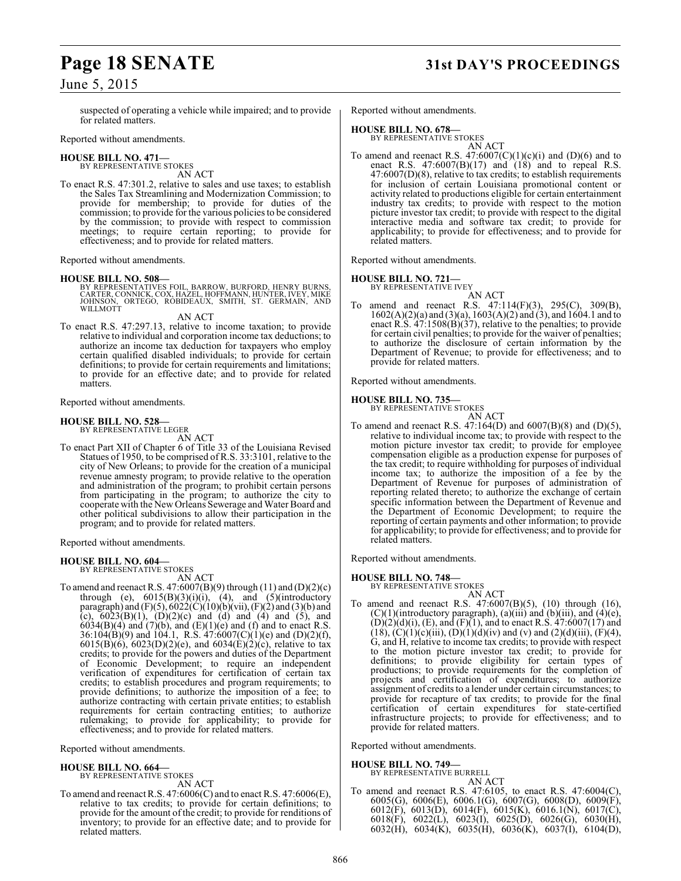suspected of operating a vehicle while impaired; and to provide for related matters.

Reported without amendments.

**HOUSE BILL NO. 471—**
BY REPRESENTATIVE STOKES

AN ACT

To enact R.S. 47:301.2, relative to sales and use taxes; to establish the Sales Tax Streamlining and Modernization Commission; to provide for membership; to provide for duties of the commission; to provide for the various policies to be considered by the commission; to provide with respect to commission meetings; to require certain reporting; to provide for effectiveness; and to provide for related matters.

Reported without amendments.

**HOUSE BILL NO. 508—**
BY REPRESENTATIVES FOIL, BARROW, BURFORD, HENRY BURNS, CARTER, CONNICK, COX, HAZEL, HOFFMANN, HUNTER, IVEY, MIKE JOHNSON, ORTEGO, ROBIDEAUX, SMITH, ST. GERMAIN, AND WILLMOTT

AN ACT

To enact R.S. 47:297.13, relative to income taxation; to provide relative to individual and corporation income tax deductions; to authorize an income tax deduction for taxpayers who employ certain qualified disabled individuals; to provide for certain definitions; to provide for certain requirements and limitations; to provide for an effective date; and to provide for related matters.

Reported without amendments.

**HOUSE BILL NO. 528—**
BY REPRESENTATIVE LEGER

AN ACT

To enact Part XII of Chapter 6 of Title 33 of the Louisiana Revised Statues of 1950, to be comprised of R.S. 33:3101, relative to the city of New Orleans; to provide for the creation of a municipal revenue amnesty program; to provide relative to the operation and administration of the program; to prohibit certain persons from participating in the program; to authorize the city to cooperate with the New Orleans Sewerage and Water Board and other political subdivisions to allow their participation in the program; and to provide for related matters.

Reported without amendments.

**HOUSE BILL NO. 604—**
BY REPRESENTATIVE STOKES

AN ACT

To amend and reenact R.S. 47:6007(B)(9) through (11) and (D)(2)(c) through (e), 6015(B)(3)(i)(i), (4), and (5)(introductory paragraph) and (F)(5), 6022(C)(10)(b)(vii), (F)(2) and (3)(b) and (c), 6023(B)(1), (D)(2)(c) and (d) and (4) and (5), and 6034(B)(4) and (7)(b), and (E)(1)(e) and (f) and to enact R.S. 36:104(B)(9) and 104.1, R.S. 47:6007(C)(1)(e) and (D)(2)(f), 6015(B)(6), 6023(D)(2)(e), and 6034(E)(2)(c), relative to tax credits; to provide for the powers and duties of the Department of Economic Development; to require an independent verification of expenditures for certification of certain tax credits; to establish procedures and program requirements; to provide definitions; to authorize the imposition of a fee; to authorize contracting with certain private entities; to establish requirements for certain contracting entities; to authorize rulemaking; to provide for applicability; to provide for effectiveness; and to provide for related matters.

Reported without amendments.

**HOUSE BILL NO. 664—**
BY REPRESENTATIVE STOKES

AN ACT

To amend and reenact R.S. 47:6006(C) and to enact R.S. 47:6006(E), relative to tax credits; to provide for certain definitions; to provide for the amount of the credit; to provide for renditions of inventory; to provide for an effective date; and to provide for related matters.

Reported without amendments.

**HOUSE BILL NO. 678—**
BY REPRESENTATIVE STOKES

AN ACT

To amend and reenact R.S. 47:6007(C)(1)(c)(i) and (D)(6) and to enact R.S. 47:6007(B)(17) and (18) and (3), and to repeal R.S. 47:6007(D)(8), relative to tax credits; to establish requirements for inclusion of certain Louisiana promotional content or activity related to productions eligible for certain entertainment industry tax credits; to provide with respect to the motion picture investor tax credit; to provide with respect to the digital interactive media and software tax credit; to provide for applicability; to provide for effectiveness; and to provide for related matters.

Reported without amendments.

**HOUSE BILL NO. 721—**
BY REPRESENTATIVE IVEY

AN ACT

To amend and reenact R.S. 47:114(F)(3), 295(C), 309(B), 1602(A)(2)(a) and (3)(a), 1603(A)(2) and (3), and 1604.1 and to enact R.S. 47:1508(B)(37), relative to the penalties; to provide for certain civil penalties; to provide for the waiver of penalties; to authorize the disclosure of certain information by the Department of Revenue; to provide for effectiveness; and to provide for related matters.

Reported without amendments.

**HOUSE BILL NO. 735—**
BY REPRESENTATIVE STOKES

AN ACT

To amend and reenact R.S. 47:164(D) and 6007(B)(8) and (D)(5), relative to individual income tax; to provide with respect to the motion picture investor tax credit; to provide for employee compensation eligible as a production expense for purposes of the tax credit; to require withholding for purposes of individual income tax; to authorize the imposition of a fee by the Department of Revenue for purposes of administration of reporting related thereto; to authorize the exchange of certain specific information between the Department of Revenue and the Department of Economic Development; to require the reporting of certain payments and other information; to provide for applicability; to provide for effectiveness; and to provide for related matters.

Reported without amendments.

**HOUSE BILL NO. 748—**
BY REPRESENTATIVE STOKES

AN ACT

To amend and reenact R.S. 47:6007(B)(5), (10) through (16), (C)(1)(introductory paragraph), (a)(iii) and (b)(iii), and (4)(e), (D)(2)(d)(i), (E), and (F)(1), and to enact R.S. 47:6007(17) and (18), (C)(1)(c)(iii), (D)(1)(d)(iv) and (v) and (2)(d)(iii), (F)(4), G, and H, relative to income tax credits; to provide with respect to the motion picture investor tax credit; to provide for definitions; to provide eligibility for certain types of productions; to provide requirements for the completion of projects and certification of expenditures; to authorize assignment of credits to a lender under certain circumstances; to provide for recapture of tax credits; to provide for the final certification of certain expenditures for state-certified infrastructure projects; to provide for effectiveness; and to provide for related matters.

Reported without amendments.

**HOUSE BILL NO. 749—**
BY REPRESENTATIVE BURRELL

AN ACT

To amend and reenact R.S. 47:6105, to enact R.S. 47:6004(C), 6005(G), 6006(E), 6006.1(G), 6007(G), 6008(D), 6009(F), 6012(F), 6013(D), 6014(F), 6015(K), 6016.1(N), 6017(C), 6018(F), 6022(L), 6023(I), 6025(D), 6026(G), 6030(H), 6032(H), 6034(K), 6035(H), 6036(K), 6037(I), 6104(D),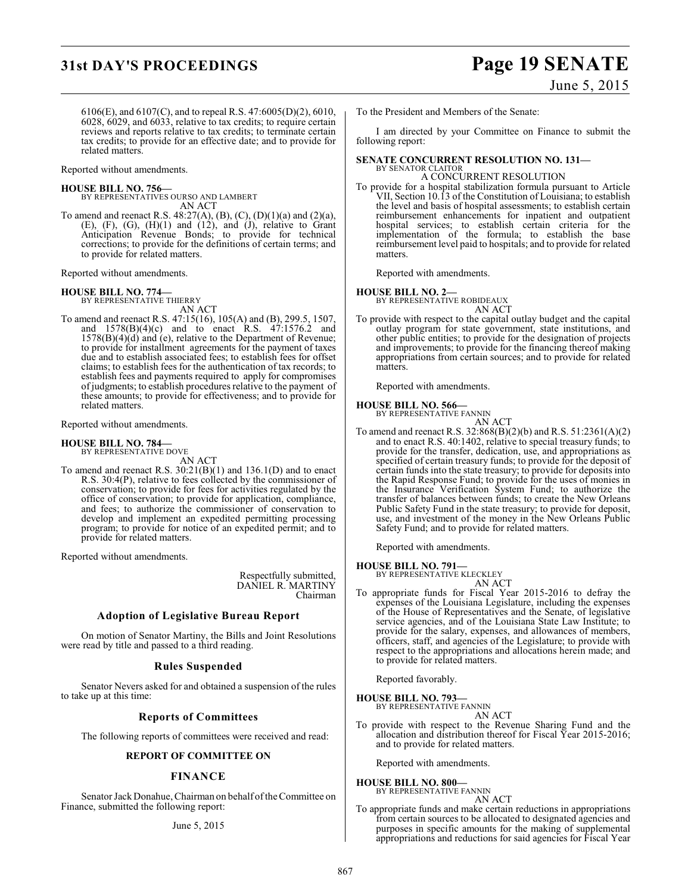6106(E), and 6107(C), and to repeal R.S. 47:6005(D)(2), 6010, 6028, 6029, and 6033, relative to tax credits; to require certain reviews and reports relative to tax credits; to terminate certain tax credits; to provide for an effective date; and to provide for related matters.

Reported without amendments.

**HOUSE BILL NO. 756—**
BY REPRESENTATIVES OURSO AND LAMBERT
AN ACT

To amend and reenact R.S. 48:27(A), (B), (C), (D)(1)(a) and (2)(a), (E), (F), (G), (H)(1) and (12), and (J), relative to Grant Anticipation Revenue Bonds; to provide for technical corrections; to provide for the definitions of certain terms; and to provide for related matters.

Reported without amendments.

**HOUSE BILL NO. 774—**
BY REPRESENTATIVE THIERRY
AN ACT

To amend and reenact R.S. 47:15(16), 105(A) and (B), 299.5, 1507, and 1578(B)(4)(c) and to enact R.S. 47:1576.2 and 1578(B)(4)(d) and (e), relative to the Department of Revenue; to provide for installment agreements for the payment of taxes due and to establish associated fees; to establish fees for offset claims; to establish fees for the authentication of tax records; to establish fees and payments required to apply for compromises of judgments; to establish procedures relative to the payment of these amounts; to provide for effectiveness; and to provide for related matters.

Reported without amendments.

**HOUSE BILL NO. 784—**
BY REPRESENTATIVE DOVE
AN ACT

To amend and reenact R.S. 30:21(B)(1) and 136.1(D) and to enact R.S. 30:4(P), relative to fees collected by the commissioner of conservation; to provide for fees for activities regulated by the office of conservation; to provide for application, compliance, and fees; to authorize the commissioner of conservation to develop and implement an expedited permitting processing program; to provide for notice of an expedited permit; and to provide for related matters.

Reported without amendments.

Respectfully submitted,
DANIEL R. MARTINY
Chairman

## Adoption of Legislative Bureau Report

On motion of Senator Martiny, the Bills and Joint Resolutions were read by title and passed to a third reading.

## Rules Suspended

Senator Nevers asked for and obtained a suspension of the rules to take up at this time:

## Reports of Committees

The following reports of committees were received and read:

### REPORT OF COMMITTEE ON

### FINANCE

Senator Jack Donahue, Chairman on behalf of the Committee on Finance, submitted the following report:

June 5, 2015

To the President and Members of the Senate:

I am directed by your Committee on Finance to submit the following report:

**SENATE CONCURRENT RESOLUTION NO. 131—**
BY SENATOR CLAITOR
A CONCURRENT RESOLUTION

To provide for a hospital stabilization formula pursuant to Article VII, Section 10.13 of the Constitution of Louisiana; to establish the level and basis of hospital assessments; to establish certain reimbursement enhancements for inpatient and outpatient hospital services; to establish certain criteria for the implementation of the formula; to establish the base reimbursement level paid to hospitals; and to provide for related matters.

Reported with amendments.

**HOUSE BILL NO. 2—**
BY REPRESENTATIVE ROBIDEAUX
AN ACT

To provide with respect to the capital outlay budget and the capital outlay program for state government, state institutions, and other public entities; to provide for the designation of projects and improvements; to provide for the financing thereof making appropriations from certain sources; and to provide for related matters.

Reported with amendments.

**HOUSE BILL NO. 566—**
BY REPRESENTATIVE FANNIN
AN ACT

To amend and reenact R.S. 32:868(B)(2)(b) and R.S. 51:2361(A)(2) and to enact R.S. 40:1402, relative to special treasury funds; to provide for the transfer, dedication, use, and appropriations as specified of certain treasury funds; to provide for the deposit of certain funds into the state treasury; to provide for deposits into the Rapid Response Fund; to provide for the uses of monies in the Insurance Verification System Fund; to authorize the transfer of balances between funds; to create the New Orleans Public Safety Fund in the state treasury; to provide for deposit, use, and investment of the money in the New Orleans Public Safety Fund; and to provide for related matters.

Reported with amendments.

**HOUSE BILL NO. 791—**
BY REPRESENTATIVE KLECKLEY
AN ACT

To appropriate funds for Fiscal Year 2015-2016 to defray the expenses of the Louisiana Legislature, including the expenses of the House of Representatives and the Senate, of legislative service agencies, and of the Louisiana State Law Institute; to provide for the salary, expenses, and allowances of members, officers, staff, and agencies of the Legislature; to provide with respect to the appropriations and allocations herein made; and to provide for related matters.

Reported favorably.

**HOUSE BILL NO. 793—**
BY REPRESENTATIVE FANNIN
AN ACT

To provide with respect to the Revenue Sharing Fund and the allocation and distribution thereof for Fiscal Year 2015-2016; and to provide for related matters.

Reported with amendments.

**HOUSE BILL NO. 800—**
BY REPRESENTATIVE FANNIN
AN ACT

To appropriate funds and make certain reductions in appropriations from certain sources to be allocated to designated agencies and purposes in specific amounts for the making of supplemental appropriations and reductions for said agencies for Fiscal Year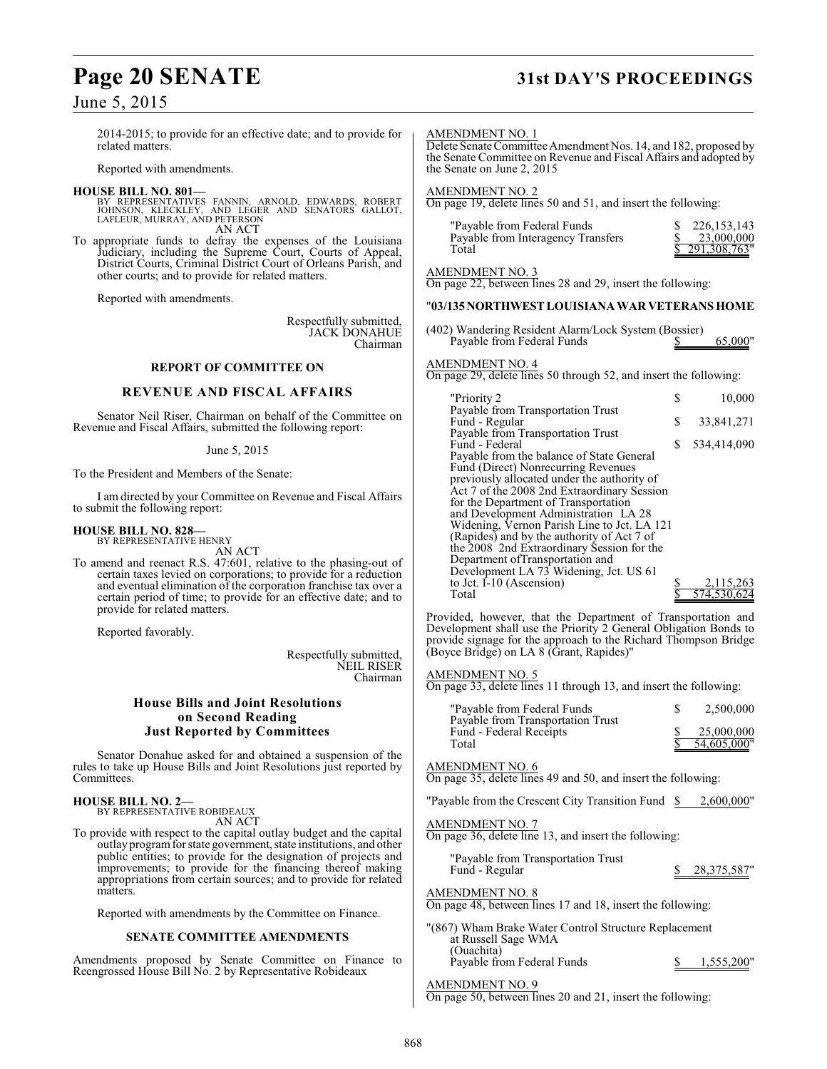2014-2015; to provide for an effective date; and to provide for related matters.

Reported with amendments.

**HOUSE BILL NO. 801—**
BY REPRESENTATIVES FANNIN, ARNOLD, EDWARDS, ROBERT JOHNSON, KLECKLEY, AND LEGER AND SENATORS GALLOT, LAFLEUR, MURRAY, AND PETERSON

AN ACT

To appropriate funds to defray the expenses of the Louisiana Judiciary, including the Supreme Court, Courts of Appeal, District Courts, Criminal District Court of Orleans Parish, and other courts; and to provide for related matters.

Reported with amendments.

Respectfully submitted,
JACK DONAHUE
Chairman

### REPORT OF COMMITTEE ON

## REVENUE AND FISCAL AFFAIRS

Senator Neil Riser, Chairman on behalf of the Committee on Revenue and Fiscal Affairs, submitted the following report:

June 5, 2015

To the President and Members of the Senate:

I am directed by your Committee on Revenue and Fiscal Affairs to submit the following report:

**HOUSE BILL NO. 828—**
BY REPRESENTATIVE HENRY

AN ACT

To amend and reenact R.S. 47:601, relative to the phasing-out of certain taxes levied on corporations; to provide for a reduction and eventual elimination of the corporation franchise tax over a certain period of time; to provide for an effective date; and to provide for related matters.

Reported favorably.

Respectfully submitted,
NEIL RISER
Chairman

### House Bills and Joint Resolutions on Second Reading Just Reported by Committees

Senator Donahue asked for and obtained a suspension of the rules to take up House Bills and Joint Resolutions just reported by Committees.

**HOUSE BILL NO. 2—**
BY REPRESENTATIVE ROBIDEAUX

AN ACT

To provide with respect to the capital outlay budget and the capital outlay program for state government, state institutions, and other public entities; to provide for the designation of projects and improvements; to provide for the financing thereof making appropriations from certain sources; and to provide for related matters.

Reported with amendments by the Committee on Finance.

### SENATE COMMITTEE AMENDMENTS

Amendments proposed by Senate Committee on Finance to Reengrossed House Bill No. 2 by Representative Robideaux

AMENDMENT NO. 1

Delete Senate Committee Amendment Nos. 14, and 182, proposed by the Senate Committee on Revenue and Fiscal Affairs and adopted by the Senate on June 2, 2015

AMENDMENT NO. 2

On page 19, delete lines 50 and 51, and insert the following:

| | |
|---|---|
| "Payable from Federal Funds | $ 226,153,143 |
| Payable from Interagency Transfers | $ 23,000,000 |
| Total | $ 291,308,763" |

AMENDMENT NO. 3

On page 22, between lines 28 and 29, insert the following:

"**03/135 NORTHWEST LOUISIANA WAR VETERANS HOME**

| | |
|---|---|
| (402) Wandering Resident Alarm/Lock System (Bossier) Payable from Federal Funds | $ 65,000" |

AMENDMENT NO. 4

On page 29, delete lines 50 through 52, and insert the following:

| | |
|---|---|
| "Priority 2 | $ 10,000 |
| Payable from Transportation Trust Fund - Regular | $ 33,841,271 |
| Payable from Transportation Trust Fund - Federal | $ 534,414,090 |
| Payable from the balance of State General Fund (Direct) Nonrecurring Revenues previously allocated under the authority of Act 7 of the 2008 2nd Extraordinary Session for the Department of Transportation and Development Administration LA 28 Widening, Vernon Parish Line to Jct. LA 121 (Rapides) and by the authority of Act 7 of the 2008 2nd Extraordinary Session for the Department ofTransportation and Development LA 73 Widening, Jct. US 61 to Jct. I-10 (Ascension) | $ 2,115,263 |
| Total | $ 574,530,624 |

Provided, however, that the Department of Transportation and Development shall use the Priority 2 General Obligation Bonds to provide signage for the approach to the Richard Thompson Bridge (Boyce Bridge) on LA 8 (Grant, Rapides)"

AMENDMENT NO. 5

On page 33, delete lines 11 through 13, and insert the following:

| | |
|---|---|
| "Payable from Federal Funds | $ 2,500,000 |
| Payable from Transportation Trust Fund - Federal Receipts | $ 25,000,000 |
| Total | $ 54,605,000" |

AMENDMENT NO. 6

On page 35, delete lines 49 and 50, and insert the following:

"Payable from the Crescent City Transition Fund $ 2,600,000"

AMENDMENT NO. 7

On page 36, delete line 13, and insert the following:

"Payable from Transportation Trust Fund - Regular $ 28,375,587"

AMENDMENT NO. 8

On page 48, between lines 17 and 18, insert the following:

"(867) Wham Brake Water Control Structure Replacement at Russell Sage WMA (Ouachita)
Payable from Federal Funds $ 1,555,200"

AMENDMENT NO. 9

On page 50, between lines 20 and 21, insert the following: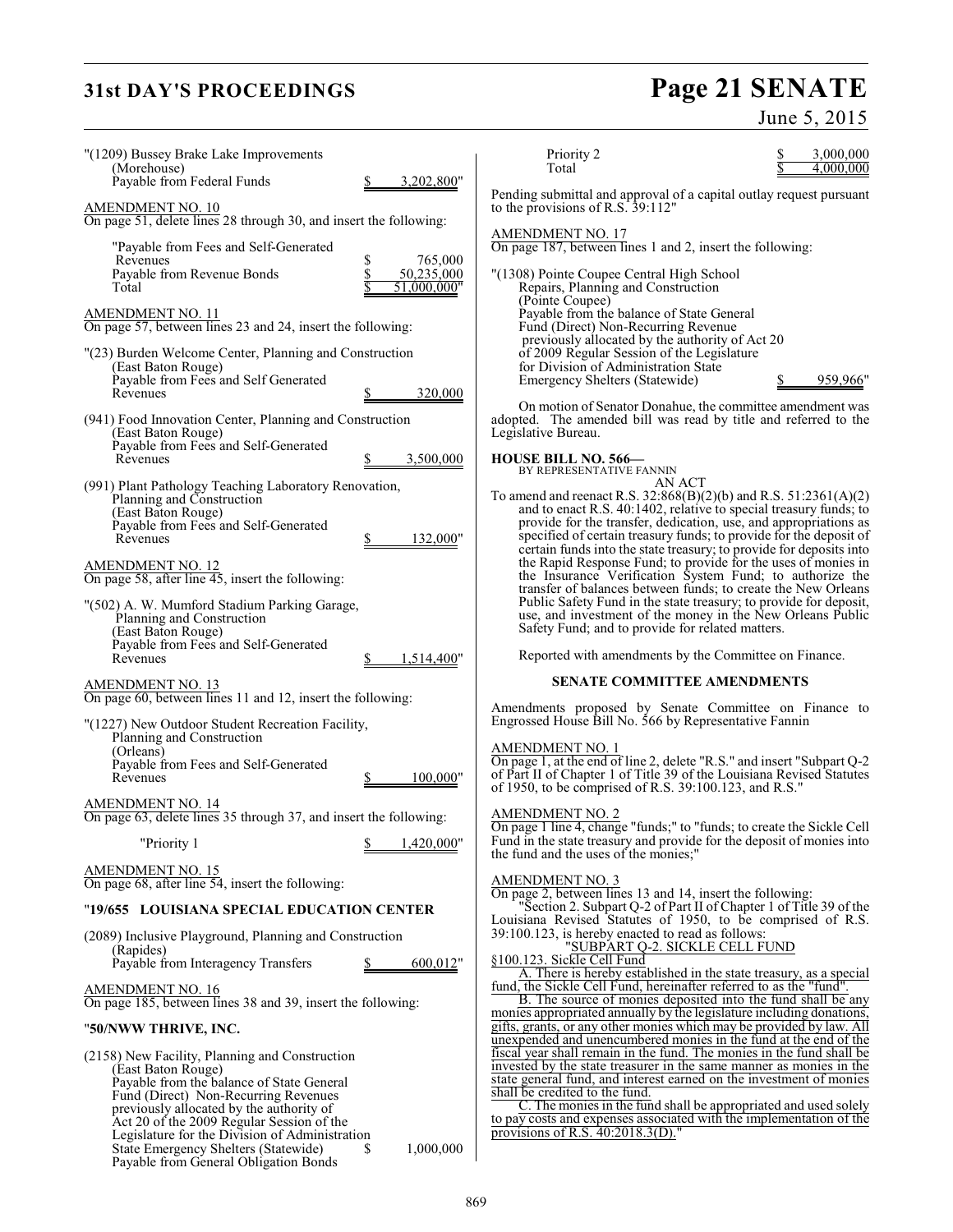"(1209) Bussey Brake Lake Improvements
(Morehouse)
Payable from Federal Funds $ 3,202,800"

AMENDMENT NO. 10
On page 51, delete lines 28 through 30, and insert the following:

"Payable from Fees and Self-Generated Revenues $ 765,000
Payable from Revenue Bonds $ 50,235,000
Total $ 51,000,000"

AMENDMENT NO. 11
On page 57, between lines 23 and 24, insert the following:

"(23) Burden Welcome Center, Planning and Construction
(East Baton Rouge)
Payable from Fees and Self Generated Revenues $ 320,000

(941) Food Innovation Center, Planning and Construction
(East Baton Rouge)
Payable from Fees and Self-Generated Revenues $ 3,500,000

(991) Plant Pathology Teaching Laboratory Renovation, Planning and Construction
(East Baton Rouge)
Payable from Fees and Self-Generated Revenues $ 132,000"

AMENDMENT NO. 12
On page 58, after line 45, insert the following:

"(502) A. W. Mumford Stadium Parking Garage, Planning and Construction
(East Baton Rouge)
Payable from Fees and Self-Generated Revenues $ 1,514,400"

AMENDMENT NO. 13
On page 60, between lines 11 and 12, insert the following:

"(1227) New Outdoor Student Recreation Facility, Planning and Construction
(Orleans)
Payable from Fees and Self-Generated Revenues $ 100,000"

AMENDMENT NO. 14
On page 63, delete lines 35 through 37, and insert the following:

"Priority 1 $ 1,420,000"

AMENDMENT NO. 15
On page 68, after line 54, insert the following:

"**19/655 LOUISIANA SPECIAL EDUCATION CENTER**

(2089) Inclusive Playground, Planning and Construction
(Rapides)
Payable from Interagency Transfers $ 600,012"

AMENDMENT NO. 16
On page 185, between lines 38 and 39, insert the following:

"**50/NWW THRIVE, INC.**

(2158) New Facility, Planning and Construction
(East Baton Rouge)
Payable from the balance of State General Fund (Direct) Non-Recurring Revenues previously allocated by the authority of Act 20 of the 2009 Regular Session of the Legislature for the Division of Administration State Emergency Shelters (Statewide) $ 1,000,000
Payable from General Obligation Bonds
Priority 2 $ 3,000,000
Total $ 4,000,000

Pending submittal and approval of a capital outlay request pursuant to the provisions of R.S. 39:112"

AMENDMENT NO. 17
On page 187, between lines 1 and 2, insert the following:

"(1308) Pointe Coupee Central High School Repairs, Planning and Construction
(Pointe Coupee)
Payable from the balance of State General Fund (Direct) Non-Recurring Revenue previously allocated by the authority of Act 20 of 2009 Regular Session of the Legislature for Division of Administration State Emergency Shelters (Statewide) $ 959,966"

On motion of Senator Donahue, the committee amendment was adopted. The amended bill was read by title and referred to the Legislative Bureau.

**HOUSE BILL NO. 566—**
BY REPRESENTATIVE FANNIN

AN ACT

To amend and reenact R.S. 32:868(B)(2)(b) and R.S. 51:2361(A)(2) and to enact R.S. 40:1402, relative to special treasury funds; to provide for the transfer, dedication, use, and appropriations as specified of certain treasury funds; to provide for the deposit of certain funds into the state treasury; to provide for deposits into the Rapid Response Fund; to provide for the uses of monies in the Insurance Verification System Fund; to authorize the transfer of balances between funds; to create the New Orleans Public Safety Fund in the state treasury; to provide for deposit, use, and investment of the money in the New Orleans Public Safety Fund; and to provide for related matters.

Reported with amendments by the Committee on Finance.

**SENATE COMMITTEE AMENDMENTS**

Amendments proposed by Senate Committee on Finance to Engrossed House Bill No. 566 by Representative Fannin

AMENDMENT NO. 1
On page 1, at the end of line 2, delete "R.S." and insert "Subpart Q-2 of Part II of Chapter 1 of Title 39 of the Louisiana Revised Statutes of 1950, to be comprised of R.S. 39:100.123, and R.S."

AMENDMENT NO. 2
On page 1 line 4, change "funds;" to "funds; to create the Sickle Cell Fund in the state treasury and provide for the deposit of monies into the fund and the uses of the monies;"

AMENDMENT NO. 3
On page 2, between lines 13 and 14, insert the following:

"Section 2. Subpart Q-2 of Part II of Chapter 1 of Title 39 of the Louisiana Revised Statutes of 1950, to be comprised of R.S. 39:100.123, is hereby enacted to read as follows:

SUBPART Q-2. SICKLE CELL FUND

§100.123. Sickle Cell Fund

A. There is hereby established in the state treasury, as a special fund, the Sickle Cell Fund, hereinafter referred to as the "fund".

B. The source of monies deposited into the fund shall be any monies appropriated annually by the legislature including donations, gifts, grants, or any other monies which may be provided by law. All unexpended and unencumbered monies in the fund at the end of the fiscal year shall remain in the fund. The monies in the fund shall be invested by the state treasurer in the same manner as monies in the state general fund, and interest earned on the investment of monies shall be credited to the fund.

C. The monies in the fund shall be appropriated and used solely to pay costs and expenses associated with the implementation of the provisions of R.S. 40:2018.3(D)."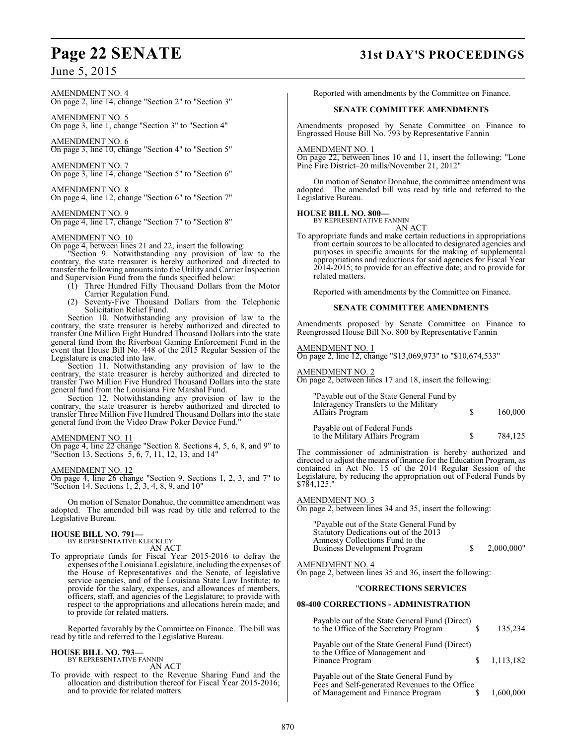AMENDMENT NO. 4
On page 2, line 14, change "Section 2" to "Section 3"

AMENDMENT NO. 5
On page 3, line 1, change "Section 3" to "Section 4"

AMENDMENT NO. 6
On page 3, line 10, change "Section 4" to "Section 5"

AMENDMENT NO. 7
On page 3, line 14, change "Section 5" to "Section 6"

AMENDMENT NO. 8
On page 4, line 12, change "Section 6" to "Section 7"

AMENDMENT NO. 9
On page 4, line 17, change "Section 7" to "Section 8"

AMENDMENT NO. 10
On page 4, between lines 21 and 22, insert the following:

"Section 9. Notwithstanding any provision of law to the contrary, the state treasurer is hereby authorized and directed to transfer the following amounts into the Utility and Carrier Inspection and Supervision Fund from the funds specified below:

(1) Three Hundred Fifty Thousand Dollars from the Motor Carrier Regulation Fund.

(2) Seventy-Five Thousand Dollars from the Telephonic Solicitation Relief Fund.

Section 10. Notwithstanding any provision of law to the contrary, the state treasurer is hereby authorized and directed to transfer One Million Eight Hundred Thousand Dollars into the state general fund from the Riverboat Gaming Enforcement Fund in the event that House Bill No. 448 of the 2015 Regular Session of the Legislature is enacted into law.

Section 11. Notwithstanding any provision of law to the contrary, the state treasurer is hereby authorized and directed to transfer Two Million Five Hundred Thousand Dollars into the state general fund from the Louisiana Fire Marshal Fund.

Section 12. Notwithstanding any provision of law to the contrary, the state treasurer is hereby authorized and directed to transfer Three Million Five Hundred Thousand Dollars into the state general fund from the Video Draw Poker Device Fund."

AMENDMENT NO. 11
On page 4, line 22 change "Section 8. Sections 4, 5, 6, 8, and 9" to "Section 13. Sections 5, 6, 7, 11, 12, 13, and 14"

AMENDMENT NO. 12
On page 4, line 26 change "Section 9. Sections 1, 2, 3, and 7" to "Section 14. Sections 1, 2, 3, 4, 8, 9, and 10"

On motion of Senator Donahue, the committee amendment was adopted. The amended bill was read by title and referred to the Legislative Bureau.

**HOUSE BILL NO. 791—**
BY REPRESENTATIVE KLECKLEY
AN ACT

To appropriate funds for Fiscal Year 2015-2016 to defray the expenses of the Louisiana Legislature, including the expenses of the House of Representatives and the Senate, of legislative service agencies, and of the Louisiana State Law Institute; to provide for the salary, expenses, and allowances of members, officers, staff, and agencies of the Legislature; to provide with respect to the appropriations and allocations herein made; and to provide for related matters.

Reported favorably by the Committee on Finance. The bill was read by title and referred to the Legislative Bureau.

**HOUSE BILL NO. 793—**
BY REPRESENTATIVE FANNIN
AN ACT

To provide with respect to the Revenue Sharing Fund and the allocation and distribution thereof for Fiscal Year 2015-2016; and to provide for related matters.

Reported with amendments by the Committee on Finance.

**SENATE COMMITTEE AMENDMENTS**

Amendments proposed by Senate Committee on Finance to Engrossed House Bill No. 793 by Representative Fannin

AMENDMENT NO. 1
On page 22, between lines 10 and 11, insert the following: "Lone Pine Fire District–20 mills/November 21, 2012"

On motion of Senator Donahue, the committee amendment was adopted. The amended bill was read by title and referred to the Legislative Bureau.

**HOUSE BILL NO. 800—**
BY REPRESENTATIVE FANNIN
AN ACT

To appropriate funds and make certain reductions in appropriations from certain sources to be allocated to designated agencies and purposes in specific amounts for the making of supplemental appropriations and reductions for said agencies for Fiscal Year 2014-2015; to provide for an effective date; and to provide for related matters.

Reported with amendments by the Committee on Finance.

**SENATE COMMITTEE AMENDMENTS**

Amendments proposed by Senate Committee on Finance to Reengrossed House Bill No. 800 by Representative Fannin

AMENDMENT NO. 1
On page 2, line 12, change "$13,069,973" to "$10,674,533"

AMENDMENT NO. 2
On page 2, between lines 17 and 18, insert the following:

| | | |
|---|---|---|
| "Payable out of the State General Fund by Interagency Transfers to the Military Affairs Program | $ | 160,000 |
| Payable out of Federal Funds to the Military Affairs Program | $ | 784,125 |

The commissioner of administration is hereby authorized and directed to adjust the means of finance for the Education Program, as contained in Act No. 15 of the 2014 Regular Session of the Legislature, by reducing the appropriation out of Federal Funds by $784,125."

AMENDMENT NO. 3
On page 2, between lines 34 and 35, insert the following:

| | | |
|---|---|---|
| "Payable out of the State General Fund by Statutory Dedications out of the 2013 Amnesty Collections Fund to the Business Development Program | $ | 2,000,000" |

AMENDMENT NO. 4
On page 2, between lines 35 and 36, insert the following:

"**CORRECTIONS SERVICES**

**08-400 CORRECTIONS - ADMINISTRATION**

| | | |
|---|---|---|
| Payable out of the State General Fund (Direct) to the Office of the Secretary Program | $ | 135,234 |
| Payable out of the State General Fund (Direct) to the Office of Management and Finance Program | $ | 1,113,182 |
| Payable out of the State General Fund by Fees and Self-generated Revenues to the Office of Management and Finance Program | $ | 1,600,000 |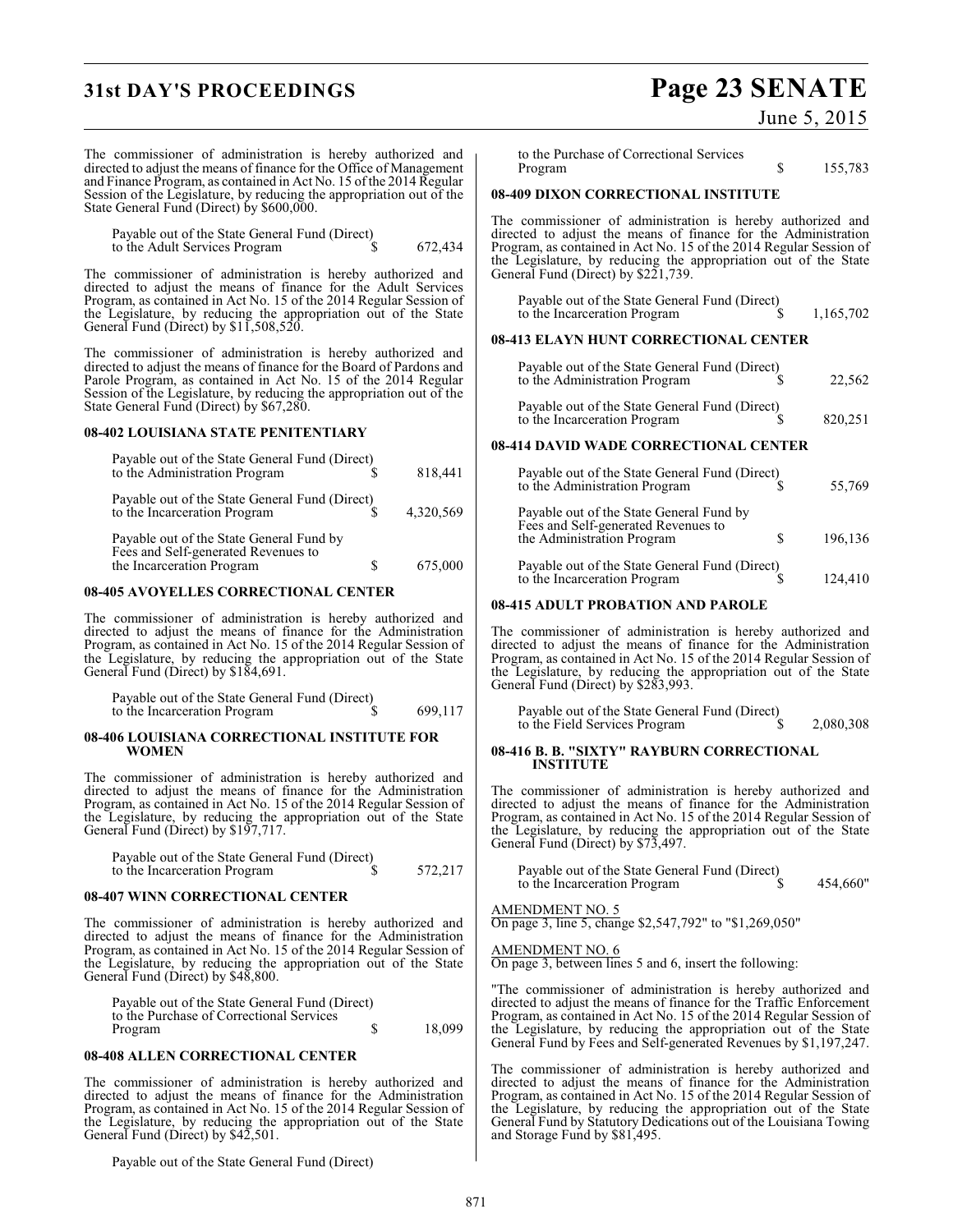The commissioner of administration is hereby authorized and directed to adjust the means of finance for the Office of Management and Finance Program, as contained in Act No. 15 of the 2014 Regular Session of the Legislature, by reducing the appropriation out of the State General Fund (Direct) by $600,000.

| | | |
|---|---|---|
| Payable out of the State General Fund (Direct) to the Adult Services Program | $ | 672,434 |

The commissioner of administration is hereby authorized and directed to adjust the means of finance for the Adult Services Program, as contained in Act No. 15 of the 2014 Regular Session of the Legislature, by reducing the appropriation out of the State General Fund (Direct) by $11,508,520.

The commissioner of administration is hereby authorized and directed to adjust the means of finance for the Board of Pardons and Parole Program, as contained in Act No. 15 of the 2014 Regular Session of the Legislature, by reducing the appropriation out of the State General Fund (Direct) by $67,280.

**08-402 LOUISIANA STATE PENITENTIARY**

| | | |
|---|---|---|
| Payable out of the State General Fund (Direct) to the Administration Program | $ | 818,441 |
| Payable out of the State General Fund (Direct) to the Incarceration Program | $ | 4,320,569 |
| Payable out of the State General Fund by Fees and Self-generated Revenues to the Incarceration Program | $ | 675,000 |

**08-405 AVOYELLES CORRECTIONAL CENTER**

The commissioner of administration is hereby authorized and directed to adjust the means of finance for the Administration Program, as contained in Act No. 15 of the 2014 Regular Session of the Legislature, by reducing the appropriation out of the State General Fund (Direct) by $184,691.

| | | |
|---|---|---|
| Payable out of the State General Fund (Direct) to the Incarceration Program | $ | 699,117 |

**08-406 LOUISIANA CORRECTIONAL INSTITUTE FOR WOMEN**

The commissioner of administration is hereby authorized and directed to adjust the means of finance for the Administration Program, as contained in Act No. 15 of the 2014 Regular Session of the Legislature, by reducing the appropriation out of the State General Fund (Direct) by $197,717.

| | | |
|---|---|---|
| Payable out of the State General Fund (Direct) to the Incarceration Program | $ | 572,217 |

**08-407 WINN CORRECTIONAL CENTER**

The commissioner of administration is hereby authorized and directed to adjust the means of finance for the Administration Program, as contained in Act No. 15 of the 2014 Regular Session of the Legislature, by reducing the appropriation out of the State General Fund (Direct) by $48,800.

| | | |
|---|---|---|
| Payable out of the State General Fund (Direct) to the Purchase of Correctional Services Program | $ | 18,099 |

**08-408 ALLEN CORRECTIONAL CENTER**

The commissioner of administration is hereby authorized and directed to adjust the means of finance for the Administration Program, as contained in Act No. 15 of the 2014 Regular Session of the Legislature, by reducing the appropriation out of the State General Fund (Direct) by $42,501.

| | | |
|---|---|---|
| Payable out of the State General Fund (Direct) to the Purchase of Correctional Services Program | $ | 155,783 |

**08-409 DIXON CORRECTIONAL INSTITUTE**

The commissioner of administration is hereby authorized and directed to adjust the means of finance for the Administration Program, as contained in Act No. 15 of the 2014 Regular Session of the Legislature, by reducing the appropriation out of the State General Fund (Direct) by $221,739.

| | | |
|---|---|---|
| Payable out of the State General Fund (Direct) to the Incarceration Program | $ | 1,165,702 |

**08-413 ELAYN HUNT CORRECTIONAL CENTER**

| | | |
|---|---|---|
| Payable out of the State General Fund (Direct) to the Administration Program | $ | 22,562 |
| Payable out of the State General Fund (Direct) to the Incarceration Program | $ | 820,251 |

**08-414 DAVID WADE CORRECTIONAL CENTER**

| | | |
|---|---|---|
| Payable out of the State General Fund (Direct) to the Administration Program | $ | 55,769 |
| Payable out of the State General Fund by Fees and Self-generated Revenues to the Administration Program | $ | 196,136 |
| Payable out of the State General Fund (Direct) to the Incarceration Program | $ | 124,410 |

**08-415 ADULT PROBATION AND PAROLE**

The commissioner of administration is hereby authorized and directed to adjust the means of finance for the Administration Program, as contained in Act No. 15 of the 2014 Regular Session of the Legislature, by reducing the appropriation out of the State General Fund (Direct) by $283,993.

| | | |
|---|---|---|
| Payable out of the State General Fund (Direct) to the Field Services Program | $ | 2,080,308 |

**08-416 B. B. "SIXTY" RAYBURN CORRECTIONAL INSTITUTE**

The commissioner of administration is hereby authorized and directed to adjust the means of finance for the Administration Program, as contained in Act No. 15 of the 2014 Regular Session of the Legislature, by reducing the appropriation out of the State General Fund (Direct) by $73,497.

| | | |
|---|---|---|
| Payable out of the State General Fund (Direct) to the Incarceration Program | $ | 454,660" |

AMENDMENT NO. 5

On page 3, line 5, change $2,547,792" to "$1,269,050"

AMENDMENT NO. 6

On page 3, between lines 5 and 6, insert the following:

"The commissioner of administration is hereby authorized and directed to adjust the means of finance for the Traffic Enforcement Program, as contained in Act No. 15 of the 2014 Regular Session of the Legislature, by reducing the appropriation out of the State General Fund by Fees and Self-generated Revenues by $1,197,247.

The commissioner of administration is hereby authorized and directed to adjust the means of finance for the Administration Program, as contained in Act No. 15 of the 2014 Regular Session of the Legislature, by reducing the appropriation out of the State General Fund by Statutory Dedications out of the Louisiana Towing and Storage Fund by $81,495.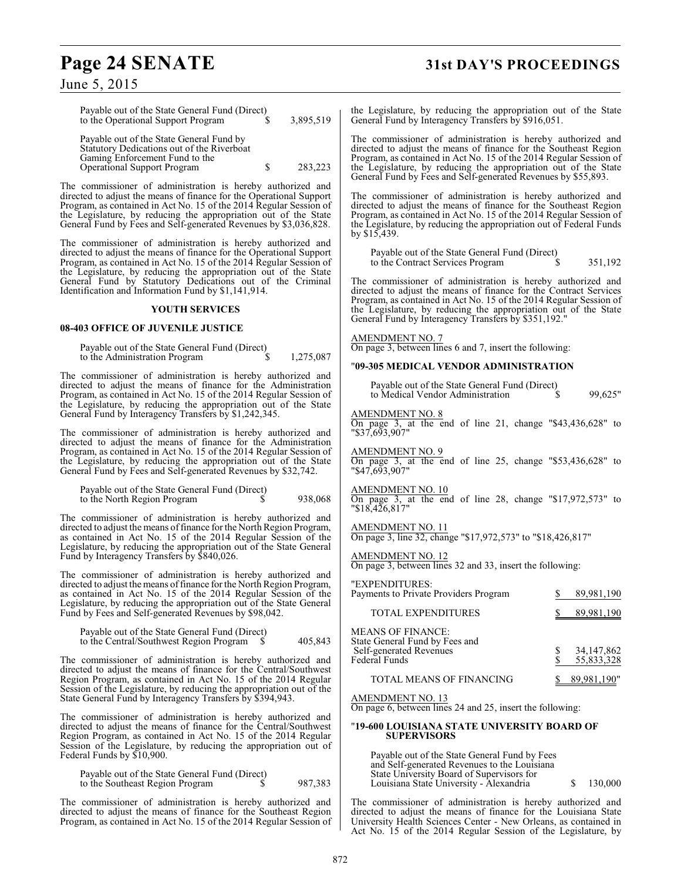| | | |
|---|---|---|
| Payable out of the State General Fund (Direct) to the Operational Support Program | $ | 3,895,519 |
| Payable out of the State General Fund by Statutory Dedications out of the Riverboat Gaming Enforcement Fund to the Operational Support Program | $ | 283,223 |

The commissioner of administration is hereby authorized and directed to adjust the means of finance for the Operational Support Program, as contained in Act No. 15 of the 2014 Regular Session of the Legislature, by reducing the appropriation out of the State General Fund by Fees and Self-generated Revenues by $3,036,828.

The commissioner of administration is hereby authorized and directed to adjust the means of finance for the Operational Support Program, as contained in Act No. 15 of the 2014 Regular Session of the Legislature, by reducing the appropriation out of the State General Fund by Statutory Dedications out of the Criminal Identification and Information Fund by $1,141,914.

**YOUTH SERVICES**

**08-403 OFFICE OF JUVENILE JUSTICE**

| | | |
|---|---|---|
| Payable out of the State General Fund (Direct) to the Administration Program | $ | 1,275,087 |

The commissioner of administration is hereby authorized and directed to adjust the means of finance for the Administration Program, as contained in Act No. 15 of the 2014 Regular Session of the Legislature, by reducing the appropriation out of the State General Fund by Interagency Transfers by $1,242,345.

The commissioner of administration is hereby authorized and directed to adjust the means of finance for the Administration Program, as contained in Act No. 15 of the 2014 Regular Session of the Legislature, by reducing the appropriation out of the State General Fund by Fees and Self-generated Revenues by $32,742.

| | | |
|---|---|---|
| Payable out of the State General Fund (Direct) to the North Region Program | $ | 938,068 |

The commissioner of administration is hereby authorized and directed to adjust the means of finance for the North Region Program, as contained in Act No. 15 of the 2014 Regular Session of the Legislature, by reducing the appropriation out of the State General Fund by Interagency Transfers by $840,026.

The commissioner of administration is hereby authorized and directed to adjust the means of finance for the North Region Program, as contained in Act No. 15 of the 2014 Regular Session of the Legislature, by reducing the appropriation out of the State General Fund by Fees and Self-generated Revenues by $98,042.

| | | |
|---|---|---|
| Payable out of the State General Fund (Direct) to the Central/Southwest Region Program | $ | 405,843 |

The commissioner of administration is hereby authorized and directed to adjust the means of finance for the Central/Southwest Region Program, as contained in Act No. 15 of the 2014 Regular Session of the Legislature, by reducing the appropriation out of the State General Fund by Interagency Transfers by $394,943.

The commissioner of administration is hereby authorized and directed to adjust the means of finance for the Central/Southwest Region Program, as contained in Act No. 15 of the 2014 Regular Session of the Legislature, by reducing the appropriation out of Federal Funds by $10,900.

| | | |
|---|---|---|
| Payable out of the State General Fund (Direct) to the Southeast Region Program | $ | 987,383 |

The commissioner of administration is hereby authorized and directed to adjust the means of finance for the Southeast Region Program, as contained in Act No. 15 of the 2014 Regular Session of the Legislature, by reducing the appropriation out of the State General Fund by Interagency Transfers by $916,051.

The commissioner of administration is hereby authorized and directed to adjust the means of finance for the Southeast Region Program, as contained in Act No. 15 of the 2014 Regular Session of the Legislature, by reducing the appropriation out of the State General Fund by Fees and Self-generated Revenues by $55,893.

The commissioner of administration is hereby authorized and directed to adjust the means of finance for the Southeast Region Program, as contained in Act No. 15 of the 2014 Regular Session of the Legislature, by reducing the appropriation out of Federal Funds by $15,439.

| | | |
|---|---|---|
| Payable out of the State General Fund (Direct) to the Contract Services Program | $ | 351,192 |

The commissioner of administration is hereby authorized and directed to adjust the means of finance for the Contract Services Program, as contained in Act No. 15 of the 2014 Regular Session of the Legislature, by reducing the appropriation out of the State General Fund by Interagency Transfers by $351,192."

AMENDMENT NO. 7
On page 3, between lines 6 and 7, insert the following:

"**09-305 MEDICAL VENDOR ADMINISTRATION**

| | | |
|---|---|---|
| Payable out of the State General Fund (Direct) to Medical Vendor Administration | $ | 99,625" |

AMENDMENT NO. 8
On page 3, at the end of line 21, change "$43,436,628" to "$37,693,907"

AMENDMENT NO. 9
On page 3, at the end of line 25, change "$53,436,628" to "$47,693,907"

AMENDMENT NO. 10
On page 3, at the end of line 28, change "$17,972,573" to "$18,426,817"

AMENDMENT NO. 11
On page 3, line 32, change "$17,972,573" to "$18,426,817"

AMENDMENT NO. 12
On page 3, between lines 32 and 33, insert the following:

| | | |
|---|---|---|
| "EXPENDITURES: | | |
| Payments to Private Providers Program | $ | 89,981,190 |
| TOTAL EXPENDITURES | $ | 89,981,190 |
| MEANS OF FINANCE: | | |
| State General Fund by Fees and Self-generated Revenues | $ | 34,147,862 |
| Federal Funds | $ | 55,833,328 |
| TOTAL MEANS OF FINANCING | $ | 89,981,190" |

AMENDMENT NO. 13
On page 6, between lines 24 and 25, insert the following:

"**19-600 LOUISIANA STATE UNIVERSITY BOARD OF SUPERVISORS**

| | | |
|---|---|---|
| Payable out of the State General Fund by Fees and Self-generated Revenues to the Louisiana State University Board of Supervisors for Louisiana State University - Alexandria | $ | 130,000 |

The commissioner of administration is hereby authorized and directed to adjust the means of finance for the Louisiana State University Health Sciences Center - New Orleans, as contained in Act No. 15 of the 2014 Regular Session of the Legislature, by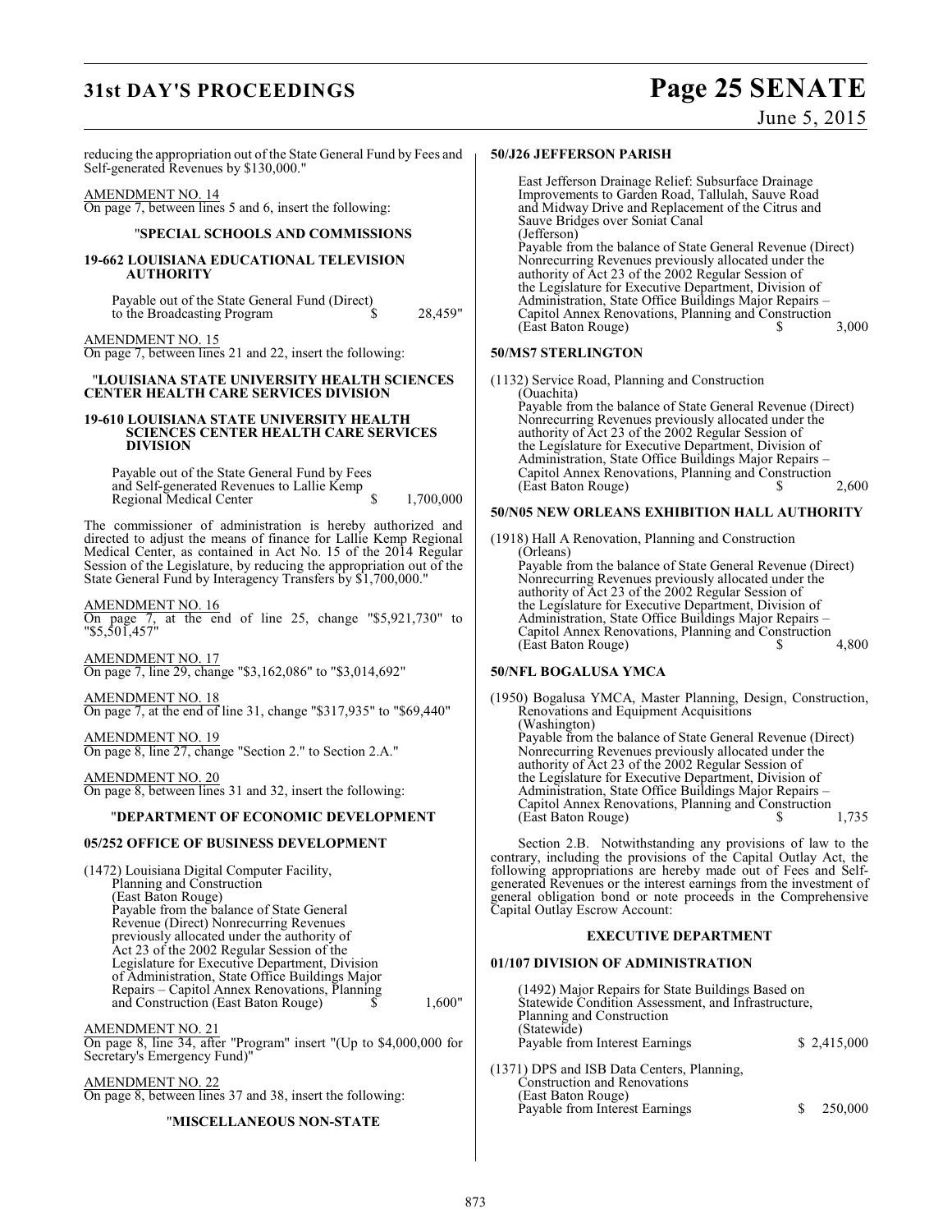reducing the appropriation out of the State General Fund by Fees and Self-generated Revenues by $130,000."

AMENDMENT NO. 14
On page 7, between lines 5 and 6, insert the following:

"**SPECIAL SCHOOLS AND COMMISSIONS**

**19-662 LOUISIANA EDUCATIONAL TELEVISION AUTHORITY**

Payable out of the State General Fund (Direct) to the Broadcasting Program $ 28,459"

AMENDMENT NO. 15
On page 7, between lines 21 and 22, insert the following:

"**LOUISIANA STATE UNIVERSITY HEALTH SCIENCES CENTER HEALTH CARE SERVICES DIVISION**

**19-610 LOUISIANA STATE UNIVERSITY HEALTH SCIENCES CENTER HEALTH CARE SERVICES DIVISION**

Payable out of the State General Fund by Fees and Self-generated Revenues to Lallie Kemp Regional Medical Center $ 1,700,000

The commissioner of administration is hereby authorized and directed to adjust the means of finance for Lallie Kemp Regional Medical Center, as contained in Act No. 15 of the 2014 Regular Session of the Legislature, by reducing the appropriation out of the State General Fund by Interagency Transfers by $1,700,000."

AMENDMENT NO. 16
On page 7, at the end of line 25, change "$5,921,730" to "$5,501,457"

AMENDMENT NO. 17
On page 7, line 29, change "$3,162,086" to "$3,014,692"

AMENDMENT NO. 18
On page 7, at the end of line 31, change "$317,935" to "$69,440"

AMENDMENT NO. 19
On page 8, line 27, change "Section 2." to Section 2.A."

AMENDMENT NO. 20
On page 8, between lines 31 and 32, insert the following:

"**DEPARTMENT OF ECONOMIC DEVELOPMENT**

**05/252 OFFICE OF BUSINESS DEVELOPMENT**

(1472) Louisiana Digital Computer Facility, Planning and Construction (East Baton Rouge)
Payable from the balance of State General Revenue (Direct) Nonrecurring Revenues previously allocated under the authority of Act 23 of the 2002 Regular Session of the Legislature for Executive Department, Division of Administration, State Office Buildings Major Repairs – Capitol Annex Renovations, Planning and Construction (East Baton Rouge) $ 1,600"

AMENDMENT NO. 21
On page 8, line 34, after "Program" insert "(Up to $4,000,000 for Secretary's Emergency Fund)"

AMENDMENT NO. 22
On page 8, between lines 37 and 38, insert the following:

"**MISCELLANEOUS NON-STATE**

**50/J26 JEFFERSON PARISH**

East Jefferson Drainage Relief: Subsurface Drainage Improvements to Garden Road, Tallulah, Sauve Road and Midway Drive and Replacement of the Citrus and Sauve Bridges over Soniat Canal (Jefferson)
Payable from the balance of State General Revenue (Direct) Nonrecurring Revenues previously allocated under the authority of Act 23 of the 2002 Regular Session of the Legislature for Executive Department, Division of Administration, State Office Buildings Major Repairs – Capitol Annex Renovations, Planning and Construction (East Baton Rouge) $ 3,000

**50/MS7 STERLINGTON**

(1132) Service Road, Planning and Construction (Ouachita)
Payable from the balance of State General Revenue (Direct) Nonrecurring Revenues previously allocated under the authority of Act 23 of the 2002 Regular Session of the Legislature for Executive Department, Division of Administration, State Office Buildings Major Repairs – Capitol Annex Renovations, Planning and Construction (East Baton Rouge) $ 2,600

**50/N05 NEW ORLEANS EXHIBITION HALL AUTHORITY**

(1918) Hall A Renovation, Planning and Construction (Orleans)
Payable from the balance of State General Revenue (Direct) Nonrecurring Revenues previously allocated under the authority of Act 23 of the 2002 Regular Session of the Legislature for Executive Department, Division of Administration, State Office Buildings Major Repairs – Capitol Annex Renovations, Planning and Construction (East Baton Rouge) $ 4,800

**50/NFL BOGALUSA YMCA**

(1950) Bogalusa YMCA, Master Planning, Design, Construction, Renovations and Equipment Acquisitions (Washington)
Payable from the balance of State General Revenue (Direct) Nonrecurring Revenues previously allocated under the authority of Act 23 of the 2002 Regular Session of the Legislature for Executive Department, Division of Administration, State Office Buildings Major Repairs – Capitol Annex Renovations, Planning and Construction (East Baton Rouge) $ 1,735

Section 2.B. Notwithstanding any provisions of law to the contrary, including the provisions of the Capital Outlay Act, the following appropriations are hereby made out of Fees and Self-generated Revenues or the interest earnings from the investment of general obligation bond or note proceeds in the Comprehensive Capital Outlay Escrow Account:

**EXECUTIVE DEPARTMENT**

**01/107 DIVISION OF ADMINISTRATION**

(1492) Major Repairs for State Buildings Based on Statewide Condition Assessment, and Infrastructure, Planning and Construction (Statewide)
Payable from Interest Earnings $ 2,415,000

(1371) DPS and ISB Data Centers, Planning, Construction and Renovations (East Baton Rouge)
Payable from Interest Earnings $ 250,000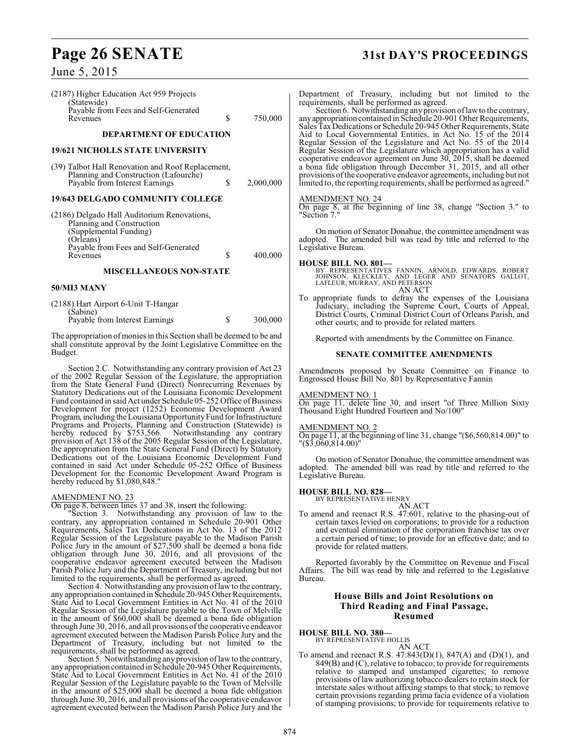(2187) Higher Education Act 959 Projects
(Statewide)
Payable from Fees and Self-Generated
Revenues $ 750,000

**DEPARTMENT OF EDUCATION**

**19/621 NICHOLLS STATE UNIVERSITY**

(39) Talbot Hall Renovation and Roof Replacement,
Planning and Construction (Lafourche)
Payable from Interest Earnings $ 2,000,000

**19/643 DELGADO COMMUNITY COLLEGE**

(2186) Delgado Hall Auditorium Renovations,
Planning and Construction
(Supplemental Funding)
(Orleans)
Payable from Fees and Self-Generated
Revenues $ 400,000

**MISCELLANEOUS NON-STATE**

**50/MI3 MANY**

(2188) Hart Airport 6-Unit T-Hangar
(Sabine)
Payable from Interest Earnings $ 300,000

The appropriation of monies in this Section shall be deemed to be and shall constitute approval by the Joint Legislative Committee on the Budget.

Section 2.C. Notwithstanding any contrary provision of Act 23 of the 2002 Regular Session of the Legislature, the appropriation from the State General Fund (Direct) Nonrecurring Revenues by Statutory Dedications out of the Louisiana Economic Development Fund contained in said Act under Schedule 05-252 Office of Business Development for project (1252) Economic Development Award Program, including the Louisiana Opportunity Fund for Infrastructure Programs and Projects, Planning and Construction (Statewide) is hereby reduced by $753,566. Notwithstanding any contrary provision of Act 138 of the 2005 Regular Session of the Legislature, the appropriation from the State General Fund (Direct) by Statutory Dedications out of the Louisiana Economic Development Fund contained in said Act under Schedule 05-252 Office of Business Development for the Economic Development Award Program is hereby reduced by $1,080,848."

AMENDMENT NO. 23
On page 8, between lines 37 and 38, insert the following:

"Section 3. Notwithstanding any provision of law to the contrary, any appropriation contained in Schedule 20-901 Other Requirements, Sales Tax Dedications in Act No. 13 of the 2012 Regular Session of the Legislature payable to the Madison Parish Police Jury in the amount of $27,500 shall be deemed a bona fide obligation through June 30, 2016, and all provisions of the cooperative endeavor agreement executed between the Madison Parish Police Jury and the Department of Treasury, including but not limited to the requirements, shall be performed as agreed.

Section 4. Notwithstanding any provision of law to the contrary, any appropriation contained in Schedule 20-945 Other Requirements, State Aid to Local Government Entities in Act No. 41 of the 2010 Regular Session of the Legislature payable to the Town of Melville in the amount of $60,000 shall be deemed a bona fide obligation through June 30, 2016, and all provisions of the cooperative endeavor agreement executed between the Madison Parish Police Jury and the Department of Treasury, including but not limited to the requirements, shall be performed as agreed.

Section 5. Notwithstanding any provision of law to the contrary, any appropriation contained in Schedule 20-945 Other Requirements, State Aid to Local Government Entities in Act No. 41 of the 2010 Regular Session of the Legislature payable to the Town of Melville in the amount of $25,000 shall be deemed a bona fide obligation through June 30, 2016, and all provisions of the cooperative endeavor agreement executed between the Madison Parish Police Jury and the Department of Treasury, including but not limited to the requirements, shall be performed as agreed.

Section 6. Notwithstanding any provision of law to the contrary, any appropriation contained in Schedule 20-901 Other Requirements, Sales Tax Dedications or Schedule 20-945 Other Requirements, State Aid to Local Governmental Entities, in Act No. 15 of the 2014 Regular Session of the Legislature and Act No. 55 of the 2014 Regular Session of the Legislature which appropriation has a valid cooperative endeavor agreement on June 30, 2015, shall be deemed a bona fide obligation through December 31, 2015, and all other provisions of the cooperative endeavor agreements, including but not limited to, the reporting requirements, shall be performed as agreed."

AMENDMENT NO. 24
On page 8, at the beginning of line 38, change "Section 3." to "Section 7."

On motion of Senator Donahue, the committee amendment was adopted. The amended bill was read by title and referred to the Legislative Bureau.

**HOUSE BILL NO. 801—**
BY REPRESENTATIVES FANNIN, ARNOLD, EDWARDS, ROBERT JOHNSON, KLECKLEY, AND LEGER AND SENATORS GALLOT, LAFLEUR, MURRAY, AND PETERSON
AN ACT
To appropriate funds to defray the expenses of the Louisiana Judiciary, including the Supreme Court, Courts of Appeal, District Courts, Criminal District Court of Orleans Parish, and other courts; and to provide for related matters.

Reported with amendments by the Committee on Finance.

**SENATE COMMITTEE AMENDMENTS**

Amendments proposed by Senate Committee on Finance to Engrossed House Bill No. 801 by Representative Fannin

AMENDMENT NO. 1
On page 11, delete line 30, and insert "of Three Million Sixty Thousand Eight Hundred Fourteen and No/100"

AMENDMENT NO. 2
On page 11, at the beginning of line 31, change "($6,560,814.00)" to "($3,060,814.00)"

On motion of Senator Donahue, the committee amendment was adopted. The amended bill was read by title and referred to the Legislative Bureau.

**HOUSE BILL NO. 828—**
BY REPRESENTATIVE HENRY
AN ACT
To amend and reenact R.S. 47:601, relative to the phasing-out of certain taxes levied on corporations; to provide for a reduction and eventual elimination of the corporation franchise tax over a certain period of time; to provide for an effective date; and to provide for related matters.

Reported favorably by the Committee on Revenue and Fiscal Affairs. The bill was read by title and referred to the Legislative Bureau.

## House Bills and Joint Resolutions on Third Reading and Final Passage, Resumed

**HOUSE BILL NO. 380—**
BY REPRESENTATIVE HOLLIS
AN ACT
To amend and reenact R.S. 47:843(D)(1), 847(A) and (D)(1), and 849(B) and (C), relative to tobacco; to provide for requirements relative to stamped and unstamped cigarettes; to remove provisions of law authorizing tobacco dealers to retain stock for interstate sales without affixing stamps to that stock; to remove certain provisions regarding prima facia evidence of a violation of stamping provisions; to provide for requirements relative to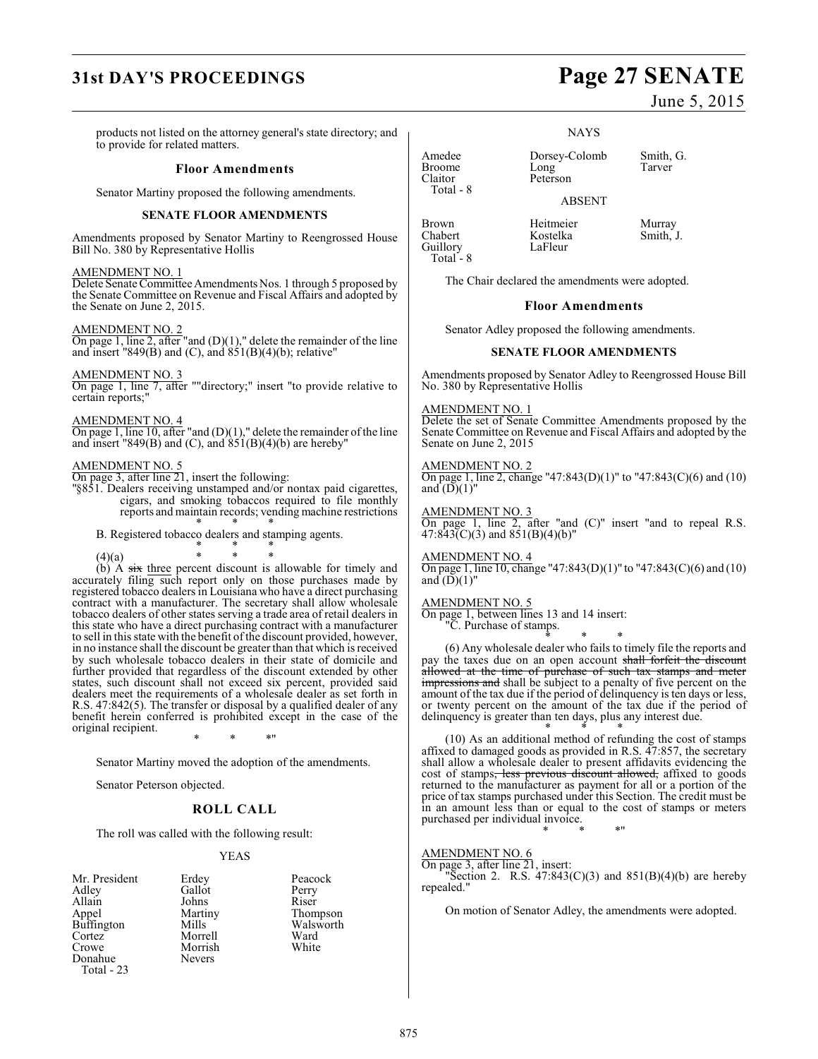products not listed on the attorney general's state directory; and to provide for related matters.

## Floor Amendments

Senator Martiny proposed the following amendments.

### SENATE FLOOR AMENDMENTS

Amendments proposed by Senator Martiny to Reengrossed House Bill No. 380 by Representative Hollis

AMENDMENT NO. 1

Delete Senate Committee Amendments Nos. 1 through 5 proposed by the Senate Committee on Revenue and Fiscal Affairs and adopted by the Senate on June 2, 2015.

AMENDMENT NO. 2

On page 1, line 2, after "and (D)(1)," delete the remainder of the line and insert "849(B) and (C), and 851(B)(4)(b); relative"

AMENDMENT NO. 3

On page 1, line 7, after ""directory;" insert "to provide relative to certain reports;"

AMENDMENT NO. 4

On page 1, line 10, after "and (D)(1)," delete the remainder of the line and insert "849(B) and (C), and 851(B)(4)(b) are hereby"

AMENDMENT NO. 5

On page 3, after line 21, insert the following:

"§851. Dealers receiving unstamped and/or nontax paid cigarettes, cigars, and smoking tobaccos required to file monthly reports and maintain records; vending machine restrictions

\* \* \*

B. Registered tobacco dealers and stamping agents.

\* \* \*

(4)(a) \* \* \*

(b) A ~~six~~ three percent discount is allowable for timely and accurately filing such report only on those purchases made by registered tobacco dealers in Louisiana who have a direct purchasing contract with a manufacturer. The secretary shall allow wholesale tobacco dealers of other states serving a trade area of retail dealers in this state who have a direct purchasing contract with a manufacturer to sell in this state with the benefit of the discount provided, however, in no instance shall the discount be greater than that which is received by such wholesale tobacco dealers in their state of domicile and further provided that regardless of the discount extended by other states, such discount shall not exceed six percent, provided said dealers meet the requirements of a wholesale dealer as set forth in R.S. 47:842(5). The transfer or disposal by a qualified dealer of any benefit herein conferred is prohibited except in the case of the original recipient.

\* \* \*"

Senator Martiny moved the adoption of the amendments.

Senator Peterson objected.

## ROLL CALL

The roll was called with the following result:

YEAS

| | | |
|---|---|---|
| Mr. President | Erdey | Peacock |
| Adley | Gallot | Perry |
| Allain | Johns | Riser |
| Appel | Martiny | Thompson |
| Buffington | Mills | Walsworth |
| Cortez | Morrell | Ward |
| Crowe | Morrish | White |
| Donahue | Nevers | |

Total - 23

NAYS

| | | |
|---|---|---|
| Amedee | Dorsey-Colomb | Smith, G. |
| Broome | Long | Tarver |
| Claitor | Peterson | |

Total - 8

ABSENT

| | | |
|---|---|---|
| Brown | Heitmeier | Murray |
| Chabert | Kostelka | Smith, J. |
| Guillory | LaFleur | |

Total - 8

The Chair declared the amendments were adopted.

## Floor Amendments

Senator Adley proposed the following amendments.

### SENATE FLOOR AMENDMENTS

Amendments proposed by Senator Adley to Reengrossed House Bill No. 380 by Representative Hollis

AMENDMENT NO. 1

Delete the set of Senate Committee Amendments proposed by the Senate Committee on Revenue and Fiscal Affairs and adopted by the Senate on June 2, 2015

AMENDMENT NO. 2

On page 1, line 2, change "47:843(D)(1)" to "47:843(C)(6) and (10) and (D)(1)"

AMENDMENT NO. 3

On page 1, line 2, after "and (C)" insert "and to repeal R.S. 47:843(C)(3) and 851(B)(4)(b)"

AMENDMENT NO. 4

On page 1, line 10, change "47:843(D)(1)" to "47:843(C)(6) and (10) and (D)(1)"

AMENDMENT NO. 5

On page 1, between lines 13 and 14 insert:

"C. Purchase of stamps.

\* \* \*

(6) Any wholesale dealer who fails to timely file the reports and pay the taxes due on an open account ~~shall forfeit the discount allowed at the time of purchase of such tax stamps and meter impressions and~~ shall be subject to a penalty of five percent on the amount of the tax due if the period of delinquency is ten days or less, or twenty percent on the amount of the tax due if the period of delinquency is greater than ten days, plus any interest due.

\* \* \*

(10) As an additional method of refunding the cost of stamps affixed to damaged goods as provided in R.S. 47:857, the secretary shall allow a wholesale dealer to present affidavits evidencing the cost of stamps~~, less previous discount allowed,~~ affixed to goods returned to the manufacturer as payment for all or a portion of the price of tax stamps purchased under this Section. The credit must be in an amount less than or equal to the cost of stamps or meters purchased per individual invoice.

\* \* \*"

AMENDMENT NO. 6

On page 3, after line 21, insert:

"Section 2. R.S. 47:843(C)(3) and 851(B)(4)(b) are hereby repealed."

On motion of Senator Adley, the amendments were adopted.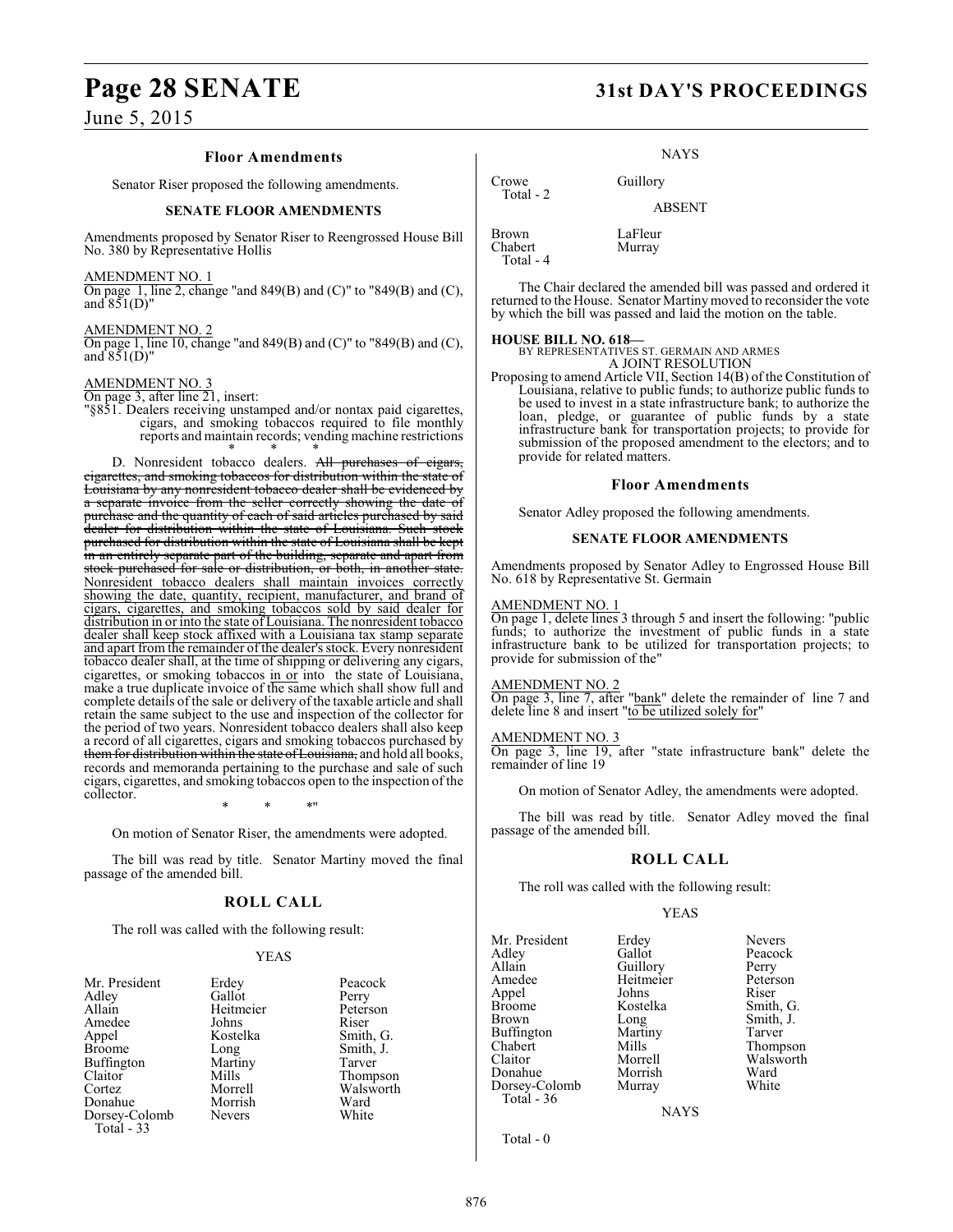### Floor Amendments

Senator Riser proposed the following amendments.

#### SENATE FLOOR AMENDMENTS

Amendments proposed by Senator Riser to Reengrossed House Bill No. 380 by Representative Hollis

AMENDMENT NO. 1

On page 1, line 2, change "and 849(B) and (C)" to "849(B) and (C), and 851(D)"

AMENDMENT NO. 2

On page 1, line 10, change "and 849(B) and (C)" to "849(B) and (C), and 851(D)"

AMENDMENT NO. 3

On page 3, after line 21, insert:

"§851. Dealers receiving unstamped and/or nontax paid cigarettes, cigars, and smoking tobaccos required to file monthly reports and maintain records; vending machine restrictions

\* \* \*

D. Nonresident tobacco dealers. ~~All purchases of cigars, cigarettes, and smoking tobaccos for distribution within the state of Louisiana by any nonresident tobacco dealer shall be evidenced by a separate invoice from the seller correctly showing the date of purchase and the quantity of each of said articles purchased by said dealer for distribution within the state of Louisiana. Such stock purchased for distribution within the state of Louisiana shall be kept in an entirely separate part of the building, separate and apart from stock purchased for sale or distribution, or both, in another state.~~ Nonresident tobacco dealers shall maintain invoices correctly showing the date, quantity, recipient, manufacturer, and brand of cigars, cigarettes, and smoking tobaccos sold by said dealer for distribution in or into the state of Louisiana. The nonresident tobacco dealer shall keep stock affixed with a Louisiana tax stamp separate and apart from the remainder of the dealer's stock. Every nonresident tobacco dealer shall, at the time of shipping or delivering any cigars, cigarettes, or smoking tobaccos in or into the state of Louisiana, make a true duplicate invoice of the same which shall show full and complete details of the sale or delivery of the taxable article and shall retain the same subject to the use and inspection of the collector for the period of two years. Nonresident tobacco dealers shall also keep a record of all cigarettes, cigars and smoking tobaccos purchased by ~~them for distribution within the state of Louisiana,~~ and hold all books, records and memoranda pertaining to the purchase and sale of such cigars, cigarettes, and smoking tobaccos open to the inspection of the collector.

\* \* \*"

On motion of Senator Riser, the amendments were adopted.

The bill was read by title. Senator Martiny moved the final passage of the amended bill.

### ROLL CALL

The roll was called with the following result:

YEAS

| | | |
|---|---|---|
| Mr. President | Erdey | Peacock |
| Adley | Gallot | Perry |
| Allain | Heitmeier | Peterson |
| Amedee | Johns | Riser |
| Appel | Kostelka | Smith, G. |
| Broome | Long | Smith, J. |
| Buffington | Martiny | Tarver |
| Claitor | Mills | Thompson |
| Cortez | Morrell | Walsworth |
| Donahue | Morrish | Ward |
| Dorsey-Colomb | Nevers | White |

Total - 33

NAYS

| | |
|---|---|
| Crowe | Guillory |

Total - 2

ABSENT

| | |
|---|---|
| Brown | LaFleur |
| Chabert | Murray |

Total - 4

The Chair declared the amended bill was passed and ordered it returned to the House. Senator Martiny moved to reconsider the vote by which the bill was passed and laid the motion on the table.

**HOUSE BILL NO. 618—**
BY REPRESENTATIVES ST. GERMAIN AND ARMES
A JOINT RESOLUTION

Proposing to amend Article VII, Section 14(B) of the Constitution of Louisiana, relative to public funds; to authorize public funds to be used to invest in a state infrastructure bank; to authorize the loan, pledge, or guarantee of public funds by a state infrastructure bank for transportation projects; to provide for submission of the proposed amendment to the electors; and to provide for related matters.

### Floor Amendments

Senator Adley proposed the following amendments.

#### SENATE FLOOR AMENDMENTS

Amendments proposed by Senator Adley to Engrossed House Bill No. 618 by Representative St. Germain

AMENDMENT NO. 1

On page 1, delete lines 3 through 5 and insert the following: "public funds; to authorize the investment of public funds in a state infrastructure bank to be utilized for transportation projects; to provide for submission of the"

AMENDMENT NO. 2

On page 3, line 7, after "bank" delete the remainder of line 7 and delete line 8 and insert "to be utilized solely for"

AMENDMENT NO. 3

On page 3, line 19, after "state infrastructure bank" delete the remainder of line 19

On motion of Senator Adley, the amendments were adopted.

The bill was read by title. Senator Adley moved the final passage of the amended bill.

### ROLL CALL

The roll was called with the following result:

YEAS

| | | |
|---|---|---|
| Mr. President | Erdey | Nevers |
| Adley | Gallot | Peacock |
| Allain | Guillory | Perry |
| Amedee | Heitmeier | Peterson |
| Appel | Johns | Riser |
| Broome | Kostelka | Smith, G. |
| Brown | Long | Smith, J. |
| Buffington | Martiny | Tarver |
| Chabert | Mills | Thompson |
| Claitor | Morrell | Walsworth |
| Donahue | Morrish | Ward |
| Dorsey-Colomb | Murray | White |

Total - 36

NAYS

Total - 0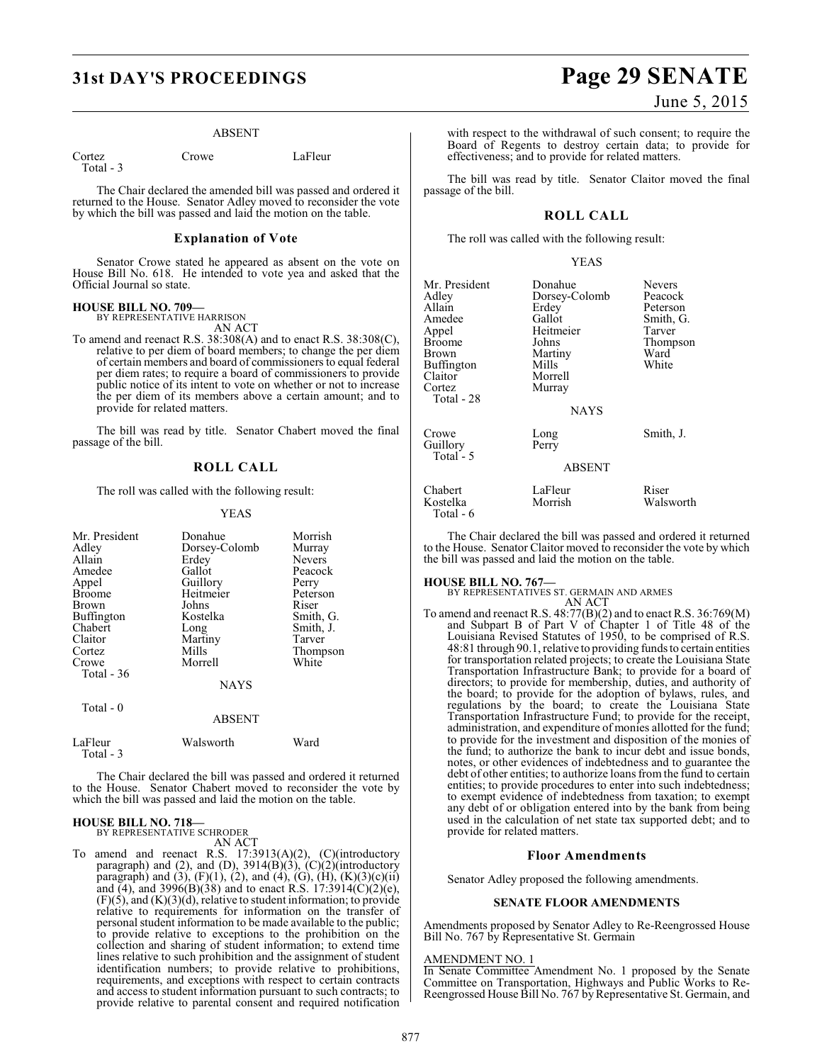ABSENT

| Cortez | Crowe | LaFleur |
|---|---|---|
| Total - 3 | | |

The Chair declared the amended bill was passed and ordered it returned to the House. Senator Adley moved to reconsider the vote by which the bill was passed and laid the motion on the table.

## Explanation of Vote

Senator Crowe stated he appeared as absent on the vote on House Bill No. 618. He intended to vote yea and asked that the Official Journal so state.

**HOUSE BILL NO. 709—**
BY REPRESENTATIVE HARRISON
AN ACT

To amend and reenact R.S. 38:308(A) and to enact R.S. 38:308(C), relative to per diem of board members; to change the per diem of certain members and board of commissioners to equal federal per diem rates; to require a board of commissioners to provide public notice of its intent to vote on whether or not to increase the per diem of its members above a certain amount; and to provide for related matters.

The bill was read by title. Senator Chabert moved the final passage of the bill.

## ROLL CALL

The roll was called with the following result:

YEAS

| Mr. President | Donahue | Morrish |
|---|---|---|
| Adley | Dorsey-Colomb | Murray |
| Allain | Erdey | Nevers |
| Amedee | Gallot | Peacock |
| Appel | Guillory | Perry |
| Broome | Heitmeier | Peterson |
| Brown | Johns | Riser |
| Buffington | Kostelka | Smith, G. |
| Chabert | Long | Smith, J. |
| Claitor | Martiny | Tarver |
| Cortez | Mills | Thompson |
| Crowe | Morrell | White |
| Total - 36 | | |

NAYS

Total - 0

ABSENT

| LaFleur | Walsworth | Ward |
|---|---|---|
| Total - 3 | | |

The Chair declared the bill was passed and ordered it returned to the House. Senator Chabert moved to reconsider the vote by which the bill was passed and laid the motion on the table.

**HOUSE BILL NO. 718—**
BY REPRESENTATIVE SCHRODER
AN ACT

To amend and reenact R.S. 17:3913(A)(2), (C)(introductory paragraph) and (2), and (D), 3914(B)(3), (C)(2)(introductory paragraph) and (3), (F)(1), (2), and (4), (G), (H), (K)(3)(c)(ii) and (4), and 3996(B)(38) and to enact R.S. 17:3914(C)(2)(e), (F)(5), and (K)(3)(d), relative to student information; to provide relative to requirements for information on the transfer of personal student information to be made available to the public; to provide relative to exceptions to the prohibition on the collection and sharing of student information; to extend time lines relative to such prohibition and the assignment of student identification numbers; to provide relative to prohibitions, requirements, and exceptions with respect to certain contracts and access to student information pursuant to such contracts; to provide relative to parental consent and required notification with respect to the withdrawal of such consent; to require the Board of Regents to destroy certain data; to provide for effectiveness; and to provide for related matters.

The bill was read by title. Senator Claitor moved the final passage of the bill.

## ROLL CALL

The roll was called with the following result:

YEAS

| Mr. President | Donahue | Nevers |
|---|---|---|
| Adley | Dorsey-Colomb | Peacock |
| Allain | Erdey | Peterson |
| Amedee | Gallot | Smith, G. |
| Appel | Heitmeier | Tarver |
| Broome | Johns | Thompson |
| Brown | Martiny | Ward |
| Buffington | Mills | White |
| Claitor | Morrell | |
| Cortez | Murray | |
| Total - 28 | | |

NAYS

| Crowe | Long | Smith, J. |
|---|---|---|
| Guillory | Perry | |
| Total - 5 | | |

ABSENT

| Chabert | LaFleur | Riser |
|---|---|---|
| Kostelka | Morrish | Walsworth |
| Total - 6 | | |

The Chair declared the bill was passed and ordered it returned to the House. Senator Claitor moved to reconsider the vote by which the bill was passed and laid the motion on the table.

**HOUSE BILL NO. 767—**
BY REPRESENTATIVES ST. GERMAIN AND ARMES
AN ACT

To amend and reenact R.S. 48:77(B)(2) and to enact R.S. 36:769(M) and Subpart B of Part V of Chapter 1 of Title 48 of the Louisiana Revised Statutes of 1950, to be comprised of R.S. 48:81 through 90.1, relative to providing funds to certain entities for transportation related projects; to create the Louisiana State Transportation Infrastructure Bank; to provide for a board of directors; to provide for membership, duties, and authority of the board; to provide for the adoption of bylaws, rules, and regulations by the board; to create the Louisiana State Transportation Infrastructure Fund; to provide for the receipt, administration, and expenditure of monies allotted for the fund; to provide for the investment and disposition of the monies of the fund; to authorize the bank to incur debt and issue bonds, notes, or other evidences of indebtedness and to guarantee the debt of other entities; to authorize loans from the fund to certain entities; to provide procedures to enter into such indebtedness; to exempt evidence of indebtedness from taxation; to exempt any debt of or obligation entered into by the bank from being used in the calculation of net state tax supported debt; and to provide for related matters.

## Floor Amendments

Senator Adley proposed the following amendments.

## SENATE FLOOR AMENDMENTS

Amendments proposed by Senator Adley to Re-Reengrossed House Bill No. 767 by Representative St. Germain

AMENDMENT NO. 1

In Senate Committee Amendment No. 1 proposed by the Senate Committee on Transportation, Highways and Public Works to Re-Reengrossed House Bill No. 767 by Representative St. Germain, and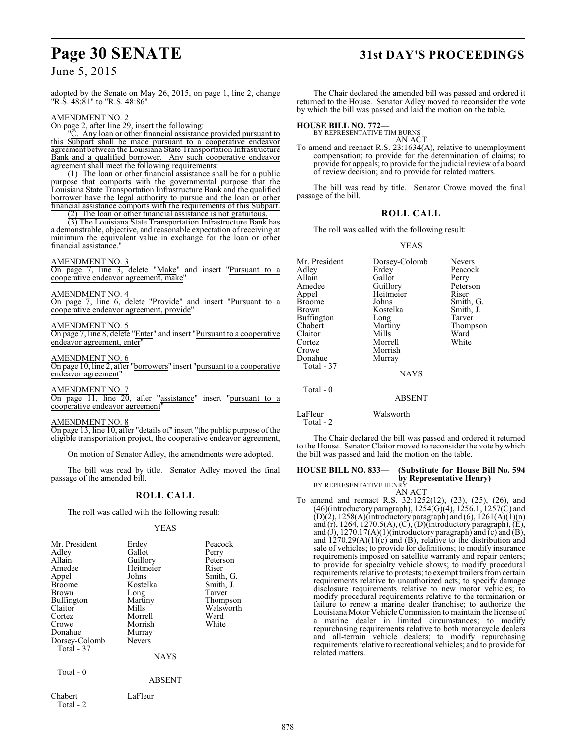adopted by the Senate on May 26, 2015, on page 1, line 2, change "R.S. 48:81" to "R.S. 48:86"

AMENDMENT NO. 2

On page 2, after line 29, insert the following:

"C. Any loan or other financial assistance provided pursuant to this Subpart shall be made pursuant to a cooperative endeavor agreement between the Louisiana State Transportation Infrastructure Bank and a qualified borrower. Any such cooperative endeavor agreement shall meet the following requirements:

(1) The loan or other financial assistance shall be for a public purpose that comports with the governmental purpose that the Louisiana State Transportation Infrastructure Bank and the qualified borrower have the legal authority to pursue and the loan or other financial assistance comports with the requirements of this Subpart.

(2) The loan or other financial assistance is not gratuitous.

(3) The Louisiana State Transportation Infrastructure Bank has a demonstrable, objective, and reasonable expectation of receiving at minimum the equivalent value in exchange for the loan or other financial assistance."

AMENDMENT NO. 3

On page 7, line 3, delete "Make" and insert "Pursuant to a cooperative endeavor agreement, make"

AMENDMENT NO. 4

On page 7, line 6, delete "Provide" and insert "Pursuant to a cooperative endeavor agreement, provide"

AMENDMENT NO. 5

On page 7, line 8, delete "Enter" and insert "Pursuant to a cooperative endeavor agreement, enter"

AMENDMENT NO. 6

On page 10, line 2, after "borrowers" insert "pursuant to a cooperative endeavor agreement"

AMENDMENT NO. 7

On page 11, line 20, after "assistance" insert "pursuant to a cooperative endeavor agreement"

AMENDMENT NO. 8

On page 13, line 10, after "details of" insert "the public purpose of the eligible transportation project, the cooperative endeavor agreement,

On motion of Senator Adley, the amendments were adopted.

The bill was read by title. Senator Adley moved the final passage of the amended bill.

## ROLL CALL

The roll was called with the following result:

YEAS

| | | |
|---|---|---|
| Mr. President | Erdey | Peacock |
| Adley | Gallot | Perry |
| Allain | Guillory | Peterson |
| Amedee | Heitmeier | Riser |
| Appel | Johns | Smith, G. |
| Broome | Kostelka | Smith, J. |
| Brown | Long | Tarver |
| Buffington | Martiny | Thompson |
| Claitor | Mills | Walsworth |
| Cortez | Morrell | Ward |
| Crowe | Morrish | White |
| Donahue | Murray | |
| Dorsey-Colomb | Nevers | |

Total - 37

NAYS

Total - 0

ABSENT

| | |
|---|---|
| Chabert | LaFleur |

Total - 2

The Chair declared the amended bill was passed and ordered it returned to the House. Senator Adley moved to reconsider the vote by which the bill was passed and laid the motion on the table.

**HOUSE BILL NO. 772—**
BY REPRESENTATIVE TIM BURNS
AN ACT

To amend and reenact R.S. 23:1634(A), relative to unemployment compensation; to provide for the determination of claims; to provide for appeals; to provide for the judicial review of a board of review decision; and to provide for related matters.

The bill was read by title. Senator Crowe moved the final passage of the bill.

## ROLL CALL

The roll was called with the following result:

YEAS

| | | |
|---|---|---|
| Mr. President | Dorsey-Colomb | Nevers |
| Adley | Erdey | Peacock |
| Allain | Gallot | Perry |
| Amedee | Guillory | Peterson |
| Appel | Heitmeier | Riser |
| Broome | Johns | Smith, G. |
| Brown | Kostelka | Smith, J. |
| Buffington | Long | Tarver |
| Chabert | Martiny | Thompson |
| Claitor | Mills | Ward |
| Cortez | Morrell | White |
| Crowe | Morrish | |
| Donahue | Murray | |

Total - 37

NAYS

Total - 0

ABSENT

| | |
|---|---|
| LaFleur | Walsworth |

Total - 2

The Chair declared the bill was passed and ordered it returned to the House. Senator Claitor moved to reconsider the vote by which the bill was passed and laid the motion on the table.

**HOUSE BILL NO. 833— (Substitute for House Bill No. 594 by Representative Henry)**
BY REPRESENTATIVE HENRY
AN ACT

To amend and reenact R.S. 32:1252(12), (23), (25), (26), and (46)(introductory paragraph), 1254(G)(4), 1256.1, 1257(C) and (D)(2), 1258(A)(introductory paragraph) and (6), 1261(A)(1)(n) and (r), 1264, 1270.5(A), (C), (D)(introductory paragraph), (E), and (J), 1270.17(A)(1)(introductory paragraph) and (c) and (B), and 1270.29(A)(1)(c) and (B), relative to the distribution and sale of vehicles; to provide for definitions; to modify insurance requirements imposed on satellite warranty and repair centers; to provide for specialty vehicle shows; to modify procedural requirements relative to protests; to exempt trailers from certain requirements relative to unauthorized acts; to specify damage disclosure requirements relative to new motor vehicles; to modify procedural requirements relative to the termination or failure to renew a marine dealer franchise; to authorize the Louisiana Motor Vehicle Commission to maintain the license of a marine dealer in limited circumstances; to modify repurchasing requirements relative to both motorcycle dealers and all-terrain vehicle dealers; to modify repurchasing requirements relative to recreational vehicles; and to provide for related matters.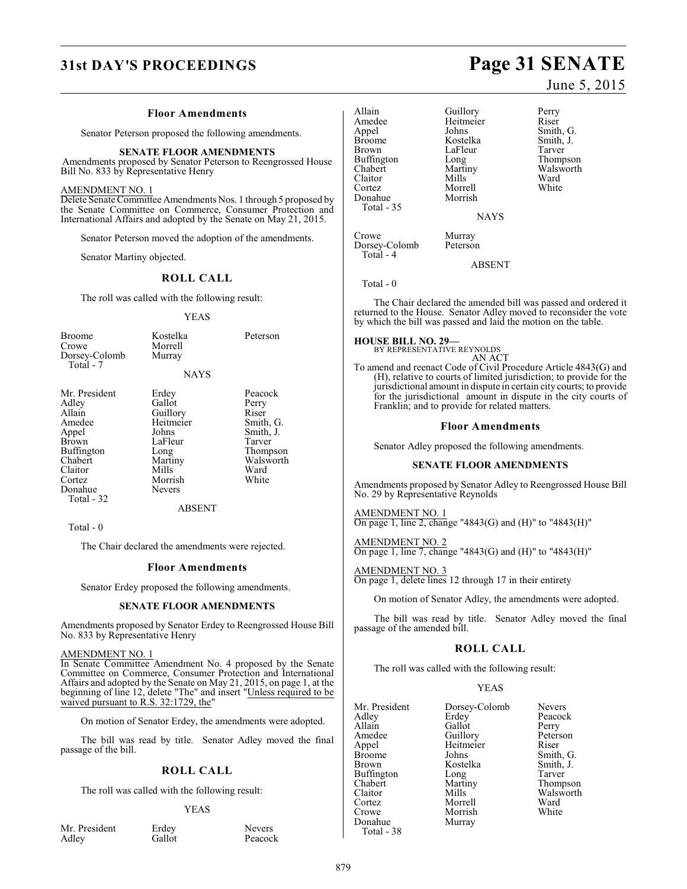### Floor Amendments

Senator Peterson proposed the following amendments.

**SENATE FLOOR AMENDMENTS**

Amendments proposed by Senator Peterson to Reengrossed House Bill No. 833 by Representative Henry

AMENDMENT NO. 1
Delete Senate Committee Amendments Nos. 1 through 5 proposed by the Senate Committee on Commerce, Consumer Protection and International Affairs and adopted by the Senate on May 21, 2015.

Senator Peterson moved the adoption of the amendments.

Senator Martiny objected.

### ROLL CALL

The roll was called with the following result:

YEAS

| | | |
|---|---|---|
| Broome | Kostelka | Peterson |
| Crowe | Morrell | |
| Dorsey-Colomb | Murray | |
| Total - 7 | | |

NAYS

| | | |
|---|---|---|
| Mr. President | Erdey | Peacock |
| Adley | Gallot | Perry |
| Allain | Guillory | Riser |
| Amedee | Heitmeier | Smith, G. |
| Appel | Johns | Smith, J. |
| Brown | LaFleur | Tarver |
| Buffington | Long | Thompson |
| Chabert | Martiny | Walsworth |
| Claitor | Mills | Ward |
| Cortez | Morrish | White |
| Donahue | Nevers | |
| Total - 32 | | |

ABSENT

Total - 0

The Chair declared the amendments were rejected.

### Floor Amendments

Senator Erdey proposed the following amendments.

**SENATE FLOOR AMENDMENTS**

Amendments proposed by Senator Erdey to Reengrossed House Bill No. 833 by Representative Henry

AMENDMENT NO. 1
In Senate Committee Amendment No. 4 proposed by the Senate Committee on Commerce, Consumer Protection and International Affairs and adopted by the Senate on May 21, 2015, on page 1, at the beginning of line 12, delete "The" and insert "Unless required to be waived pursuant to R.S. 32:1729, the"

On motion of Senator Erdey, the amendments were adopted.

The bill was read by title. Senator Adley moved the final passage of the bill.

### ROLL CALL

The roll was called with the following result:

YEAS

| | | |
|---|---|---|
| Mr. President | Erdey | Nevers |
| Adley | Gallot | Peacock |
| Allain | Guillory | Perry |
| Amedee | Heitmeier | Riser |
| Appel | Johns | Smith, G. |
| Broome | Kostelka | Smith, J. |
| Brown | LaFleur | Tarver |
| Buffington | Long | Thompson |
| Chabert | Martiny | Walsworth |
| Claitor | Mills | Ward |
| Cortez | Morrell | White |
| Donahue | Morrish | |
| Total - 35 | | |

NAYS

| | |
|---|---|
| Crowe | Murray |
| Dorsey-Colomb | Peterson |
| Total - 4 | |

ABSENT

Total - 0

The Chair declared the amended bill was passed and ordered it returned to the House. Senator Adley moved to reconsider the vote by which the bill was passed and laid the motion on the table.

**HOUSE BILL NO. 29—**
BY REPRESENTATIVE REYNOLDS
AN ACT
To amend and reenact Code of Civil Procedure Article 4843(G) and (H), relative to courts of limited jurisdiction; to provide for the jurisdictional amount in dispute in certain city courts; to provide for the jurisdictional amount in dispute in the city courts of Franklin; and to provide for related matters.

### Floor Amendments

Senator Adley proposed the following amendments.

**SENATE FLOOR AMENDMENTS**

Amendments proposed by Senator Adley to Reengrossed House Bill No. 29 by Representative Reynolds

AMENDMENT NO. 1
On page 1, line 2, change "4843(G) and (H)" to "4843(H)"

AMENDMENT NO. 2
On page 1, line 7, change "4843(G) and (H)" to "4843(H)"

AMENDMENT NO. 3
On page 1, delete lines 12 through 17 in their entirety

On motion of Senator Adley, the amendments were adopted.

The bill was read by title. Senator Adley moved the final passage of the amended bill.

### ROLL CALL

The roll was called with the following result:

YEAS

| | | |
|---|---|---|
| Mr. President | Dorsey-Colomb | Nevers |
| Adley | Erdey | Peacock |
| Allain | Gallot | Perry |
| Amedee | Guillory | Peterson |
| Appel | Heitmeier | Riser |
| Broome | Johns | Smith, G. |
| Brown | Kostelka | Smith, J. |
| Buffington | Long | Tarver |
| Chabert | Martiny | Thompson |
| Claitor | Mills | Walsworth |
| Cortez | Morrell | Ward |
| Crowe | Morrish | White |
| Donahue | Murray | |
| Total - 38 | | |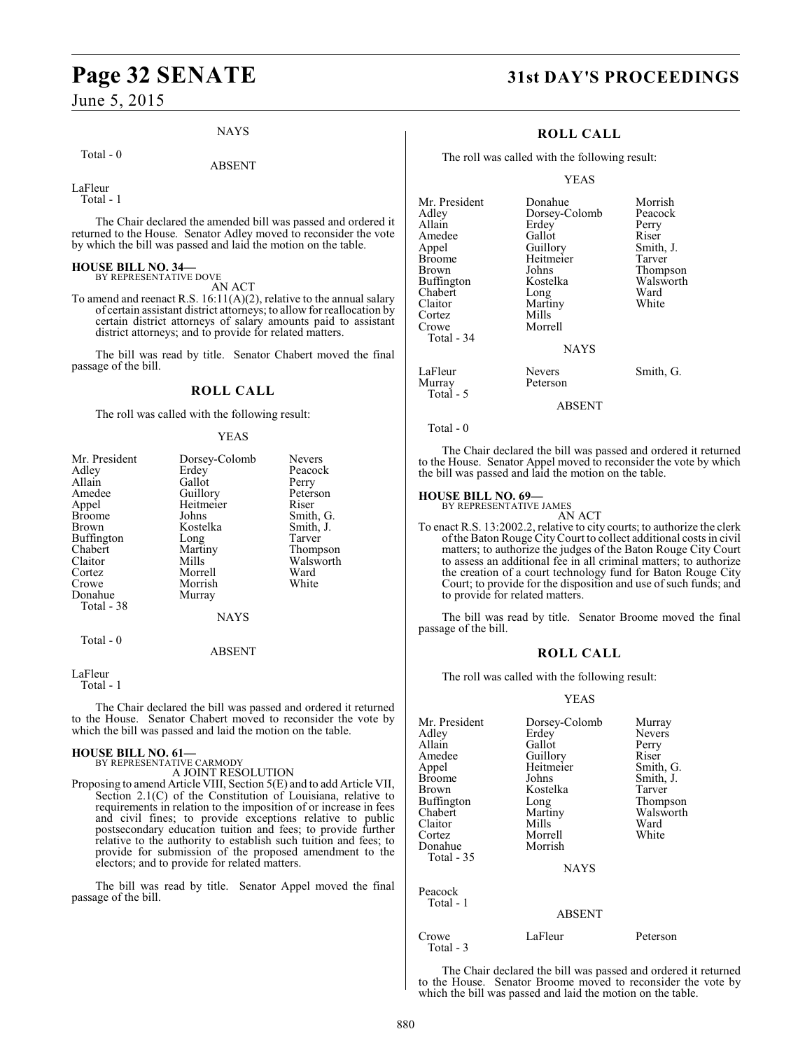NAYS

Total - 0

ABSENT

LaFleur
Total - 1

The Chair declared the amended bill was passed and ordered it returned to the House. Senator Adley moved to reconsider the vote by which the bill was passed and laid the motion on the table.

**HOUSE BILL NO. 34—**
BY REPRESENTATIVE DOVE

AN ACT

To amend and reenact R.S. 16:11(A)(2), relative to the annual salary of certain assistant district attorneys; to allow for reallocation by certain district attorneys of salary amounts paid to assistant district attorneys; and to provide for related matters.

The bill was read by title. Senator Chabert moved the final passage of the bill.

## ROLL CALL

The roll was called with the following result:

YEAS

| | | |
|---|---|---|
| Mr. President | Dorsey-Colomb | Nevers |
| Adley | Erdey | Peacock |
| Allain | Gallot | Perry |
| Amedee | Guillory | Peterson |
| Appel | Heitmeier | Riser |
| Broome | Johns | Smith, G. |
| Brown | Kostelka | Smith, J. |
| Buffington | Long | Tarver |
| Chabert | Martiny | Thompson |
| Claitor | Mills | Walsworth |
| Cortez | Morrell | Ward |
| Crowe | Morrish | White |
| Donahue | Murray | |

Total - 38

NAYS

Total - 0

ABSENT

LaFleur
Total - 1

The Chair declared the bill was passed and ordered it returned to the House. Senator Chabert moved to reconsider the vote by which the bill was passed and laid the motion on the table.

**HOUSE BILL NO. 61—**
BY REPRESENTATIVE CARMODY

A JOINT RESOLUTION

Proposing to amend Article VIII, Section 5(E) and to add Article VII, Section 2.1(C) of the Constitution of Louisiana, relative to requirements in relation to the imposition of or increase in fees and civil fines; to provide exceptions relative to public postsecondary education tuition and fees; to provide further relative to the authority to establish such tuition and fees; to provide for submission of the proposed amendment to the electors; and to provide for related matters.

The bill was read by title. Senator Appel moved the final passage of the bill.

## ROLL CALL

The roll was called with the following result:

YEAS

| | | |
|---|---|---|
| Mr. President | Donahue | Morrish |
| Adley | Dorsey-Colomb | Peacock |
| Allain | Erdey | Perry |
| Amedee | Gallot | Riser |
| Appel | Guillory | Smith, J. |
| Broome | Heitmeier | Tarver |
| Brown | Johns | Thompson |
| Buffington | Kostelka | Walsworth |
| Chabert | Long | Ward |
| Claitor | Martiny | White |
| Cortez | Mills | |
| Crowe | Morrell | |

Total - 34

NAYS

| | | |
|---|---|---|
| LaFleur | Nevers | Smith, G. |
| Murray | Peterson | |

Total - 5

ABSENT

Total - 0

The Chair declared the bill was passed and ordered it returned to the House. Senator Appel moved to reconsider the vote by which the bill was passed and laid the motion on the table.

**HOUSE BILL NO. 69—**
BY REPRESENTATIVE JAMES

AN ACT

To enact R.S. 13:2002.2, relative to city courts; to authorize the clerk of the Baton Rouge City Court to collect additional costs in civil matters; to authorize the judges of the Baton Rouge City Court to assess an additional fee in all criminal matters; to authorize the creation of a court technology fund for Baton Rouge City Court; to provide for the disposition and use of such funds; and to provide for related matters.

The bill was read by title. Senator Broome moved the final passage of the bill.

## ROLL CALL

The roll was called with the following result:

YEAS

| | | |
|---|---|---|
| Mr. President | Dorsey-Colomb | Murray |
| Adley | Erdey | Nevers |
| Allain | Gallot | Perry |
| Amedee | Guillory | Riser |
| Appel | Heitmeier | Smith, G. |
| Broome | Johns | Smith, J. |
| Brown | Kostelka | Tarver |
| Buffington | Long | Thompson |
| Chabert | Martiny | Walsworth |
| Claitor | Mills | Ward |
| Cortez | Morrell | White |
| Donahue | Morrish | |

Total - 35

NAYS

Peacock
Total - 1

ABSENT

| | | |
|---|---|---|
| Crowe | LaFleur | Peterson |

Total - 3

The Chair declared the bill was passed and ordered it returned to the House. Senator Broome moved to reconsider the vote by which the bill was passed and laid the motion on the table.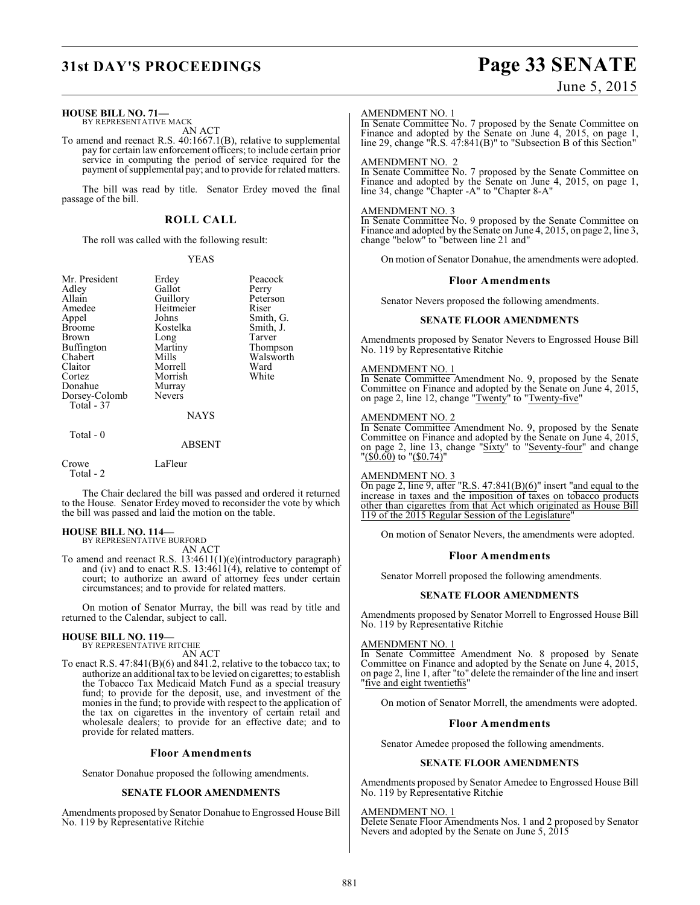**HOUSE BILL NO. 71—**
BY REPRESENTATIVE MACK

AN ACT

To amend and reenact R.S. 40:1667.1(B), relative to supplemental pay for certain law enforcement officers; to include certain prior service in computing the period of service required for the payment of supplemental pay; and to provide for related matters.

The bill was read by title. Senator Erdey moved the final passage of the bill.

### ROLL CALL

The roll was called with the following result:

YEAS

| | | |
|---|---|---|
| Mr. President | Erdey | Peacock |
| Adley | Gallot | Perry |
| Allain | Guillory | Peterson |
| Amedee | Heitmeier | Riser |
| Appel | Johns | Smith, G. |
| Broome | Kostelka | Smith, J. |
| Brown | Long | Tarver |
| Buffington | Martiny | Thompson |
| Chabert | Mills | Walsworth |
| Claitor | Morrell | Ward |
| Cortez | Morrish | White |
| Donahue | Murray | |
| Dorsey-Colomb | Nevers | |

Total - 37

NAYS

Total - 0

ABSENT

| | |
|---|---|
| Crowe | LaFleur |

Total - 2

The Chair declared the bill was passed and ordered it returned to the House. Senator Erdey moved to reconsider the vote by which the bill was passed and laid the motion on the table.

**HOUSE BILL NO. 114—**
BY REPRESENTATIVE BURFORD

AN ACT

To amend and reenact R.S. 13:4611(1)(e)(introductory paragraph) and (iv) and to enact R.S. 13:4611(4), relative to contempt of court; to authorize an award of attorney fees under certain circumstances; and to provide for related matters.

On motion of Senator Murray, the bill was read by title and returned to the Calendar, subject to call.

**HOUSE BILL NO. 119—**
BY REPRESENTATIVE RITCHIE

AN ACT

To enact R.S. 47:841(B)(6) and 841.2, relative to the tobacco tax; to authorize an additional tax to be levied on cigarettes; to establish the Tobacco Tax Medicaid Match Fund as a special treasury fund; to provide for the deposit, use, and investment of the monies in the fund; to provide with respect to the application of the tax on cigarettes in the inventory of certain retail and wholesale dealers; to provide for an effective date; and to provide for related matters.

### Floor Amendments

Senator Donahue proposed the following amendments.

#### SENATE FLOOR AMENDMENTS

Amendments proposed by Senator Donahue to Engrossed House Bill No. 119 by Representative Ritchie

AMENDMENT NO. 1
In Senate Committee No. 7 proposed by the Senate Committee on Finance and adopted by the Senate on June 4, 2015, on page 1, line 29, change "R.S. 47:841(B)" to "Subsection B of this Section"

AMENDMENT NO. 2
In Senate Committee No. 7 proposed by the Senate Committee on Finance and adopted by the Senate on June 4, 2015, on page 1, line 34, change "Chapter -A" to "Chapter 8-A"

AMENDMENT NO. 3
In Senate Committee No. 9 proposed by the Senate Committee on Finance and adopted by the Senate on June 4, 2015, on page 2, line 3, change "below" to "between line 21 and"

On motion of Senator Donahue, the amendments were adopted.

### Floor Amendments

Senator Nevers proposed the following amendments.

#### SENATE FLOOR AMENDMENTS

Amendments proposed by Senator Nevers to Engrossed House Bill No. 119 by Representative Ritchie

AMENDMENT NO. 1
In Senate Committee Amendment No. 9, proposed by the Senate Committee on Finance and adopted by the Senate on June 4, 2015, on page 2, line 12, change "Twenty" to "Twenty-five"

AMENDMENT NO. 2
In Senate Committee Amendment No. 9, proposed by the Senate Committee on Finance and adopted by the Senate on June 4, 2015, on page 2, line 13, change "Sixty" to "Seventy-four" and change "($0.60)" to "($0.74)"

AMENDMENT NO. 3
On page 2, line 9, after "R.S. 47:841(B)(6)" insert "and equal to the increase in taxes and the imposition of taxes on tobacco products other than cigarettes from that Act which originated as House Bill 119 of the 2015 Regular Session of the Legislature"

On motion of Senator Nevers, the amendments were adopted.

### Floor Amendments

Senator Morrell proposed the following amendments.

#### SENATE FLOOR AMENDMENTS

Amendments proposed by Senator Morrell to Engrossed House Bill No. 119 by Representative Ritchie

AMENDMENT NO. 1
In Senate Committee Amendment No. 8 proposed by Senate Committee on Finance and adopted by the Senate on June 4, 2015, on page 2, line 1, after "to" delete the remainder of the line and insert "five and eight twentieths"

On motion of Senator Morrell, the amendments were adopted.

### Floor Amendments

Senator Amedee proposed the following amendments.

#### SENATE FLOOR AMENDMENTS

Amendments proposed by Senator Amedee to Engrossed House Bill No. 119 by Representative Ritchie

AMENDMENT NO. 1
Delete Senate Floor Amendments Nos. 1 and 2 proposed by Senator Nevers and adopted by the Senate on June 5, 2015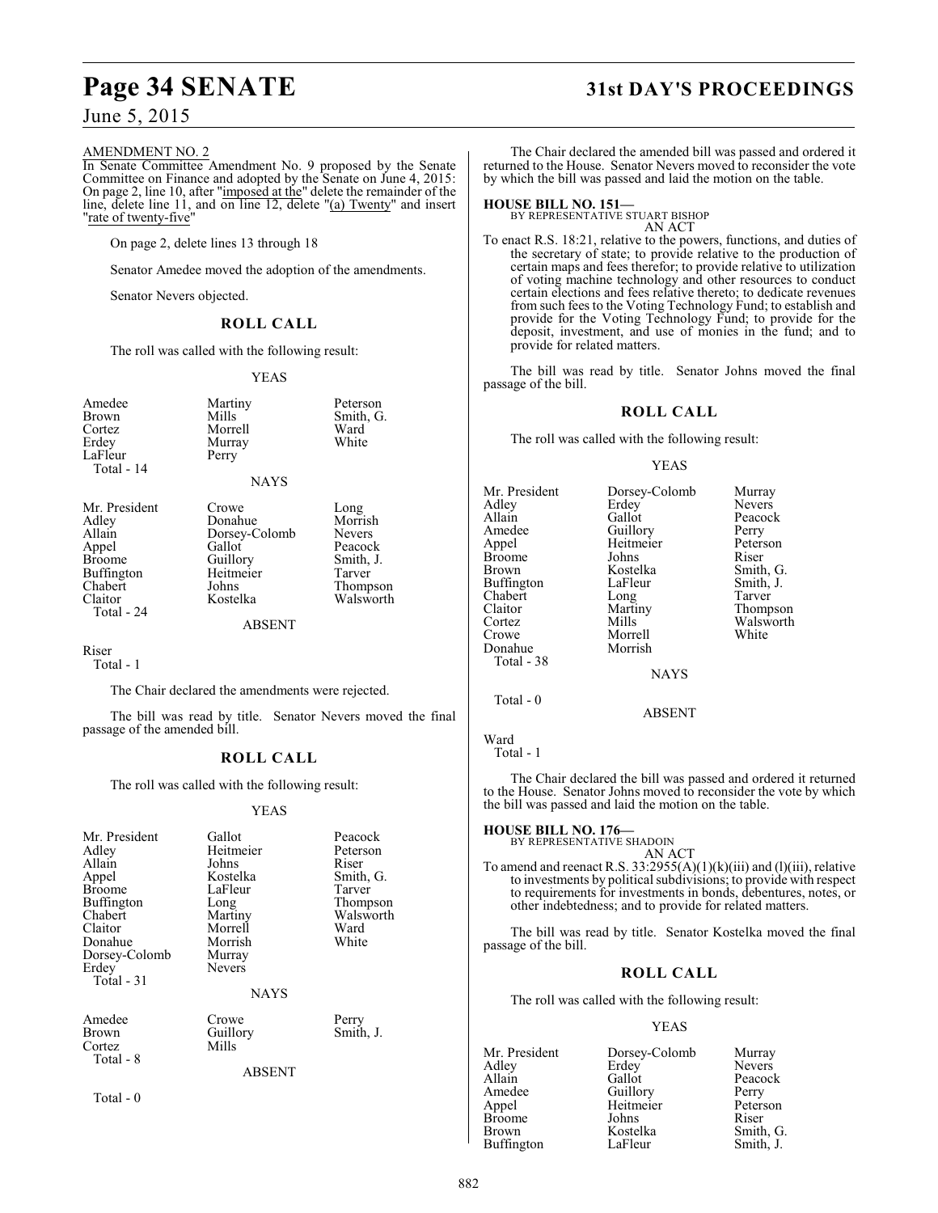AMENDMENT NO. 2

In Senate Committee Amendment No. 9 proposed by the Senate Committee on Finance and adopted by the Senate on June 4, 2015: On page 2, line 10, after "imposed at the" delete the remainder of the line, delete line 11, and on line 12, delete "(a) Twenty" and insert "rate of twenty-five"

On page 2, delete lines 13 through 18

Senator Amedee moved the adoption of the amendments.

Senator Nevers objected.

## ROLL CALL

The roll was called with the following result:

YEAS

| | | |
|---|---|---|
| Amedee | Martiny | Peterson |
| Brown | Mills | Smith, G. |
| Cortez | Morrell | Ward |
| Erdey | Murray | White |
| LaFleur | Perry | |

Total - 14

NAYS

| | | |
|---|---|---|
| Mr. President | Crowe | Long |
| Adley | Donahue | Morrish |
| Allain | Dorsey-Colomb | Nevers |
| Appel | Gallot | Peacock |
| Broome | Guillory | Smith, J. |
| Buffington | Heitmeier | Tarver |
| Chabert | Johns | Thompson |
| Claitor | Kostelka | Walsworth |

Total - 24

ABSENT

Riser

Total - 1

The Chair declared the amendments were rejected.

The bill was read by title. Senator Nevers moved the final passage of the amended bill.

## ROLL CALL

The roll was called with the following result:

YEAS

| | | |
|---|---|---|
| Mr. President | Gallot | Peacock |
| Adley | Heitmeier | Peterson |
| Allain | Johns | Riser |
| Appel | Kostelka | Smith, G. |
| Broome | LaFleur | Tarver |
| Buffington | Long | Thompson |
| Chabert | Martiny | Walsworth |
| Claitor | Morrell | Ward |
| Donahue | Morrish | White |
| Dorsey-Colomb | Murray | |
| Erdey | Nevers | |

Total - 31

NAYS

| | | |
|---|---|---|
| Amedee | Crowe | Perry |
| Brown | Guillory | Smith, J. |
| Cortez | Mills | |

Total - 8

ABSENT

Total - 0

The Chair declared the amended bill was passed and ordered it returned to the House. Senator Nevers moved to reconsider the vote by which the bill was passed and laid the motion on the table.

**HOUSE BILL NO. 151—**
BY REPRESENTATIVE STUART BISHOP
AN ACT

To enact R.S. 18:21, relative to the powers, functions, and duties of the secretary of state; to provide relative to the production of certain maps and fees therefor; to provide relative to utilization of voting machine technology and other resources to conduct certain elections and fees relative thereto; to dedicate revenues from such fees to the Voting Technology Fund; to establish and provide for the Voting Technology Fund; to provide for the deposit, investment, and use of monies in the fund; and to provide for related matters.

The bill was read by title. Senator Johns moved the final passage of the bill.

## ROLL CALL

The roll was called with the following result:

YEAS

| | | |
|---|---|---|
| Mr. President | Dorsey-Colomb | Murray |
| Adley | Erdey | Nevers |
| Allain | Gallot | Peacock |
| Amedee | Guillory | Perry |
| Appel | Heitmeier | Peterson |
| Broome | Johns | Riser |
| Brown | Kostelka | Smith, G. |
| Buffington | LaFleur | Smith, J. |
| Chabert | Long | Tarver |
| Claitor | Martiny | Thompson |
| Cortez | Mills | Walsworth |
| Crowe | Morrell | White |
| Donahue | Morrish | |

Total - 38

NAYS

Total - 0

ABSENT

Ward

Total - 1

The Chair declared the bill was passed and ordered it returned to the House. Senator Johns moved to reconsider the vote by which the bill was passed and laid the motion on the table.

**HOUSE BILL NO. 176—**
BY REPRESENTATIVE SHADOIN
AN ACT

To amend and reenact R.S. 33:2955(A)(1)(k)(iii) and (l)(iii), relative to investments by political subdivisions; to provide with respect to requirements for investments in bonds, debentures, notes, or other indebtedness; and to provide for related matters.

The bill was read by title. Senator Kostelka moved the final passage of the bill.

## ROLL CALL

The roll was called with the following result:

YEAS

| | | |
|---|---|---|
| Mr. President | Dorsey-Colomb | Murray |
| Adley | Erdey | Nevers |
| Allain | Gallot | Peacock |
| Amedee | Guillory | Perry |
| Appel | Heitmeier | Peterson |
| Broome | Johns | Riser |
| Brown | Kostelka | Smith, G. |
| Buffington | LaFleur | Smith, J. |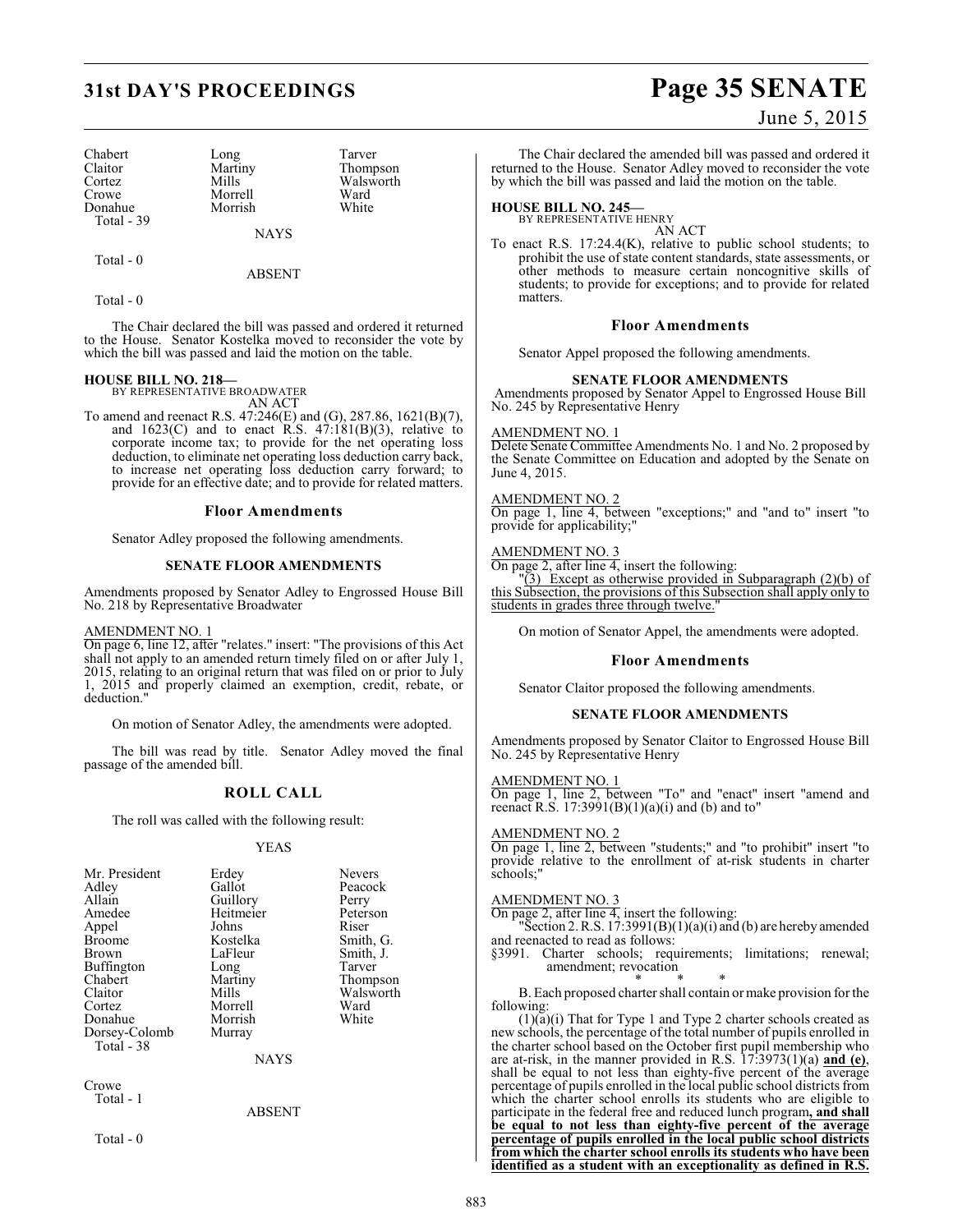| | | |
|---|---|---|
| Chabert | Long | Tarver |
| Claitor | Martiny | Thompson |
| Cortez | Mills | Walsworth |
| Crowe | Morrell | Ward |
| Donahue | Morrish | White |
| Total - 39 | | |

NAYS

Total - 0

ABSENT

Total - 0

The Chair declared the bill was passed and ordered it returned to the House. Senator Kostelka moved to reconsider the vote by which the bill was passed and laid the motion on the table.

**HOUSE BILL NO. 218—**
BY REPRESENTATIVE BROADWATER
AN ACT

To amend and reenact R.S. 47:246(E) and (G), 287.86, 1621(B)(7), and 1623(C) and to enact R.S. 47:181(B)(3), relative to corporate income tax; to provide for the net operating loss deduction, to eliminate net operating loss deduction carry back, to increase net operating loss deduction carry forward; to provide for an effective date; and to provide for related matters.

## Floor Amendments

Senator Adley proposed the following amendments.

### SENATE FLOOR AMENDMENTS

Amendments proposed by Senator Adley to Engrossed House Bill No. 218 by Representative Broadwater

AMENDMENT NO. 1
On page 6, line 12, after "relates." insert: "The provisions of this Act shall not apply to an amended return timely filed on or after July 1, 2015, relating to an original return that was filed on or prior to July 1, 2015 and properly claimed an exemption, credit, rebate, or deduction."

On motion of Senator Adley, the amendments were adopted.

The bill was read by title. Senator Adley moved the final passage of the amended bill.

## ROLL CALL

The roll was called with the following result:

YEAS

| | | |
|---|---|---|
| Mr. President | Erdey | Nevers |
| Adley | Gallot | Peacock |
| Allain | Guillory | Perry |
| Amedee | Heitmeier | Peterson |
| Appel | Johns | Riser |
| Broome | Kostelka | Smith, G. |
| Brown | LaFleur | Smith, J. |
| Buffington | Long | Tarver |
| Chabert | Martiny | Thompson |
| Claitor | Mills | Walsworth |
| Cortez | Morrell | Ward |
| Donahue | Morrish | White |
| Dorsey-Colomb | Murray | |
| Total - 38 | | |

NAYS

Crowe
Total - 1

ABSENT

Total - 0

The Chair declared the amended bill was passed and ordered it returned to the House. Senator Adley moved to reconsider the vote by which the bill was passed and laid the motion on the table.

**HOUSE BILL NO. 245—**
BY REPRESENTATIVE HENRY
AN ACT

To enact R.S. 17:24.4(K), relative to public school students; to prohibit the use of state content standards, state assessments, or other methods to measure certain noncognitive skills of students; to provide for exceptions; and to provide for related matters.

## Floor Amendments

Senator Appel proposed the following amendments.

### SENATE FLOOR AMENDMENTS

Amendments proposed by Senator Appel to Engrossed House Bill No. 245 by Representative Henry

AMENDMENT NO. 1
~~Delete Senate Committee Amendments No. 1 and No. 2 proposed by the Senate Committee on Education and adopted by the Senate on June 4, 2015.~~

AMENDMENT NO. 2
On page 1, line 4, between "exceptions;" and "and to" insert "to provide for applicability;"

AMENDMENT NO. 3
On page 2, after line 4, insert the following:
"(3) Except as otherwise provided in Subparagraph (2)(b) of this Subsection, the provisions of this Subsection shall apply only to students in grades three through twelve."

On motion of Senator Appel, the amendments were adopted.

## Floor Amendments

Senator Claitor proposed the following amendments.

### SENATE FLOOR AMENDMENTS

Amendments proposed by Senator Claitor to Engrossed House Bill No. 245 by Representative Henry

AMENDMENT NO. 1
On page 1, line 2, between "To" and "enact" insert "amend and reenact R.S. 17:3991(B)(1)(a)(i) and (b) and to"

AMENDMENT NO. 2
On page 1, line 2, between "students;" and "to prohibit" insert "to provide relative to the enrollment of at-risk students in charter schools;"

AMENDMENT NO. 3
On page 2, after line 4, insert the following:
"Section 2. R.S. 17:3991(B)(1)(a)(i) and (b) are hereby amended and reenacted to read as follows:
§3991. Charter schools; requirements; limitations; renewal; amendment; revocation

\* \* \*

B. Each proposed charter shall contain or make provision for the following:

(1)(a)(i) That for Type 1 and Type 2 charter schools created as new schools, the percentage of the total number of pupils enrolled in the charter school based on the October first pupil membership who are at-risk, in the manner provided in R.S. 17:3973(1)(a) **and (e)**, shall be equal to not less than eighty-five percent of the average percentage of pupils enrolled in the local public school districts from which the charter school enrolls its students who are eligible to participate in the federal free and reduced lunch program**, and shall be equal to not less than eighty-five percent of the average percentage of pupils enrolled in the local public school districts from which the charter school enrolls its students who have been identified as a student with an exceptionality as defined in R.S.**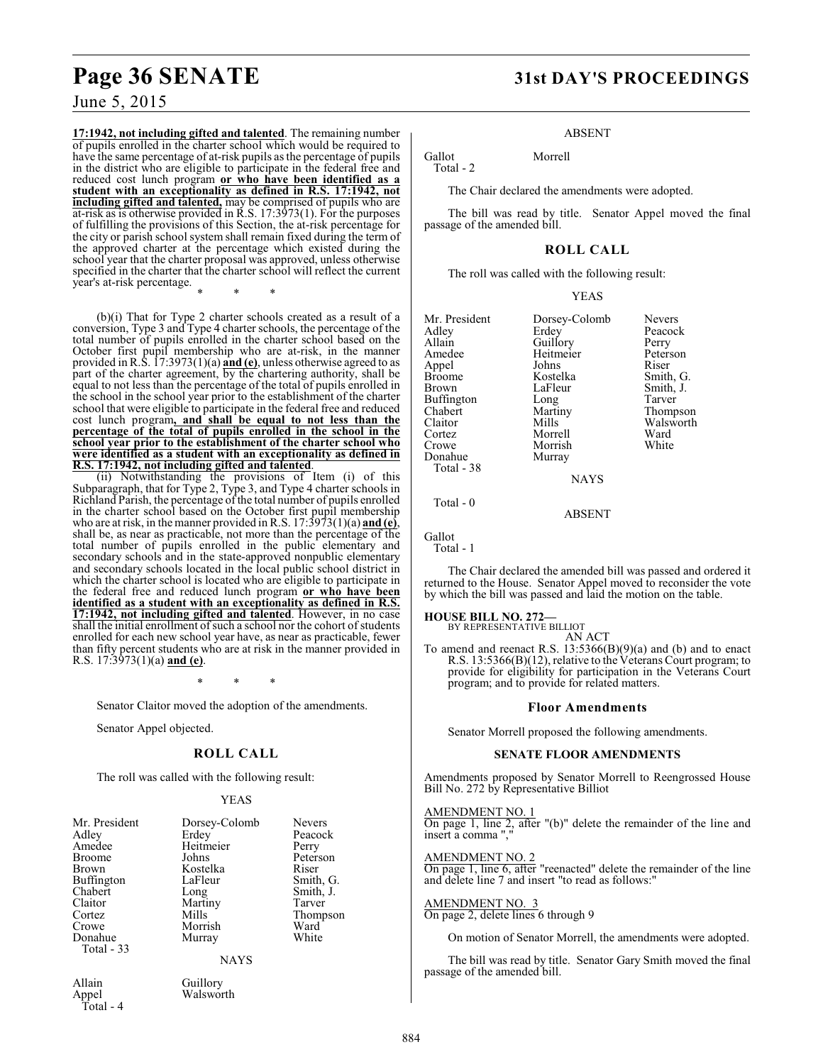**17:1942, not including gifted and talented**. The remaining number of pupils enrolled in the charter school which would be required to have the same percentage of at-risk pupils as the percentage of pupils in the district who are eligible to participate in the federal free and reduced cost lunch program **or who have been identified as a student with an exceptionality as defined in R.S. 17:1942, not including gifted and talented,** may be comprised of pupils who are at-risk as is otherwise provided in R.S. 17:3973(1). For the purposes of fulfilling the provisions of this Section, the at-risk percentage for the city or parish school system shall remain fixed during the term of the approved charter at the percentage which existed during the school year that the charter proposal was approved, unless otherwise specified in the charter that the charter school will reflect the current year's at-risk percentage.

\* \* \*

(b)(i) That for Type 2 charter schools created as a result of a conversion, Type 3 and Type 4 charter schools, the percentage of the total number of pupils enrolled in the charter school based on the October first pupil membership who are at-risk, in the manner provided in R.S. 17:3973(1)(a) **and (e)**, unless otherwise agreed to as part of the charter agreement, by the chartering authority, shall be equal to not less than the percentage of the total of pupils enrolled in the school in the school year prior to the establishment of the charter school that were eligible to participate in the federal free and reduced cost lunch program**, and shall be equal to not less than the percentage of the total of pupils enrolled in the school in the school year prior to the establishment of the charter school who were identified as a student with an exceptionality as defined in R.S. 17:1942, not including gifted and talented**.

(ii) Notwithstanding the provisions of Item (i) of this Subparagraph, that for Type 2, Type 3, and Type 4 charter schools in Richland Parish, the percentage of the total number of pupils enrolled in the charter school based on the October first pupil membership who are at risk, in the manner provided in R.S. 17:3973(1)(a) **and (e)**, shall be, as near as practicable, not more than the percentage of the total number of pupils enrolled in the public elementary and secondary schools and in the state-approved nonpublic elementary and secondary schools located in the local public school district in which the charter school is located who are eligible to participate in the federal free and reduced lunch program **or who have been identified as a student with an exceptionality as defined in R.S. 17:1942, not including gifted and talented**. However, in no case shall the initial enrollment of such a school nor the cohort of students enrolled for each new school year have, as near as practicable, fewer than fifty percent students who are at risk in the manner provided in R.S. 17:3973(1)(a) **and (e)**.

\* \* \*

Senator Claitor moved the adoption of the amendments.

Senator Appel objected.

## ROLL CALL

The roll was called with the following result:

YEAS

| | | |
|---|---|---|
| Mr. President | Dorsey-Colomb | Nevers |
| Adley | Erdey | Peacock |
| Amedee | Heitmeier | Perry |
| Broome | Johns | Peterson |
| Brown | Kostelka | Riser |
| Buffington | LaFleur | Smith, G. |
| Chabert | Long | Smith, J. |
| Claitor | Martiny | Tarver |
| Cortez | Mills | Thompson |
| Crowe | Morrish | Ward |
| Donahue | Murray | White |

Total - 33

NAYS

| | |
|---|---|
| Allain | Guillory |
| Appel | Walsworth |

Total - 4

ABSENT

| | |
|---|---|
| Gallot | Morrell |

Total - 2

The Chair declared the amendments were adopted.

The bill was read by title. Senator Appel moved the final passage of the amended bill.

## ROLL CALL

The roll was called with the following result:

YEAS

| | | |
|---|---|---|
| Mr. President | Dorsey-Colomb | Nevers |
| Adley | Erdey | Peacock |
| Allain | Guillory | Perry |
| Amedee | Heitmeier | Peterson |
| Appel | Johns | Riser |
| Broome | Kostelka | Smith, G. |
| Brown | LaFleur | Smith, J. |
| Buffington | Long | Tarver |
| Chabert | Martiny | Thompson |
| Claitor | Mills | Walsworth |
| Cortez | Morrell | Ward |
| Crowe | Morrish | White |
| Donahue | Murray | |

Total - 38

NAYS

Total - 0

ABSENT

Gallot

Total - 1

The Chair declared the amended bill was passed and ordered it returned to the House. Senator Appel moved to reconsider the vote by which the bill was passed and laid the motion on the table.

**HOUSE BILL NO. 272—**
BY REPRESENTATIVE BILLIOT

AN ACT

To amend and reenact R.S. 13:5366(B)(9)(a) and (b) and to enact R.S. 13:5366(B)(12), relative to the Veterans Court program; to provide for eligibility for participation in the Veterans Court program; and to provide for related matters.

## Floor Amendments

Senator Morrell proposed the following amendments.

## SENATE FLOOR AMENDMENTS

Amendments proposed by Senator Morrell to Reengrossed House Bill No. 272 by Representative Billiot

AMENDMENT NO. 1
On page 1, line 2, after "(b)" delete the remainder of the line and insert a comma ","

AMENDMENT NO. 2
On page 1, line 6, after "reenacted" delete the remainder of the line and delete line 7 and insert "to read as follows:"

AMENDMENT NO. 3
On page 2, delete lines 6 through 9

On motion of Senator Morrell, the amendments were adopted.

The bill was read by title. Senator Gary Smith moved the final passage of the amended bill.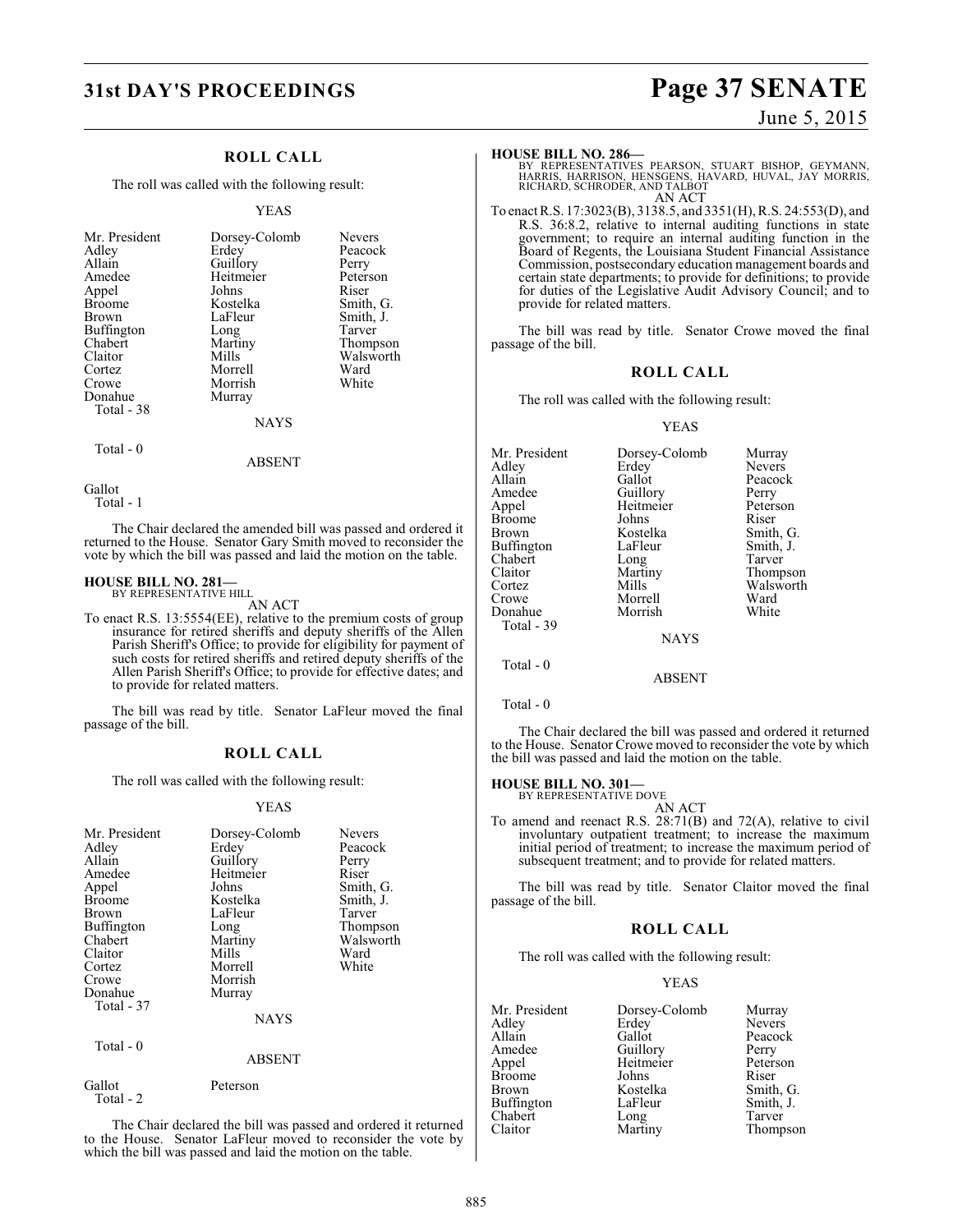## ROLL CALL

The roll was called with the following result:

YEAS

| | | |
|---|---|---|
| Mr. President | Dorsey-Colomb | Nevers |
| Adley | Erdey | Peacock |
| Allain | Guillory | Perry |
| Amedee | Heitmeier | Peterson |
| Appel | Johns | Riser |
| Broome | Kostelka | Smith, G. |
| Brown | LaFleur | Smith, J. |
| Buffington | Long | Tarver |
| Chabert | Martiny | Thompson |
| Claitor | Mills | Walsworth |
| Cortez | Morrell | Ward |
| Crowe | Morrish | White |
| Donahue | Murray | |

Total - 38

NAYS

Total - 0

ABSENT

Gallot

Total - 1

The Chair declared the amended bill was passed and ordered it returned to the House. Senator Gary Smith moved to reconsider the vote by which the bill was passed and laid the motion on the table.

**HOUSE BILL NO. 281—**
BY REPRESENTATIVE HILL

AN ACT

To enact R.S. 13:5554(EE), relative to the premium costs of group insurance for retired sheriffs and deputy sheriffs of the Allen Parish Sheriff's Office; to provide for eligibility for payment of such costs for retired sheriffs and retired deputy sheriffs of the Allen Parish Sheriff's Office; to provide for effective dates; and to provide for related matters.

The bill was read by title. Senator LaFleur moved the final passage of the bill.

## ROLL CALL

The roll was called with the following result:

YEAS

| | | |
|---|---|---|
| Mr. President | Dorsey-Colomb | Nevers |
| Adley | Erdey | Peacock |
| Allain | Guillory | Perry |
| Amedee | Heitmeier | Riser |
| Appel | Johns | Smith, G. |
| Broome | Kostelka | Smith, J. |
| Brown | LaFleur | Tarver |
| Buffington | Long | Thompson |
| Chabert | Martiny | Walsworth |
| Claitor | Mills | Ward |
| Cortez | Morrell | White |
| Crowe | Morrish | |
| Donahue | Murray | |

Total - 37

NAYS

Total - 0

ABSENT

| | |
|---|---|
| Gallot | Peterson |

Total - 2

The Chair declared the bill was passed and ordered it returned to the House. Senator LaFleur moved to reconsider the vote by which the bill was passed and laid the motion on the table.

**HOUSE BILL NO. 286—**
BY REPRESENTATIVES PEARSON, STUART BISHOP, GEYMANN, HARRIS, HARRISON, HENSGENS, HAVARD, HUVAL, JAY MORRIS, RICHARD, SCHRODER, AND TALBOT

AN ACT

To enact R.S. 17:3023(B), 3138.5, and 3351(H), R.S. 24:553(D), and R.S. 36:8.2, relative to internal auditing functions in state government; to require an internal auditing function in the Board of Regents, the Louisiana Student Financial Assistance Commission, postsecondary education management boards and certain state departments; to provide for definitions; to provide for duties of the Legislative Audit Advisory Council; and to provide for related matters.

The bill was read by title. Senator Crowe moved the final passage of the bill.

## ROLL CALL

The roll was called with the following result:

YEAS

| | | |
|---|---|---|
| Mr. President | Dorsey-Colomb | Murray |
| Adley | Erdey | Nevers |
| Allain | Gallot | Peacock |
| Amedee | Guillory | Perry |
| Appel | Heitmeier | Peterson |
| Broome | Johns | Riser |
| Brown | Kostelka | Smith, G. |
| Buffington | LaFleur | Smith, J. |
| Chabert | Long | Tarver |
| Claitor | Martiny | Thompson |
| Cortez | Mills | Walsworth |
| Crowe | Morrell | Ward |
| Donahue | Morrish | White |

Total - 39

NAYS

Total - 0

ABSENT

Total - 0

The Chair declared the bill was passed and ordered it returned to the House. Senator Crowe moved to reconsider the vote by which the bill was passed and laid the motion on the table.

**HOUSE BILL NO. 301—**
BY REPRESENTATIVE DOVE

AN ACT

To amend and reenact R.S. 28:71(B) and 72(A), relative to civil involuntary outpatient treatment; to increase the maximum initial period of treatment; to increase the maximum period of subsequent treatment; and to provide for related matters.

The bill was read by title. Senator Claitor moved the final passage of the bill.

## ROLL CALL

The roll was called with the following result:

YEAS

| | | |
|---|---|---|
| Mr. President | Dorsey-Colomb | Murray |
| Adley | Erdey | Nevers |
| Allain | Gallot | Peacock |
| Amedee | Guillory | Perry |
| Appel | Heitmeier | Peterson |
| Broome | Johns | Riser |
| Brown | Kostelka | Smith, G. |
| Buffington | LaFleur | Smith, J. |
| Chabert | Long | Tarver |
| Claitor | Martiny | Thompson |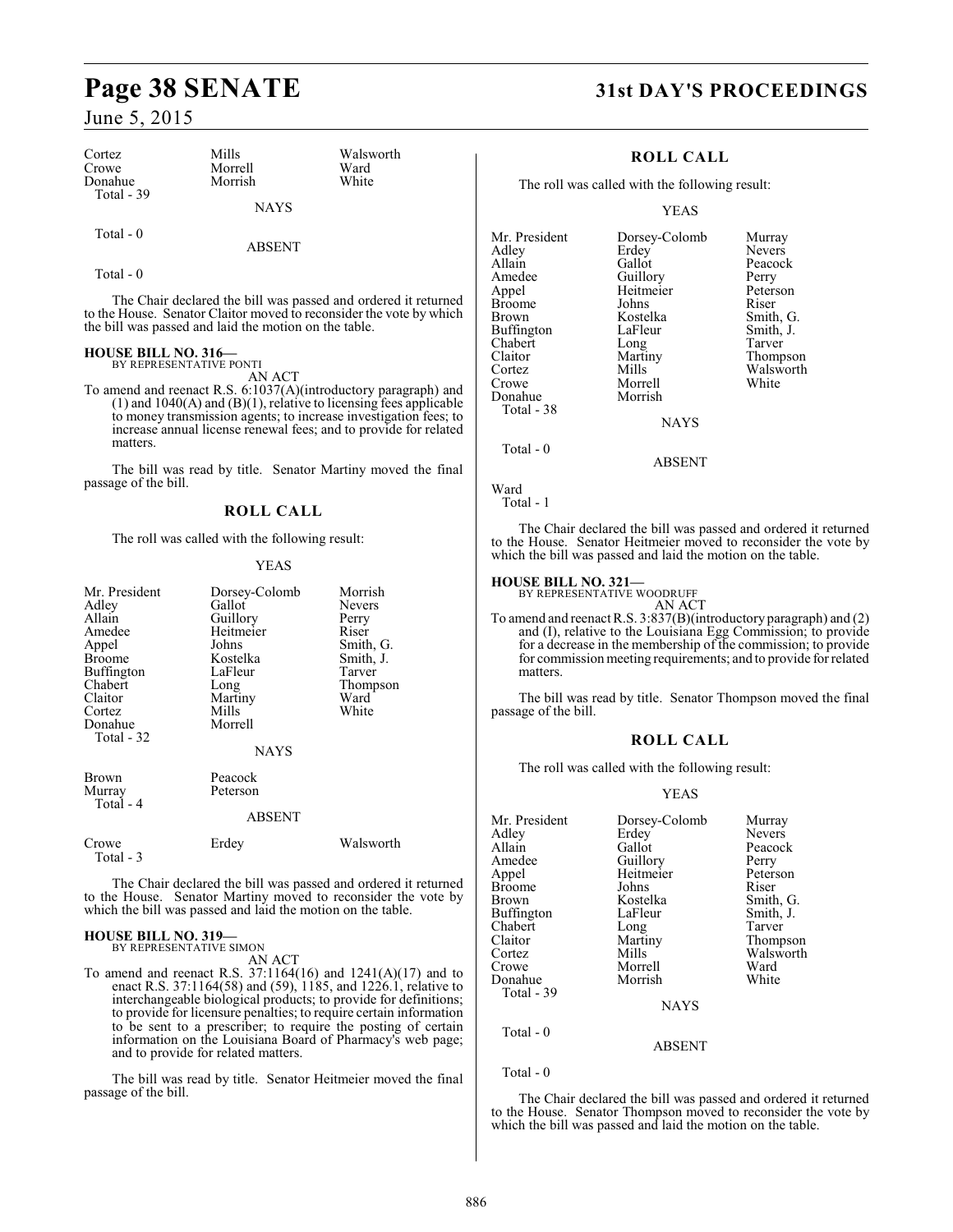| Cortez | Mills | Walsworth |
|---|---|---|
| Crowe | Morrell | Ward |
| Donahue | Morrish | White |
| Total - 39 | | |

NAYS

Total - 0

ABSENT

Total - 0

The Chair declared the bill was passed and ordered it returned to the House. Senator Claitor moved to reconsider the vote by which the bill was passed and laid the motion on the table.

**HOUSE BILL NO. 316—**
BY REPRESENTATIVE PONTI

AN ACT

To amend and reenact R.S. 6:1037(A)(introductory paragraph) and (1) and 1040(A) and (B)(1), relative to licensing fees applicable to money transmission agents; to increase investigation fees; to increase annual license renewal fees; and to provide for related matters.

The bill was read by title. Senator Martiny moved the final passage of the bill.

## ROLL CALL

The roll was called with the following result:

YEAS

| Mr. President | Dorsey-Colomb | Morrish |
|---|---|---|
| Adley | Gallot | Nevers |
| Allain | Guillory | Perry |
| Amedee | Heitmeier | Riser |
| Appel | Johns | Smith, G. |
| Broome | Kostelka | Smith, J. |
| Buffington | LaFleur | Tarver |
| Chabert | Long | Thompson |
| Claitor | Martiny | Ward |
| Cortez | Mills | White |
| Donahue | Morrell | |
| Total - 32 | | |

NAYS

| Brown | Peacock |
|---|---|
| Murray | Peterson |
| Total - 4 | |

ABSENT

| Crowe | Erdey | Walsworth |
|---|---|---|
| Total - 3 | | |

The Chair declared the bill was passed and ordered it returned to the House. Senator Martiny moved to reconsider the vote by which the bill was passed and laid the motion on the table.

**HOUSE BILL NO. 319—**
BY REPRESENTATIVE SIMON

AN ACT

To amend and reenact R.S. 37:1164(16) and 1241(A)(17) and to enact R.S. 37:1164(58) and (59), 1185, and 1226.1, relative to interchangeable biological products; to provide for definitions; to provide for licensure penalties; to require certain information to be sent to a prescriber; to require the posting of certain information on the Louisiana Board of Pharmacy's web page; and to provide for related matters.

The bill was read by title. Senator Heitmeier moved the final passage of the bill.

## ROLL CALL

The roll was called with the following result:

YEAS

| Mr. President | Dorsey-Colomb | Murray |
|---|---|---|
| Adley | Erdey | Nevers |
| Allain | Gallot | Peacock |
| Amedee | Guillory | Perry |
| Appel | Heitmeier | Peterson |
| Broome | Johns | Riser |
| Brown | Kostelka | Smith, G. |
| Buffington | LaFleur | Smith, J. |
| Chabert | Long | Tarver |
| Claitor | Martiny | Thompson |
| Cortez | Mills | Walsworth |
| Crowe | Morrell | White |
| Donahue | Morrish | |
| Total - 38 | | |

NAYS

Total - 0

ABSENT

Ward
Total - 1

The Chair declared the bill was passed and ordered it returned to the House. Senator Heitmeier moved to reconsider the vote by which the bill was passed and laid the motion on the table.

**HOUSE BILL NO. 321—**
BY REPRESENTATIVE WOODRUFF

AN ACT

To amend and reenact R.S. 3:837(B)(introductory paragraph) and (2) and (I), relative to the Louisiana Egg Commission; to provide for a decrease in the membership of the commission; to provide for commission meeting requirements; and to provide for related matters.

The bill was read by title. Senator Thompson moved the final passage of the bill.

## ROLL CALL

The roll was called with the following result:

YEAS

| Mr. President | Dorsey-Colomb | Murray |
|---|---|---|
| Adley | Erdey | Nevers |
| Allain | Gallot | Peacock |
| Amedee | Guillory | Perry |
| Appel | Heitmeier | Peterson |
| Broome | Johns | Riser |
| Brown | Kostelka | Smith, G. |
| Buffington | LaFleur | Smith, J. |
| Chabert | Long | Tarver |
| Claitor | Martiny | Thompson |
| Cortez | Mills | Walsworth |
| Crowe | Morrell | Ward |
| Donahue | Morrish | White |
| Total - 39 | | |

NAYS

Total - 0

ABSENT

Total - 0

The Chair declared the bill was passed and ordered it returned to the House. Senator Thompson moved to reconsider the vote by which the bill was passed and laid the motion on the table.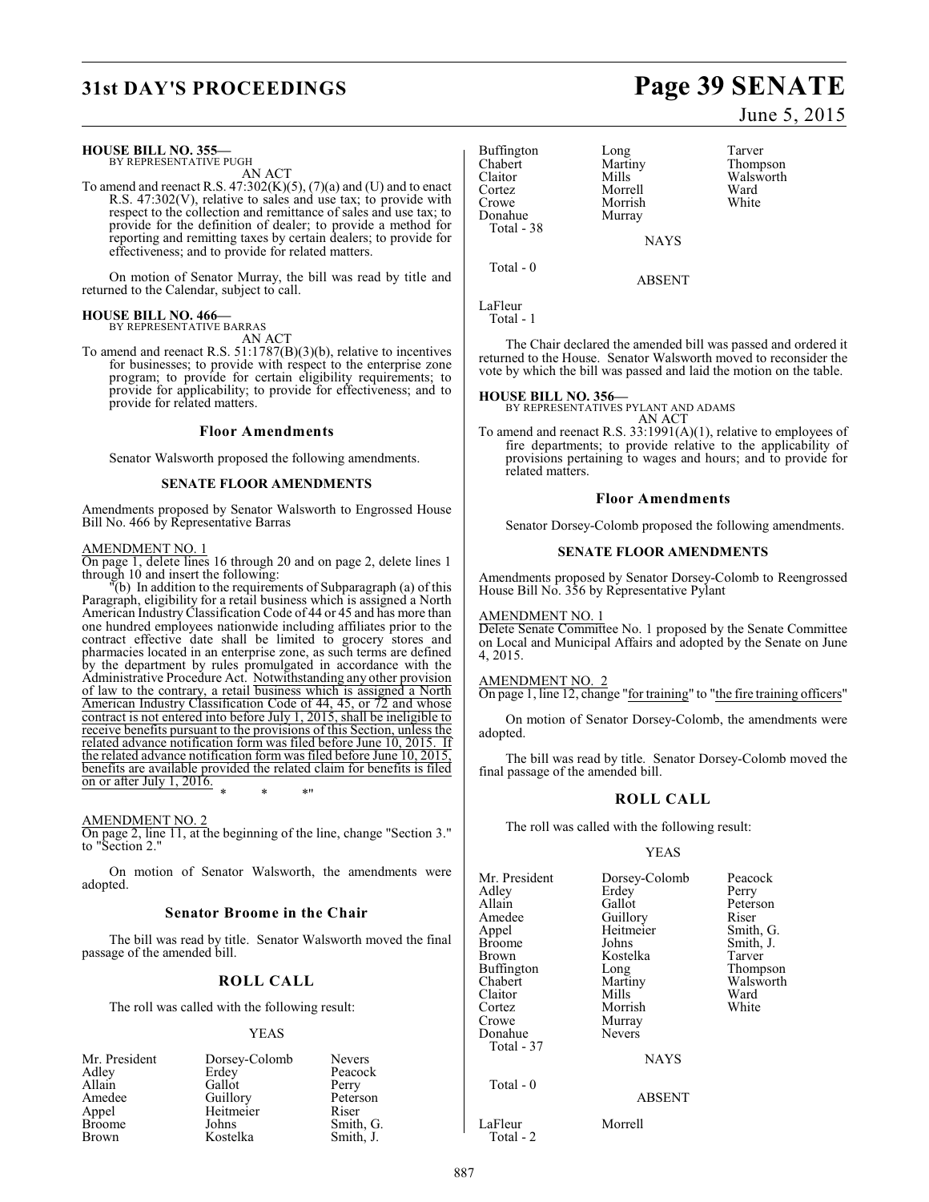**HOUSE BILL NO. 355—**
BY REPRESENTATIVE PUGH

AN ACT

To amend and reenact R.S. 47:302(K)(5), (7)(a) and (U) and to enact R.S. 47:302(V), relative to sales and use tax; to provide with respect to the collection and remittance of sales and use tax; to provide for the definition of dealer; to provide a method for reporting and remitting taxes by certain dealers; to provide for effectiveness; and to provide for related matters.

On motion of Senator Murray, the bill was read by title and returned to the Calendar, subject to call.

**HOUSE BILL NO. 466—**
BY REPRESENTATIVE BARRAS

AN ACT

To amend and reenact R.S. 51:1787(B)(3)(b), relative to incentives for businesses; to provide with respect to the enterprise zone program; to provide for certain eligibility requirements; to provide for applicability; to provide for effectiveness; and to provide for related matters.

### Floor Amendments

Senator Walsworth proposed the following amendments.

#### SENATE FLOOR AMENDMENTS

Amendments proposed by Senator Walsworth to Engrossed House Bill No. 466 by Representative Barras

AMENDMENT NO. 1

On page 1, delete lines 16 through 20 and on page 2, delete lines 1 through 10 and insert the following:

"(b) In addition to the requirements of Subparagraph (a) of this Paragraph, eligibility for a retail business which is assigned a North American Industry Classification Code of 44 or 45 and has more than one hundred employees nationwide including affiliates prior to the contract effective date shall be limited to grocery stores and pharmacies located in an enterprise zone, as such terms are defined by the department by rules promulgated in accordance with the Administrative Procedure Act. Notwithstanding any other provision of law to the contrary, a retail business which is assigned a North American Industry Classification Code of 44, 45, or 72 and whose contract is not entered into before July 1, 2015, shall be ineligible to receive benefits pursuant to the provisions of this Section, unless the related advance notification form was filed before June 10, 2015. If the related advance notification form was filed before June 10, 2015, benefits are available provided the related claim for benefits is filed on or after July 1, 2016.

\* \* \*"

AMENDMENT NO. 2

On page 2, line 11, at the beginning of the line, change "Section 3." to "Section 2."

On motion of Senator Walsworth, the amendments were adopted.

### Senator Broome in the Chair

The bill was read by title. Senator Walsworth moved the final passage of the amended bill.

## ROLL CALL

The roll was called with the following result:

YEAS

| | | |
|---|---|---|
| Mr. President | Dorsey-Colomb | Nevers |
| Adley | Erdey | Peacock |
| Allain | Gallot | Perry |
| Amedee | Guillory | Peterson |
| Appel | Heitmeier | Riser |
| Broome | Johns | Smith, G. |
| Brown | Kostelka | Smith, J. |
| Buffington | Long | Tarver |
| Chabert | Martiny | Thompson |
| Claitor | Mills | Walsworth |
| Cortez | Morrell | Ward |
| Crowe | Morrish | White |
| Donahue | Murray | |
| Total - 38 | | |

NAYS

Total - 0

ABSENT

LaFleur
Total - 1

The Chair declared the amended bill was passed and ordered it returned to the House. Senator Walsworth moved to reconsider the vote by which the bill was passed and laid the motion on the table.

**HOUSE BILL NO. 356—**
BY REPRESENTATIVES PYLANT AND ADAMS

AN ACT

To amend and reenact R.S. 33:1991(A)(1), relative to employees of fire departments; to provide relative to the applicability of provisions pertaining to wages and hours; and to provide for related matters.

### Floor Amendments

Senator Dorsey-Colomb proposed the following amendments.

#### SENATE FLOOR AMENDMENTS

Amendments proposed by Senator Dorsey-Colomb to Reengrossed House Bill No. 356 by Representative Pylant

AMENDMENT NO. 1

Delete Senate Committee No. 1 proposed by the Senate Committee on Local and Municipal Affairs and adopted by the Senate on June 4, 2015.

AMENDMENT NO. 2

On page 1, line 12, change "for training" to "the fire training officers"

On motion of Senator Dorsey-Colomb, the amendments were adopted.

The bill was read by title. Senator Dorsey-Colomb moved the final passage of the amended bill.

## ROLL CALL

The roll was called with the following result:

YEAS

| | | |
|---|---|---|
| Mr. President | Dorsey-Colomb | Peacock |
| Adley | Erdey | Perry |
| Allain | Gallot | Peterson |
| Amedee | Guillory | Riser |
| Appel | Heitmeier | Smith, G. |
| Broome | Johns | Smith, J. |
| Brown | Kostelka | Tarver |
| Buffington | Long | Thompson |
| Chabert | Martiny | Walsworth |
| Claitor | Mills | Ward |
| Cortez | Morrish | White |
| Crowe | Murray | |
| Donahue | Nevers | |
| Total - 37 | | |

NAYS

Total - 0

ABSENT

| | |
|---|---|
| LaFleur | Morrell |
| Total - 2 | |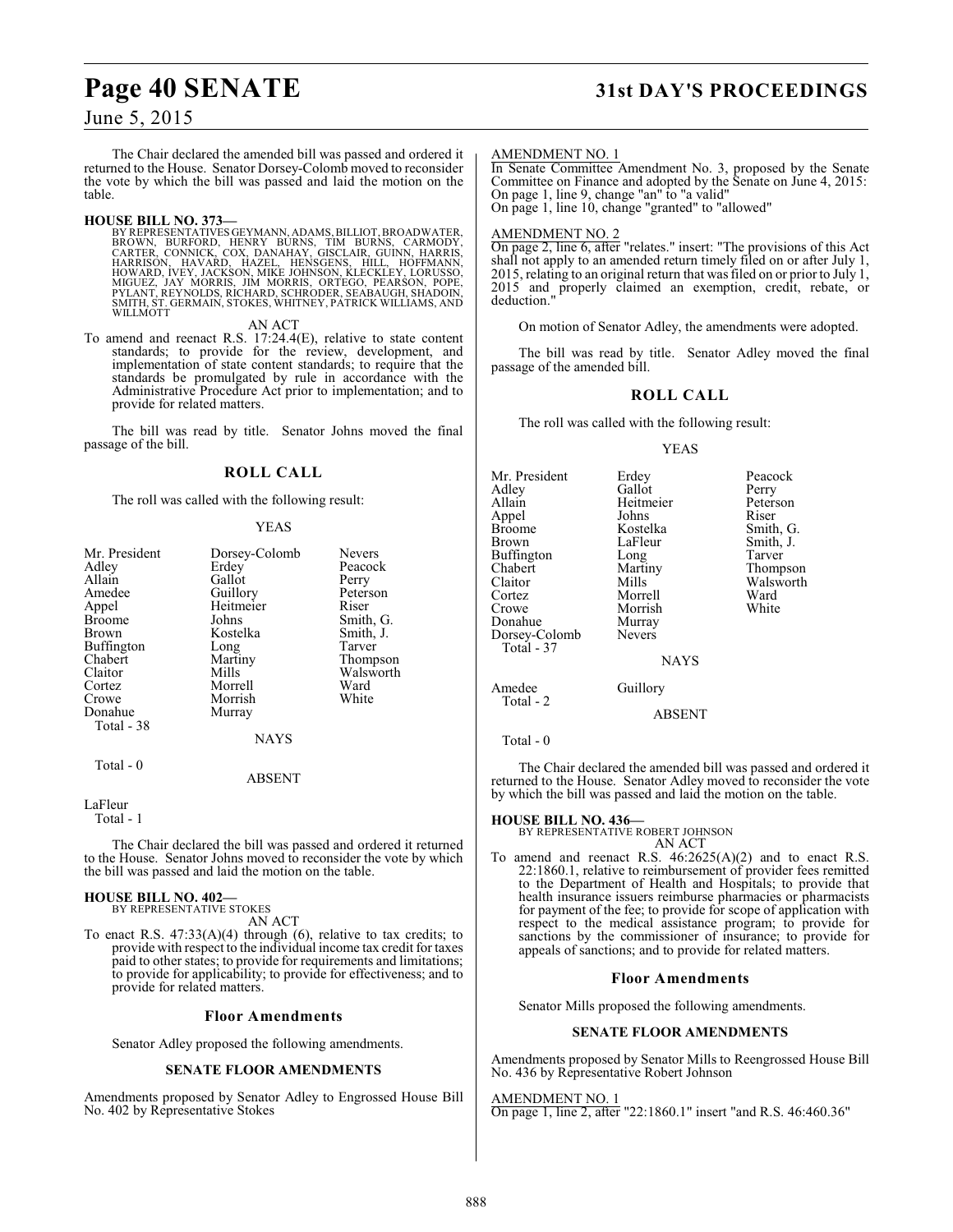The Chair declared the amended bill was passed and ordered it returned to the House. Senator Dorsey-Colomb moved to reconsider the vote by which the bill was passed and laid the motion on the table.

**HOUSE BILL NO. 373—**
BY REPRESENTATIVES GEYMANN, ADAMS, BILLIOT, BROADWATER, BROWN, BURFORD, HENRY BURNS, TIM BURNS, CARMODY, CARTER, CONNICK, COX, DANAHAY, GISCLAIR, GUINN, HARRIS, HARRISON, HAVARD, HAZEL, HENSGENS, HILL, HOFFMANN, HOWARD, IVEY, JACKSON, MIKE JOHNSON, KLECKLEY, LORUSSO, MIGUEZ, JAY MORRIS, JIM MORRIS, ORTEGO, PEARSON, POPE, PYLANT, REYNOLDS, RICHARD, SCHRODER, SEABAUGH, SHADOIN, SMITH, ST. GERMAIN, STOKES, WHITNEY, PATRICK WILLIAMS, AND WILLMOTT

AN ACT

To amend and reenact R.S. 17:24.4(E), relative to state content standards; to provide for the review, development, and implementation of state content standards; to require that the standards be promulgated by rule in accordance with the Administrative Procedure Act prior to implementation; and to provide for related matters.

The bill was read by title. Senator Johns moved the final passage of the bill.

## ROLL CALL

The roll was called with the following result:

YEAS

| | | |
|---|---|---|
| Mr. President | Dorsey-Colomb | Nevers |
| Adley | Erdey | Peacock |
| Allain | Gallot | Perry |
| Amedee | Guillory | Peterson |
| Appel | Heitmeier | Riser |
| Broome | Johns | Smith, G. |
| Brown | Kostelka | Smith, J. |
| Buffington | Long | Tarver |
| Chabert | Martiny | Thompson |
| Claitor | Mills | Walsworth |
| Cortez | Morrell | Ward |
| Crowe | Morrish | White |
| Donahue | Murray | |

Total - 38

NAYS

Total - 0

ABSENT

LaFleur

Total - 1

The Chair declared the bill was passed and ordered it returned to the House. Senator Johns moved to reconsider the vote by which the bill was passed and laid the motion on the table.

**HOUSE BILL NO. 402—**
BY REPRESENTATIVE STOKES

AN ACT

To enact R.S. 47:33(A)(4) through (6), relative to tax credits; to provide with respect to the individual income tax credit for taxes paid to other states; to provide for requirements and limitations; to provide for applicability; to provide for effectiveness; and to provide for related matters.

### Floor Amendments

Senator Adley proposed the following amendments.

#### SENATE FLOOR AMENDMENTS

Amendments proposed by Senator Adley to Engrossed House Bill No. 402 by Representative Stokes

AMENDMENT NO. 1
In Senate Committee Amendment No. 3, proposed by the Senate Committee on Finance and adopted by the Senate on June 4, 2015:
On page 1, line 9, change "an" to "a valid"
On page 1, line 10, change "granted" to "allowed"

AMENDMENT NO. 2
On page 2, line 6, after "relates." insert: "The provisions of this Act shall not apply to an amended return timely filed on or after July 1, 2015, relating to an original return that was filed on or prior to July 1, 2015 and properly claimed an exemption, credit, rebate, or deduction."

On motion of Senator Adley, the amendments were adopted.

The bill was read by title. Senator Adley moved the final passage of the amended bill.

## ROLL CALL

The roll was called with the following result:

YEAS

| | | |
|---|---|---|
| Mr. President | Erdey | Peacock |
| Adley | Gallot | Perry |
| Allain | Heitmeier | Peterson |
| Appel | Johns | Riser |
| Broome | Kostelka | Smith, G. |
| Brown | LaFleur | Smith, J. |
| Buffington | Long | Tarver |
| Chabert | Martiny | Thompson |
| Claitor | Mills | Walsworth |
| Cortez | Morrell | Ward |
| Crowe | Morrish | White |
| Donahue | Murray | |
| Dorsey-Colomb | Nevers | |

Total - 37

NAYS

Amedee Guillory

Total - 2

ABSENT

Total - 0

The Chair declared the amended bill was passed and ordered it returned to the House. Senator Adley moved to reconsider the vote by which the bill was passed and laid the motion on the table.

**HOUSE BILL NO. 436—**
BY REPRESENTATIVE ROBERT JOHNSON

AN ACT

To amend and reenact R.S. 46:2625(A)(2) and to enact R.S. 22:1860.1, relative to reimbursement of provider fees remitted to the Department of Health and Hospitals; to provide that health insurance issuers reimburse pharmacies or pharmacists for payment of the fee; to provide for scope of application with respect to the medical assistance program; to provide for sanctions by the commissioner of insurance; to provide for appeals of sanctions; and to provide for related matters.

### Floor Amendments

Senator Mills proposed the following amendments.

#### SENATE FLOOR AMENDMENTS

Amendments proposed by Senator Mills to Reengrossed House Bill No. 436 by Representative Robert Johnson

AMENDMENT NO. 1
On page 1, line 2, after "22:1860.1" insert "and R.S. 46:460.36"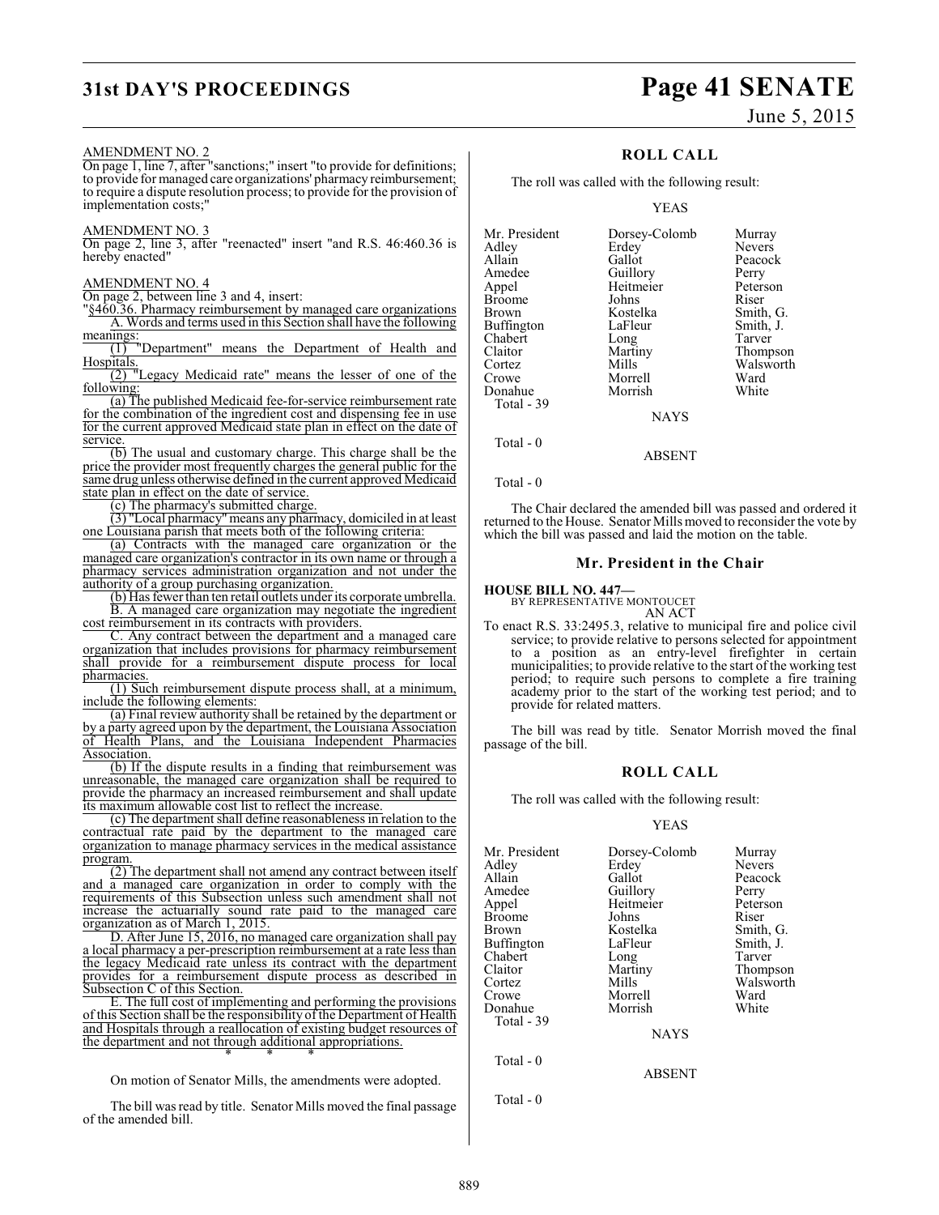AMENDMENT NO. 2

On page 1, line 7, after "sanctions;" insert "to provide for definitions; to provide for managed care organizations' pharmacy reimbursement; to require a dispute resolution process; to provide for the provision of implementation costs;"

AMENDMENT NO. 3

On page 2, line 3, after "reenacted" insert "and R.S. 46:460.36 is hereby enacted"

AMENDMENT NO. 4

On page 2, between line 3 and 4, insert:

"§460.36. Pharmacy reimbursement by managed care organizations

A. Words and terms used in this Section shall have the following meanings:

(1) "Department" means the Department of Health and Hospitals.

(2) "Legacy Medicaid rate" means the lesser of one of the following:

(a) The published Medicaid fee-for-service reimbursement rate for the combination of the ingredient cost and dispensing fee in use for the current approved Medicaid state plan in effect on the date of service.

(b) The usual and customary charge. This charge shall be the price the provider most frequently charges the general public for the same drug unless otherwise defined in the current approved Medicaid state plan in effect on the date of service.

(c) The pharmacy's submitted charge.

(3) "Local pharmacy" means any pharmacy, domiciled in at least one Louisiana parish that meets both of the following criteria:

(a) Contracts with the managed care organization or the managed care organization's contractor in its own name or through a pharmacy services administration organization and not under the authority of a group purchasing organization.

(b) Has fewer than ten retail outlets under its corporate umbrella.

B. A managed care organization may negotiate the ingredient cost reimbursement in its contracts with providers.

C. Any contract between the department and a managed care organization that includes provisions for pharmacy reimbursement shall provide for a reimbursement dispute process for local pharmacies.

(1) Such reimbursement dispute process shall, at a minimum, include the following elements:

(a) Final review authority shall be retained by the department or by a party agreed upon by the department, the Louisiana Association of Health Plans, and the Louisiana Independent Pharmacies Association.

(b) If the dispute results in a finding that reimbursement was unreasonable, the managed care organization shall be required to provide the pharmacy an increased reimbursement and shall update its maximum allowable cost list to reflect the increase.

(c) The department shall define reasonableness in relation to the contractual rate paid by the department to the managed care organization to manage pharmacy services in the medical assistance program.

(2) The department shall not amend any contract between itself and a managed care organization in order to comply with the requirements of this Subsection unless such amendment shall not increase the actuarially sound rate paid to the managed care organization as of March 1, 2015.

D. After June 15, 2016, no managed care organization shall pay a local pharmacy a per-prescription reimbursement at a rate less than the legacy Medicaid rate unless its contract with the department provides for a reimbursement dispute process as described in Subsection C of this Section.

E. The full cost of implementing and performing the provisions of this Section shall be the responsibility of the Department of Health and Hospitals through a reallocation of existing budget resources of the department and not through additional appropriations.

\* \* \*

On motion of Senator Mills, the amendments were adopted.

The bill was read by title. Senator Mills moved the final passage of the amended bill.

## ROLL CALL

The roll was called with the following result:

YEAS

| | | |
|---|---|---|
| Mr. President | Dorsey-Colomb | Murray |
| Adley | Erdey | Nevers |
| Allain | Gallot | Peacock |
| Amedee | Guillory | Perry |
| Appel | Heitmeier | Peterson |
| Broome | Johns | Riser |
| Brown | Kostelka | Smith, G. |
| Buffington | LaFleur | Smith, J. |
| Chabert | Long | Tarver |
| Claitor | Martiny | Thompson |
| Cortez | Mills | Walsworth |
| Crowe | Morrell | Ward |
| Donahue | Morrish | White |

Total - 39

NAYS

Total - 0

ABSENT

Total - 0

The Chair declared the amended bill was passed and ordered it returned to the House. Senator Mills moved to reconsider the vote by which the bill was passed and laid the motion on the table.

## Mr. President in the Chair

**HOUSE BILL NO. 447—**
BY REPRESENTATIVE MONTOUCET
AN ACT

To enact R.S. 33:2495.3, relative to municipal fire and police civil service; to provide relative to persons selected for appointment to a position as an entry-level firefighter in certain municipalities; to provide relative to the start of the working test period; to require such persons to complete a fire training academy prior to the start of the working test period; and to provide for related matters.

The bill was read by title. Senator Morrish moved the final passage of the bill.

## ROLL CALL

The roll was called with the following result:

YEAS

| | | |
|---|---|---|
| Mr. President | Dorsey-Colomb | Murray |
| Adley | Erdey | Nevers |
| Allain | Gallot | Peacock |
| Amedee | Guillory | Perry |
| Appel | Heitmeier | Peterson |
| Broome | Johns | Riser |
| Brown | Kostelka | Smith, G. |
| Buffington | LaFleur | Smith, J. |
| Chabert | Long | Tarver |
| Claitor | Martiny | Thompson |
| Cortez | Mills | Walsworth |
| Crowe | Morrell | Ward |
| Donahue | Morrish | White |

Total - 39

NAYS

Total - 0

ABSENT

Total - 0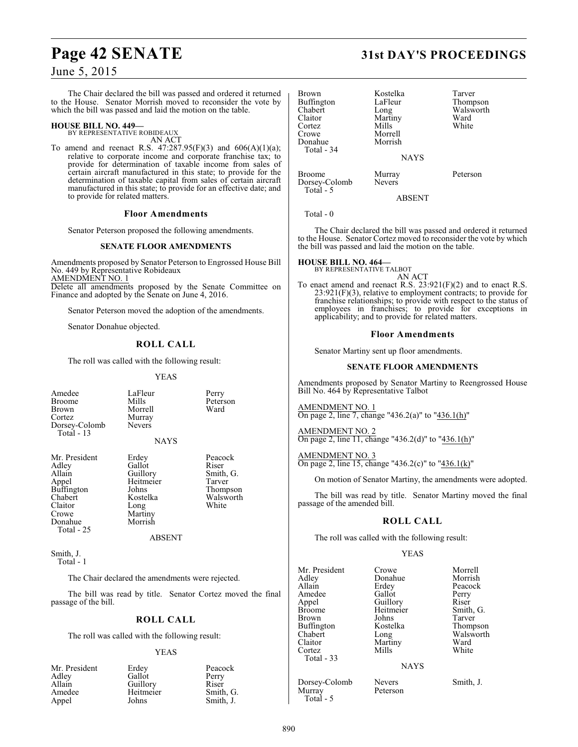The Chair declared the bill was passed and ordered it returned to the House. Senator Morrish moved to reconsider the vote by which the bill was passed and laid the motion on the table.

**HOUSE BILL NO. 449—**
BY REPRESENTATIVE ROBIDEAUX

AN ACT

To amend and reenact R.S. 47:287.95(F)(3) and 606(A)(1)(a); relative to corporate income and corporate franchise tax; to provide for determination of taxable income from sales of certain aircraft manufactured in this state; to provide for the determination of taxable capital from sales of certain aircraft manufactured in this state; to provide for an effective date; and to provide for related matters.

### Floor Amendments

Senator Peterson proposed the following amendments.

**SENATE FLOOR AMENDMENTS**

Amendments proposed by Senator Peterson to Engrossed House Bill No. 449 by Representative Robideaux

AMENDMENT NO. 1

Delete all amendments proposed by the Senate Committee on Finance and adopted by the Senate on June 4, 2016.

Senator Peterson moved the adoption of the amendments.

Senator Donahue objected.

## ROLL CALL

The roll was called with the following result:

YEAS

| | | |
|---|---|---|
| Amedee | LaFleur | Perry |
| Broome | Mills | Peterson |
| Brown | Morrell | Ward |
| Cortez | Murray | |
| Dorsey-Colomb | Nevers | |

Total - 13

NAYS

| | | |
|---|---|---|
| Mr. President | Erdey | Peacock |
| Adley | Gallot | Riser |
| Allain | Guillory | Smith, G. |
| Appel | Heitmeier | Tarver |
| Buffington | Johns | Thompson |
| Chabert | Kostelka | Walsworth |
| Claitor | Long | White |
| Crowe | Martiny | |
| Donahue | Morrish | |

Total - 25

ABSENT

Smith, J.

Total - 1

The Chair declared the amendments were rejected.

The bill was read by title. Senator Cortez moved the final passage of the bill.

## ROLL CALL

The roll was called with the following result:

YEAS

| | | |
|---|---|---|
| Mr. President | Erdey | Peacock |
| Adley | Gallot | Perry |
| Allain | Guillory | Riser |
| Amedee | Heitmeier | Smith, G. |
| Appel | Johns | Smith, J. |
| Brown | Kostelka | Tarver |
| Buffington | LaFleur | Thompson |
| Chabert | Long | Walsworth |
| Claitor | Martiny | Ward |
| Cortez | Mills | White |
| Crowe | Morrell | |
| Donahue | Morrish | |

Total - 34

NAYS

| | | |
|---|---|---|
| Broome | Murray | Peterson |
| Dorsey-Colomb | Nevers | |

Total - 5

ABSENT

Total - 0

The Chair declared the bill was passed and ordered it returned to the House. Senator Cortez moved to reconsider the vote by which the bill was passed and laid the motion on the table.

**HOUSE BILL NO. 464—**
BY REPRESENTATIVE TALBOT

AN ACT

To enact amend and reenact R.S. 23:921(F)(2) and to enact R.S. 23:921(F)(3), relative to employment contracts; to provide for franchise relationships; to provide with respect to the status of employees in franchises; to provide for exceptions in applicability; and to provide for related matters.

### Floor Amendments

Senator Martiny sent up floor amendments.

**SENATE FLOOR AMENDMENTS**

Amendments proposed by Senator Martiny to Reengrossed House Bill No. 464 by Representative Talbot

AMENDMENT NO. 1

On page 2, line 7, change "436.2(a)" to "436.1(h)"

AMENDMENT NO. 2

On page 2, line 11, change "436.2(d)" to "436.1(h)"

AMENDMENT NO. 3

On page 2, line 15, change "436.2(c)" to "436.1(k)"

On motion of Senator Martiny, the amendments were adopted.

The bill was read by title. Senator Martiny moved the final passage of the amended bill.

## ROLL CALL

The roll was called with the following result:

YEAS

| | | |
|---|---|---|
| Mr. President | Crowe | Morrell |
| Adley | Donahue | Morrish |
| Allain | Erdey | Peacock |
| Amedee | Gallot | Perry |
| Appel | Guillory | Riser |
| Broome | Heitmeier | Smith, G. |
| Brown | Johns | Tarver |
| Buffington | Kostelka | Thompson |
| Chabert | Long | Walsworth |
| Claitor | Martiny | Ward |
| Cortez | Mills | White |

Total - 33

NAYS

| | | |
|---|---|---|
| Dorsey-Colomb | Nevers | Smith, J. |
| Murray | Peterson | |

Total - 5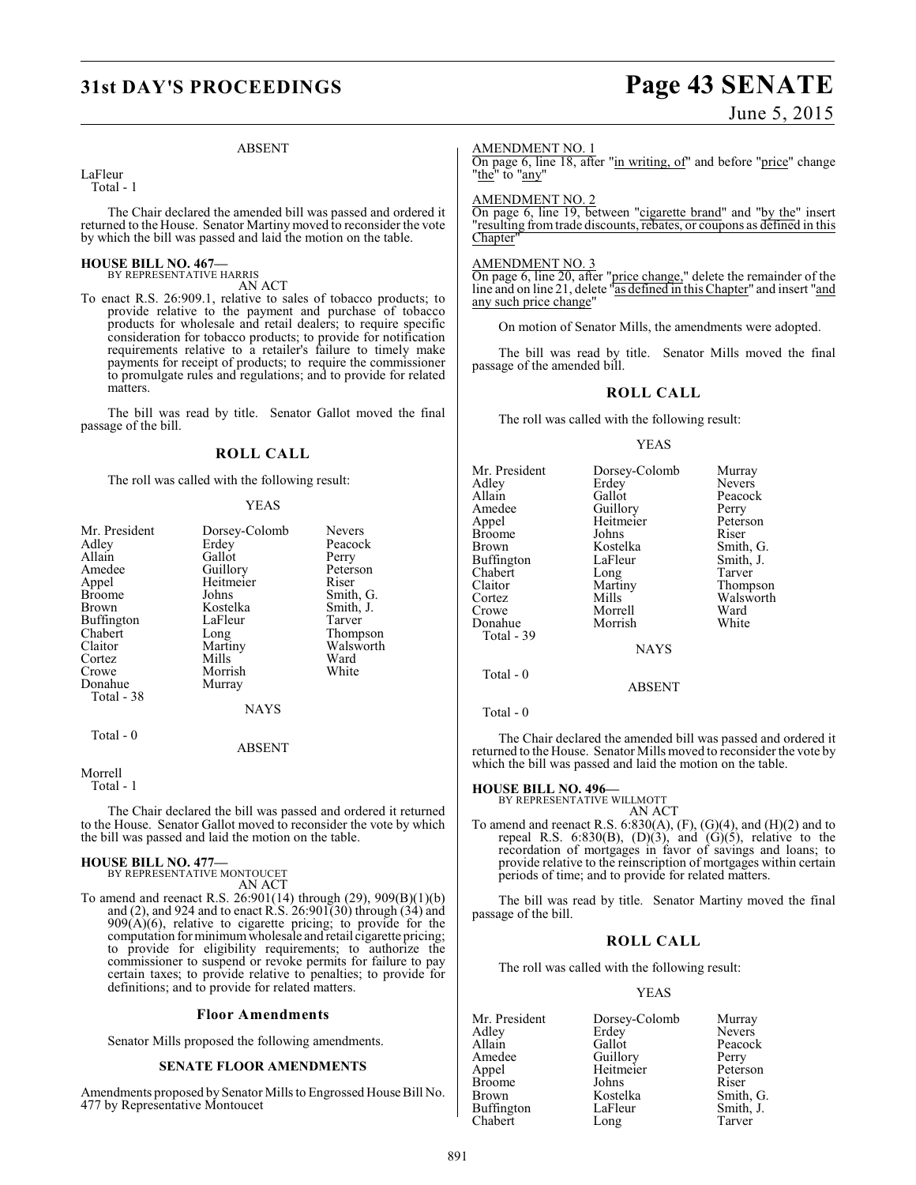ABSENT

LaFleur
Total - 1

The Chair declared the amended bill was passed and ordered it returned to the House. Senator Martiny moved to reconsider the vote by which the bill was passed and laid the motion on the table.

**HOUSE BILL NO. 467—**
BY REPRESENTATIVE HARRIS
AN ACT

To enact R.S. 26:909.1, relative to sales of tobacco products; to provide relative to the payment and purchase of tobacco products for wholesale and retail dealers; to require specific consideration for tobacco products; to provide for notification requirements relative to a retailer's failure to timely make payments for receipt of products; to require the commissioner to promulgate rules and regulations; and to provide for related matters.

The bill was read by title. Senator Gallot moved the final passage of the bill.

## ROLL CALL

The roll was called with the following result:

YEAS

| | | |
|---|---|---|
| Mr. President | Dorsey-Colomb | Nevers |
| Adley | Erdey | Peacock |
| Allain | Gallot | Perry |
| Amedee | Guillory | Peterson |
| Appel | Heitmeier | Riser |
| Broome | Johns | Smith, G. |
| Brown | Kostelka | Smith, J. |
| Buffington | LaFleur | Tarver |
| Chabert | Long | Thompson |
| Claitor | Martiny | Walsworth |
| Cortez | Mills | Ward |
| Crowe | Morrish | White |
| Donahue | Murray | |

Total - 38

NAYS

Total - 0

ABSENT

Morrell
Total - 1

The Chair declared the bill was passed and ordered it returned to the House. Senator Gallot moved to reconsider the vote by which the bill was passed and laid the motion on the table.

**HOUSE BILL NO. 477—**
BY REPRESENTATIVE MONTOUCET
AN ACT

To amend and reenact R.S. 26:901(14) through (29), 909(B)(1)(b) and (2), and 924 and to enact R.S. 26:901(30) through (34) and 909(A)(6), relative to cigarette pricing; to provide for the computation for minimum wholesale and retail cigarette pricing; to provide for eligibility requirements; to authorize the commissioner to suspend or revoke permits for failure to pay certain taxes; to provide relative to penalties; to provide for definitions; and to provide for related matters.

### Floor Amendments

Senator Mills proposed the following amendments.

**SENATE FLOOR AMENDMENTS**

Amendments proposed by Senator Mills to Engrossed House Bill No. 477 by Representative Montoucet

AMENDMENT NO. 1
On page 6, line 18, after "in writing, of" and before "price" change "the" to "any"

AMENDMENT NO. 2
On page 6, line 19, between "cigarette brand" and "by the" insert "resulting from trade discounts, rebates, or coupons as defined in this Chapter"

AMENDMENT NO. 3
On page 6, line 20, after "price change," delete the remainder of the line and on line 21, delete "as defined in this Chapter" and insert "and any such price change"

On motion of Senator Mills, the amendments were adopted.

The bill was read by title. Senator Mills moved the final passage of the amended bill.

## ROLL CALL

The roll was called with the following result:

YEAS

| | | |
|---|---|---|
| Mr. President | Dorsey-Colomb | Murray |
| Adley | Erdey | Nevers |
| Allain | Gallot | Peacock |
| Amedee | Guillory | Perry |
| Appel | Heitmeier | Peterson |
| Broome | Johns | Riser |
| Brown | Kostelka | Smith, G. |
| Buffington | LaFleur | Smith, J. |
| Chabert | Long | Tarver |
| Claitor | Martiny | Thompson |
| Cortez | Mills | Walsworth |
| Crowe | Morrell | Ward |
| Donahue | Morrish | White |

Total - 39

NAYS

Total - 0

ABSENT

Total - 0

The Chair declared the amended bill was passed and ordered it returned to the House. Senator Mills moved to reconsider the vote by which the bill was passed and laid the motion on the table.

**HOUSE BILL NO. 496—**
BY REPRESENTATIVE WILLMOTT
AN ACT

To amend and reenact R.S. 6:830(A), (F), (G)(4), and (H)(2) and to repeal R.S. 6:830(B), (D)(3), and (G)(5), relative to the recordation of mortgages in favor of savings and loans; to provide relative to the reinscription of mortgages within certain periods of time; and to provide for related matters.

The bill was read by title. Senator Martiny moved the final passage of the bill.

## ROLL CALL

The roll was called with the following result:

YEAS

| | | |
|---|---|---|
| Mr. President | Dorsey-Colomb | Murray |
| Adley | Erdey | Nevers |
| Allain | Gallot | Peacock |
| Amedee | Guillory | Perry |
| Appel | Heitmeier | Peterson |
| Broome | Johns | Riser |
| Brown | Kostelka | Smith, G. |
| Buffington | LaFleur | Smith, J. |
| Chabert | Long | Tarver |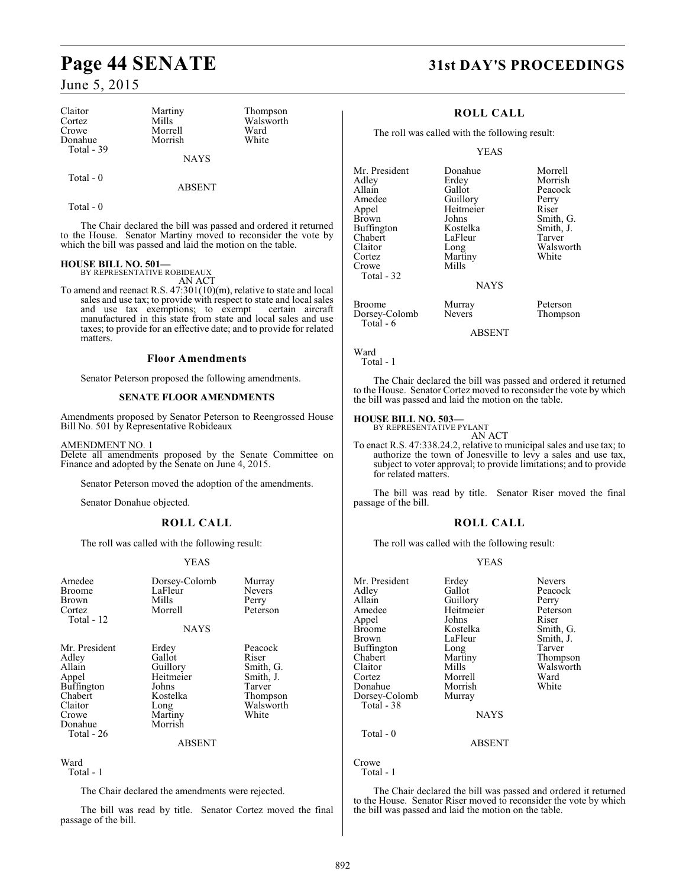| Claitor | Martiny | Thompson |
|---|---|---|
| Cortez | Mills | Walsworth |
| Crowe | Morrell | Ward |
| Donahue | Morrish | White |
| Total - 39 | | |

NAYS

Total - 0

ABSENT

Total - 0

The Chair declared the bill was passed and ordered it returned to the House. Senator Martiny moved to reconsider the vote by which the bill was passed and laid the motion on the table.

**HOUSE BILL NO. 501—**
BY REPRESENTATIVE ROBIDEAUX
AN ACT

To amend and reenact R.S. 47:301(10)(m), relative to state and local sales and use tax; to provide with respect to state and local sales and use tax exemptions; to exempt certain aircraft manufactured in this state from state and local sales and use taxes; to provide for an effective date; and to provide for related matters.

## Floor Amendments

Senator Peterson proposed the following amendments.

### SENATE FLOOR AMENDMENTS

Amendments proposed by Senator Peterson to Reengrossed House Bill No. 501 by Representative Robideaux

AMENDMENT NO. 1
Delete all amendments proposed by the Senate Committee on Finance and adopted by the Senate on June 4, 2015.

Senator Peterson moved the adoption of the amendments.

Senator Donahue objected.

## ROLL CALL

The roll was called with the following result:

YEAS

| Amedee | Dorsey-Colomb | Murray |
|---|---|---|
| Broome | LaFleur | Nevers |
| Brown | Mills | Perry |
| Cortez | Morrell | Peterson |
| Total - 12 | | |

NAYS

| Mr. President | Erdey | Peacock |
|---|---|---|
| Adley | Gallot | Riser |
| Allain | Guillory | Smith, G. |
| Appel | Heitmeier | Smith, J. |
| Buffington | Johns | Tarver |
| Chabert | Kostelka | Thompson |
| Claitor | Long | Walsworth |
| Crowe | Martiny | White |
| Donahue | Morrish | |
| Total - 26 | | |

ABSENT

Ward
Total - 1

The Chair declared the amendments were rejected.

The bill was read by title. Senator Cortez moved the final passage of the bill.

## ROLL CALL

The roll was called with the following result:

YEAS

| Mr. President | Donahue | Morrell |
|---|---|---|
| Adley | Erdey | Morrish |
| Allain | Gallot | Peacock |
| Amedee | Guillory | Perry |
| Appel | Heitmeier | Riser |
| Brown | Johns | Smith, G. |
| Buffington | Kostelka | Smith, J. |
| Chabert | LaFleur | Tarver |
| Claitor | Long | Walsworth |
| Cortez | Martiny | White |
| Crowe | Mills | |
| Total - 32 | | |

NAYS

| Broome | Murray | Peterson |
|---|---|---|
| Dorsey-Colomb | Nevers | Thompson |
| Total - 6 | | |

ABSENT

Ward
Total - 1

The Chair declared the bill was passed and ordered it returned to the House. Senator Cortez moved to reconsider the vote by which the bill was passed and laid the motion on the table.

**HOUSE BILL NO. 503—**
BY REPRESENTATIVE PYLANT
AN ACT

To enact R.S. 47:338.24.2, relative to municipal sales and use tax; to authorize the town of Jonesville to levy a sales and use tax, subject to voter approval; to provide limitations; and to provide for related matters.

The bill was read by title. Senator Riser moved the final passage of the bill.

## ROLL CALL

The roll was called with the following result:

YEAS

| Mr. President | Erdey | Nevers |
|---|---|---|
| Adley | Gallot | Peacock |
| Allain | Guillory | Perry |
| Amedee | Heitmeier | Peterson |
| Appel | Johns | Riser |
| Broome | Kostelka | Smith, G. |
| Brown | LaFleur | Smith, J. |
| Buffington | Long | Tarver |
| Chabert | Martiny | Thompson |
| Claitor | Mills | Walsworth |
| Cortez | Morrell | Ward |
| Donahue | Morrish | White |
| Dorsey-Colomb | Murray | |
| Total - 38 | | |

NAYS

Total - 0

ABSENT

Crowe
Total - 1

The Chair declared the bill was passed and ordered it returned to the House. Senator Riser moved to reconsider the vote by which the bill was passed and laid the motion on the table.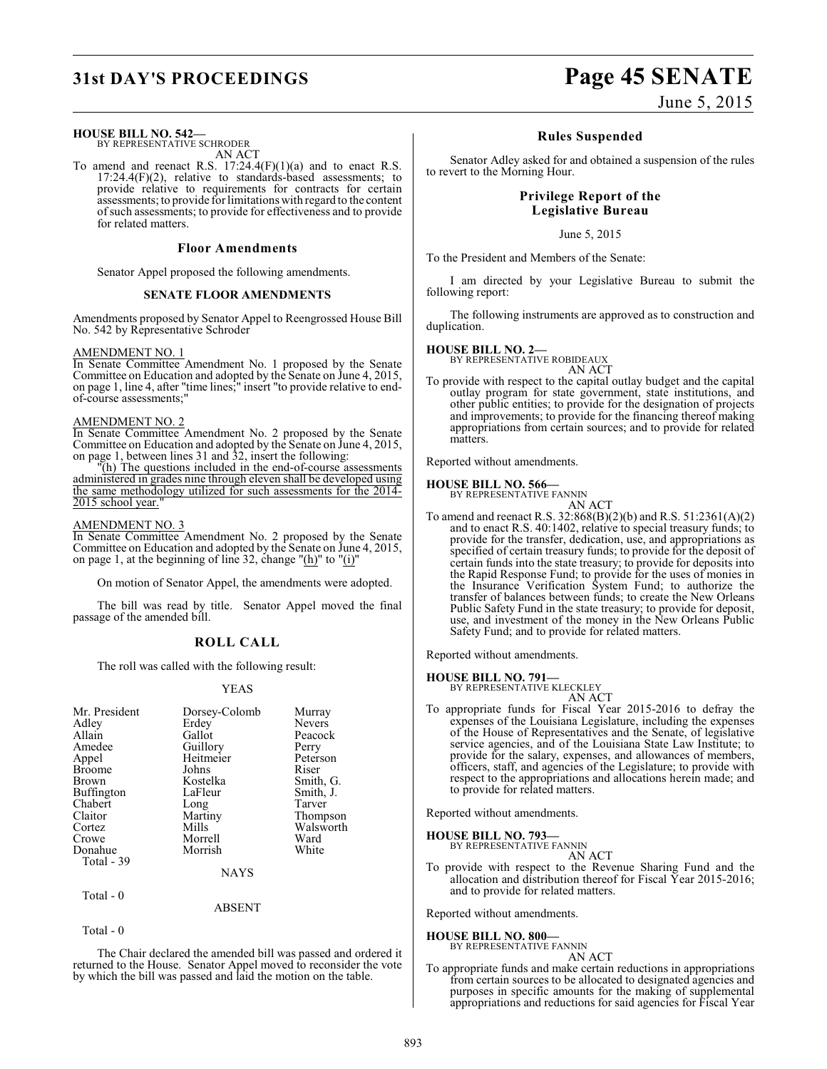**HOUSE BILL NO. 542—**
BY REPRESENTATIVE SCHRODER

AN ACT

To amend and reenact R.S. 17:24.4(F)(1)(a) and to enact R.S. 17:24.4(F)(2), relative to standards-based assessments; to provide relative to requirements for contracts for certain assessments; to provide for limitations with regard to the content of such assessments; to provide for effectiveness and to provide for related matters.

### Floor Amendments

Senator Appel proposed the following amendments.

### SENATE FLOOR AMENDMENTS

Amendments proposed by Senator Appel to Reengrossed House Bill No. 542 by Representative Schroder

AMENDMENT NO. 1

In Senate Committee Amendment No. 1 proposed by the Senate Committee on Education and adopted by the Senate on June 4, 2015, on page 1, line 4, after "time lines;" insert "to provide relative to end-of-course assessments;"

AMENDMENT NO. 2

In Senate Committee Amendment No. 2 proposed by the Senate Committee on Education and adopted by the Senate on June 4, 2015, on page 1, between lines 31 and 32, insert the following:

"(h) The questions included in the end-of-course assessments administered in grades nine through eleven shall be developed using the same methodology utilized for such assessments for the 2014-2015 school year."

AMENDMENT NO. 3

In Senate Committee Amendment No. 2 proposed by the Senate Committee on Education and adopted by the Senate on June 4, 2015, on page 1, at the beginning of line 32, change "(h)" to "(i)"

On motion of Senator Appel, the amendments were adopted.

The bill was read by title. Senator Appel moved the final passage of the amended bill.

## ROLL CALL

The roll was called with the following result:

YEAS

| | | |
|---|---|---|
| Mr. President | Dorsey-Colomb | Murray |
| Adley | Erdey | Nevers |
| Allain | Gallot | Peacock |
| Amedee | Guillory | Perry |
| Appel | Heitmeier | Peterson |
| Broome | Johns | Riser |
| Brown | Kostelka | Smith, G. |
| Buffington | LaFleur | Smith, J. |
| Chabert | Long | Tarver |
| Claitor | Martiny | Thompson |
| Cortez | Mills | Walsworth |
| Crowe | Morrell | Ward |
| Donahue | Morrish | White |

Total - 39

NAYS

Total - 0

ABSENT

Total - 0

The Chair declared the amended bill was passed and ordered it returned to the House. Senator Appel moved to reconsider the vote by which the bill was passed and laid the motion on the table.

### Rules Suspended

Senator Adley asked for and obtained a suspension of the rules to revert to the Morning Hour.

### Privilege Report of the Legislative Bureau

June 5, 2015

To the President and Members of the Senate:

I am directed by your Legislative Bureau to submit the following report:

The following instruments are approved as to construction and duplication.

**HOUSE BILL NO. 2—**
BY REPRESENTATIVE ROBIDEAUX

AN ACT

To provide with respect to the capital outlay budget and the capital outlay program for state government, state institutions, and other public entities; to provide for the designation of projects and improvements; to provide for the financing thereof making appropriations from certain sources; and to provide for related matters.

Reported without amendments.

**HOUSE BILL NO. 566—**
BY REPRESENTATIVE FANNIN

AN ACT

To amend and reenact R.S. 32:868(B)(2)(b) and R.S. 51:2361(A)(2) and to enact R.S. 40:1402, relative to special treasury funds; to provide for the transfer, dedication, use, and appropriations as specified of certain treasury funds; to provide for the deposit of certain funds into the state treasury; to provide for deposits into the Rapid Response Fund; to provide for the uses of monies in the Insurance Verification System Fund; to authorize the transfer of balances between funds; to create the New Orleans Public Safety Fund in the state treasury; to provide for deposit, use, and investment of the money in the New Orleans Public Safety Fund; and to provide for related matters.

Reported without amendments.

**HOUSE BILL NO. 791—**
BY REPRESENTATIVE KLECKLEY

AN ACT

To appropriate funds for Fiscal Year 2015-2016 to defray the expenses of the Louisiana Legislature, including the expenses of the House of Representatives and the Senate, of legislative service agencies, and of the Louisiana State Law Institute; to provide for the salary, expenses, and allowances of members, officers, staff, and agencies of the Legislature; to provide with respect to the appropriations and allocations herein made; and to provide for related matters.

Reported without amendments.

**HOUSE BILL NO. 793—**
BY REPRESENTATIVE FANNIN

AN ACT

To provide with respect to the Revenue Sharing Fund and the allocation and distribution thereof for Fiscal Year 2015-2016; and to provide for related matters.

Reported without amendments.

**HOUSE BILL NO. 800—**
BY REPRESENTATIVE FANNIN

AN ACT

To appropriate funds and make certain reductions in appropriations from certain sources to be allocated to designated agencies and purposes in specific amounts for the making of supplemental appropriations and reductions for said agencies for Fiscal Year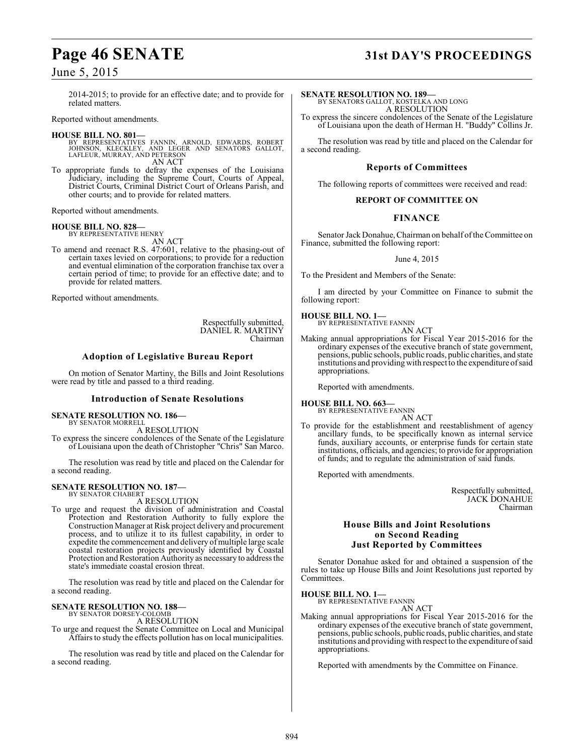2014-2015; to provide for an effective date; and to provide for related matters.

Reported without amendments.

**HOUSE BILL NO. 801—**
BY REPRESENTATIVES FANNIN, ARNOLD, EDWARDS, ROBERT JOHNSON, KLECKLEY, AND LEGER AND SENATORS GALLOT, LAFLEUR, MURRAY, AND PETERSON
AN ACT
To appropriate funds to defray the expenses of the Louisiana Judiciary, including the Supreme Court, Courts of Appeal, District Courts, Criminal District Court of Orleans Parish, and other courts; and to provide for related matters.

Reported without amendments.

**HOUSE BILL NO. 828—**
BY REPRESENTATIVE HENRY
AN ACT
To amend and reenact R.S. 47:601, relative to the phasing-out of certain taxes levied on corporations; to provide for a reduction and eventual elimination of the corporation franchise tax over a certain period of time; to provide for an effective date; and to provide for related matters.

Reported without amendments.

Respectfully submitted,
DANIEL R. MARTINY
Chairman

## Adoption of Legislative Bureau Report

On motion of Senator Martiny, the Bills and Joint Resolutions were read by title and passed to a third reading.

## Introduction of Senate Resolutions

**SENATE RESOLUTION NO. 186—**
BY SENATOR MORRELL
A RESOLUTION
To express the sincere condolences of the Senate of the Legislature of Louisiana upon the death of Christopher "Chris" San Marco.

The resolution was read by title and placed on the Calendar for a second reading.

**SENATE RESOLUTION NO. 187—**
BY SENATOR CHABERT
A RESOLUTION
To urge and request the division of administration and Coastal Protection and Restoration Authority to fully explore the Construction Manager at Risk project delivery and procurement process, and to utilize it to its fullest capability, in order to expedite the commencement and delivery of multiple large scale coastal restoration projects previously identified by Coastal Protection and Restoration Authority as necessary to address the state's immediate coastal erosion threat.

The resolution was read by title and placed on the Calendar for a second reading.

**SENATE RESOLUTION NO. 188—**
BY SENATOR DORSEY-COLOMB
A RESOLUTION
To urge and request the Senate Committee on Local and Municipal Affairs to study the effects pollution has on local municipalities.

The resolution was read by title and placed on the Calendar for a second reading.

**SENATE RESOLUTION NO. 189—**
BY SENATORS GALLOT, KOSTELKA AND LONG
A RESOLUTION
To express the sincere condolences of the Senate of the Legislature of Louisiana upon the death of Herman H. "Buddy" Collins Jr.

The resolution was read by title and placed on the Calendar for a second reading.

## Reports of Committees

The following reports of committees were received and read:

### REPORT OF COMMITTEE ON

### FINANCE

Senator Jack Donahue, Chairman on behalf of the Committee on Finance, submitted the following report:

June 4, 2015

To the President and Members of the Senate:

I am directed by your Committee on Finance to submit the following report:

**HOUSE BILL NO. 1—**
BY REPRESENTATIVE FANNIN
AN ACT
Making annual appropriations for Fiscal Year 2015-2016 for the ordinary expenses of the executive branch of state government, pensions, public schools, public roads, public charities, and state institutions and providing with respect to the expenditure of said appropriations.

Reported with amendments.

**HOUSE BILL NO. 663—**
BY REPRESENTATIVE FANNIN
AN ACT
To provide for the establishment and reestablishment of agency ancillary funds, to be specifically known as internal service funds, auxiliary accounts, or enterprise funds for certain state institutions, officials, and agencies; to provide for appropriation of funds; and to regulate the administration of said funds.

Reported with amendments.

Respectfully submitted,
JACK DONAHUE
Chairman

## House Bills and Joint Resolutions on Second Reading Just Reported by Committees

Senator Donahue asked for and obtained a suspension of the rules to take up House Bills and Joint Resolutions just reported by Committees.

**HOUSE BILL NO. 1—**
BY REPRESENTATIVE FANNIN
AN ACT
Making annual appropriations for Fiscal Year 2015-2016 for the ordinary expenses of the executive branch of state government, pensions, public schools, public roads, public charities, and state institutions and providing with respect to the expenditure of said appropriations.

Reported with amendments by the Committee on Finance.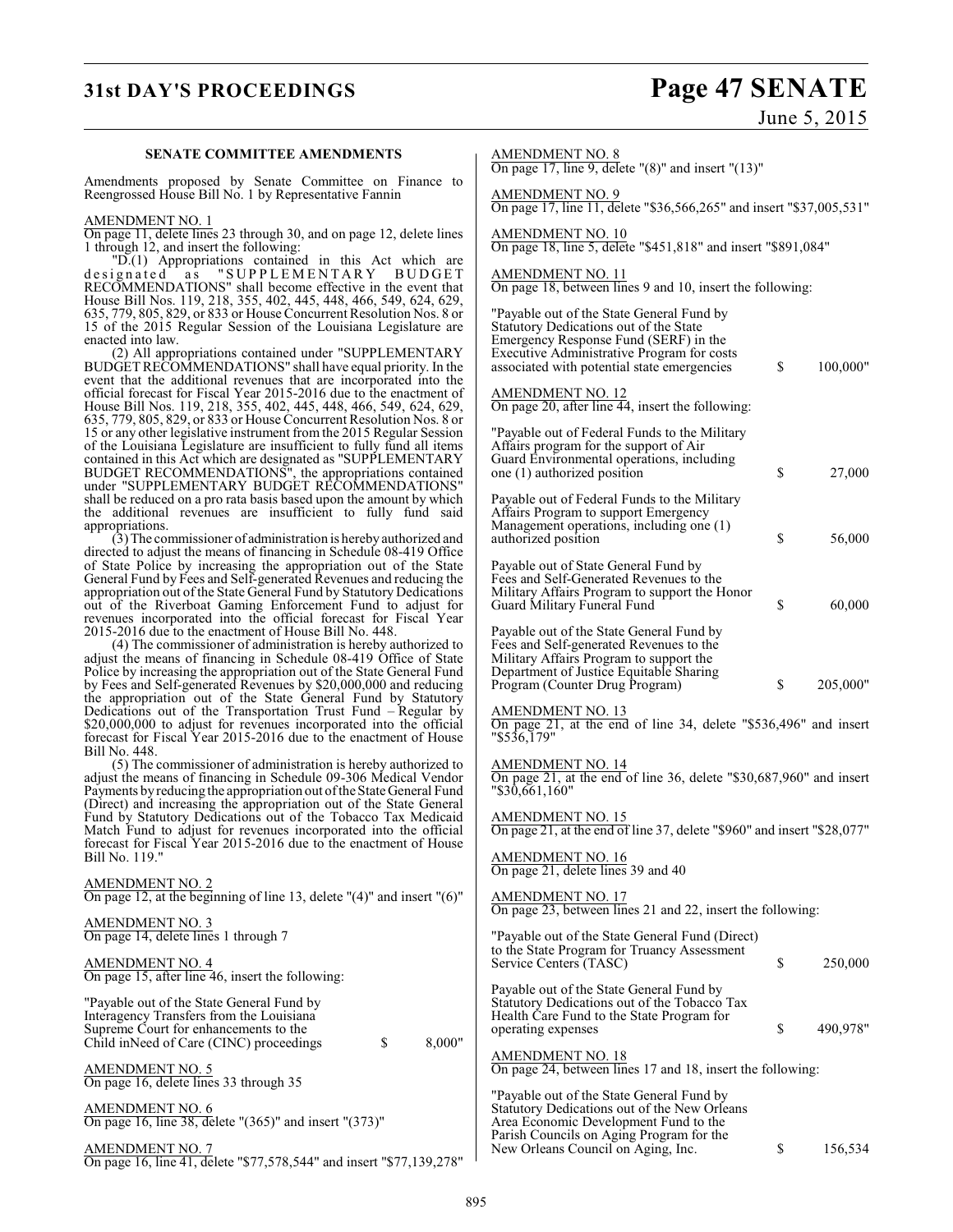**SENATE COMMITTEE AMENDMENTS**

Amendments proposed by Senate Committee on Finance to Reengrossed House Bill No. 1 by Representative Fannin

AMENDMENT NO. 1

On page 11, delete lines 23 through 30, and on page 12, delete lines 1 through 12, and insert the following:

"D.(1) Appropriations contained in this Act which are designated as "SUPPLEMENTARY BUDGET RECOMMENDATIONS" shall become effective in the event that House Bill Nos. 119, 218, 355, 402, 445, 448, 466, 549, 624, 629, 635, 779, 805, 829, or 833 or House Concurrent Resolution Nos. 8 or 15 of the 2015 Regular Session of the Louisiana Legislature are enacted into law.

(2) All appropriations contained under "SUPPLEMENTARY BUDGET RECOMMENDATIONS" shall have equal priority. In the event that the additional revenues that are incorporated into the official forecast for Fiscal Year 2015-2016 due to the enactment of House Bill Nos. 119, 218, 355, 402, 445, 448, 466, 549, 624, 629, 635, 779, 805, 829, or 833 or House Concurrent Resolution Nos. 8 or 15 or any other legislative instrument from the 2015 Regular Session of the Louisiana Legislature are insufficient to fully fund all items contained in this Act which are designated as "SUPPLEMENTARY BUDGET RECOMMENDATIONS", the appropriations contained under "SUPPLEMENTARY BUDGET RECOMMENDATIONS" shall be reduced on a pro rata basis based upon the amount by which the additional revenues are insufficient to fully fund said appropriations.

(3) The commissioner of administration is hereby authorized and directed to adjust the means of financing in Schedule 08-419 Office of State Police by increasing the appropriation out of the State General Fund by Fees and Self-generated Revenues and reducing the appropriation out of the State General Fund by Statutory Dedications out of the Riverboat Gaming Enforcement Fund to adjust for revenues incorporated into the official forecast for Fiscal Year 2015-2016 due to the enactment of House Bill No. 448.

(4) The commissioner of administration is hereby authorized to adjust the means of financing in Schedule 08-419 Office of State Police by increasing the appropriation out of the State General Fund by Fees and Self-generated Revenues by $20,000,000 and reducing the appropriation out of the State General Fund by Statutory Dedications out of the Transportation Trust Fund – Regular by $20,000,000 to adjust for revenues incorporated into the official forecast for Fiscal Year 2015-2016 due to the enactment of House Bill No. 448.

(5) The commissioner of administration is hereby authorized to adjust the means of financing in Schedule 09-306 Medical Vendor Payments by reducing the appropriation out of the State General Fund (Direct) and increasing the appropriation out of the State General Fund by Statutory Dedications out of the Tobacco Tax Medicaid Match Fund to adjust for revenues incorporated into the official forecast for Fiscal Year 2015-2016 due to the enactment of House Bill No. 119."

AMENDMENT NO. 2

On page 12, at the beginning of line 13, delete "(4)" and insert "(6)"

AMENDMENT NO. 3

On page 14, delete lines 1 through 7

AMENDMENT NO. 4

On page 15, after line 46, insert the following:

"Payable out of the State General Fund by Interagency Transfers from the Louisiana Supreme Court for enhancements to the Child inNeed of Care (CINC) proceedings $ 8,000"

AMENDMENT NO. 5

On page 16, delete lines 33 through 35

AMENDMENT NO. 6

On page 16, line 38, delete "(365)" and insert "(373)"

AMENDMENT NO. 7

On page 16, line 41, delete "$77,578,544" and insert "$77,139,278"

AMENDMENT NO. 8

On page 17, line 9, delete "(8)" and insert "(13)"

AMENDMENT NO. 9

On page 17, line 11, delete "$36,566,265" and insert "$37,005,531"

AMENDMENT NO. 10

On page 18, line 5, delete "$451,818" and insert "$891,084"

AMENDMENT NO. 11

On page 18, between lines 9 and 10, insert the following:

"Payable out of the State General Fund by Statutory Dedications out of the State Emergency Response Fund (SERF) in the Executive Administrative Program for costs associated with potential state emergencies $ 100,000"

AMENDMENT NO. 12

On page 20, after line 44, insert the following:

"Payable out of Federal Funds to the Military Affairs program for the support of Air Guard Environmental operations, including one (1) authorized position $ 27,000

Payable out of Federal Funds to the Military Affairs Program to support Emergency Management operations, including one (1) authorized position $ 56,000

Payable out of State General Fund by Fees and Self-Generated Revenues to the Military Affairs Program to support the Honor Guard Military Funeral Fund $ 60,000

Payable out of the State General Fund by Fees and Self-generated Revenues to the Military Affairs Program to support the Department of Justice Equitable Sharing Program (Counter Drug Program) $ 205,000"

AMENDMENT NO. 13

On page 21, at the end of line 34, delete "$536,496" and insert "$536,179"

AMENDMENT NO. 14

On page 21, at the end of line 36, delete "$30,687,960" and insert "$30,661,160"

AMENDMENT NO. 15

On page 21, at the end of line 37, delete "$960" and insert "$28,077"

AMENDMENT NO. 16

On page 21, delete lines 39 and 40

AMENDMENT NO. 17

On page 23, between lines 21 and 22, insert the following:

"Payable out of the State General Fund (Direct) to the State Program for Truancy Assessment Service Centers (TASC) $ 250,000

Payable out of the State General Fund by Statutory Dedications out of the Tobacco Tax Health Care Fund to the State Program for operating expenses $ 490,978"

AMENDMENT NO. 18

On page 24, between lines 17 and 18, insert the following:

"Payable out of the State General Fund by Statutory Dedications out of the New Orleans Area Economic Development Fund to the Parish Councils on Aging Program for the New Orleans Council on Aging, Inc. $ 156,534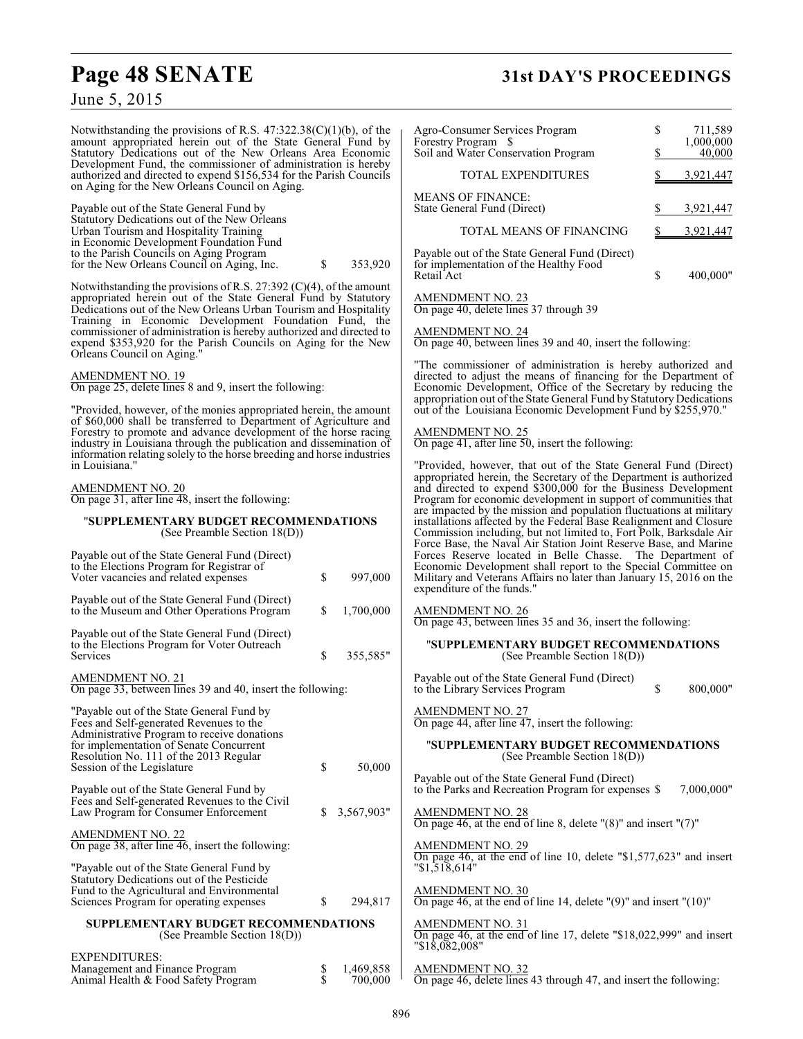Notwithstanding the provisions of R.S. 47:322.38(C)(1)(b), of the amount appropriated herein out of the State General Fund by Statutory Dedications out of the New Orleans Area Economic Development Fund, the commissioner of administration is hereby authorized and directed to expend $156,534 for the Parish Councils on Aging for the New Orleans Council on Aging.

Payable out of the State General Fund by Statutory Dedications out of the New Orleans Urban Tourism and Hospitality Training in Economic Development Foundation Fund to the Parish Councils on Aging Program for the New Orleans Council on Aging, Inc. $ 353,920

Notwithstanding the provisions of R.S. 27:392 (C)(4), of the amount appropriated herein out of the State General Fund by Statutory Dedications out of the New Orleans Urban Tourism and Hospitality Training in Economic Development Foundation Fund, the commissioner of administration is hereby authorized and directed to expend $353,920 for the Parish Councils on Aging for the New Orleans Council on Aging."

AMENDMENT NO. 19
On page 25, delete lines 8 and 9, insert the following:

"Provided, however, of the monies appropriated herein, the amount of $60,000 shall be transferred to Department of Agriculture and Forestry to promote and advance development of the horse racing industry in Louisiana through the publication and dissemination of information relating solely to the horse breeding and horse industries in Louisiana."

AMENDMENT NO. 20
On page 31, after line 48, insert the following:

"**SUPPLEMENTARY BUDGET RECOMMENDATIONS**
(See Preamble Section 18(D))

Payable out of the State General Fund (Direct) to the Elections Program for Registrar of Voter vacancies and related expenses $ 997,000

Payable out of the State General Fund (Direct) to the Museum and Other Operations Program $ 1,700,000

Payable out of the State General Fund (Direct) to the Elections Program for Voter Outreach Services $ 355,585"

AMENDMENT NO. 21
On page 33, between lines 39 and 40, insert the following:

"Payable out of the State General Fund by Fees and Self-generated Revenues to the Administrative Program to receive donations for implementation of Senate Concurrent Resolution No. 111 of the 2013 Regular Session of the Legislature $ 50,000

Payable out of the State General Fund by Fees and Self-generated Revenues to the Civil Law Program for Consumer Enforcement $ 3,567,903"

AMENDMENT NO. 22
On page 38, after line 46, insert the following:

"Payable out of the State General Fund by Statutory Dedications out of the Pesticide Fund to the Agricultural and Environmental Sciences Program for operating expenses $ 294,817

**SUPPLEMENTARY BUDGET RECOMMENDATIONS**
(See Preamble Section 18(D))

| EXPENDITURES: | |
|---|---|
| Management and Finance Program | $ 1,469,858 |
| Animal Health & Food Safety Program | $ 700,000 |
| Agro-Consumer Services Program | $ 711,589 |
| Forestry Program | $ 1,000,000 |
| Soil and Water Conservation Program | $ 40,000 |
| TOTAL EXPENDITURES | $ 3,921,447 |
| MEANS OF FINANCE: | |
| State General Fund (Direct) | $ 3,921,447 |
| TOTAL MEANS OF FINANCING | $ 3,921,447 |

Payable out of the State General Fund (Direct) for implementation of the Healthy Food Retail Act $ 400,000"

AMENDMENT NO. 23
On page 40, delete lines 37 through 39

AMENDMENT NO. 24
On page 40, between lines 39 and 40, insert the following:

"The commissioner of administration is hereby authorized and directed to adjust the means of financing for the Department of Economic Development, Office of the Secretary by reducing the appropriation out of the State General Fund by Statutory Dedications out of the Louisiana Economic Development Fund by $255,970."

AMENDMENT NO. 25
On page 41, after line 50, insert the following:

"Provided, however, that out of the State General Fund (Direct) appropriated herein, the Secretary of the Department is authorized and directed to expend $300,000 for the Business Development Program for economic development in support of communities that are impacted by the mission and population fluctuations at military installations affected by the Federal Base Realignment and Closure Commission including, but not limited to, Fort Polk, Barksdale Air Force Base, the Naval Air Station Joint Reserve Base, and Marine Forces Reserve located in Belle Chasse. The Department of Economic Development shall report to the Special Committee on Military and Veterans Affairs no later than January 15, 2016 on the expenditure of the funds."

AMENDMENT NO. 26
On page 43, between lines 35 and 36, insert the following:

"**SUPPLEMENTARY BUDGET RECOMMENDATIONS**
(See Preamble Section 18(D))

Payable out of the State General Fund (Direct) to the Library Services Program $ 800,000"

AMENDMENT NO. 27
On page 44, after line 47, insert the following:

"**SUPPLEMENTARY BUDGET RECOMMENDATIONS**
(See Preamble Section 18(D))

Payable out of the State General Fund (Direct) to the Parks and Recreation Program for expenses $ 7,000,000"

AMENDMENT NO. 28
On page 46, at the end of line 8, delete "(8)" and insert "(7)"

AMENDMENT NO. 29
On page 46, at the end of line 10, delete "$1,577,623" and insert "$1,518,614"

AMENDMENT NO. 30
On page 46, at the end of line 14, delete "(9)" and insert "(10)"

AMENDMENT NO. 31
On page 46, at the end of line 17, delete "$18,022,999" and insert "$18,082,008"

AMENDMENT NO. 32
On page 46, delete lines 43 through 47, and insert the following: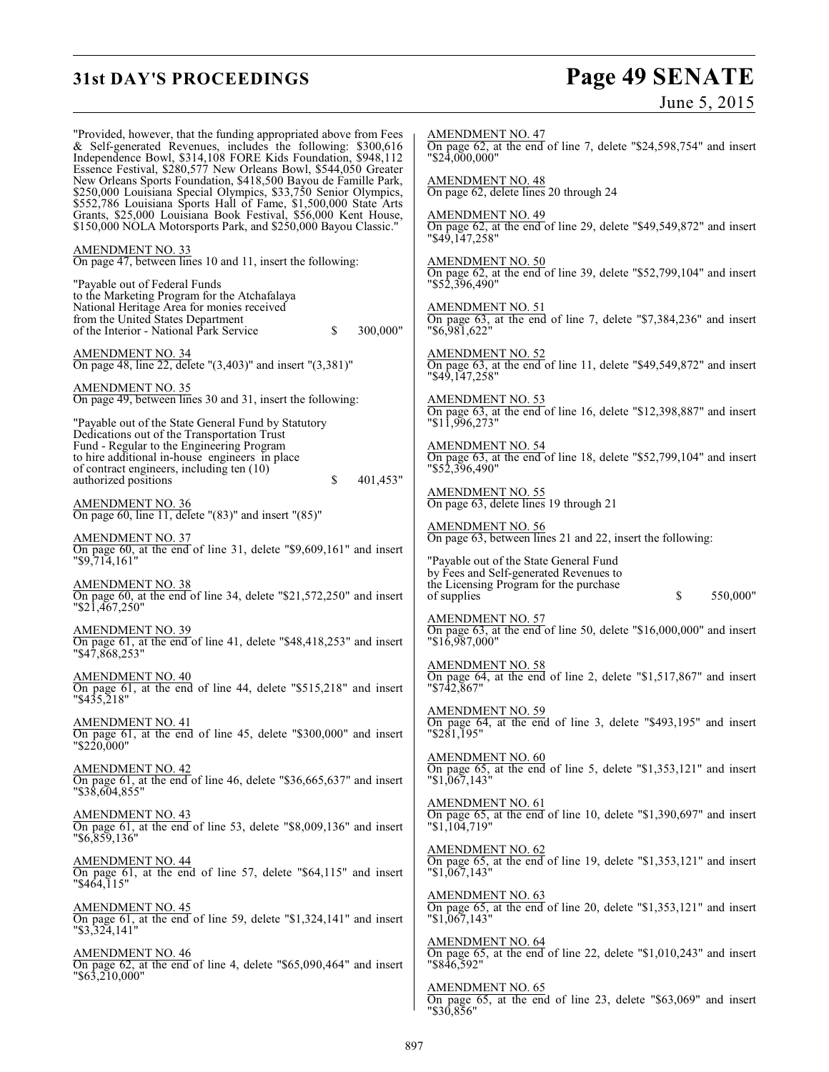"Provided, however, that the funding appropriated above from Fees & Self-generated Revenues, includes the following: $300,616 Independence Bowl, $314,108 FORE Kids Foundation, $948,112 Essence Festival, $280,577 New Orleans Bowl, $544,050 Greater New Orleans Sports Foundation, $418,500 Bayou de Famille Park, $250,000 Louisiana Special Olympics, $33,750 Senior Olympics, $552,786 Louisiana Sports Hall of Fame, $1,500,000 State Arts Grants, $25,000 Louisiana Book Festival, $56,000 Kent House, $150,000 NOLA Motorsports Park, and $250,000 Bayou Classic."

AMENDMENT NO. 33
On page 47, between lines 10 and 11, insert the following:

"Payable out of Federal Funds
to the Marketing Program for the Atchafalaya
National Heritage Area for monies received
from the United States Department
of the Interior - National Park Service $ 300,000"

AMENDMENT NO. 34
On page 48, line 22, delete "(3,403)" and insert "(3,381)"

AMENDMENT NO. 35
On page 49, between lines 30 and 31, insert the following:

"Payable out of the State General Fund by Statutory
Dedications out of the Transportation Trust
Fund - Regular to the Engineering Program
to hire additional in-house engineers in place
of contract engineers, including ten (10)
authorized positions $ 401,453"

AMENDMENT NO. 36
On page 60, line 11, delete "(83)" and insert "(85)"

AMENDMENT NO. 37
On page 60, at the end of line 31, delete "$9,609,161" and insert "$9,714,161"

AMENDMENT NO. 38
On page 60, at the end of line 34, delete "$21,572,250" and insert "$21,467,250"

AMENDMENT NO. 39
On page 61, at the end of line 41, delete "$48,418,253" and insert "$47,868,253"

AMENDMENT NO. 40
On page 61, at the end of line 44, delete "$515,218" and insert "$435,218"

AMENDMENT NO. 41
On page 61, at the end of line 45, delete "$300,000" and insert "$220,000"

AMENDMENT NO. 42
On page 61, at the end of line 46, delete "$36,665,637" and insert "$38,604,855"

AMENDMENT NO. 43
On page 61, at the end of line 53, delete "$8,009,136" and insert "$6,859,136"

AMENDMENT NO. 44
On page 61, at the end of line 57, delete "$64,115" and insert "$464,115"

AMENDMENT NO. 45
On page 61, at the end of line 59, delete "$1,324,141" and insert "$3,324,141"

AMENDMENT NO. 46
On page 62, at the end of line 4, delete "$65,090,464" and insert "$63,210,000"

AMENDMENT NO. 47
On page 62, at the end of line 7, delete "$24,598,754" and insert "$24,000,000"

AMENDMENT NO. 48
On page 62, delete lines 20 through 24

AMENDMENT NO. 49
On page 62, at the end of line 29, delete "$49,549,872" and insert "$49,147,258"

AMENDMENT NO. 50
On page 62, at the end of line 39, delete "$52,799,104" and insert "$52,396,490"

AMENDMENT NO. 51
On page 63, at the end of line 7, delete "$7,384,236" and insert "$6,981,622"

AMENDMENT NO. 52
On page 63, at the end of line 11, delete "$49,549,872" and insert "$49,147,258"

AMENDMENT NO. 53
On page 63, at the end of line 16, delete "$12,398,887" and insert "$11,996,273"

AMENDMENT NO. 54
On page 63, at the end of line 18, delete "$52,799,104" and insert "$52,396,490"

AMENDMENT NO. 55
On page 63, delete lines 19 through 21

AMENDMENT NO. 56
On page 63, between lines 21 and 22, insert the following:

"Payable out of the State General Fund
by Fees and Self-generated Revenues to
the Licensing Program for the purchase
of supplies $ 550,000"

AMENDMENT NO. 57
On page 63, at the end of line 50, delete "$16,000,000" and insert "$16,987,000"

AMENDMENT NO. 58
On page 64, at the end of line 2, delete "$1,517,867" and insert "$742,867"

AMENDMENT NO. 59
On page 64, at the end of line 3, delete "$493,195" and insert "$281,195"

AMENDMENT NO. 60
On page 65, at the end of line 5, delete "$1,353,121" and insert "$1,067,143"

AMENDMENT NO. 61
On page 65, at the end of line 10, delete "$1,390,697" and insert "$1,104,719"

AMENDMENT NO. 62
On page 65, at the end of line 19, delete "$1,353,121" and insert "$1,067,143"

AMENDMENT NO. 63
On page 65, at the end of line 20, delete "$1,353,121" and insert "$1,067,143"

AMENDMENT NO. 64
On page 65, at the end of line 22, delete "$1,010,243" and insert "$846,592"

AMENDMENT NO. 65
On page 65, at the end of line 23, delete "$63,069" and insert "$30,856"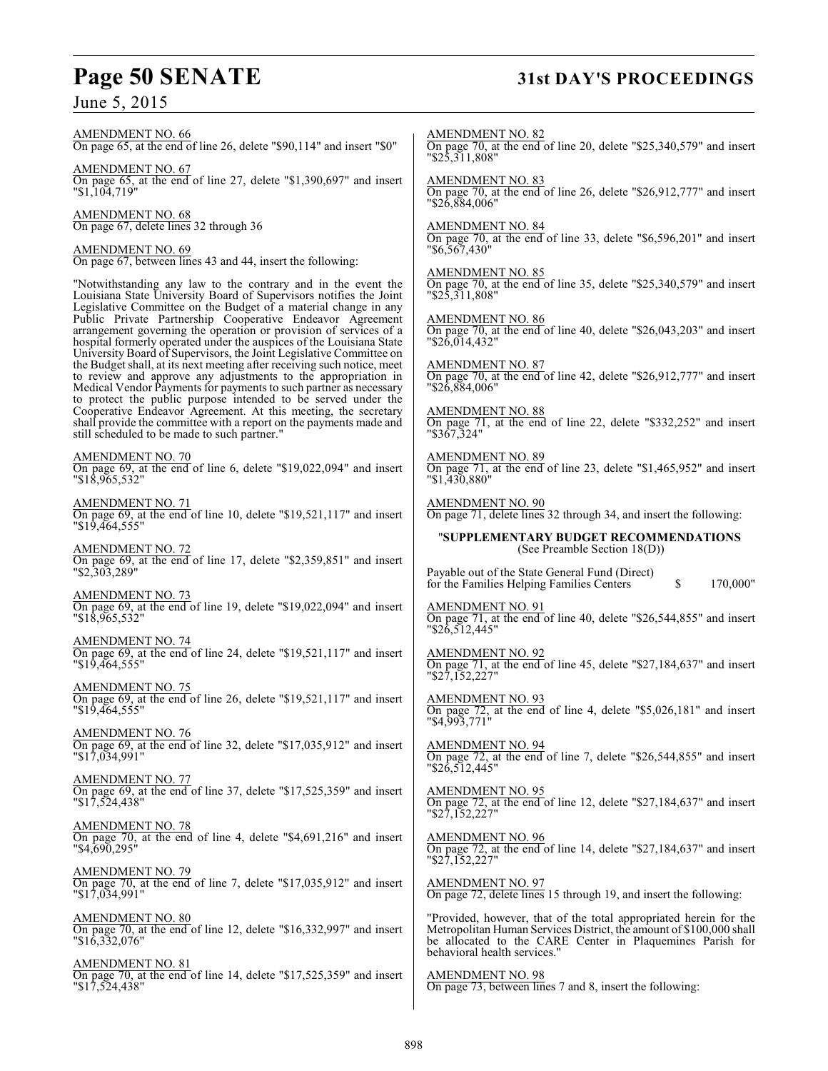AMENDMENT NO. 66
On page 65, at the end of line 26, delete "$90,114" and insert "$0"

AMENDMENT NO. 67
On page 65, at the end of line 27, delete "$1,390,697" and insert "$1,104,719"

AMENDMENT NO. 68
On page 67, delete lines 32 through 36

AMENDMENT NO. 69
On page 67, between lines 43 and 44, insert the following:

"Notwithstanding any law to the contrary and in the event the Louisiana State University Board of Supervisors notifies the Joint Legislative Committee on the Budget of a material change in any Public Private Partnership Cooperative Endeavor Agreement arrangement governing the operation or provision of services of a hospital formerly operated under the auspices of the Louisiana State University Board of Supervisors, the Joint Legislative Committee on the Budget shall, at its next meeting after receiving such notice, meet to review and approve any adjustments to the appropriation in Medical Vendor Payments for payments to such partner as necessary to protect the public purpose intended to be served under the Cooperative Endeavor Agreement. At this meeting, the secretary shall provide the committee with a report on the payments made and still scheduled to be made to such partner."

AMENDMENT NO. 70
On page 69, at the end of line 6, delete "$19,022,094" and insert "$18,965,532"

AMENDMENT NO. 71
On page 69, at the end of line 10, delete "$19,521,117" and insert "$19,464,555"

AMENDMENT NO. 72
On page 69, at the end of line 17, delete "$2,359,851" and insert "$2,303,289"

AMENDMENT NO. 73
On page 69, at the end of line 19, delete "$19,022,094" and insert "$18,965,532"

AMENDMENT NO. 74
On page 69, at the end of line 24, delete "$19,521,117" and insert "$19,464,555"

AMENDMENT NO. 75
On page 69, at the end of line 26, delete "$19,521,117" and insert "$19,464,555"

AMENDMENT NO. 76
On page 69, at the end of line 32, delete "$17,035,912" and insert "$17,034,991"

AMENDMENT NO. 77
On page 69, at the end of line 37, delete "$17,525,359" and insert "$17,524,438"

AMENDMENT NO. 78
On page 70, at the end of line 4, delete "$4,691,216" and insert "$4,690,295"

AMENDMENT NO. 79
On page 70, at the end of line 7, delete "$17,035,912" and insert "$17,034,991"

AMENDMENT NO. 80
On page 70, at the end of line 12, delete "$16,332,997" and insert "$16,332,076"

AMENDMENT NO. 81
On page 70, at the end of line 14, delete "$17,525,359" and insert "$17,524,438"

AMENDMENT NO. 82
On page 70, at the end of line 20, delete "$25,340,579" and insert "$25,311,808"

AMENDMENT NO. 83
On page 70, at the end of line 26, delete "$26,912,777" and insert "$26,884,006"

AMENDMENT NO. 84
On page 70, at the end of line 33, delete "$6,596,201" and insert "$6,567,430"

AMENDMENT NO. 85
On page 70, at the end of line 35, delete "$25,340,579" and insert "$25,311,808"

AMENDMENT NO. 86
On page 70, at the end of line 40, delete "$26,043,203" and insert "$26,014,432"

AMENDMENT NO. 87
On page 70, at the end of line 42, delete "$26,912,777" and insert "$26,884,006"

AMENDMENT NO. 88
On page 71, at the end of line 22, delete "$332,252" and insert "$367,324"

AMENDMENT NO. 89
On page 71, at the end of line 23, delete "$1,465,952" and insert "$1,430,880"

AMENDMENT NO. 90
On page 71, delete lines 32 through 34, and insert the following:

"**SUPPLEMENTARY BUDGET RECOMMENDATIONS**
(See Preamble Section 18(D))

Payable out of the State General Fund (Direct)
for the Families Helping Families Centers $ 170,000"

AMENDMENT NO. 91
On page 71, at the end of line 40, delete "$26,544,855" and insert "$26,512,445"

AMENDMENT NO. 92
On page 71, at the end of line 45, delete "$27,184,637" and insert "$27,152,227"

AMENDMENT NO. 93
On page 72, at the end of line 4, delete "$5,026,181" and insert "$4,993,771"

AMENDMENT NO. 94
On page 72, at the end of line 7, delete "$26,544,855" and insert "$26,512,445"

AMENDMENT NO. 95
On page 72, at the end of line 12, delete "$27,184,637" and insert "$27,152,227"

AMENDMENT NO. 96
On page 72, at the end of line 14, delete "$27,184,637" and insert "$27,152,227"

AMENDMENT NO. 97
On page 72, delete lines 15 through 19, and insert the following:

"Provided, however, that of the total appropriated herein for the Metropolitan Human Services District, the amount of $100,000 shall be allocated to the CARE Center in Plaquemines Parish for behavioral health services."

AMENDMENT NO. 98
On page 73, between lines 7 and 8, insert the following: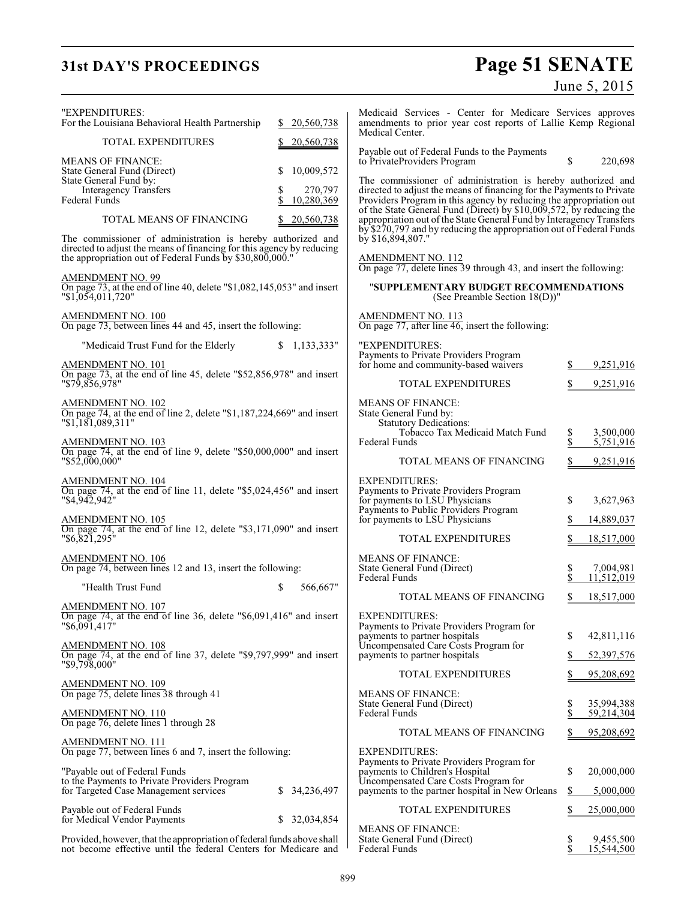"EXPENDITURES:

| | |
|---|---|
| For the Louisiana Behavioral Health Partnership | $ 20,560,738 |
| TOTAL EXPENDITURES | $ 20,560,738 |
| MEANS OF FINANCE: | |
| State General Fund (Direct) | $ 10,009,572 |
| State General Fund by: | |
| Interagency Transfers | $ 270,797 |
| Federal Funds | $ 10,280,369 |
| TOTAL MEANS OF FINANCING | $ 20,560,738 |

The commissioner of administration is hereby authorized and directed to adjust the means of financing for this agency by reducing the appropriation out of Federal Funds by $30,800,000."

AMENDMENT NO. 99
On page 73, at the end of line 40, delete "$1,082,145,053" and insert "$1,054,011,720"

AMENDMENT NO. 100
On page 73, between lines 44 and 45, insert the following:

"Medicaid Trust Fund for the Elderly $ 1,133,333"

AMENDMENT NO. 101
On page 73, at the end of line 45, delete "$52,856,978" and insert "$79,856,978"

AMENDMENT NO. 102
On page 74, at the end of line 2, delete "$1,187,224,669" and insert "$1,181,089,311"

AMENDMENT NO. 103
On page 74, at the end of line 9, delete "$50,000,000" and insert "$52,000,000"

AMENDMENT NO. 104
On page 74, at the end of line 11, delete "$5,024,456" and insert "$4,942,942"

AMENDMENT NO. 105
On page 74, at the end of line 12, delete "$3,171,090" and insert "$6,821,295"

AMENDMENT NO. 106
On page 74, between lines 12 and 13, insert the following:

"Health Trust Fund $ 566,667"

AMENDMENT NO. 107
On page 74, at the end of line 36, delete "$6,091,416" and insert "$6,091,417"

AMENDMENT NO. 108
On page 74, at the end of line 37, delete "$9,797,999" and insert "$9,798,000"

AMENDMENT NO. 109
On page 75, delete lines 38 through 41

AMENDMENT NO. 110
On page 76, delete lines 1 through 28

AMENDMENT NO. 111
On page 77, between lines 6 and 7, insert the following:

"Payable out of Federal Funds to the Payments to Private Providers Program for Targeted Case Management services $ 34,236,497

Payable out of Federal Funds for Medical Vendor Payments $ 32,034,854

Provided, however, that the appropriation of federal funds above shall not become effective until the federal Centers for Medicare and Medicaid Services - Center for Medicare Services approves amendments to prior year cost reports of Lallie Kemp Regional Medical Center.

Payable out of Federal Funds to the Payments to PrivateProviders Program $ 220,698

The commissioner of administration is hereby authorized and directed to adjust the means of financing for the Payments to Private Providers Program in this agency by reducing the appropriation out of the State General Fund (Direct) by $10,009,572, by reducing the appropriation out of the State General Fund by Interagency Transfers by $270,797 and by reducing the appropriation out of Federal Funds by $16,894,807."

AMENDMENT NO. 112
On page 77, delete lines 39 through 43, and insert the following:

"**SUPPLEMENTARY BUDGET RECOMMENDATIONS**
(See Preamble Section 18(D))"

AMENDMENT NO. 113
On page 77, after line 46, insert the following:

"EXPENDITURES:

| | |
|---|---|
| Payments to Private Providers Program for home and community-based waivers | $ 9,251,916 |
| TOTAL EXPENDITURES | $ 9,251,916 |
| MEANS OF FINANCE: | |
| State General Fund by: | |
| Statutory Dedications: | |
| Tobacco Tax Medicaid Match Fund | $ 3,500,000 |
| Federal Funds | $ 5,751,916 |
| TOTAL MEANS OF FINANCING | $ 9,251,916 |

EXPENDITURES:

| | |
|---|---|
| Payments to Private Providers Program for payments to LSU Physicians | $ 3,627,963 |
| Payments to Public Providers Program for payments to LSU Physicians | $ 14,889,037 |
| TOTAL EXPENDITURES | $ 18,517,000 |
| MEANS OF FINANCE: | |
| State General Fund (Direct) | $ 7,004,981 |
| Federal Funds | $ 11,512,019 |
| TOTAL MEANS OF FINANCING | $ 18,517,000 |

EXPENDITURES:

| | |
|---|---|
| Payments to Private Providers Program for payments to partner hospitals | $ 42,811,116 |
| Uncompensated Care Costs Program for payments to partner hospitals | $ 52,397,576 |
| TOTAL EXPENDITURES | $ 95,208,692 |
| MEANS OF FINANCE: | |
| State General Fund (Direct) | $ 35,994,388 |
| Federal Funds | $ 59,214,304 |
| TOTAL MEANS OF FINANCING | $ 95,208,692 |

EXPENDITURES:

| | |
|---|---|
| Payments to Private Providers Program for payments to Children's Hospital | $ 20,000,000 |
| Uncompensated Care Costs Program for payments to the partner hospital in New Orleans | $ 5,000,000 |
| TOTAL EXPENDITURES | $ 25,000,000 |
| MEANS OF FINANCE: | |
| State General Fund (Direct) | $ 9,455,500 |
| Federal Funds | $ 15,544,500 |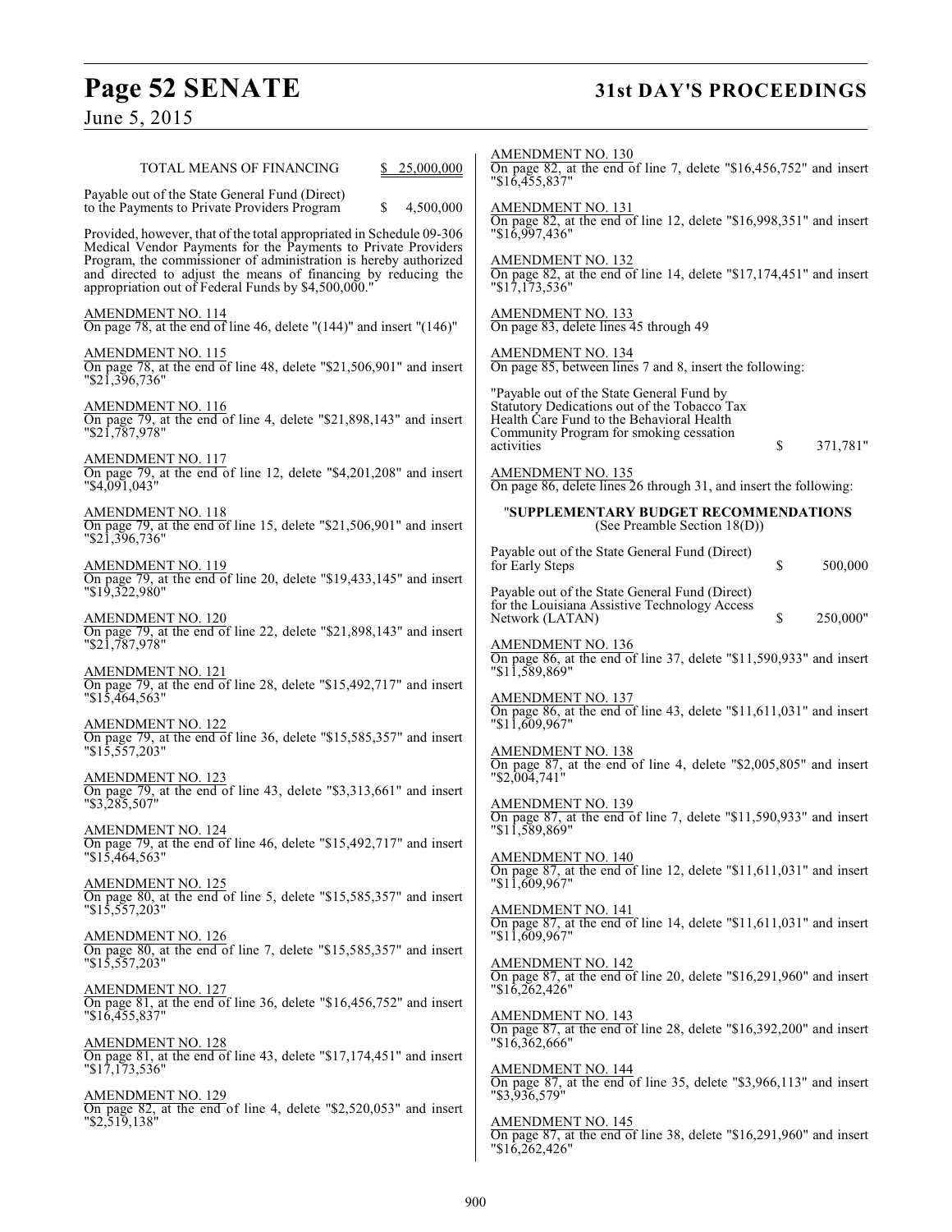| TOTAL MEANS OF FINANCING | $ 25,000,000 |
|---|---|

Payable out of the State General Fund (Direct) to the Payments to Private Providers Program $ 4,500,000

Provided, however, that of the total appropriated in Schedule 09-306 Medical Vendor Payments for the Payments to Private Providers Program, the commissioner of administration is hereby authorized and directed to adjust the means of financing by reducing the appropriation out of Federal Funds by $4,500,000."

AMENDMENT NO. 114
On page 78, at the end of line 46, delete "(144)" and insert "(146)"

AMENDMENT NO. 115
On page 78, at the end of line 48, delete "$21,506,901" and insert "$21,396,736"

AMENDMENT NO. 116
On page 79, at the end of line 4, delete "$21,898,143" and insert "$21,787,978"

AMENDMENT NO. 117
On page 79, at the end of line 12, delete "$4,201,208" and insert "$4,091,043"

AMENDMENT NO. 118
On page 79, at the end of line 15, delete "$21,506,901" and insert "$21,396,736"

AMENDMENT NO. 119
On page 79, at the end of line 20, delete "$19,433,145" and insert "$19,322,980"

AMENDMENT NO. 120
On page 79, at the end of line 22, delete "$21,898,143" and insert "$21,787,978"

AMENDMENT NO. 121
On page 79, at the end of line 28, delete "$15,492,717" and insert "$15,464,563"

AMENDMENT NO. 122
On page 79, at the end of line 36, delete "$15,585,357" and insert "$15,557,203"

AMENDMENT NO. 123
On page 79, at the end of line 43, delete "$3,313,661" and insert "$3,285,507"

AMENDMENT NO. 124
On page 79, at the end of line 46, delete "$15,492,717" and insert "$15,464,563"

AMENDMENT NO. 125
On page 80, at the end of line 5, delete "$15,585,357" and insert "$15,557,203"

AMENDMENT NO. 126
On page 80, at the end of line 7, delete "$15,585,357" and insert "$15,557,203"

AMENDMENT NO. 127
On page 81, at the end of line 36, delete "$16,456,752" and insert "$16,455,837"

AMENDMENT NO. 128
On page 81, at the end of line 43, delete "$17,174,451" and insert "$17,173,536"

AMENDMENT NO. 129
On page 82, at the end of line 4, delete "$2,520,053" and insert "$2,519,138"

AMENDMENT NO. 130
On page 82, at the end of line 7, delete "$16,456,752" and insert "$16,455,837"

AMENDMENT NO. 131
On page 82, at the end of line 12, delete "$16,998,351" and insert "$16,997,436"

AMENDMENT NO. 132
On page 82, at the end of line 14, delete "$17,174,451" and insert "$17,173,536"

AMENDMENT NO. 133
On page 83, delete lines 45 through 49

AMENDMENT NO. 134
On page 85, between lines 7 and 8, insert the following:

"Payable out of the State General Fund by Statutory Dedications out of the Tobacco Tax Health Care Fund to the Behavioral Health Community Program for smoking cessation activities $ 371,781"

AMENDMENT NO. 135
On page 86, delete lines 26 through 31, and insert the following:

"**SUPPLEMENTARY BUDGET RECOMMENDATIONS**
(See Preamble Section 18(D))

Payable out of the State General Fund (Direct) for Early Steps $ 500,000

Payable out of the State General Fund (Direct) for the Louisiana Assistive Technology Access Network (LATAN) $ 250,000"

AMENDMENT NO. 136
On page 86, at the end of line 37, delete "$11,590,933" and insert "$11,589,869"

AMENDMENT NO. 137
On page 86, at the end of line 43, delete "$11,611,031" and insert "$11,609,967"

AMENDMENT NO. 138
On page 87, at the end of line 4, delete "$2,005,805" and insert "$2,004,741"

AMENDMENT NO. 139
On page 87, at the end of line 7, delete "$11,590,933" and insert "$11,589,869"

AMENDMENT NO. 140
On page 87, at the end of line 12, delete "$11,611,031" and insert "$11,609,967"

AMENDMENT NO. 141
On page 87, at the end of line 14, delete "$11,611,031" and insert "$11,609,967"

AMENDMENT NO. 142
On page 87, at the end of line 20, delete "$16,291,960" and insert "$16,262,426"

AMENDMENT NO. 143
On page 87, at the end of line 28, delete "$16,392,200" and insert "$16,362,666"

AMENDMENT NO. 144
On page 87, at the end of line 35, delete "$3,966,113" and insert "$3,936,579"

AMENDMENT NO. 145
On page 87, at the end of line 38, delete "$16,291,960" and insert "$16,262,426"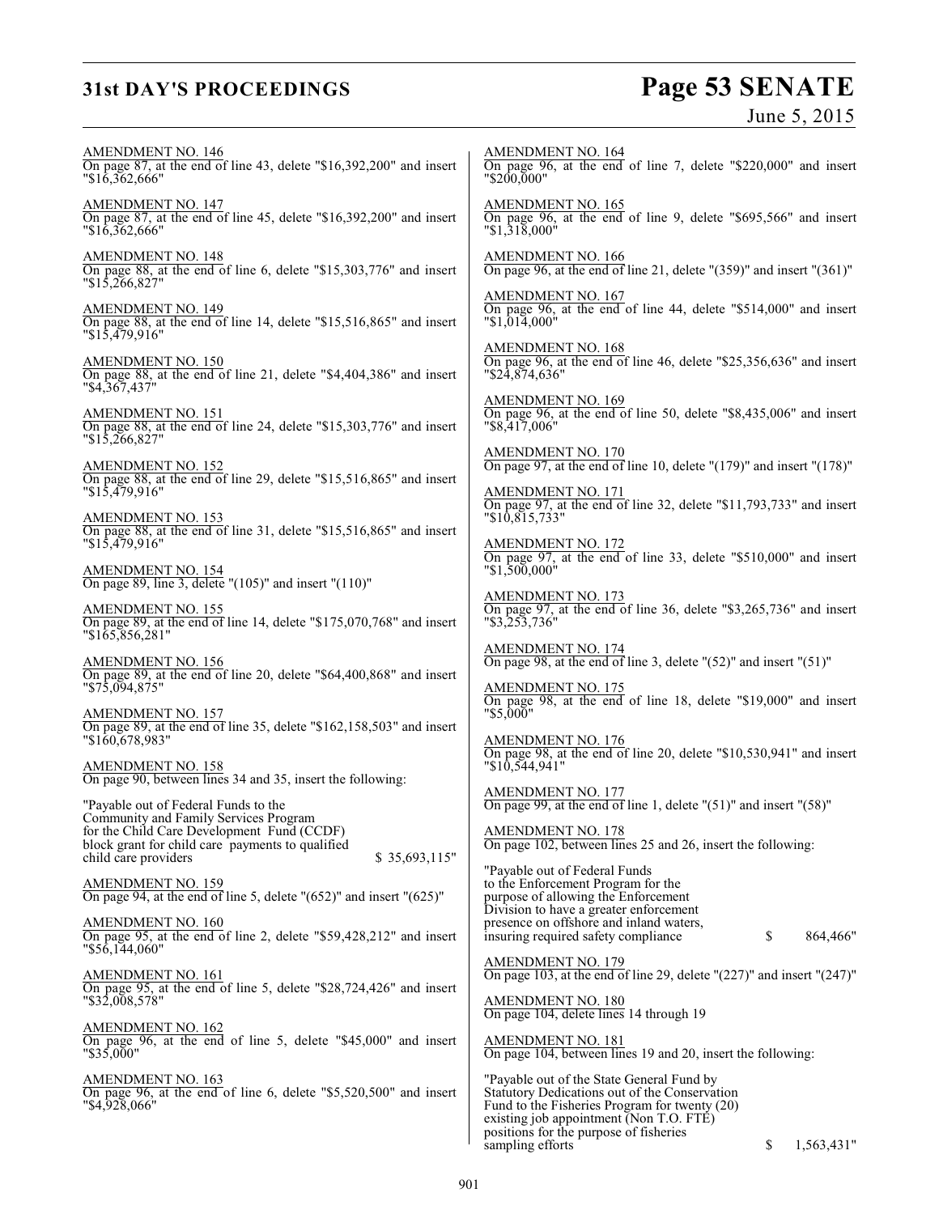AMENDMENT NO. 146
On page 87, at the end of line 43, delete "$16,392,200" and insert "$16,362,666"

AMENDMENT NO. 147
On page 87, at the end of line 45, delete "$16,392,200" and insert "$16,362,666"

AMENDMENT NO. 148
On page 88, at the end of line 6, delete "$15,303,776" and insert "$15,266,827"

AMENDMENT NO. 149
On page 88, at the end of line 14, delete "$15,516,865" and insert "$15,479,916"

AMENDMENT NO. 150
On page 88, at the end of line 21, delete "$4,404,386" and insert "$4,367,437"

AMENDMENT NO. 151
On page 88, at the end of line 24, delete "$15,303,776" and insert "$15,266,827"

AMENDMENT NO. 152
On page 88, at the end of line 29, delete "$15,516,865" and insert "$15,479,916"

AMENDMENT NO. 153
On page 88, at the end of line 31, delete "$15,516,865" and insert "$15,479,916"

AMENDMENT NO. 154
On page 89, line 3, delete "(105)" and insert "(110)"

AMENDMENT NO. 155
On page 89, at the end of line 14, delete "$175,070,768" and insert "$165,856,281"

AMENDMENT NO. 156
On page 89, at the end of line 20, delete "$64,400,868" and insert "$75,094,875"

AMENDMENT NO. 157
On page 89, at the end of line 35, delete "$162,158,503" and insert "$160,678,983"

AMENDMENT NO. 158
On page 90, between lines 34 and 35, insert the following:

"Payable out of Federal Funds to the Community and Family Services Program for the Child Care Development Fund (CCDF) block grant for child care payments to qualified child care providers $ 35,693,115"

AMENDMENT NO. 159
On page 94, at the end of line 5, delete "(652)" and insert "(625)"

AMENDMENT NO. 160
On page 95, at the end of line 2, delete "$59,428,212" and insert "$56,144,060"

AMENDMENT NO. 161
On page 95, at the end of line 5, delete "$28,724,426" and insert "$32,008,578"

AMENDMENT NO. 162
On page 96, at the end of line 5, delete "$45,000" and insert "$35,000"

AMENDMENT NO. 163
On page 96, at the end of line 6, delete "$5,520,500" and insert "$4,928,066"

AMENDMENT NO. 164
On page 96, at the end of line 7, delete "$220,000" and insert "$200,000"

AMENDMENT NO. 165
On page 96, at the end of line 9, delete "$695,566" and insert "$1,318,000"

AMENDMENT NO. 166
On page 96, at the end of line 21, delete "(359)" and insert "(361)"

AMENDMENT NO. 167
On page 96, at the end of line 44, delete "$514,000" and insert "$1,014,000"

AMENDMENT NO. 168
On page 96, at the end of line 46, delete "$25,356,636" and insert "$24,874,636"

AMENDMENT NO. 169
On page 96, at the end of line 50, delete "$8,435,006" and insert "$8,417,006"

AMENDMENT NO. 170
On page 97, at the end of line 10, delete "(179)" and insert "(178)"

AMENDMENT NO. 171
On page 97, at the end of line 32, delete "$11,793,733" and insert "$10,815,733"

AMENDMENT NO. 172
On page 97, at the end of line 33, delete "$510,000" and insert "$1,500,000"

AMENDMENT NO. 173
On page 97, at the end of line 36, delete "$3,265,736" and insert "$3,253,736"

AMENDMENT NO. 174
On page 98, at the end of line 3, delete "(52)" and insert "(51)"

AMENDMENT NO. 175
On page 98, at the end of line 18, delete "$19,000" and insert "$5,000"

AMENDMENT NO. 176
On page 98, at the end of line 20, delete "$10,530,941" and insert "$10,544,941"

AMENDMENT NO. 177
On page 99, at the end of line 1, delete "(51)" and insert "(58)"

AMENDMENT NO. 178
On page 102, between lines 25 and 26, insert the following:

"Payable out of Federal Funds to the Enforcement Program for the purpose of allowing the Enforcement Division to have a greater enforcement presence on offshore and inland waters, insuring required safety compliance $ 864,466"

AMENDMENT NO. 179
On page 103, at the end of line 29, delete "(227)" and insert "(247)"

AMENDMENT NO. 180
On page 104, delete lines 14 through 19

AMENDMENT NO. 181
On page 104, between lines 19 and 20, insert the following:

"Payable out of the State General Fund by Statutory Dedications out of the Conservation Fund to the Fisheries Program for twenty (20) existing job appointment (Non T.O. FTE) positions for the purpose of fisheries sampling efforts $ 1,563,431"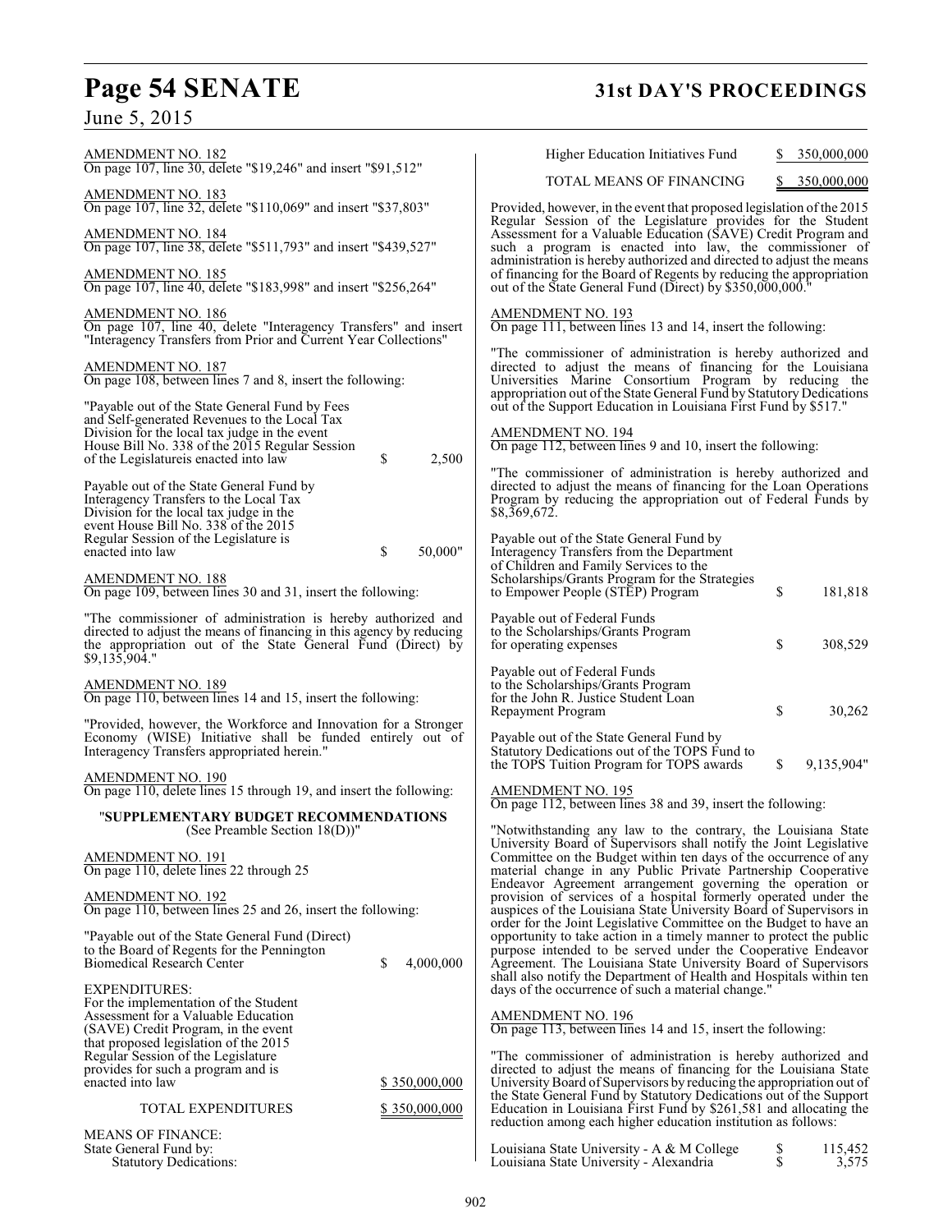AMENDMENT NO. 182
On page 107, line 30, delete "$19,246" and insert "$91,512"

AMENDMENT NO. 183
On page 107, line 32, delete "$110,069" and insert "$37,803"

AMENDMENT NO. 184
On page 107, line 38, delete "$511,793" and insert "$439,527"

AMENDMENT NO. 185
On page 107, line 40, delete "$183,998" and insert "$256,264"

AMENDMENT NO. 186
On page 107, line 40, delete "Interagency Transfers" and insert "Interagency Transfers from Prior and Current Year Collections"

AMENDMENT NO. 187
On page 108, between lines 7 and 8, insert the following:

"Payable out of the State General Fund by Fees and Self-generated Revenues to the Local Tax Division for the local tax judge in the event House Bill No. 338 of the 2015 Regular Session of the Legislatureis enacted into law $ 2,500

Payable out of the State General Fund by Interagency Transfers to the Local Tax Division for the local tax judge in the event House Bill No. 338 of the 2015 Regular Session of the Legislature is enacted into law $ 50,000"

AMENDMENT NO. 188
On page 109, between lines 30 and 31, insert the following:

"The commissioner of administration is hereby authorized and directed to adjust the means of financing in this agency by reducing the appropriation out of the State General Fund (Direct) by $9,135,904."

AMENDMENT NO. 189
On page 110, between lines 14 and 15, insert the following:

"Provided, however, the Workforce and Innovation for a Stronger Economy (WISE) Initiative shall be funded entirely out of Interagency Transfers appropriated herein."

AMENDMENT NO. 190
On page 110, delete lines 15 through 19, and insert the following:

"**SUPPLEMENTARY BUDGET RECOMMENDATIONS**
(See Preamble Section 18(D))"

AMENDMENT NO. 191
On page 110, delete lines 22 through 25

AMENDMENT NO. 192
On page 110, between lines 25 and 26, insert the following:

"Payable out of the State General Fund (Direct) to the Board of Regents for the Pennington Biomedical Research Center $ 4,000,000

EXPENDITURES:
For the implementation of the Student Assessment for a Valuable Education (SAVE) Credit Program, in the event that proposed legislation of the 2015 Regular Session of the Legislature provides for such a program and is enacted into law $ 350,000,000

TOTAL EXPENDITURES $ 350,000,000

MEANS OF FINANCE:
State General Fund by:
Statutory Dedications:
Higher Education Initiatives Fund $ 350,000,000

TOTAL MEANS OF FINANCING $ 350,000,000

Provided, however, in the event that proposed legislation of the 2015 Regular Session of the Legislature provides for the Student Assessment for a Valuable Education (SAVE) Credit Program and such a program is enacted into law, the commissioner of administration is hereby authorized and directed to adjust the means of financing for the Board of Regents by reducing the appropriation out of the State General Fund (Direct) by $350,000,000."

AMENDMENT NO. 193
On page 111, between lines 13 and 14, insert the following:

"The commissioner of administration is hereby authorized and directed to adjust the means of financing for the Louisiana Universities Marine Consortium Program by reducing the appropriation out of the State General Fund by Statutory Dedications out of the Support Education in Louisiana First Fund by $517."

AMENDMENT NO. 194
On page 112, between lines 9 and 10, insert the following:

"The commissioner of administration is hereby authorized and directed to adjust the means of financing for the Loan Operations Program by reducing the appropriation out of Federal Funds by $8,369,672.

Payable out of the State General Fund by Interagency Transfers from the Department of Children and Family Services to the Scholarships/Grants Program for the Strategies to Empower People (STEP) Program $ 181,818

Payable out of Federal Funds to the Scholarships/Grants Program for operating expenses $ 308,529

Payable out of Federal Funds to the Scholarships/Grants Program for the John R. Justice Student Loan Repayment Program $ 30,262

Payable out of the State General Fund by Statutory Dedications out of the TOPS Fund to the TOPS Tuition Program for TOPS awards $ 9,135,904"

AMENDMENT NO. 195
On page 112, between lines 38 and 39, insert the following:

"Notwithstanding any law to the contrary, the Louisiana State University Board of Supervisors shall notify the Joint Legislative Committee on the Budget within ten days of the occurrence of any material change in any Public Private Partnership Cooperative Endeavor Agreement arrangement governing the operation or provision of services of a hospital formerly operated under the auspices of the Louisiana State University Board of Supervisors in order for the Joint Legislative Committee on the Budget to have an opportunity to take action in a timely manner to protect the public purpose intended to be served under the Cooperative Endeavor Agreement. The Louisiana State University Board of Supervisors shall also notify the Department of Health and Hospitals within ten days of the occurrence of such a material change."

AMENDMENT NO. 196
On page 113, between lines 14 and 15, insert the following:

"The commissioner of administration is hereby authorized and directed to adjust the means of financing for the Louisiana State University Board of Supervisors by reducing the appropriation out of the State General Fund by Statutory Dedications out of the Support Education in Louisiana First Fund by $261,581 and allocating the reduction among each higher education institution as follows:

Louisiana State University - A & M College $ 115,452
Louisiana State University - Alexandria $ 3,575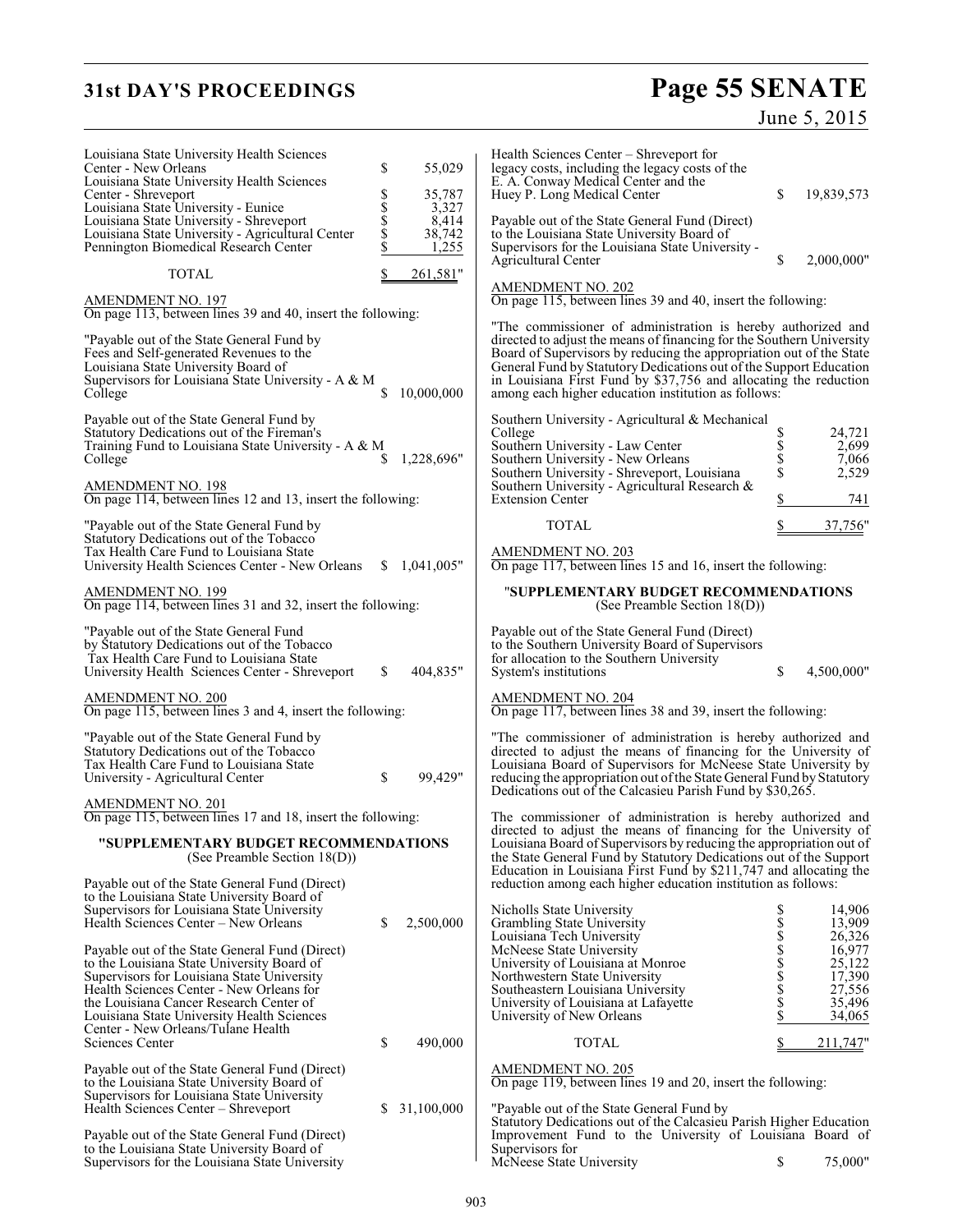| | | |
|---|---|---|
| Louisiana State University Health Sciences Center - New Orleans | $ | 55,029 |
| Louisiana State University Health Sciences Center - Shreveport | $ | 35,787 |
| Louisiana State University - Eunice | $ | 3,327 |
| Louisiana State University - Shreveport | $ | 8,414 |
| Louisiana State University - Agricultural Center | $ | 38,742 |
| Pennington Biomedical Research Center | $ | 1,255 |
| TOTAL | $ | 261,581" |

AMENDMENT NO. 197

On page 113, between lines 39 and 40, insert the following:

"Payable out of the State General Fund by Fees and Self-generated Revenues to the Louisiana State University Board of Supervisors for Louisiana State University - A & M College $ 10,000,000

Payable out of the State General Fund by Statutory Dedications out of the Fireman's Training Fund to Louisiana State University - A & M College $ 1,228,696"

AMENDMENT NO. 198

On page 114, between lines 12 and 13, insert the following:

"Payable out of the State General Fund by Statutory Dedications out of the Tobacco Tax Health Care Fund to Louisiana State University Health Sciences Center - New Orleans $ 1,041,005"

AMENDMENT NO. 199

On page 114, between lines 31 and 32, insert the following:

"Payable out of the State General Fund by Statutory Dedications out of the Tobacco Tax Health Care Fund to Louisiana State University Health Sciences Center - Shreveport $ 404,835"

AMENDMENT NO. 200

On page 115, between lines 3 and 4, insert the following:

"Payable out of the State General Fund by Statutory Dedications out of the Tobacco Tax Health Care Fund to Louisiana State University - Agricultural Center $ 99,429"

AMENDMENT NO. 201

On page 115, between lines 17 and 18, insert the following:

**"SUPPLEMENTARY BUDGET RECOMMENDATIONS**
(See Preamble Section 18(D))

Payable out of the State General Fund (Direct) to the Louisiana State University Board of Supervisors for Louisiana State University Health Sciences Center – New Orleans $ 2,500,000

Payable out of the State General Fund (Direct) to the Louisiana State University Board of Supervisors for Louisiana State University Health Sciences Center - New Orleans for the Louisiana Cancer Research Center of Louisiana State University Health Sciences Center - New Orleans/Tulane Health Sciences Center $ 490,000

Payable out of the State General Fund (Direct) to the Louisiana State University Board of Supervisors for Louisiana State University Health Sciences Center – Shreveport $ 31,100,000

Payable out of the State General Fund (Direct) to the Louisiana State University Board of Supervisors for the Louisiana State University Health Sciences Center – Shreveport for legacy costs, including the legacy costs of the E. A. Conway Medical Center and the Huey P. Long Medical Center $ 19,839,573

Payable out of the State General Fund (Direct) to the Louisiana State University Board of Supervisors for the Louisiana State University - Agricultural Center $ 2,000,000"

AMENDMENT NO. 202

On page 115, between lines 39 and 40, insert the following:

"The commissioner of administration is hereby authorized and directed to adjust the means of financing for the Southern University Board of Supervisors by reducing the appropriation out of the State General Fund by Statutory Dedications out of the Support Education in Louisiana First Fund by $37,756 and allocating the reduction among each higher education institution as follows:

| | | |
|---|---|---|
| Southern University - Agricultural & Mechanical College | $ | 24,721 |
| Southern University - Law Center | $ | 2,699 |
| Southern University - New Orleans | $ | 7,066 |
| Southern University - Shreveport, Louisiana | $ | 2,529 |
| Southern University - Agricultural Research & Extension Center | $ | 741 |
| TOTAL | $ | 37,756" |

AMENDMENT NO. 203

On page 117, between lines 15 and 16, insert the following:

**"SUPPLEMENTARY BUDGET RECOMMENDATIONS**
(See Preamble Section 18(D))

Payable out of the State General Fund (Direct) to the Southern University Board of Supervisors for allocation to the Southern University System's institutions $ 4,500,000"

AMENDMENT NO. 204

On page 117, between lines 38 and 39, insert the following:

"The commissioner of administration is hereby authorized and directed to adjust the means of financing for the University of Louisiana Board of Supervisors for McNeese State University by reducing the appropriation out of the State General Fund by Statutory Dedications out of the Calcasieu Parish Fund by $30,265.

The commissioner of administration is hereby authorized and directed to adjust the means of financing for the University of Louisiana Board of Supervisors by reducing the appropriation out of the State General Fund by Statutory Dedications out of the Support Education in Louisiana First Fund by $211,747 and allocating the reduction among each higher education institution as follows:

| | | |
|---|---|---|
| Nicholls State University | $ | 14,906 |
| Grambling State University | $ | 13,909 |
| Louisiana Tech University | $ | 26,326 |
| McNeese State University | $ | 16,977 |
| University of Louisiana at Monroe | $ | 25,122 |
| Northwestern State University | $ | 17,390 |
| Southeastern Louisiana University | $ | 27,556 |
| University of Louisiana at Lafayette | $ | 35,496 |
| University of New Orleans | $ | 34,065 |
| TOTAL | $ | 211,747" |

AMENDMENT NO. 205

On page 119, between lines 19 and 20, insert the following:

"Payable out of the State General Fund by Statutory Dedications out of the Calcasieu Parish Higher Education Improvement Fund to the University of Louisiana Board of Supervisors for McNeese State University $ 75,000"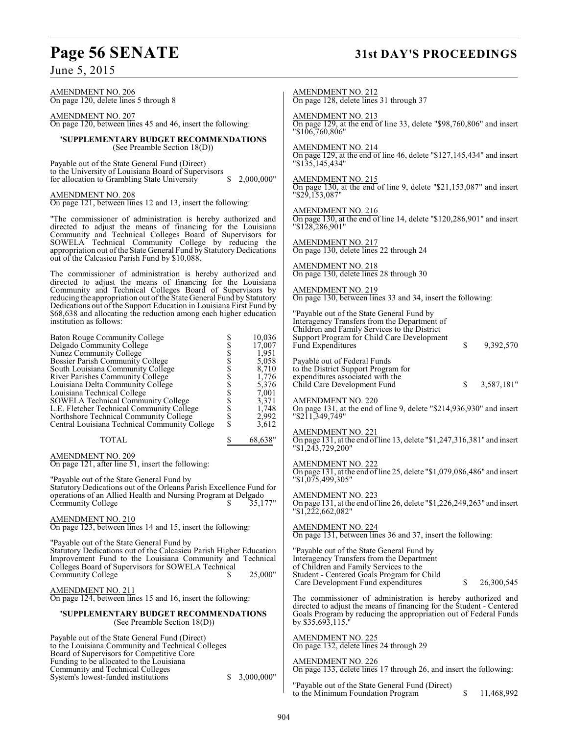AMENDMENT NO. 206
On page 120, delete lines 5 through 8

AMENDMENT NO. 207
On page 120, between lines 45 and 46, insert the following:

"**SUPPLEMENTARY BUDGET RECOMMENDATIONS**
(See Preamble Section 18(D))

Payable out of the State General Fund (Direct) to the University of Louisiana Board of Supervisors for allocation to Grambling State University $ 2,000,000"

AMENDMENT NO. 208
On page 121, between lines 12 and 13, insert the following:

"The commissioner of administration is hereby authorized and directed to adjust the means of financing for the Louisiana Community and Technical Colleges Board of Supervisors for SOWELA Technical Community College by reducing the appropriation out of the State General Fund by Statutory Dedications out of the Calcasieu Parish Fund by $10,088.

The commissioner of administration is hereby authorized and directed to adjust the means of financing for the Louisiana Community and Technical Colleges Board of Supervisors by reducing the appropriation out of the State General Fund by Statutory Dedications out of the Support Education in Louisiana First Fund by $68,638 and allocating the reduction among each higher education institution as follows:

| | | |
|---|---|---|
| Baton Rouge Community College | $ | 10,036 |
| Delgado Community College | $ | 17,007 |
| Nunez Community College | $ | 1,951 |
| Bossier Parish Community College | $ | 5,058 |
| South Louisiana Community College | $ | 8,710 |
| River Parishes Community College | $ | 1,776 |
| Louisiana Delta Community College | $ | 5,376 |
| Louisiana Technical College | $ | 7,001 |
| SOWELA Technical Community College | $ | 3,371 |
| L.E. Fletcher Technical Community College | $ | 1,748 |
| Northshore Technical Community College | $ | 2,992 |
| Central Louisiana Technical Community College | $ | 3,612 |
| TOTAL | $ | 68,638" |

AMENDMENT NO. 209
On page 121, after line 51, insert the following:

"Payable out of the State General Fund by Statutory Dedications out of the Orleans Parish Excellence Fund for operations of an Allied Health and Nursing Program at Delgado Community College $ 35,177"

AMENDMENT NO. 210
On page 123, between lines 14 and 15, insert the following:

"Payable out of the State General Fund by Statutory Dedications out of the Calcasieu Parish Higher Education Improvement Fund to the Louisiana Community and Technical Colleges Board of Supervisors for SOWELA Technical Community College $ 25,000"

AMENDMENT NO. 211
On page 124, between lines 15 and 16, insert the following:

"**SUPPLEMENTARY BUDGET RECOMMENDATIONS**
(See Preamble Section 18(D))

Payable out of the State General Fund (Direct) to the Louisiana Community and Technical Colleges Board of Supervisors for Competitive Core Funding to be allocated to the Louisiana Community and Technical Colleges System's lowest-funded institutions $ 3,000,000"

AMENDMENT NO. 212
On page 128, delete lines 31 through 37

AMENDMENT NO. 213
On page 129, at the end of line 33, delete "$98,760,806" and insert "$106,760,806"

AMENDMENT NO. 214
On page 129, at the end of line 46, delete "$127,145,434" and insert "$135,145,434"

AMENDMENT NO. 215
On page 130, at the end of line 9, delete "$21,153,087" and insert "$29,153,087"

AMENDMENT NO. 216
On page 130, at the end of line 14, delete "$120,286,901" and insert "$128,286,901"

AMENDMENT NO. 217
On page 130, delete lines 22 through 24

AMENDMENT NO. 218
On page 130, delete lines 28 through 30

AMENDMENT NO. 219
On page 130, between lines 33 and 34, insert the following:

"Payable out of the State General Fund by Interagency Transfers from the Department of Children and Family Services to the District Support Program for Child Care Development Fund Expenditures $ 9,392,570

Payable out of Federal Funds to the District Support Program for expenditures associated with the Child Care Development Fund $ 3,587,181"

AMENDMENT NO. 220
On page 131, at the end of line 9, delete "$214,936,930" and insert "$211,349,749"

AMENDMENT NO. 221
On page 131, at the end of line 13, delete "$1,247,316,381" and insert "$1,243,729,200"

AMENDMENT NO. 222
On page 131, at the end of line 25, delete "$1,079,086,486" and insert "$1,075,499,305"

AMENDMENT NO. 223
On page 131, at the end of line 26, delete "$1,226,249,263" and insert "$1,222,662,082"

AMENDMENT NO. 224
On page 131, between lines 36 and 37, insert the following:

"Payable out of the State General Fund by Interagency Transfers from the Department of Children and Family Services to the Student - Centered Goals Program for Child Care Development Fund expenditures $ 26,300,545

The commissioner of administration is hereby authorized and directed to adjust the means of financing for the Student - Centered Goals Program by reducing the appropriation out of Federal Funds by $35,693,115."

AMENDMENT NO. 225
On page 132, delete lines 24 through 29

AMENDMENT NO. 226
On page 133, delete lines 17 through 26, and insert the following:

"Payable out of the State General Fund (Direct) to the Minimum Foundation Program $ 11,468,992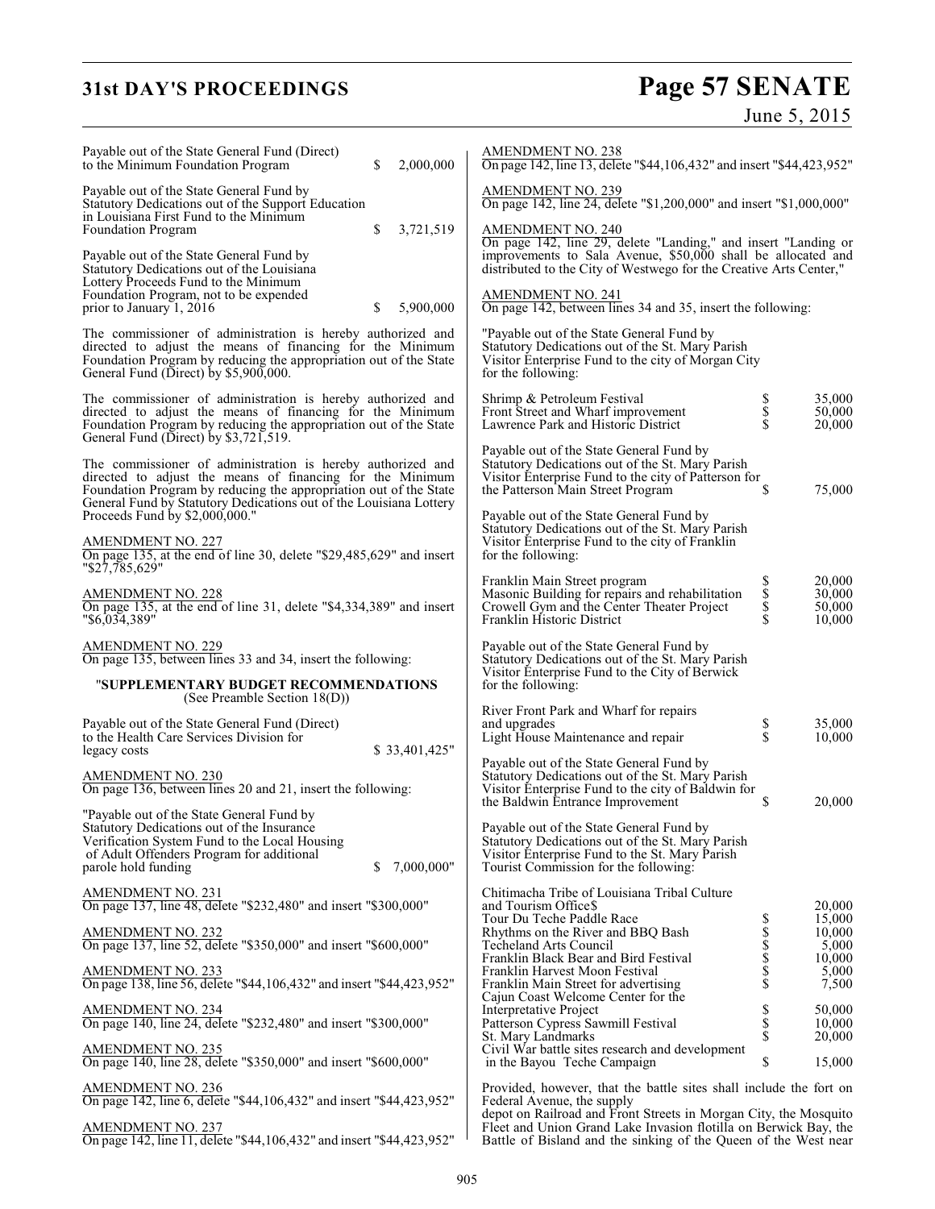Payable out of the State General Fund (Direct) to the Minimum Foundation Program $ 2,000,000

Payable out of the State General Fund by Statutory Dedications out of the Support Education in Louisiana First Fund to the Minimum Foundation Program $ 3,721,519

Payable out of the State General Fund by Statutory Dedications out of the Louisiana Lottery Proceeds Fund to the Minimum Foundation Program, not to be expended prior to January 1, 2016 $ 5,900,000

The commissioner of administration is hereby authorized and directed to adjust the means of financing for the Minimum Foundation Program by reducing the appropriation out of the State General Fund (Direct) by $5,900,000.

The commissioner of administration is hereby authorized and directed to adjust the means of financing for the Minimum Foundation Program by reducing the appropriation out of the State General Fund (Direct) by $3,721,519.

The commissioner of administration is hereby authorized and directed to adjust the means of financing for the Minimum Foundation Program by reducing the appropriation out of the State General Fund by Statutory Dedications out of the Louisiana Lottery Proceeds Fund by $2,000,000."

AMENDMENT NO. 227
On page 135, at the end of line 30, delete "$29,485,629" and insert "$27,785,629"

AMENDMENT NO. 228
On page 135, at the end of line 31, delete "$4,334,389" and insert "$6,034,389"

AMENDMENT NO. 229
On page 135, between lines 33 and 34, insert the following:

"**SUPPLEMENTARY BUDGET RECOMMENDATIONS**
(See Preamble Section 18(D))

Payable out of the State General Fund (Direct) to the Health Care Services Division for legacy costs $ 33,401,425"

AMENDMENT NO. 230
On page 136, between lines 20 and 21, insert the following:

"Payable out of the State General Fund by Statutory Dedications out of the Insurance Verification System Fund to the Local Housing of Adult Offenders Program for additional parole hold funding $ 7,000,000"

AMENDMENT NO. 231
On page 137, line 48, delete "$232,480" and insert "$300,000"

AMENDMENT NO. 232
On page 137, line 52, delete "$350,000" and insert "$600,000"

AMENDMENT NO. 233
On page 138, line 56, delete "$44,106,432" and insert "$44,423,952"

AMENDMENT NO. 234
On page 140, line 24, delete "$232,480" and insert "$300,000"

AMENDMENT NO. 235
On page 140, line 28, delete "$350,000" and insert "$600,000"

AMENDMENT NO. 236
On page 142, line 6, delete "$44,106,432" and insert "$44,423,952"

AMENDMENT NO. 237
On page 142, line 11, delete "$44,106,432" and insert "$44,423,952"

AMENDMENT NO. 238
On page 142, line 13, delete "$44,106,432" and insert "$44,423,952"

AMENDMENT NO. 239
On page 142, line 24, delete "$1,200,000" and insert "$1,000,000"

AMENDMENT NO. 240
On page 142, line 29, delete "Landing," and insert "Landing or improvements to Sala Avenue, $50,000 shall be allocated and distributed to the City of Westwego for the Creative Arts Center,"

AMENDMENT NO. 241
On page 142, between lines 34 and 35, insert the following:

"Payable out of the State General Fund by Statutory Dedications out of the St. Mary Parish Visitor Enterprise Fund to the city of Morgan City for the following:

| | | |
|---|---|---|
| Shrimp & Petroleum Festival | $ | 35,000 |
| Front Street and Wharf improvement | $ | 50,000 |
| Lawrence Park and Historic District | $ | 20,000 |

Payable out of the State General Fund by Statutory Dedications out of the St. Mary Parish Visitor Enterprise Fund to the city of Patterson for the Patterson Main Street Program $ 75,000

Payable out of the State General Fund by Statutory Dedications out of the St. Mary Parish Visitor Enterprise Fund to the city of Franklin for the following:

| | | |
|---|---|---|
| Franklin Main Street program | $ | 20,000 |
| Masonic Building for repairs and rehabilitation | $ | 30,000 |
| Crowell Gym and the Center Theater Project | $ | 50,000 |
| Franklin Historic District | $ | 10,000 |

Payable out of the State General Fund by Statutory Dedications out of the St. Mary Parish Visitor Enterprise Fund to the City of Berwick for the following:

| | | |
|---|---|---|
| River Front Park and Wharf for repairs and upgrades | $ | 35,000 |
| Light House Maintenance and repair | $ | 10,000 |

Payable out of the State General Fund by Statutory Dedications out of the St. Mary Parish Visitor Enterprise Fund to the city of Baldwin for the Baldwin Entrance Improvement $ 20,000

Payable out of the State General Fund by Statutory Dedications out of the St. Mary Parish Visitor Enterprise Fund to the St. Mary Parish Tourist Commission for the following:

| | | |
|---|---|---|
| Chitimacha Tribe of Louisiana Tribal Culture and Tourism Office$ | | 20,000 |
| Tour Du Teche Paddle Race | $ | 15,000 |
| Rhythms on the River and BBQ Bash | $ | 10,000 |
| Techeland Arts Council | $ | 5,000 |
| Franklin Black Bear and Bird Festival | $ | 10,000 |
| Franklin Harvest Moon Festival | $ | 5,000 |
| Franklin Main Street for advertising | $ | 7,500 |
| Cajun Coast Welcome Center for the Interpretative Project | $ | 50,000 |
| Patterson Cypress Sawmill Festival | $ | 10,000 |
| St. Mary Landmarks | $ | 20,000 |
| Civil War battle sites research and development in the Bayou Teche Campaign | $ | 15,000 |

Provided, however, that the battle sites shall include the fort on Federal Avenue, the supply depot on Railroad and Front Streets in Morgan City, the Mosquito Fleet and Union Grand Lake Invasion flotilla on Berwick Bay, the Battle of Bisland and the sinking of the Queen of the West near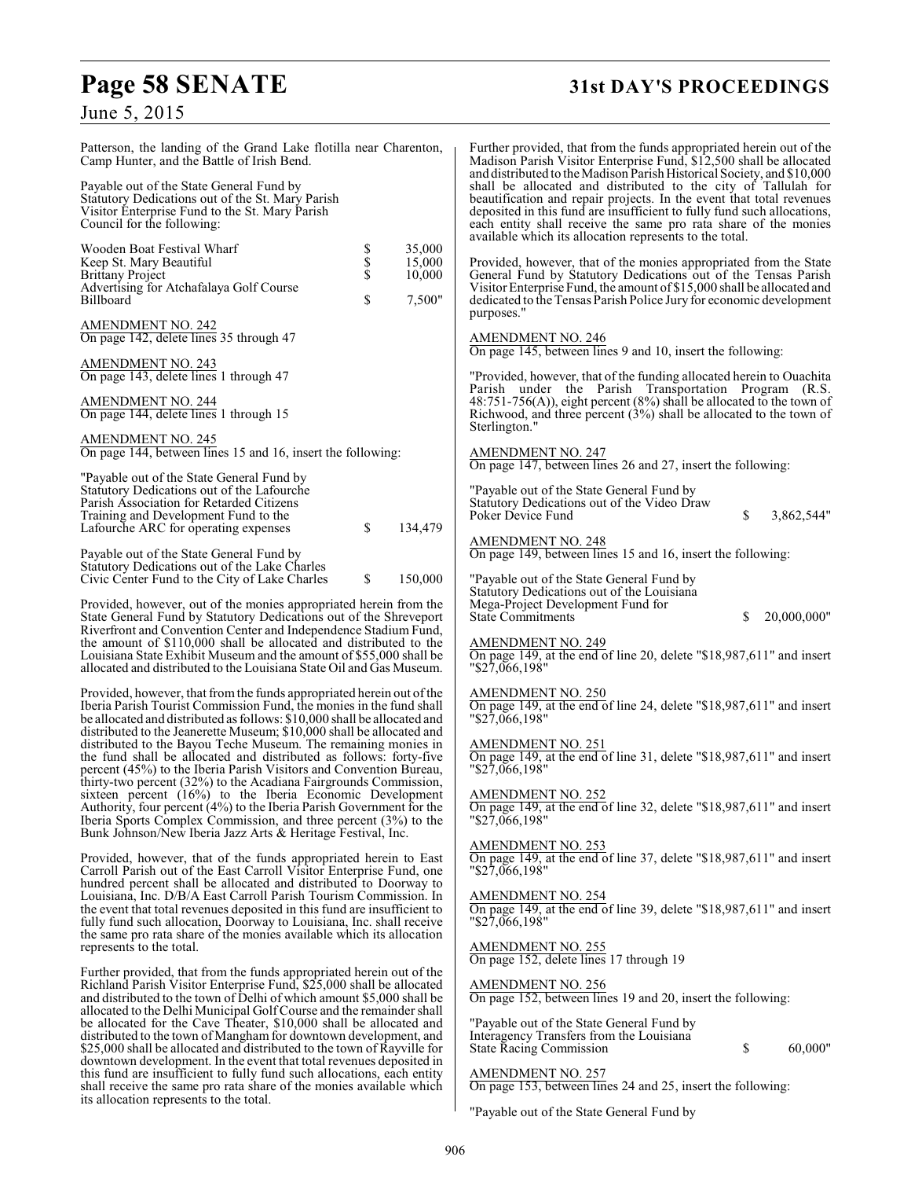Patterson, the landing of the Grand Lake flotilla near Charenton, Camp Hunter, and the Battle of Irish Bend.

Payable out of the State General Fund by Statutory Dedications out of the St. Mary Parish Visitor Enterprise Fund to the St. Mary Parish Council for the following:

| | | |
|---|---|---|
| Wooden Boat Festival Wharf | $ | 35,000 |
| Keep St. Mary Beautiful | $ | 15,000 |
| Brittany Project | $ | 10,000 |
| Advertising for Atchafalaya Golf Course Billboard | $ | 7,500" |

AMENDMENT NO. 242
On page 142, delete lines 35 through 47

AMENDMENT NO. 243
On page 143, delete lines 1 through 47

AMENDMENT NO. 244
On page 144, delete lines 1 through 15

AMENDMENT NO. 245
On page 144, between lines 15 and 16, insert the following:

"Payable out of the State General Fund by Statutory Dedications out of the Lafourche Parish Association for Retarded Citizens Training and Development Fund to the Lafourche ARC for operating expenses $ 134,479

Payable out of the State General Fund by Statutory Dedications out of the Lake Charles Civic Center Fund to the City of Lake Charles $ 150,000

Provided, however, out of the monies appropriated herein from the State General Fund by Statutory Dedications out of the Shreveport Riverfront and Convention Center and Independence Stadium Fund, the amount of $110,000 shall be allocated and distributed to the Louisiana State Exhibit Museum and the amount of $55,000 shall be allocated and distributed to the Louisiana State Oil and Gas Museum.

Provided, however, that from the funds appropriated herein out of the Iberia Parish Tourist Commission Fund, the monies in the fund shall be allocated and distributed as follows: $10,000 shall be allocated and distributed to the Jeanerette Museum; $10,000 shall be allocated and distributed to the Bayou Teche Museum. The remaining monies in the fund shall be allocated and distributed as follows: forty-five percent (45%) to the Iberia Parish Visitors and Convention Bureau, thirty-two percent (32%) to the Acadiana Fairgrounds Commission, sixteen percent (16%) to the Iberia Economic Development Authority, four percent (4%) to the Iberia Parish Government for the Iberia Sports Complex Commission, and three percent (3%) to the Bunk Johnson/New Iberia Jazz Arts & Heritage Festival, Inc.

Provided, however, that of the funds appropriated herein to East Carroll Parish out of the East Carroll Visitor Enterprise Fund, one hundred percent shall be allocated and distributed to Doorway to Louisiana, Inc. D/B/A East Carroll Parish Tourism Commission. In the event that total revenues deposited in this fund are insufficient to fully fund such allocation, Doorway to Louisiana, Inc. shall receive the same pro rata share of the monies available which its allocation represents to the total.

Further provided, that from the funds appropriated herein out of the Richland Parish Visitor Enterprise Fund, $25,000 shall be allocated and distributed to the town of Delhi of which amount $5,000 shall be allocated to the Delhi Municipal Golf Course and the remainder shall be allocated for the Cave Theater, $10,000 shall be allocated and distributed to the town of Mangham for downtown development, and $25,000 shall be allocated and distributed to the town of Rayville for downtown development. In the event that total revenues deposited in this fund are insufficient to fully fund such allocations, each entity shall receive the same pro rata share of the monies available which its allocation represents to the total.

Further provided, that from the funds appropriated herein out of the Madison Parish Visitor Enterprise Fund, $12,500 shall be allocated and distributed to the Madison Parish Historical Society, and $10,000 shall be allocated and distributed to the city of Tallulah for beautification and repair projects. In the event that total revenues deposited in this fund are insufficient to fully fund such allocations, each entity shall receive the same pro rata share of the monies available which its allocation represents to the total.

Provided, however, that of the monies appropriated from the State General Fund by Statutory Dedications out of the Tensas Parish Visitor Enterprise Fund, the amount of $15,000 shall be allocated and dedicated to the Tensas Parish Police Jury for economic development purposes."

AMENDMENT NO. 246
On page 145, between lines 9 and 10, insert the following:

"Provided, however, that of the funding allocated herein to Ouachita Parish under the Parish Transportation Program (R.S. 48:751-756(A)), eight percent (8%) shall be allocated to the town of Richwood, and three percent (3%) shall be allocated to the town of Sterlington."

AMENDMENT NO. 247
On page 147, between lines 26 and 27, insert the following:

"Payable out of the State General Fund by Statutory Dedications out of the Video Draw Poker Device Fund $ 3,862,544"

AMENDMENT NO. 248
On page 149, between lines 15 and 16, insert the following:

"Payable out of the State General Fund by Statutory Dedications out of the Louisiana Mega-Project Development Fund for State Commitments $ 20,000,000"

AMENDMENT NO. 249
On page 149, at the end of line 20, delete "$18,987,611" and insert "$27,066,198"

AMENDMENT NO. 250
On page 149, at the end of line 24, delete "$18,987,611" and insert "$27,066,198"

AMENDMENT NO. 251
On page 149, at the end of line 31, delete "$18,987,611" and insert "$27,066,198"

AMENDMENT NO. 252
On page 149, at the end of line 32, delete "$18,987,611" and insert "$27,066,198"

AMENDMENT NO. 253
On page 149, at the end of line 37, delete "$18,987,611" and insert "$27,066,198"

AMENDMENT NO. 254
On page 149, at the end of line 39, delete "$18,987,611" and insert "$27,066,198"

AMENDMENT NO. 255
On page 152, delete lines 17 through 19

AMENDMENT NO. 256
On page 152, between lines 19 and 20, insert the following:

"Payable out of the State General Fund by Interagency Transfers from the Louisiana State Racing Commission $ 60,000"

AMENDMENT NO. 257
On page 153, between lines 24 and 25, insert the following:

"Payable out of the State General Fund by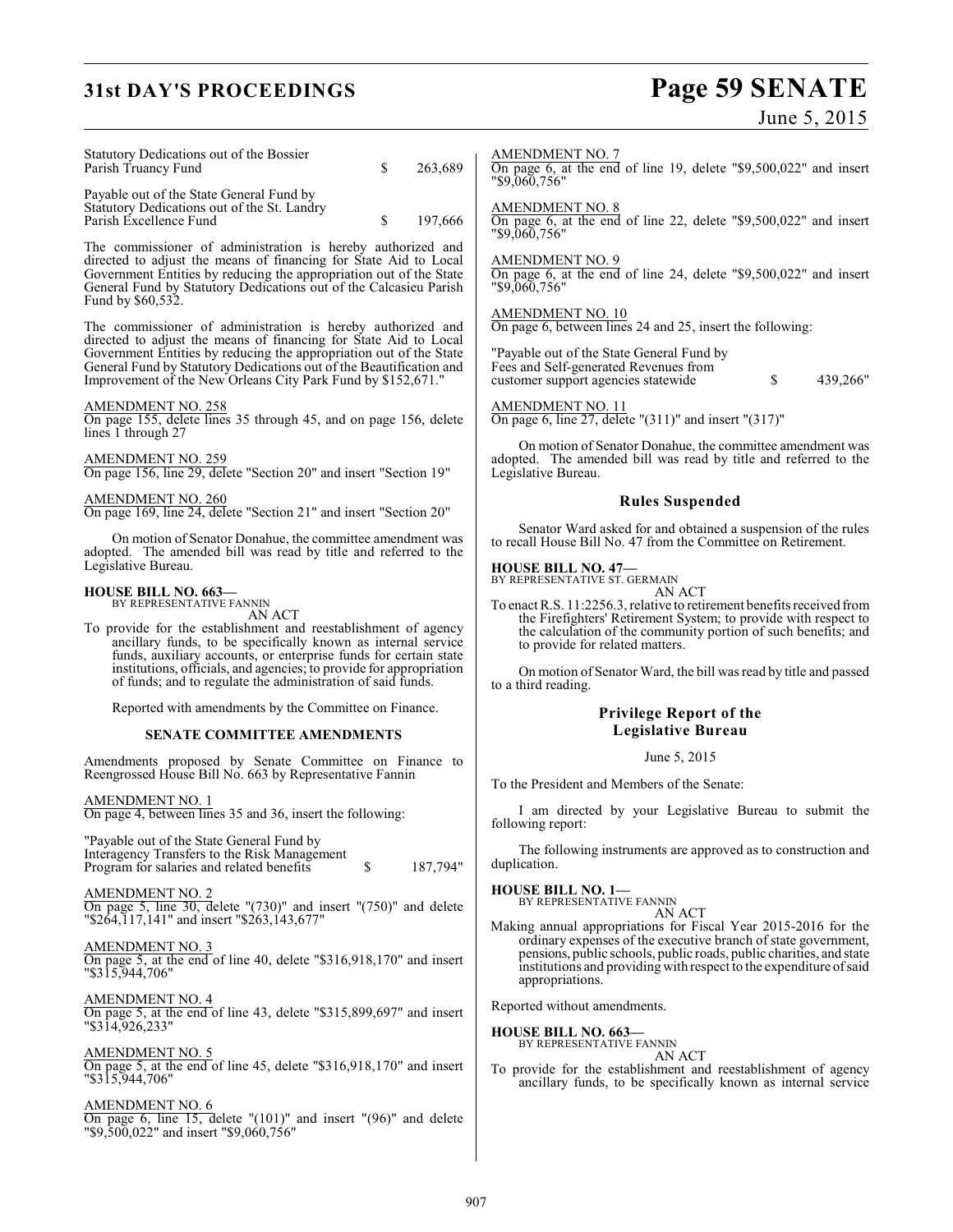Statutory Dedications out of the Bossier Parish Truancy Fund $ 263,689

Payable out of the State General Fund by Statutory Dedications out of the St. Landry Parish Excellence Fund $ 197,666

The commissioner of administration is hereby authorized and directed to adjust the means of financing for State Aid to Local Government Entities by reducing the appropriation out of the State General Fund by Statutory Dedications out of the Calcasieu Parish Fund by $60,532.

The commissioner of administration is hereby authorized and directed to adjust the means of financing for State Aid to Local Government Entities by reducing the appropriation out of the State General Fund by Statutory Dedications out of the Beautification and Improvement of the New Orleans City Park Fund by $152,671."

AMENDMENT NO. 258
On page 155, delete lines 35 through 45, and on page 156, delete lines 1 through 27

AMENDMENT NO. 259
On page 156, line 29, delete "Section 20" and insert "Section 19"

AMENDMENT NO. 260
On page 169, line 24, delete "Section 21" and insert "Section 20"

On motion of Senator Donahue, the committee amendment was adopted. The amended bill was read by title and referred to the Legislative Bureau.

**HOUSE BILL NO. 663—**
BY REPRESENTATIVE FANNIN
AN ACT
To provide for the establishment and reestablishment of agency ancillary funds, to be specifically known as internal service funds, auxiliary accounts, or enterprise funds for certain state institutions, officials, and agencies; to provide for appropriation of funds; and to regulate the administration of said funds.

Reported with amendments by the Committee on Finance.

### SENATE COMMITTEE AMENDMENTS

Amendments proposed by Senate Committee on Finance to Reengrossed House Bill No. 663 by Representative Fannin

AMENDMENT NO. 1
On page 4, between lines 35 and 36, insert the following:

"Payable out of the State General Fund by Interagency Transfers to the Risk Management Program for salaries and related benefits $ 187,794"

AMENDMENT NO. 2
On page 5, line 30, delete "(730)" and insert "(750)" and delete "$264,117,141" and insert "$263,143,677"

AMENDMENT NO. 3
On page 5, at the end of line 40, delete "$316,918,170" and insert "$315,944,706"

AMENDMENT NO. 4
On page 5, at the end of line 43, delete "$315,899,697" and insert "$314,926,233"

AMENDMENT NO. 5
On page 5, at the end of line 45, delete "$316,918,170" and insert "$315,944,706"

AMENDMENT NO. 6
On page 6, line 15, delete "(101)" and insert "(96)" and delete "$9,500,022" and insert "$9,060,756"

AMENDMENT NO. 7
On page 6, at the end of line 19, delete "$9,500,022" and insert "$9,060,756"

AMENDMENT NO. 8
On page 6, at the end of line 22, delete "$9,500,022" and insert "$9,060,756"

AMENDMENT NO. 9
On page 6, at the end of line 24, delete "$9,500,022" and insert "$9,060,756"

AMENDMENT NO. 10
On page 6, between lines 24 and 25, insert the following:

"Payable out of the State General Fund by Fees and Self-generated Revenues from customer support agencies statewide $ 439,266"

AMENDMENT NO. 11
On page 6, line 27, delete "(311)" and insert "(317)"

On motion of Senator Donahue, the committee amendment was adopted. The amended bill was read by title and referred to the Legislative Bureau.

### Rules Suspended

Senator Ward asked for and obtained a suspension of the rules to recall House Bill No. 47 from the Committee on Retirement.

**HOUSE BILL NO. 47—**
BY REPRESENTATIVE ST. GERMAIN
AN ACT
To enact R.S. 11:2256.3, relative to retirement benefits received from the Firefighters' Retirement System; to provide with respect to the calculation of the community portion of such benefits; and to provide for related matters.

On motion of Senator Ward, the bill was read by title and passed to a third reading.

### Privilege Report of the Legislative Bureau

June 5, 2015

To the President and Members of the Senate:

I am directed by your Legislative Bureau to submit the following report:

The following instruments are approved as to construction and duplication.

**HOUSE BILL NO. 1—**
BY REPRESENTATIVE FANNIN
AN ACT
Making annual appropriations for Fiscal Year 2015-2016 for the ordinary expenses of the executive branch of state government, pensions, public schools, public roads, public charities, and state institutions and providing with respect to the expenditure of said appropriations.

Reported without amendments.

**HOUSE BILL NO. 663—**
BY REPRESENTATIVE FANNIN
AN ACT
To provide for the establishment and reestablishment of agency ancillary funds, to be specifically known as internal service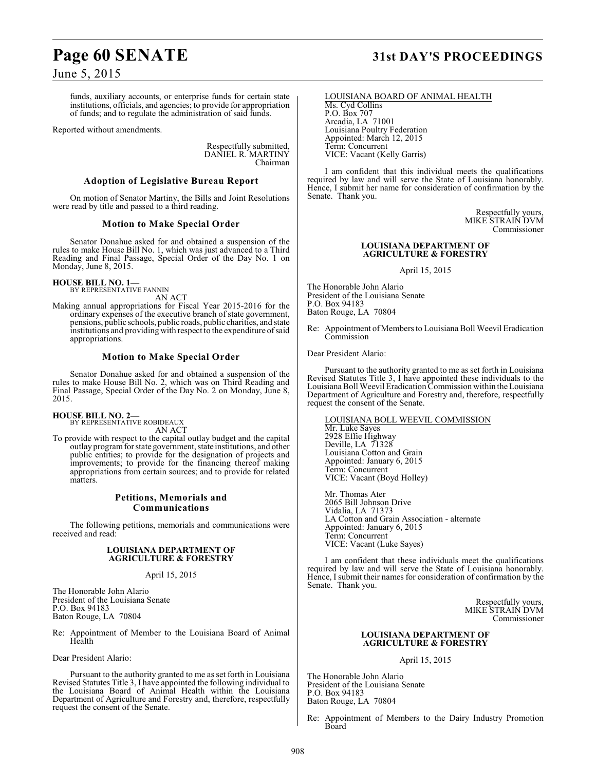funds, auxiliary accounts, or enterprise funds for certain state institutions, officials, and agencies; to provide for appropriation of funds; and to regulate the administration of said funds.

Reported without amendments.

Respectfully submitted,
DANIEL R. MARTINY
Chairman

### Adoption of Legislative Bureau Report

On motion of Senator Martiny, the Bills and Joint Resolutions were read by title and passed to a third reading.

### Motion to Make Special Order

Senator Donahue asked for and obtained a suspension of the rules to make House Bill No. 1, which was just advanced to a Third Reading and Final Passage, Special Order of the Day No. 1 on Monday, June 8, 2015.

**HOUSE BILL NO. 1—**
BY REPRESENTATIVE FANNIN
AN ACT

Making annual appropriations for Fiscal Year 2015-2016 for the ordinary expenses of the executive branch of state government, pensions, public schools, public roads, public charities, and state institutions and providing with respect to the expenditure of said appropriations.

### Motion to Make Special Order

Senator Donahue asked for and obtained a suspension of the rules to make House Bill No. 2, which was on Third Reading and Final Passage, Special Order of the Day No. 2 on Monday, June 8, 2015.

**HOUSE BILL NO. 2—**
BY REPRESENTATIVE ROBIDEAUX
AN ACT

To provide with respect to the capital outlay budget and the capital outlay program for state government, state institutions, and other public entities; to provide for the designation of projects and improvements; to provide for the financing thereof making appropriations from certain sources; and to provide for related matters.

### Petitions, Memorials and Communications

The following petitions, memorials and communications were received and read:

**LOUISIANA DEPARTMENT OF AGRICULTURE & FORESTRY**

April 15, 2015

The Honorable John Alario
President of the Louisiana Senate
P.O. Box 94183
Baton Rouge, LA 70804

Re: Appointment of Member to the Louisiana Board of Animal Health

Dear President Alario:

Pursuant to the authority granted to me as set forth in Louisiana Revised Statutes Title 3, I have appointed the following individual to the Louisiana Board of Animal Health within the Louisiana Department of Agriculture and Forestry and, therefore, respectfully request the consent of the Senate.

LOUISIANA BOARD OF ANIMAL HEALTH
Ms. Cyd Collins
P.O. Box 707
Arcadia, LA 71001
Louisiana Poultry Federation
Appointed: March 12, 2015
Term: Concurrent
VICE: Vacant (Kelly Garris)

I am confident that this individual meets the qualifications required by law and will serve the State of Louisiana honorably. Hence, I submit her name for consideration of confirmation by the Senate. Thank you.

Respectfully yours,
MIKE STRAIN DVM
Commissioner

**LOUISIANA DEPARTMENT OF AGRICULTURE & FORESTRY**

April 15, 2015

The Honorable John Alario
President of the Louisiana Senate
P.O. Box 94183
Baton Rouge, LA 70804

Re: Appointment of Members to Louisiana Boll Weevil Eradication Commission

Dear President Alario:

Pursuant to the authority granted to me as set forth in Louisiana Revised Statutes Title 3, I have appointed these individuals to the Louisiana Boll Weevil Eradication Commission within the Louisiana Department of Agriculture and Forestry and, therefore, respectfully request the consent of the Senate.

LOUISIANA BOLL WEEVIL COMMISSION
Mr. Luke Sayes
2928 Effie Highway
Deville, LA 71328
Louisiana Cotton and Grain
Appointed: January 6, 2015
Term: Concurrent
VICE: Vacant (Boyd Holley)

Mr. Thomas Ater
2065 Bill Johnson Drive
Vidalia, LA 71373
LA Cotton and Grain Association - alternate
Appointed: January 6, 2015
Term: Concurrent
VICE: Vacant (Luke Sayes)

I am confident that these individuals meet the qualifications required by law and will serve the State of Louisiana honorably. Hence, I submit their names for consideration of confirmation by the Senate. Thank you.

Respectfully yours,
MIKE STRAIN DVM
Commissioner

**LOUISIANA DEPARTMENT OF AGRICULTURE & FORESTRY**

April 15, 2015

The Honorable John Alario
President of the Louisiana Senate
P.O. Box 94183
Baton Rouge, LA 70804

Re: Appointment of Members to the Dairy Industry Promotion Board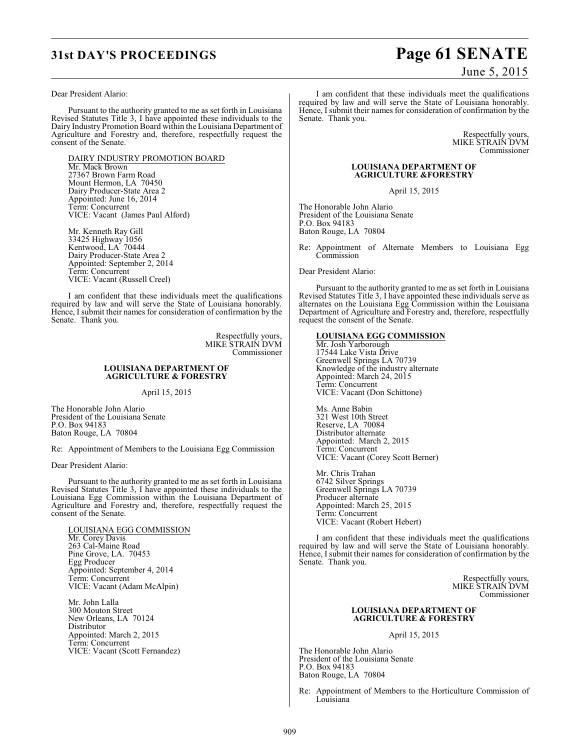Dear President Alario:

Pursuant to the authority granted to me as set forth in Louisiana Revised Statutes Title 3, I have appointed these individuals to the Dairy Industry Promotion Board within the Louisiana Department of Agriculture and Forestry and, therefore, respectfully request the consent of the Senate.

DAIRY INDUSTRY PROMOTION BOARD

Mr. Mack Brown
27367 Brown Farm Road
Mount Hermon, LA 70450
Dairy Producer-State Area 2
Appointed: June 16, 2014
Term: Concurrent
VICE: Vacant (James Paul Alford)

Mr. Kenneth Ray Gill
33425 Highway 1056
Kentwood, LA 70444
Dairy Producer-State Area 2
Appointed: September 2, 2014
Term: Concurrent
VICE: Vacant (Russell Creel)

I am confident that these individuals meet the qualifications required by law and will serve the State of Louisiana honorably. Hence, I submit their names for consideration of confirmation by the Senate. Thank you.

Respectfully yours,
MIKE STRAIN DVM
Commissioner

**LOUISIANA DEPARTMENT OF AGRICULTURE & FORESTRY**

April 15, 2015

The Honorable John Alario
President of the Louisiana Senate
P.O. Box 94183
Baton Rouge, LA 70804

Re: Appointment of Members to the Louisiana Egg Commission

Dear President Alario:

Pursuant to the authority granted to me as set forth in Louisiana Revised Statutes Title 3, I have appointed these individuals to the Louisiana Egg Commission within the Louisiana Department of Agriculture and Forestry and, therefore, respectfully request the consent of the Senate.

LOUISIANA EGG COMMISSION

Mr. Corey Davis
263 Cal-Maine Road
Pine Grove, LA. 70453
Egg Producer
Appointed: September 4, 2014
Term: Concurrent
VICE: Vacant (Adam McAlpin)

Mr. John Lalla
300 Mouton Street
New Orleans, LA 70124
Distributor
Appointed: March 2, 2015
Term: Concurrent
VICE: Vacant (Scott Fernandez)

I am confident that these individuals meet the qualifications required by law and will serve the State of Louisiana honorably. Hence, I submit their names for consideration of confirmation by the Senate. Thank you.

Respectfully yours,
MIKE STRAIN DVM
Commissioner

**LOUISIANA DEPARTMENT OF AGRICULTURE &FORESTRY**

April 15, 2015

The Honorable John Alario
President of the Louisiana Senate
P.O. Box 94183
Baton Rouge, LA 70804

Re: Appointment of Alternate Members to Louisiana Egg Commission

Dear President Alario:

Pursuant to the authority granted to me as set forth in Louisiana Revised Statutes Title 3, I have appointed these individuals serve as alternates on the Louisiana Egg Commission within the Louisiana Department of Agriculture and Forestry and, therefore, respectfully request the consent of the Senate.

**LOUISIANA EGG COMMISSION**

Mr. Josh Yarborough
17544 Lake Vista Drive
Greenwell Springs LA 70739
Knowledge of the industry alternate
Appointed: March 24, 2015
Term: Concurrent
VICE: Vacant (Don Schittone)

Ms. Anne Babin
321 West 10th Street
Reserve, LA 70084
Distributor alternate
Appointed: March 2, 2015
Term: Concurrent
VICE: Vacant (Corey Scott Berner)

Mr. Chris Trahan
6742 Silver Springs
Greenwell Springs LA 70739
Producer alternate
Appointed: March 25, 2015
Term: Concurrent
VICE: Vacant (Robert Hebert)

I am confident that these individuals meet the qualifications required by law and will serve the State of Louisiana honorably. Hence, I submit their names for consideration of confirmation by the Senate. Thank you.

Respectfully yours,
MIKE STRAIN DVM
Commissioner

**LOUISIANA DEPARTMENT OF AGRICULTURE & FORESTRY**

April 15, 2015

The Honorable John Alario
President of the Louisiana Senate
P.O. Box 94183
Baton Rouge, LA 70804

Re: Appointment of Members to the Horticulture Commission of Louisiana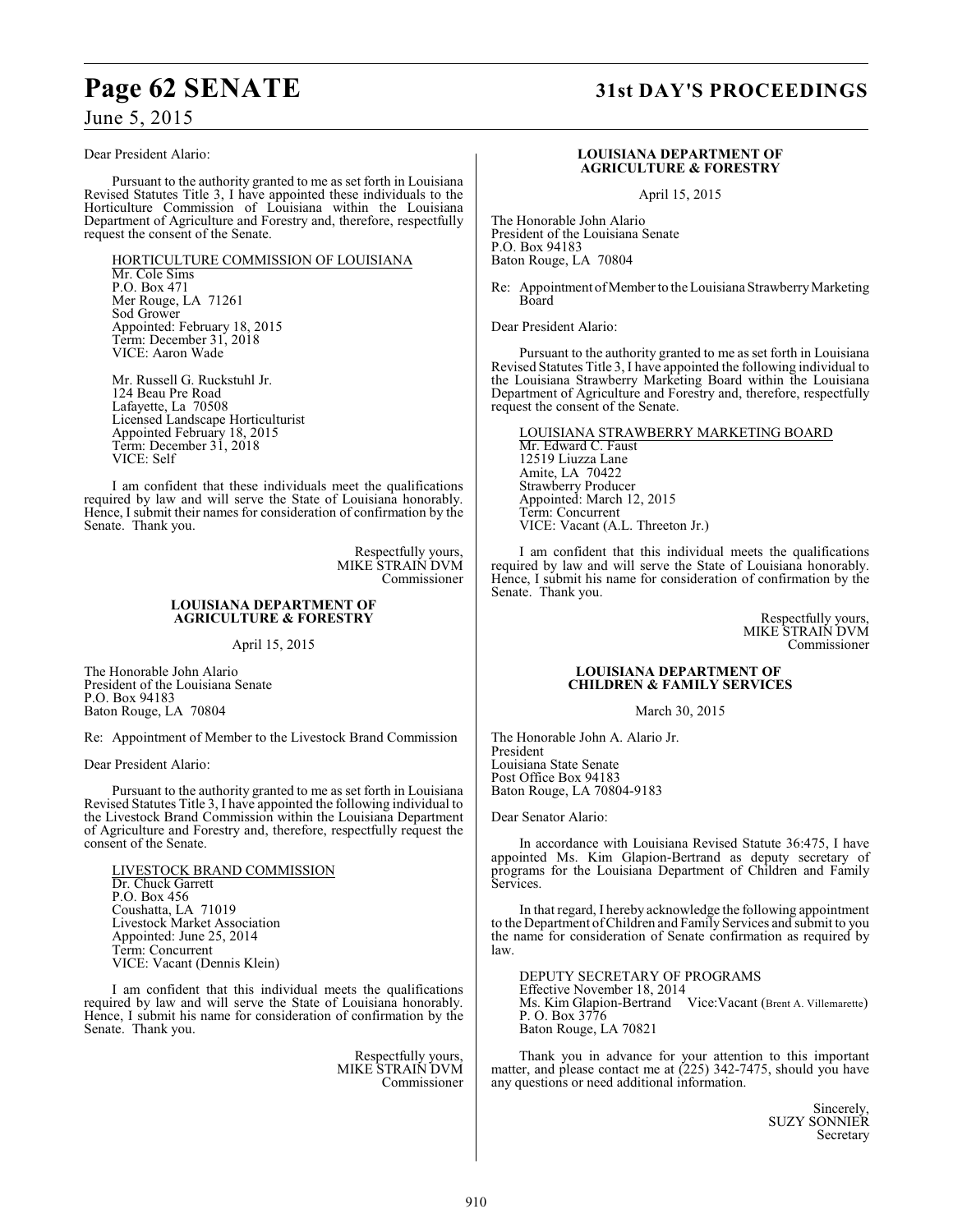Dear President Alario:

Pursuant to the authority granted to me as set forth in Louisiana Revised Statutes Title 3, I have appointed these individuals to the Horticulture Commission of Louisiana within the Louisiana Department of Agriculture and Forestry and, therefore, respectfully request the consent of the Senate.

HORTICULTURE COMMISSION OF LOUISIANA
Mr. Cole Sims
P.O. Box 471
Mer Rouge, LA 71261
Sod Grower
Appointed: February 18, 2015
Term: December 31, 2018
VICE: Aaron Wade

Mr. Russell G. Ruckstuhl Jr.
124 Beau Pre Road
Lafayette, La 70508
Licensed Landscape Horticulturist
Appointed February 18, 2015
Term: December 31, 2018
VICE: Self

I am confident that these individuals meet the qualifications required by law and will serve the State of Louisiana honorably. Hence, I submit their names for consideration of confirmation by the Senate. Thank you.

Respectfully yours,
MIKE STRAIN DVM
Commissioner

**LOUISIANA DEPARTMENT OF AGRICULTURE & FORESTRY**

April 15, 2015

The Honorable John Alario
President of the Louisiana Senate
P.O. Box 94183
Baton Rouge, LA 70804

Re: Appointment of Member to the Livestock Brand Commission

Dear President Alario:

Pursuant to the authority granted to me as set forth in Louisiana Revised Statutes Title 3, I have appointed the following individual to the Livestock Brand Commission within the Louisiana Department of Agriculture and Forestry and, therefore, respectfully request the consent of the Senate.

LIVESTOCK BRAND COMMISSION
Dr. Chuck Garrett
P.O. Box 456
Coushatta, LA 71019
Livestock Market Association
Appointed: June 25, 2014
Term: Concurrent
VICE: Vacant (Dennis Klein)

I am confident that this individual meets the qualifications required by law and will serve the State of Louisiana honorably. Hence, I submit his name for consideration of confirmation by the Senate. Thank you.

Respectfully yours,
MIKE STRAIN DVM
Commissioner

**LOUISIANA DEPARTMENT OF AGRICULTURE & FORESTRY**

April 15, 2015

The Honorable John Alario
President of the Louisiana Senate
P.O. Box 94183
Baton Rouge, LA 70804

Re: Appointment of Member to the Louisiana Strawberry Marketing Board

Dear President Alario:

Pursuant to the authority granted to me as set forth in Louisiana Revised Statutes Title 3, I have appointed the following individual to the Louisiana Strawberry Marketing Board within the Louisiana Department of Agriculture and Forestry and, therefore, respectfully request the consent of the Senate.

LOUISIANA STRAWBERRY MARKETING BOARD
Mr. Edward C. Faust
12519 Liuzza Lane
Amite, LA 70422
Strawberry Producer
Appointed: March 12, 2015
Term: Concurrent
VICE: Vacant (A.L. Threeton Jr.)

I am confident that this individual meets the qualifications required by law and will serve the State of Louisiana honorably. Hence, I submit his name for consideration of confirmation by the Senate. Thank you.

Respectfully yours,
MIKE STRAIN DVM
Commissioner

**LOUISIANA DEPARTMENT OF CHILDREN & FAMILY SERVICES**

March 30, 2015

The Honorable John A. Alario Jr.
President
Louisiana State Senate
Post Office Box 94183
Baton Rouge, LA 70804-9183

Dear Senator Alario:

In accordance with Louisiana Revised Statute 36:475, I have appointed Ms. Kim Glapion-Bertrand as deputy secretary of programs for the Louisiana Department of Children and Family Services.

In that regard, I hereby acknowledge the following appointment to the Department of Children and Family Services and submit to you the name for consideration of Senate confirmation as required by law.

DEPUTY SECRETARY OF PROGRAMS
Effective November 18, 2014
Ms. Kim Glapion-Bertrand Vice:Vacant (Brent A. Villemarette)
P. O. Box 3776
Baton Rouge, LA 70821

Thank you in advance for your attention to this important matter, and please contact me at (225) 342-7475, should you have any questions or need additional information.

Sincerely,
SUZY SONNIER
Secretary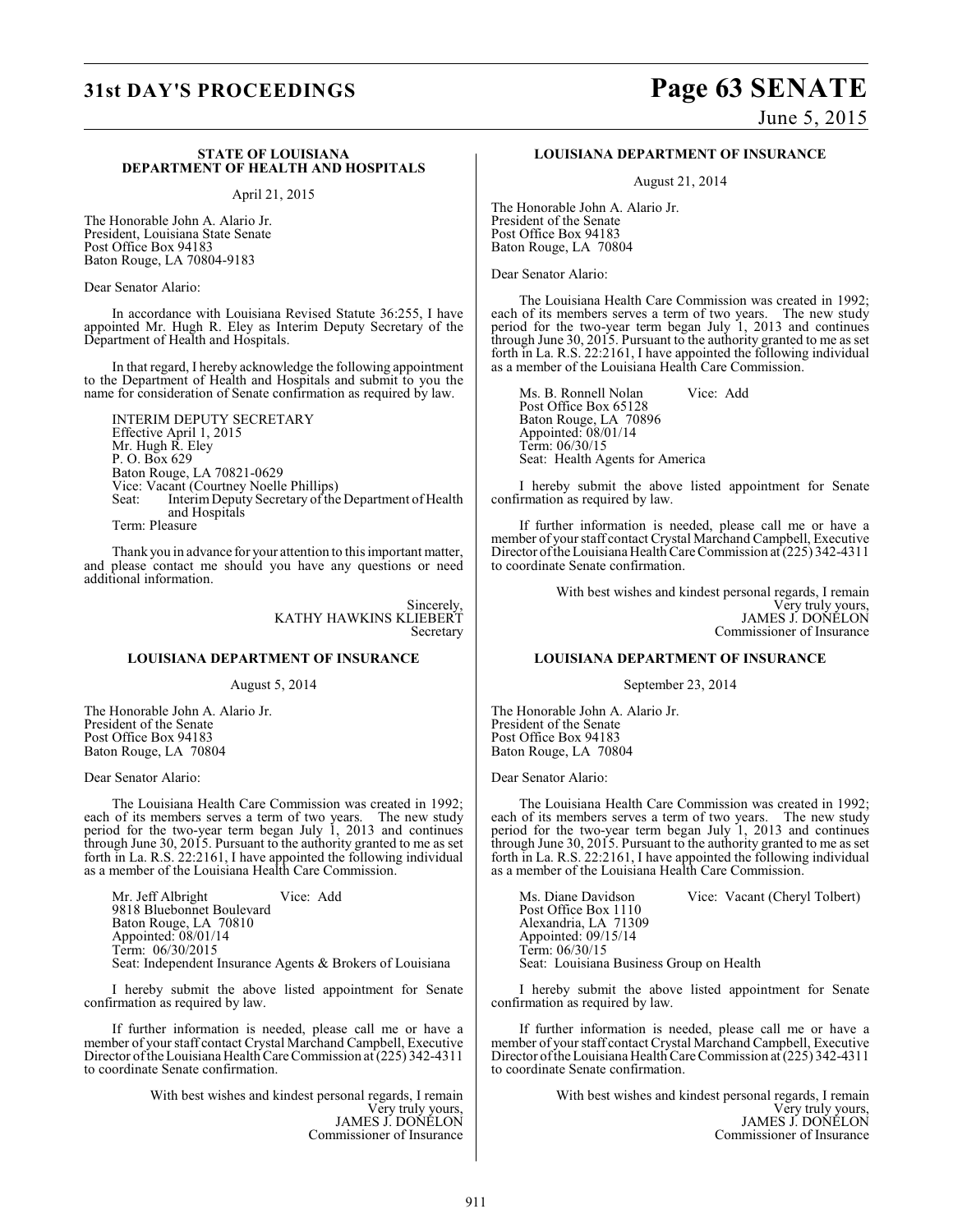### STATE OF LOUISIANA DEPARTMENT OF HEALTH AND HOSPITALS

April 21, 2015

The Honorable John A. Alario Jr.
President, Louisiana State Senate
Post Office Box 94183
Baton Rouge, LA 70804-9183

Dear Senator Alario:

In accordance with Louisiana Revised Statute 36:255, I have appointed Mr. Hugh R. Eley as Interim Deputy Secretary of the Department of Health and Hospitals.

In that regard, I hereby acknowledge the following appointment to the Department of Health and Hospitals and submit to you the name for consideration of Senate confirmation as required by law.

INTERIM DEPUTY SECRETARY
Effective April 1, 2015
Mr. Hugh R. Eley
P. O. Box 629
Baton Rouge, LA 70821-0629
Vice: Vacant (Courtney Noelle Phillips)
Seat: Interim Deputy Secretary of the Department of Health and Hospitals
Term: Pleasure

Thank you in advance for your attention to this important matter, and please contact me should you have any questions or need additional information.

Sincerely,
KATHY HAWKINS KLIEBERT
Secretary

### LOUISIANA DEPARTMENT OF INSURANCE

August 5, 2014

The Honorable John A. Alario Jr.
President of the Senate
Post Office Box 94183
Baton Rouge, LA 70804

Dear Senator Alario:

The Louisiana Health Care Commission was created in 1992; each of its members serves a term of two years. The new study period for the two-year term began July 1, 2013 and continues through June 30, 2015. Pursuant to the authority granted to me as set forth in La. R.S. 22:2161, I have appointed the following individual as a member of the Louisiana Health Care Commission.

Mr. Jeff Albright Vice: Add
9818 Bluebonnet Boulevard
Baton Rouge, LA 70810
Appointed: 08/01/14
Term: 06/30/2015
Seat: Independent Insurance Agents & Brokers of Louisiana

I hereby submit the above listed appointment for Senate confirmation as required by law.

If further information is needed, please call me or have a member of your staff contact Crystal Marchand Campbell, Executive Director of the Louisiana Health Care Commission at (225) 342-4311 to coordinate Senate confirmation.

With best wishes and kindest personal regards, I remain
Very truly yours,
JAMES J. DONELON
Commissioner of Insurance

### LOUISIANA DEPARTMENT OF INSURANCE

August 21, 2014

The Honorable John A. Alario Jr.
President of the Senate
Post Office Box 94183
Baton Rouge, LA 70804

Dear Senator Alario:

The Louisiana Health Care Commission was created in 1992; each of its members serves a term of two years. The new study period for the two-year term began July 1, 2013 and continues through June 30, 2015. Pursuant to the authority granted to me as set forth in La. R.S. 22:2161, I have appointed the following individual as a member of the Louisiana Health Care Commission.

Ms. B. Ronnell Nolan Vice: Add
Post Office Box 65128
Baton Rouge, LA 70896
Appointed: 08/01/14
Term: 06/30/15
Seat: Health Agents for America

I hereby submit the above listed appointment for Senate confirmation as required by law.

If further information is needed, please call me or have a member of your staff contact Crystal Marchand Campbell, Executive Director of the Louisiana Health Care Commission at (225) 342-4311 to coordinate Senate confirmation.

With best wishes and kindest personal regards, I remain
Very truly yours,
JAMES J. DONELON
Commissioner of Insurance

### LOUISIANA DEPARTMENT OF INSURANCE

September 23, 2014

The Honorable John A. Alario Jr.
President of the Senate
Post Office Box 94183
Baton Rouge, LA 70804

Dear Senator Alario:

The Louisiana Health Care Commission was created in 1992; each of its members serves a term of two years. The new study period for the two-year term began July 1, 2013 and continues through June 30, 2015. Pursuant to the authority granted to me as set forth in La. R.S. 22:2161, I have appointed the following individual as a member of the Louisiana Health Care Commission.

Ms. Diane Davidson Vice: Vacant (Cheryl Tolbert)
Post Office Box 1110
Alexandria, LA 71309
Appointed: 09/15/14
Term: 06/30/15
Seat: Louisiana Business Group on Health

I hereby submit the above listed appointment for Senate confirmation as required by law.

If further information is needed, please call me or have a member of your staff contact Crystal Marchand Campbell, Executive Director of the Louisiana Health Care Commission at (225) 342-4311 to coordinate Senate confirmation.

With best wishes and kindest personal regards, I remain
Very truly yours,
JAMES J. DONELON
Commissioner of Insurance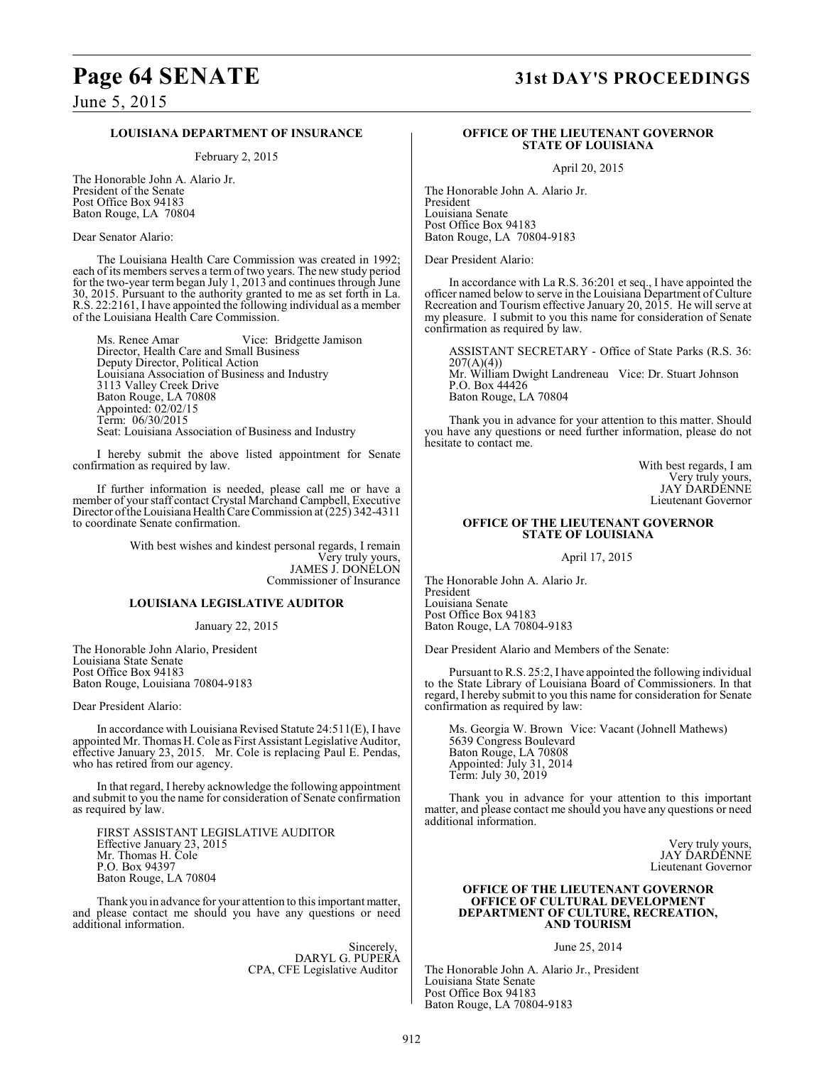**LOUISIANA DEPARTMENT OF INSURANCE**

February 2, 2015

The Honorable John A. Alario Jr.
President of the Senate
Post Office Box 94183
Baton Rouge, LA 70804

Dear Senator Alario:

The Louisiana Health Care Commission was created in 1992; each of its members serves a term of two years. The new study period for the two-year term began July 1, 2013 and continues through June 30, 2015. Pursuant to the authority granted to me as set forth in La. R.S. 22:2161, I have appointed the following individual as a member of the Louisiana Health Care Commission.

Ms. Renee Amar Vice: Bridgette Jamison
Director, Health Care and Small Business
Deputy Director, Political Action
Louisiana Association of Business and Industry
3113 Valley Creek Drive
Baton Rouge, LA 70808
Appointed: 02/02/15
Term: 06/30/2015
Seat: Louisiana Association of Business and Industry

I hereby submit the above listed appointment for Senate confirmation as required by law.

If further information is needed, please call me or have a member of your staff contact Crystal Marchand Campbell, Executive Director of the Louisiana Health Care Commission at (225) 342-4311 to coordinate Senate confirmation.

With best wishes and kindest personal regards, I remain
Very truly yours,
JAMES J. DONELON
Commissioner of Insurance

**LOUISIANA LEGISLATIVE AUDITOR**

January 22, 2015

The Honorable John Alario, President
Louisiana State Senate
Post Office Box 94183
Baton Rouge, Louisiana 70804-9183

Dear President Alario:

In accordance with Louisiana Revised Statute 24:511(E), I have appointed Mr. Thomas H. Cole as First Assistant Legislative Auditor, effective January 23, 2015. Mr. Cole is replacing Paul E. Pendas, who has retired from our agency.

In that regard, I hereby acknowledge the following appointment and submit to you the name for consideration of Senate confirmation as required by law.

FIRST ASSISTANT LEGISLATIVE AUDITOR
Effective January 23, 2015
Mr. Thomas H. Cole
P.O. Box 94397
Baton Rouge, LA 70804

Thank you in advance for your attention to this important matter, and please contact me should you have any questions or need additional information.

Sincerely,
DARYL G. PUPERA
CPA, CFE Legislative Auditor

**OFFICE OF THE LIEUTENANT GOVERNOR**
**STATE OF LOUISIANA**

April 20, 2015

The Honorable John A. Alario Jr.
President
Louisiana Senate
Post Office Box 94183
Baton Rouge, LA 70804-9183

Dear President Alario:

In accordance with La R.S. 36:201 et seq., I have appointed the officer named below to serve in the Louisiana Department of Culture Recreation and Tourism effective January 20, 2015. He will serve at my pleasure. I submit to you this name for consideration of Senate confirmation as required by law.

ASSISTANT SECRETARY - Office of State Parks (R.S. 36: 207(A)(4))
Mr. William Dwight Landreneau Vice: Dr. Stuart Johnson
P.O. Box 44426
Baton Rouge, LA 70804

Thank you in advance for your attention to this matter. Should you have any questions or need further information, please do not hesitate to contact me.

With best regards, I am
Very truly yours,
JAY DARDENNE
Lieutenant Governor

**OFFICE OF THE LIEUTENANT GOVERNOR**
**STATE OF LOUISIANA**

April 17, 2015

The Honorable John A. Alario Jr.
President
Louisiana Senate
Post Office Box 94183
Baton Rouge, LA 70804-9183

Dear President Alario and Members of the Senate:

Pursuant to R.S. 25:2, I have appointed the following individual to the State Library of Louisiana Board of Commissioners. In that regard, I hereby submit to you this name for consideration for Senate confirmation as required by law:

Ms. Georgia W. Brown Vice: Vacant (Johnell Mathews)
5639 Congress Boulevard
Baton Rouge, LA 70808
Appointed: July 31, 2014
Term: July 30, 2019

Thank you in advance for your attention to this important matter, and please contact me should you have any questions or need additional information.

Very truly yours,
JAY DARDENNE
Lieutenant Governor

**OFFICE OF THE LIEUTENANT GOVERNOR**
**OFFICE OF CULTURAL DEVELOPMENT**
**DEPARTMENT OF CULTURE, RECREATION, AND TOURISM**

June 25, 2014

The Honorable John A. Alario Jr., President
Louisiana State Senate
Post Office Box 94183
Baton Rouge, LA 70804-9183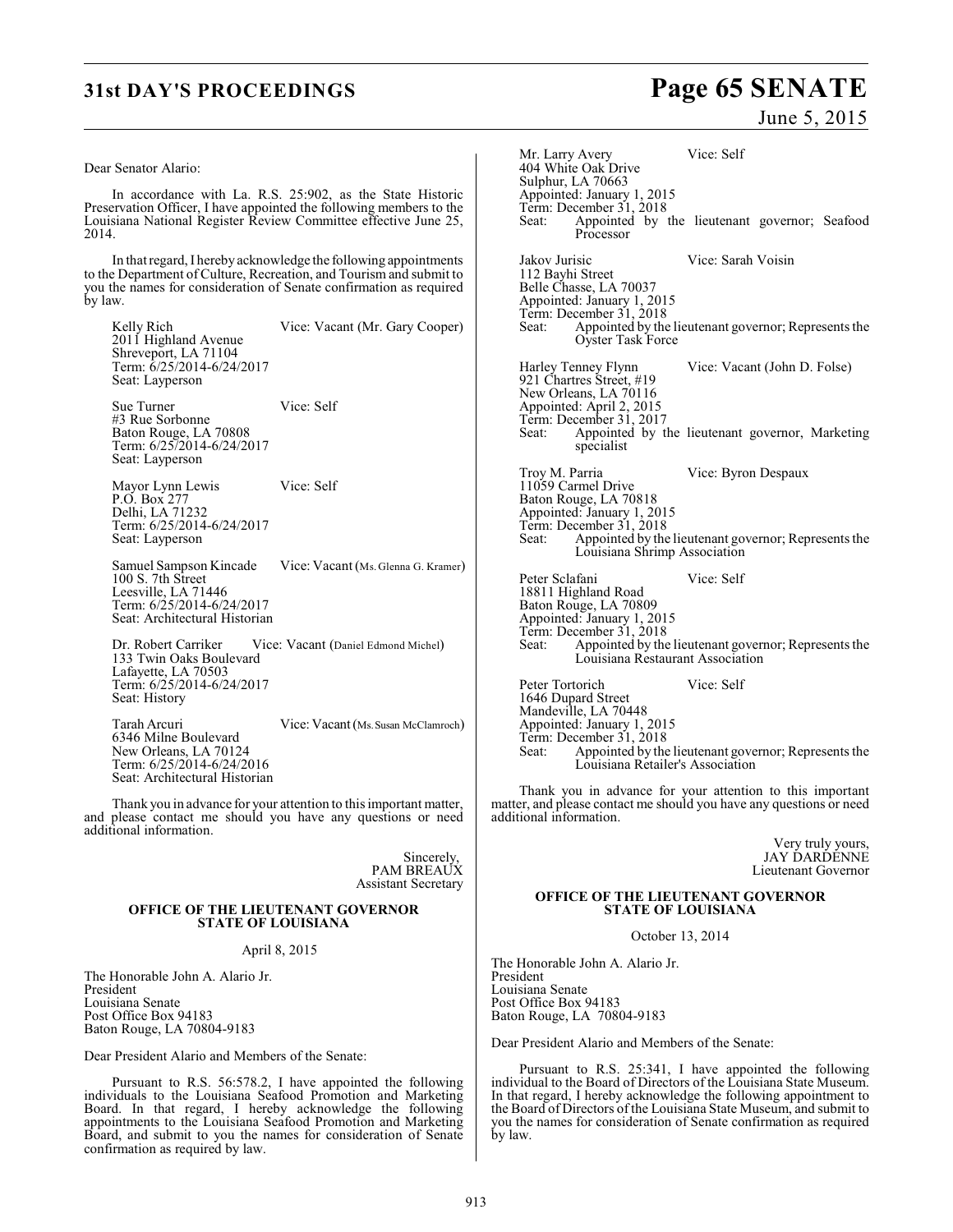Dear Senator Alario:

In accordance with La. R.S. 25:902, as the State Historic Preservation Officer, I have appointed the following members to the Louisiana National Register Review Committee effective June 25, 2014.

In that regard, I hereby acknowledge the following appointments to the Department of Culture, Recreation, and Tourism and submit to you the names for consideration of Senate confirmation as required by law.

Kelly Rich — Vice: Vacant (Mr. Gary Cooper)
2011 Highland Avenue
Shreveport, LA 71104
Term: 6/25/2014-6/24/2017
Seat: Layperson

Sue Turner — Vice: Self
#3 Rue Sorbonne
Baton Rouge, LA 70808
Term: 6/25/2014-6/24/2017
Seat: Layperson

Mayor Lynn Lewis — Vice: Self
P.O. Box 277
Delhi, LA 71232
Term: 6/25/2014-6/24/2017
Seat: Layperson

Samuel Sampson Kincade — Vice: Vacant (Ms. Glenna G. Kramer)
100 S. 7th Street
Leesville, LA 71446
Term: 6/25/2014-6/24/2017
Seat: Architectural Historian

Dr. Robert Carriker — Vice: Vacant (Daniel Edmond Michel)
133 Twin Oaks Boulevard
Lafayette, LA 70503
Term: 6/25/2014-6/24/2017
Seat: History

Tarah Arcuri — Vice: Vacant (Ms. Susan McClamroch)
6346 Milne Boulevard
New Orleans, LA 70124
Term: 6/25/2014-6/24/2016
Seat: Architectural Historian

Thank you in advance for your attention to this important matter, and please contact me should you have any questions or need additional information.

Sincerely,
PAM BREAUX
Assistant Secretary

**OFFICE OF THE LIEUTENANT GOVERNOR**
**STATE OF LOUISIANA**

April 8, 2015

The Honorable John A. Alario Jr.
President
Louisiana Senate
Post Office Box 94183
Baton Rouge, LA 70804-9183

Dear President Alario and Members of the Senate:

Pursuant to R.S. 56:578.2, I have appointed the following individuals to the Louisiana Seafood Promotion and Marketing Board. In that regard, I hereby acknowledge the following appointments to the Louisiana Seafood Promotion and Marketing Board, and submit to you the names for consideration of Senate confirmation as required by law.

Mr. Larry Avery — Vice: Self
404 White Oak Drive
Sulphur, LA 70663
Appointed: January 1, 2015
Term: December 31, 2018
Seat: Appointed by the lieutenant governor; Seafood Processor

Jakov Jurisic — Vice: Sarah Voisin
112 Bayhi Street
Belle Chasse, LA 70037
Appointed: January 1, 2015
Term: December 31, 2018
Seat: Appointed by the lieutenant governor; Represents the Oyster Task Force

Harley Tenney Flynn — Vice: Vacant (John D. Folse)
921 Chartres Street, #19
New Orleans, LA 70116
Appointed: April 2, 2015
Term: December 31, 2017
Seat: Appointed by the lieutenant governor, Marketing specialist

Troy M. Parria — Vice: Byron Despaux
11059 Carmel Drive
Baton Rouge, LA 70818
Appointed: January 1, 2015
Term: December 31, 2018
Seat: Appointed by the lieutenant governor; Represents the Louisiana Shrimp Association

Peter Sclafani — Vice: Self
18811 Highland Road
Baton Rouge, LA 70809
Appointed: January 1, 2015
Term: December 31, 2018
Seat: Appointed by the lieutenant governor; Represents the Louisiana Restaurant Association

Peter Tortorich — Vice: Self
1646 Dupard Street
Mandeville, LA 70448
Appointed: January 1, 2015
Term: December 31, 2018
Seat: Appointed by the lieutenant governor; Represents the Louisiana Retailer's Association

Thank you in advance for your attention to this important matter, and please contact me should you have any questions or need additional information.

Very truly yours,
JAY DARDENNE
Lieutenant Governor

**OFFICE OF THE LIEUTENANT GOVERNOR**
**STATE OF LOUISIANA**

October 13, 2014

The Honorable John A. Alario Jr.
President
Louisiana Senate
Post Office Box 94183
Baton Rouge, LA 70804-9183

Dear President Alario and Members of the Senate:

Pursuant to R.S. 25:341, I have appointed the following individual to the Board of Directors of the Louisiana State Museum. In that regard, I hereby acknowledge the following appointment to the Board of Directors of the Louisiana State Museum, and submit to you the names for consideration of Senate confirmation as required by law.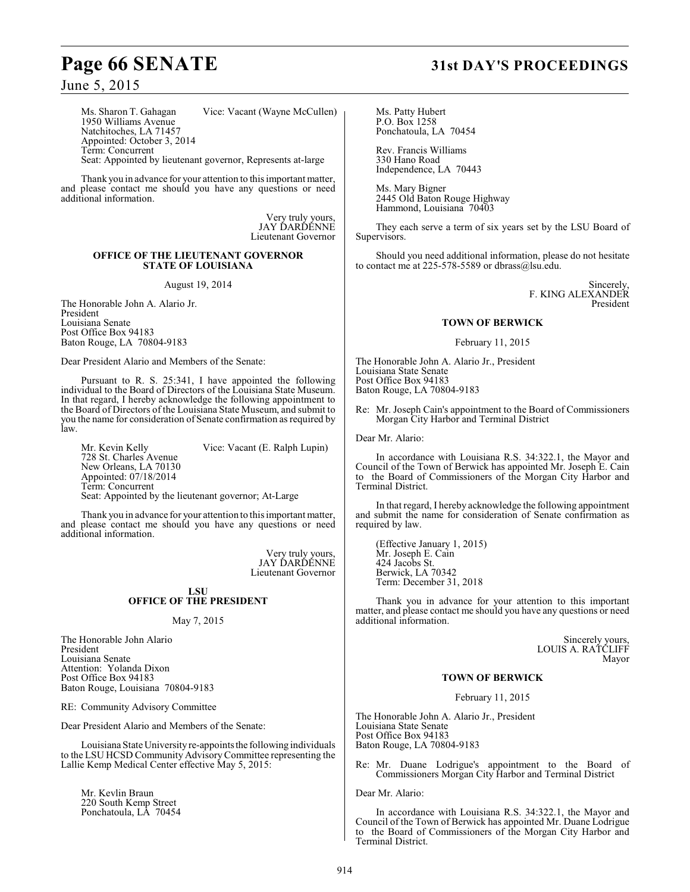Ms. Sharon T. Gahagan Vice: Vacant (Wayne McCullen)
1950 Williams Avenue
Natchitoches, LA 71457
Appointed: October 3, 2014
Term: Concurrent
Seat: Appointed by lieutenant governor, Represents at-large

Thank you in advance for your attention to this important matter, and please contact me should you have any questions or need additional information.

Very truly yours,
JAY DARDENNE
Lieutenant Governor

**OFFICE OF THE LIEUTENANT GOVERNOR STATE OF LOUISIANA**

August 19, 2014

The Honorable John A. Alario Jr.
President
Louisiana Senate
Post Office Box 94183
Baton Rouge, LA 70804-9183

Dear President Alario and Members of the Senate:

Pursuant to R. S. 25:341, I have appointed the following individual to the Board of Directors of the Louisiana State Museum. In that regard, I hereby acknowledge the following appointment to the Board of Directors of the Louisiana State Museum, and submit to you the name for consideration of Senate confirmation as required by law.

Mr. Kevin Kelly Vice: Vacant (E. Ralph Lupin)
728 St. Charles Avenue
New Orleans, LA 70130
Appointed: 07/18/2014
Term: Concurrent
Seat: Appointed by the lieutenant governor; At-Large

Thank you in advance for your attention to this important matter, and please contact me should you have any questions or need additional information.

Very truly yours,
JAY DARDENNE
Lieutenant Governor

**LSU**
**OFFICE OF THE PRESIDENT**

May 7, 2015

The Honorable John Alario
President
Louisiana Senate
Attention: Yolanda Dixon
Post Office Box 94183
Baton Rouge, Louisiana 70804-9183

RE: Community Advisory Committee

Dear President Alario and Members of the Senate:

Louisiana State University re-appoints the following individuals to the LSU HCSD Community Advisory Committee representing the Lallie Kemp Medical Center effective May 5, 2015:

Mr. Kevlin Braun
220 South Kemp Street
Ponchatoula, LA 70454

Ms. Patty Hubert
P.O. Box 1258
Ponchatoula, LA 70454

Rev. Francis Williams
330 Hano Road
Independence, LA 70443

Ms. Mary Bigner
2445 Old Baton Rouge Highway
Hammond, Louisiana 70403

They each serve a term of six years set by the LSU Board of Supervisors.

Should you need additional information, please do not hesitate to contact me at 225-578-5589 or dbrass@lsu.edu.

Sincerely,
F. KING ALEXANDER
President

**TOWN OF BERWICK**

February 11, 2015

The Honorable John A. Alario Jr., President
Louisiana State Senate
Post Office Box 94183
Baton Rouge, LA 70804-9183

Re: Mr. Joseph Cain's appointment to the Board of Commissioners Morgan City Harbor and Terminal District

Dear Mr. Alario:

In accordance with Louisiana R.S. 34:322.1, the Mayor and Council of the Town of Berwick has appointed Mr. Joseph E. Cain to the Board of Commissioners of the Morgan City Harbor and Terminal District.

In that regard, I hereby acknowledge the following appointment and submit the name for consideration of Senate confirmation as required by law.

(Effective January 1, 2015)
Mr. Joseph E. Cain
424 Jacobs St.
Berwick, LA 70342
Term: December 31, 2018

Thank you in advance for your attention to this important matter, and please contact me should you have any questions or need additional information.

Sincerely yours,
LOUIS A. RATCLIFF
Mayor

**TOWN OF BERWICK**

February 11, 2015

The Honorable John A. Alario Jr., President
Louisiana State Senate
Post Office Box 94183
Baton Rouge, LA 70804-9183

Re: Mr. Duane Lodrigue's appointment to the Board of Commissioners Morgan City Harbor and Terminal District

Dear Mr. Alario:

In accordance with Louisiana R.S. 34:322.1, the Mayor and Council of the Town of Berwick has appointed Mr. Duane Lodrigue to the Board of Commissioners of the Morgan City Harbor and Terminal District.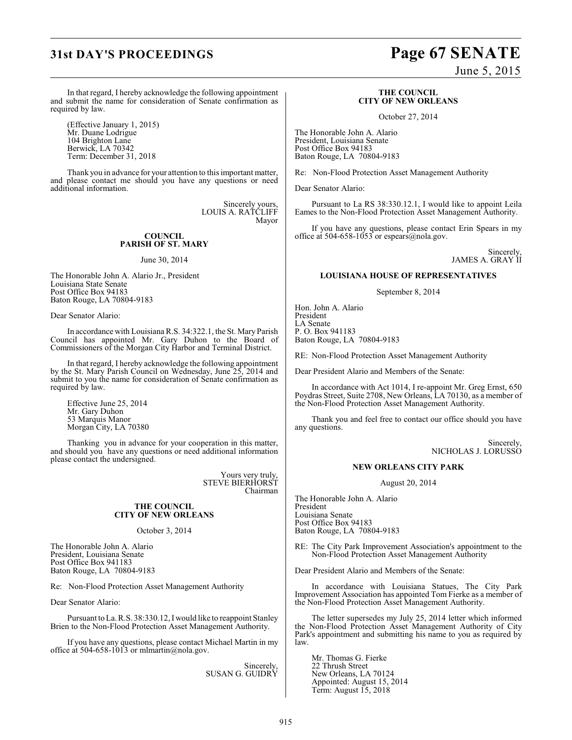In that regard, I hereby acknowledge the following appointment and submit the name for consideration of Senate confirmation as required by law.

(Effective January 1, 2015)
Mr. Duane Lodrigue
104 Brighton Lane
Berwick, LA 70342
Term: December 31, 2018

Thank you in advance for your attention to this important matter, and please contact me should you have any questions or need additional information.

Sincerely yours,
LOUIS A. RATCLIFF
Mayor

**COUNCIL**
**PARISH OF ST. MARY**

June 30, 2014

The Honorable John A. Alario Jr., President
Louisiana State Senate
Post Office Box 94183
Baton Rouge, LA 70804-9183

Dear Senator Alario:

In accordance with Louisiana R.S. 34:322.1, the St. Mary Parish Council has appointed Mr. Gary Duhon to the Board of Commissioners of the Morgan City Harbor and Terminal District.

In that regard, I hereby acknowledge the following appointment by the St. Mary Parish Council on Wednesday, June 25, 2014 and submit to you the name for consideration of Senate confirmation as required by law.

Effective June 25, 2014
Mr. Gary Duhon
53 Marquis Manor
Morgan City, LA 70380

Thanking you in advance for your cooperation in this matter, and should you have any questions or need additional information please contact the undersigned.

Yours very truly,
STEVE BIERHORST
Chairman

**THE COUNCIL**
**CITY OF NEW ORLEANS**

October 3, 2014

The Honorable John A. Alario
President, Louisiana Senate
Post Office Box 941183
Baton Rouge, LA 70804-9183

Re: Non-Flood Protection Asset Management Authority

Dear Senator Alario:

Pursuant to La. R.S. 38:330.12, I would like to reappoint Stanley Brien to the Non-Flood Protection Asset Management Authority.

If you have any questions, please contact Michael Martin in my office at 504-658-1013 or mlmartin@nola.gov.

Sincerely,
SUSAN G. GUIDRY

**THE COUNCIL**
**CITY OF NEW ORLEANS**

October 27, 2014

The Honorable John A. Alario
President, Louisiana Senate
Post Office Box 94183
Baton Rouge, LA 70804-9183

Re: Non-Flood Protection Asset Management Authority

Dear Senator Alario:

Pursuant to La RS 38:330.12.1, I would like to appoint Leila Eames to the Non-Flood Protection Asset Management Authority.

If you have any questions, please contact Erin Spears in my office at 504-658-1053 or espears@nola.gov.

Sincerely,
JAMES A. GRAY II

**LOUISIANA HOUSE OF REPRESENTATIVES**

September 8, 2014

Hon. John A. Alario
President
LA Senate
P. O. Box 941183
Baton Rouge, LA 70804-9183

RE: Non-Flood Protection Asset Management Authority

Dear President Alario and Members of the Senate:

In accordance with Act 1014, I re-appoint Mr. Greg Ernst, 650 Poydras Street, Suite 2708, New Orleans, LA 70130, as a member of the Non-Flood Protection Asset Management Authority.

Thank you and feel free to contact our office should you have any questions.

Sincerely,
NICHOLAS J. LORUSSO

**NEW ORLEANS CITY PARK**

August 20, 2014

The Honorable John A. Alario
President
Louisiana Senate
Post Office Box 94183
Baton Rouge, LA 70804-9183

RE: The City Park Improvement Association's appointment to the Non-Flood Protection Asset Management Authority

Dear President Alario and Members of the Senate:

In accordance with Louisiana Statues, The City Park Improvement Association has appointed Tom Fierke as a member of the Non-Flood Protection Asset Management Authority.

The letter supersedes my July 25, 2014 letter which informed the Non-Flood Protection Asset Management Authority of City Park's appointment and submitting his name to you as required by law.

Mr. Thomas G. Fierke
22 Thrush Street
New Orleans, LA 70124
Appointed: August 15, 2014
Term: August 15, 2018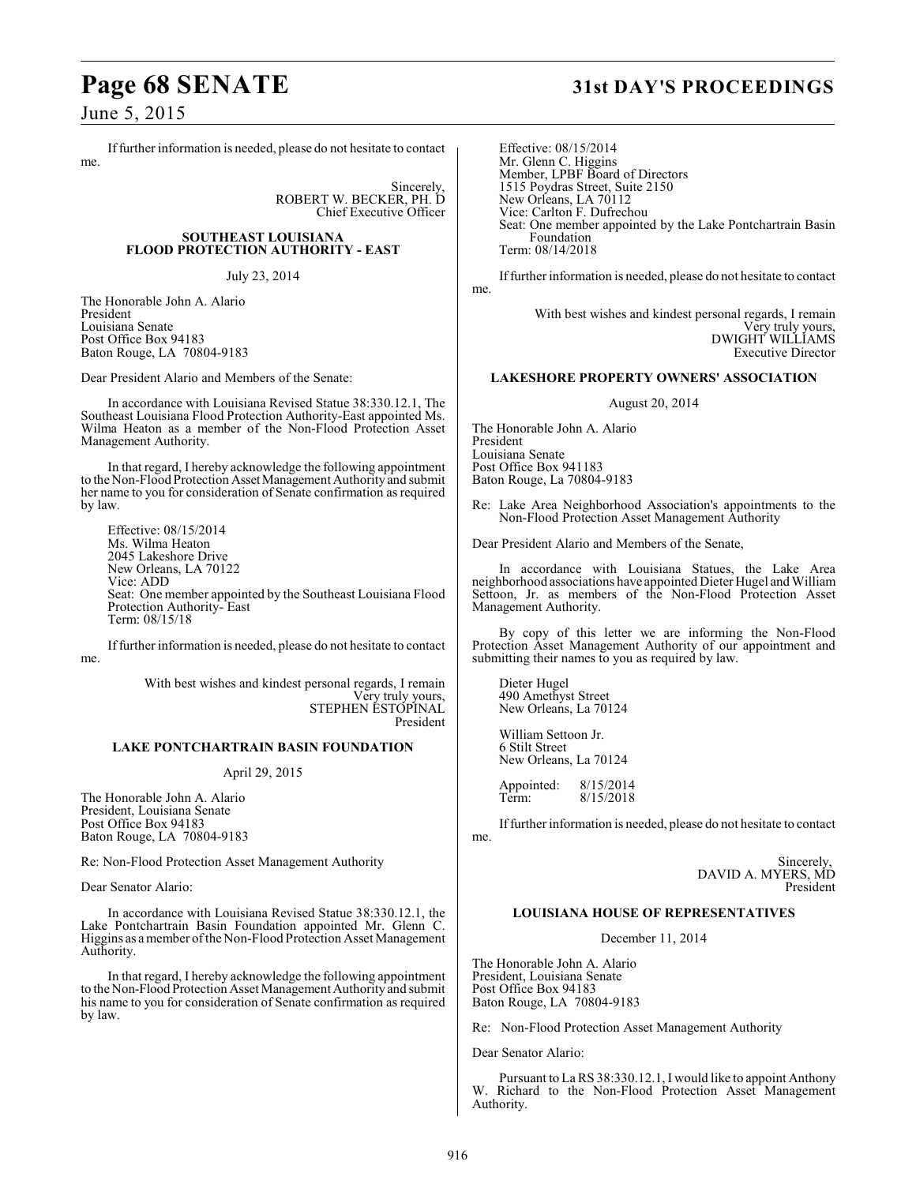If further information is needed, please do not hesitate to contact me.

Sincerely,
ROBERT W. BECKER, PH. D
Chief Executive Officer

**SOUTHEAST LOUISIANA FLOOD PROTECTION AUTHORITY - EAST**

July 23, 2014

The Honorable John A. Alario
President
Louisiana Senate
Post Office Box 94183
Baton Rouge, LA 70804-9183

Dear President Alario and Members of the Senate:

In accordance with Louisiana Revised Statue 38:330.12.1, The Southeast Louisiana Flood Protection Authority-East appointed Ms. Wilma Heaton as a member of the Non-Flood Protection Asset Management Authority.

In that regard, I hereby acknowledge the following appointment to the Non-Flood Protection Asset Management Authority and submit her name to you for consideration of Senate confirmation as required by law.

Effective: 08/15/2014
Ms. Wilma Heaton
2045 Lakeshore Drive
New Orleans, LA 70122
Vice: ADD
Seat: One member appointed by the Southeast Louisiana Flood Protection Authority- East
Term: 08/15/18

If further information is needed, please do not hesitate to contact me.

With best wishes and kindest personal regards, I remain
Very truly yours,
STEPHEN ESTOPINAL
President

**LAKE PONTCHARTRAIN BASIN FOUNDATION**

April 29, 2015

The Honorable John A. Alario
President, Louisiana Senate
Post Office Box 94183
Baton Rouge, LA 70804-9183

Re: Non-Flood Protection Asset Management Authority

Dear Senator Alario:

In accordance with Louisiana Revised Statue 38:330.12.1, the Lake Pontchartrain Basin Foundation appointed Mr. Glenn C. Higgins as a member of the Non-Flood Protection Asset Management Authority.

In that regard, I hereby acknowledge the following appointment to the Non-Flood Protection Asset Management Authority and submit his name to you for consideration of Senate confirmation as required by law.

Effective: 08/15/2014
Mr. Glenn C. Higgins
Member, LPBF Board of Directors
1515 Poydras Street, Suite 2150
New Orleans, LA 70112
Vice: Carlton F. Dufrechou
Seat: One member appointed by the Lake Pontchartrain Basin Foundation
Term: 08/14/2018

If further information is needed, please do not hesitate to contact me.

With best wishes and kindest personal regards, I remain
Very truly yours,
DWIGHT WILLIAMS
Executive Director

**LAKESHORE PROPERTY OWNERS' ASSOCIATION**

August 20, 2014

The Honorable John A. Alario
President
Louisiana Senate
Post Office Box 941183
Baton Rouge, La 70804-9183

Re: Lake Area Neighborhood Association's appointments to the Non-Flood Protection Asset Management Authority

Dear President Alario and Members of the Senate,

In accordance with Louisiana Statues, the Lake Area neighborhood associations have appointed Dieter Hugel and William Settoon, Jr. as members of the Non-Flood Protection Asset Management Authority.

By copy of this letter we are informing the Non-Flood Protection Asset Management Authority of our appointment and submitting their names to you as required by law.

Dieter Hugel
490 Amethyst Street
New Orleans, La 70124

William Settoon Jr.
6 Stilt Street
New Orleans, La 70124

Appointed: 8/15/2014
Term: 8/15/2018

If further information is needed, please do not hesitate to contact me.

Sincerely,
DAVID A. MYERS, MD
President

**LOUISIANA HOUSE OF REPRESENTATIVES**

December 11, 2014

The Honorable John A. Alario
President, Louisiana Senate
Post Office Box 94183
Baton Rouge, LA 70804-9183

Re: Non-Flood Protection Asset Management Authority

Dear Senator Alario:

Pursuant to La RS 38:330.12.1, I would like to appoint Anthony W. Richard to the Non-Flood Protection Asset Management Authority.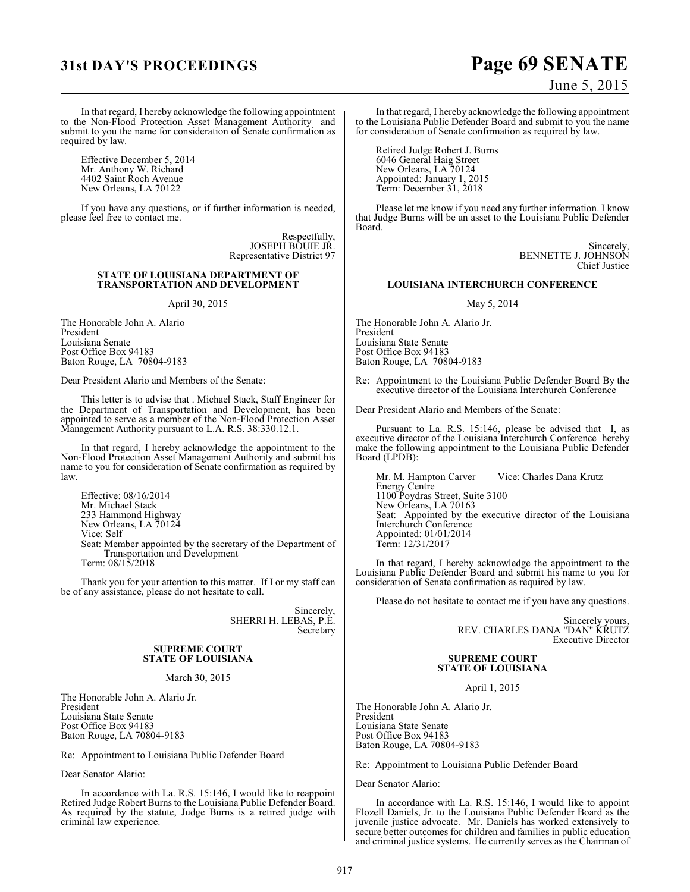In that regard, I hereby acknowledge the following appointment to the Non-Flood Protection Asset Management Authority and submit to you the name for consideration of Senate confirmation as required by law.

Effective December 5, 2014
Mr. Anthony W. Richard
4402 Saint Roch Avenue
New Orleans, LA 70122

If you have any questions, or if further information is needed, please feel free to contact me.

Respectfully,
JOSEPH BOUIE JR.
Representative District 97

**STATE OF LOUISIANA DEPARTMENT OF TRANSPORTATION AND DEVELOPMENT**

April 30, 2015

The Honorable John A. Alario
President
Louisiana Senate
Post Office Box 94183
Baton Rouge, LA 70804-9183

Dear President Alario and Members of the Senate:

This letter is to advise that . Michael Stack, Staff Engineer for the Department of Transportation and Development, has been appointed to serve as a member of the Non-Flood Protection Asset Management Authority pursuant to L.A. R.S. 38:330.12.1.

In that regard, I hereby acknowledge the appointment to the Non-Flood Protection Asset Management Authority and submit his name to you for consideration of Senate confirmation as required by law.

Effective: 08/16/2014
Mr. Michael Stack
233 Hammond Highway
New Orleans, LA 70124
Vice: Self
Seat: Member appointed by the secretary of the Department of Transportation and Development
Term: 08/15/2018

Thank you for your attention to this matter. If I or my staff can be of any assistance, please do not hesitate to call.

Sincerely,
SHERRI H. LEBAS, P.E.
Secretary

**SUPREME COURT STATE OF LOUISIANA**

March 30, 2015

The Honorable John A. Alario Jr.
President
Louisiana State Senate
Post Office Box 94183
Baton Rouge, LA 70804-9183

Re: Appointment to Louisiana Public Defender Board

Dear Senator Alario:

In accordance with La. R.S. 15:146, I would like to reappoint Retired Judge Robert Burns to the Louisiana Public Defender Board. As required by the statute, Judge Burns is a retired judge with criminal law experience.

In that regard, I hereby acknowledge the following appointment to the Louisiana Public Defender Board and submit to you the name for consideration of Senate confirmation as required by law.

Retired Judge Robert J. Burns
6046 General Haig Street
New Orleans, LA 70124
Appointed: January 1, 2015
Term: December 31, 2018

Please let me know if you need any further information. I know that Judge Burns will be an asset to the Louisiana Public Defender Board.

Sincerely,
BENNETTE J. JOHNSON
Chief Justice

**LOUISIANA INTERCHURCH CONFERENCE**

May 5, 2014

The Honorable John A. Alario Jr.
President
Louisiana State Senate
Post Office Box 94183
Baton Rouge, LA 70804-9183

Re: Appointment to the Louisiana Public Defender Board By the executive director of the Louisiana Interchurch Conference

Dear President Alario and Members of the Senate:

Pursuant to La. R.S. 15:146, please be advised that I, as executive director of the Louisiana Interchurch Conference hereby make the following appointment to the Louisiana Public Defender Board (LPDB):

Mr. M. Hampton Carver Vice: Charles Dana Krutz
Energy Centre
1100 Poydras Street, Suite 3100
New Orleans, LA 70163
Seat: Appointed by the executive director of the Louisiana Interchurch Conference
Appointed: 01/01/2014
Term: 12/31/2017

In that regard, I hereby acknowledge the appointment to the Louisiana Public Defender Board and submit his name to you for consideration of Senate confirmation as required by law.

Please do not hesitate to contact me if you have any questions.

Sincerely yours,
REV. CHARLES DANA "DAN" KRUTZ
Executive Director

**SUPREME COURT STATE OF LOUISIANA**

April 1, 2015

The Honorable John A. Alario Jr.
President
Louisiana State Senate
Post Office Box 94183
Baton Rouge, LA 70804-9183

Re: Appointment to Louisiana Public Defender Board

Dear Senator Alario:

In accordance with La. R.S. 15:146, I would like to appoint Flozell Daniels, Jr. to the Louisiana Public Defender Board as the juvenile justice advocate. Mr. Daniels has worked extensively to secure better outcomes for children and families in public education and criminal justice systems. He currently serves as the Chairman of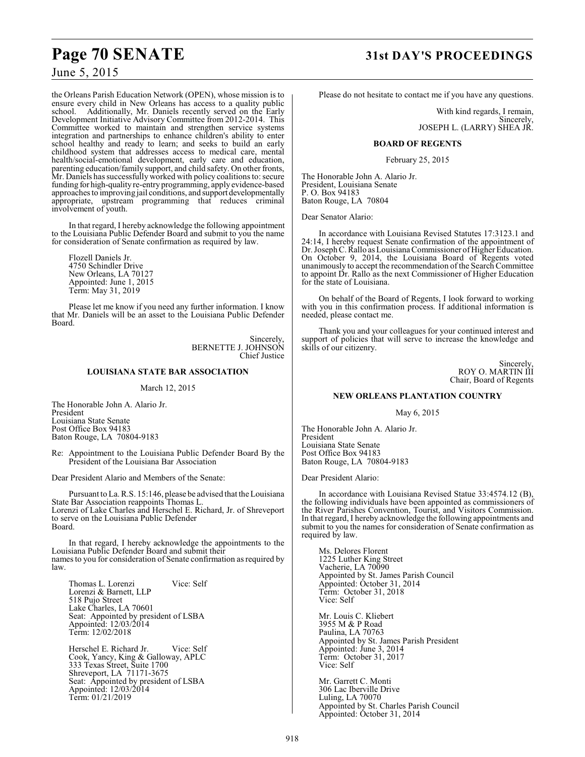the Orleans Parish Education Network (OPEN), whose mission is to ensure every child in New Orleans has access to a quality public school. Additionally, Mr. Daniels recently served on the Early Development Initiative Advisory Committee from 2012-2014. This Committee worked to maintain and strengthen service systems integration and partnerships to enhance children's ability to enter school healthy and ready to learn; and seeks to build an early childhood system that addresses access to medical care, mental health/social-emotional development, early care and education, parenting education/family support, and child safety. On other fronts, Mr. Daniels has successfully worked with policy coalitions to: secure funding for high-quality re-entry programming, apply evidence-based approaches to improving jail conditions, and support developmentally appropriate, upstream programming that reduces criminal involvement of youth.

In that regard, I hereby acknowledge the following appointment to the Louisiana Public Defender Board and submit to you the name for consideration of Senate confirmation as required by law.

Flozell Daniels Jr.
4750 Schindler Drive
New Orleans, LA 70127
Appointed: June 1, 2015
Term: May 31, 2019

Please let me know if you need any further information. I know that Mr. Daniels will be an asset to the Louisiana Public Defender Board.

Sincerely,
BERNETTE J. JOHNSON
Chief Justice

**LOUISIANA STATE BAR ASSOCIATION**

March 12, 2015

The Honorable John A. Alario Jr.
President
Louisiana State Senate
Post Office Box 94183
Baton Rouge, LA 70804-9183

Re: Appointment to the Louisiana Public Defender Board By the President of the Louisiana Bar Association

Dear President Alario and Members of the Senate:

Pursuant to La. R.S. 15:146, please be advised that the Louisiana State Bar Association reappoints Thomas L. Lorenzi of Lake Charles and Herschel E. Richard, Jr. of Shreveport to serve on the Louisiana Public Defender Board.

In that regard, I hereby acknowledge the appointments to the Louisiana Public Defender Board and submit their names to you for consideration of Senate confirmation as required by law.

Thomas L. Lorenzi Vice: Self
Lorenzi & Barnett, LLP
518 Pujo Street
Lake Charles, LA 70601
Seat: Appointed by president of LSBA
Appointed: 12/03/2014
Term: 12/02/2018

Herschel E. Richard Jr. Vice: Self
Cook, Yancy, King & Galloway, APLC
333 Texas Street, Suite 1700
Shreveport, LA 71171-3675
Seat: Appointed by president of LSBA
Appointed: 12/03/2014
Term: 01/21/2019

Please do not hesitate to contact me if you have any questions.

With kind regards, I remain,
Sincerely,
JOSEPH L. (LARRY) SHEA JR.

**BOARD OF REGENTS**

February 25, 2015

The Honorable John A. Alario Jr.
President, Louisiana Senate
P. O. Box 94183
Baton Rouge, LA 70804

Dear Senator Alario:

In accordance with Louisiana Revised Statutes 17:3123.1 and 24:14, I hereby request Senate confirmation of the appointment of Dr. Joseph C. Rallo as Louisiana Commissioner of Higher Education. On October 9, 2014, the Louisiana Board of Regents voted unanimously to accept the recommendation of the Search Committee to appoint Dr. Rallo as the next Commissioner of Higher Education for the state of Louisiana.

On behalf of the Board of Regents, I look forward to working with you in this confirmation process. If additional information is needed, please contact me.

Thank you and your colleagues for your continued interest and support of policies that will serve to increase the knowledge and skills of our citizenry.

Sincerely,
ROY O. MARTIN III
Chair, Board of Regents

**NEW ORLEANS PLANTATION COUNTRY**

May 6, 2015

The Honorable John A. Alario Jr.
President
Louisiana State Senate
Post Office Box 94183
Baton Rouge, LA 70804-9183

Dear President Alario:

In accordance with Louisiana Revised Statue 33:4574.12 (B), the following individuals have been appointed as commissioners of the River Parishes Convention, Tourist, and Visitors Commission. In that regard, I hereby acknowledge the following appointments and submit to you the names for consideration of Senate confirmation as required by law.

Ms. Delores Florent
1225 Luther King Street
Vacherie, LA 70090
Appointed by St. James Parish Council
Appointed: October 31, 2014
Term: October 31, 2018
Vice: Self

Mr. Louis C. Kliebert
3955 M & P Road
Paulina, LA 70763
Appointed by St. James Parish President
Appointed: June 3, 2014
Term: October 31, 2017
Vice: Self

Mr. Garrett C. Monti
306 Lac Iberville Drive
Luling, LA 70070
Appointed by St. Charles Parish Council
Appointed: October 31, 2014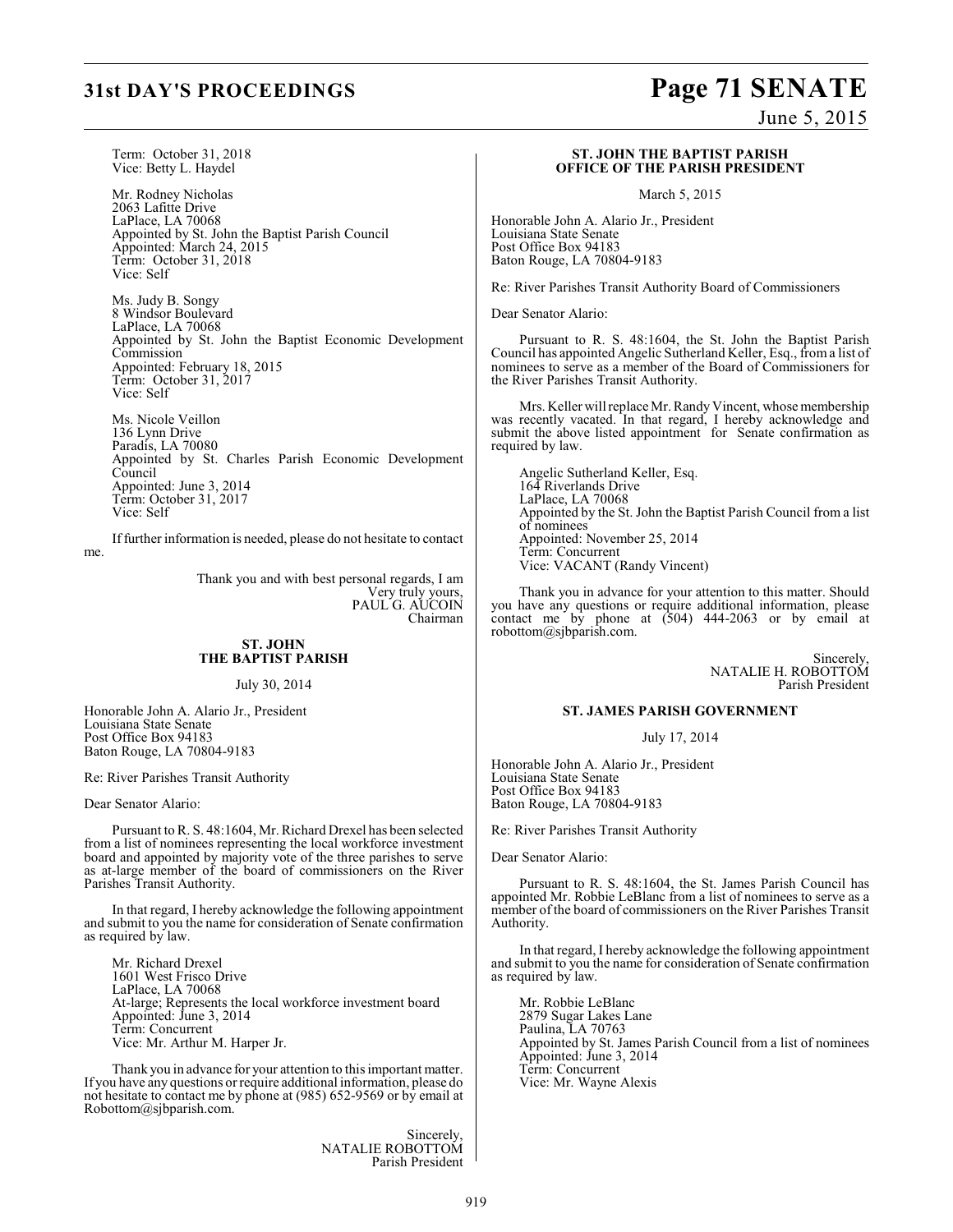Term: October 31, 2018
Vice: Betty L. Haydel

Mr. Rodney Nicholas
2063 Lafitte Drive
LaPlace, LA 70068
Appointed by St. John the Baptist Parish Council
Appointed: March 24, 2015
Term: October 31, 2018
Vice: Self

Ms. Judy B. Songy
8 Windsor Boulevard
LaPlace, LA 70068
Appointed by St. John the Baptist Economic Development Commission
Appointed: February 18, 2015
Term: October 31, 2017
Vice: Self

Ms. Nicole Veillon
136 Lynn Drive
Paradis, LA 70080
Appointed by St. Charles Parish Economic Development Council
Appointed: June 3, 2014
Term: October 31, 2017
Vice: Self

If further information is needed, please do not hesitate to contact me.

Thank you and with best personal regards, I am
Very truly yours,
PAUL G. AUCOIN
Chairman

**ST. JOHN THE BAPTIST PARISH**

July 30, 2014

Honorable John A. Alario Jr., President
Louisiana State Senate
Post Office Box 94183
Baton Rouge, LA 70804-9183

Re: River Parishes Transit Authority

Dear Senator Alario:

Pursuant to R. S. 48:1604, Mr. Richard Drexel has been selected from a list of nominees representing the local workforce investment board and appointed by majority vote of the three parishes to serve as at-large member of the board of commissioners on the River Parishes Transit Authority.

In that regard, I hereby acknowledge the following appointment and submit to you the name for consideration of Senate confirmation as required by law.

Mr. Richard Drexel
1601 West Frisco Drive
LaPlace, LA 70068
At-large; Represents the local workforce investment board
Appointed: June 3, 2014
Term: Concurrent
Vice: Mr. Arthur M. Harper Jr.

Thank you in advance for your attention to this important matter. If you have any questions or require additional information, please do not hesitate to contact me by phone at (985) 652-9569 or by email at Robottom@sjbparish.com.

Sincerely,
NATALIE ROBOTTOM
Parish President

**ST. JOHN THE BAPTIST PARISH
OFFICE OF THE PARISH PRESIDENT**

March 5, 2015

Honorable John A. Alario Jr., President
Louisiana State Senate
Post Office Box 94183
Baton Rouge, LA 70804-9183

Re: River Parishes Transit Authority Board of Commissioners

Dear Senator Alario:

Pursuant to R. S. 48:1604, the St. John the Baptist Parish Council has appointed Angelic Sutherland Keller, Esq., from a list of nominees to serve as a member of the Board of Commissioners for the River Parishes Transit Authority.

Mrs. Keller will replace Mr. Randy Vincent, whose membership was recently vacated. In that regard, I hereby acknowledge and submit the above listed appointment for Senate confirmation as required by law.

Angelic Sutherland Keller, Esq.
164 Riverlands Drive
LaPlace, LA 70068
Appointed by the St. John the Baptist Parish Council from a list of nominees
Appointed: November 25, 2014
Term: Concurrent
Vice: VACANT (Randy Vincent)

Thank you in advance for your attention to this matter. Should you have any questions or require additional information, please contact me by phone at (504) 444-2063 or by email at robottom@sjbparish.com.

Sincerely,
NATALIE H. ROBOTTOM
Parish President

**ST. JAMES PARISH GOVERNMENT**

July 17, 2014

Honorable John A. Alario Jr., President
Louisiana State Senate
Post Office Box 94183
Baton Rouge, LA 70804-9183

Re: River Parishes Transit Authority

Dear Senator Alario:

Pursuant to R. S. 48:1604, the St. James Parish Council has appointed Mr. Robbie LeBlanc from a list of nominees to serve as a member of the board of commissioners on the River Parishes Transit Authority.

In that regard, I hereby acknowledge the following appointment and submit to you the name for consideration of Senate confirmation as required by law.

Mr. Robbie LeBlanc
2879 Sugar Lakes Lane
Paulina, LA 70763
Appointed by St. James Parish Council from a list of nominees
Appointed: June 3, 2014
Term: Concurrent
Vice: Mr. Wayne Alexis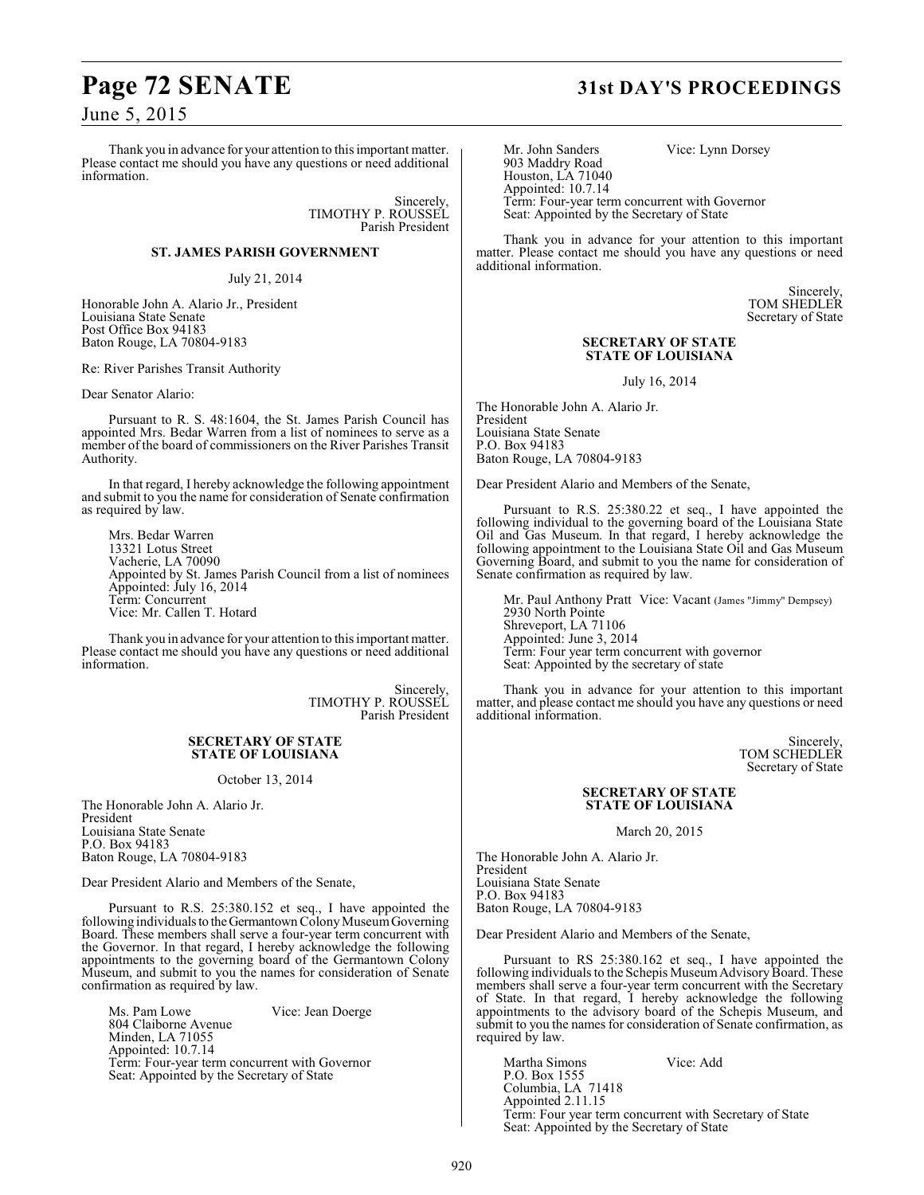Thank you in advance for your attention to this important matter. Please contact me should you have any questions or need additional information.

Sincerely,
TIMOTHY P. ROUSSEL
Parish President

**ST. JAMES PARISH GOVERNMENT**

July 21, 2014

Honorable John A. Alario Jr., President
Louisiana State Senate
Post Office Box 94183
Baton Rouge, LA 70804-9183

Re: River Parishes Transit Authority

Dear Senator Alario:

Pursuant to R. S. 48:1604, the St. James Parish Council has appointed Mrs. Bedar Warren from a list of nominees to serve as a member of the board of commissioners on the River Parishes Transit Authority.

In that regard, I hereby acknowledge the following appointment and submit to you the name for consideration of Senate confirmation as required by law.

Mrs. Bedar Warren
13321 Lotus Street
Vacherie, LA 70090
Appointed by St. James Parish Council from a list of nominees
Appointed: July 16, 2014
Term: Concurrent
Vice: Mr. Callen T. Hotard

Thank you in advance for your attention to this important matter. Please contact me should you have any questions or need additional information.

Sincerely,
TIMOTHY P. ROUSSEL
Parish President

**SECRETARY OF STATE**
**STATE OF LOUISIANA**

October 13, 2014

The Honorable John A. Alario Jr.
President
Louisiana State Senate
P.O. Box 94183
Baton Rouge, LA 70804-9183

Dear President Alario and Members of the Senate,

Pursuant to R.S. 25:380.152 et seq., I have appointed the following individuals to the Germantown Colony Museum Governing Board. These members shall serve a four-year term concurrent with the Governor. In that regard, I hereby acknowledge the following appointments to the governing board of the Germantown Colony Museum, and submit to you the names for consideration of Senate confirmation as required by law.

Ms. Pam Lowe Vice: Jean Doerge
804 Claiborne Avenue
Minden, LA 71055
Appointed: 10.7.14
Term: Four-year term concurrent with Governor
Seat: Appointed by the Secretary of State

Mr. John Sanders Vice: Lynn Dorsey
903 Maddry Road
Houston, LA 71040
Appointed: 10.7.14
Term: Four-year term concurrent with Governor
Seat: Appointed by the Secretary of State

Thank you in advance for your attention to this important matter. Please contact me should you have any questions or need additional information.

Sincerely,
TOM SHEDLER
Secretary of State

**SECRETARY OF STATE**
**STATE OF LOUISIANA**

July 16, 2014

The Honorable John A. Alario Jr.
President
Louisiana State Senate
P.O. Box 94183
Baton Rouge, LA 70804-9183

Dear President Alario and Members of the Senate,

Pursuant to R.S. 25:380.22 et seq., I have appointed the following individual to the governing board of the Louisiana State Oil and Gas Museum. In that regard, I hereby acknowledge the following appointment to the Louisiana State Oil and Gas Museum Governing Board, and submit to you the name for consideration of Senate confirmation as required by law.

Mr. Paul Anthony Pratt Vice: Vacant (James "Jimmy" Dempsey)
2930 North Pointe
Shreveport, LA 71106
Appointed: June 3, 2014
Term: Four year term concurrent with governor
Seat: Appointed by the secretary of state

Thank you in advance for your attention to this important matter, and please contact me should you have any questions or need additional information.

Sincerely,
TOM SCHEDLER
Secretary of State

**SECRETARY OF STATE**
**STATE OF LOUISIANA**

March 20, 2015

The Honorable John A. Alario Jr.
President
Louisiana State Senate
P.O. Box 94183
Baton Rouge, LA 70804-9183

Dear President Alario and Members of the Senate,

Pursuant to RS 25:380.162 et seq., I have appointed the following individuals to the Schepis Museum Advisory Board. These members shall serve a four-year term concurrent with the Secretary of State. In that regard, I hereby acknowledge the following appointments to the advisory board of the Schepis Museum, and submit to you the names for consideration of Senate confirmation, as required by law.

Martha Simons Vice: Add
P.O. Box 1555
Columbia, LA 71418
Appointed 2.11.15
Term: Four year term concurrent with Secretary of State
Seat: Appointed by the Secretary of State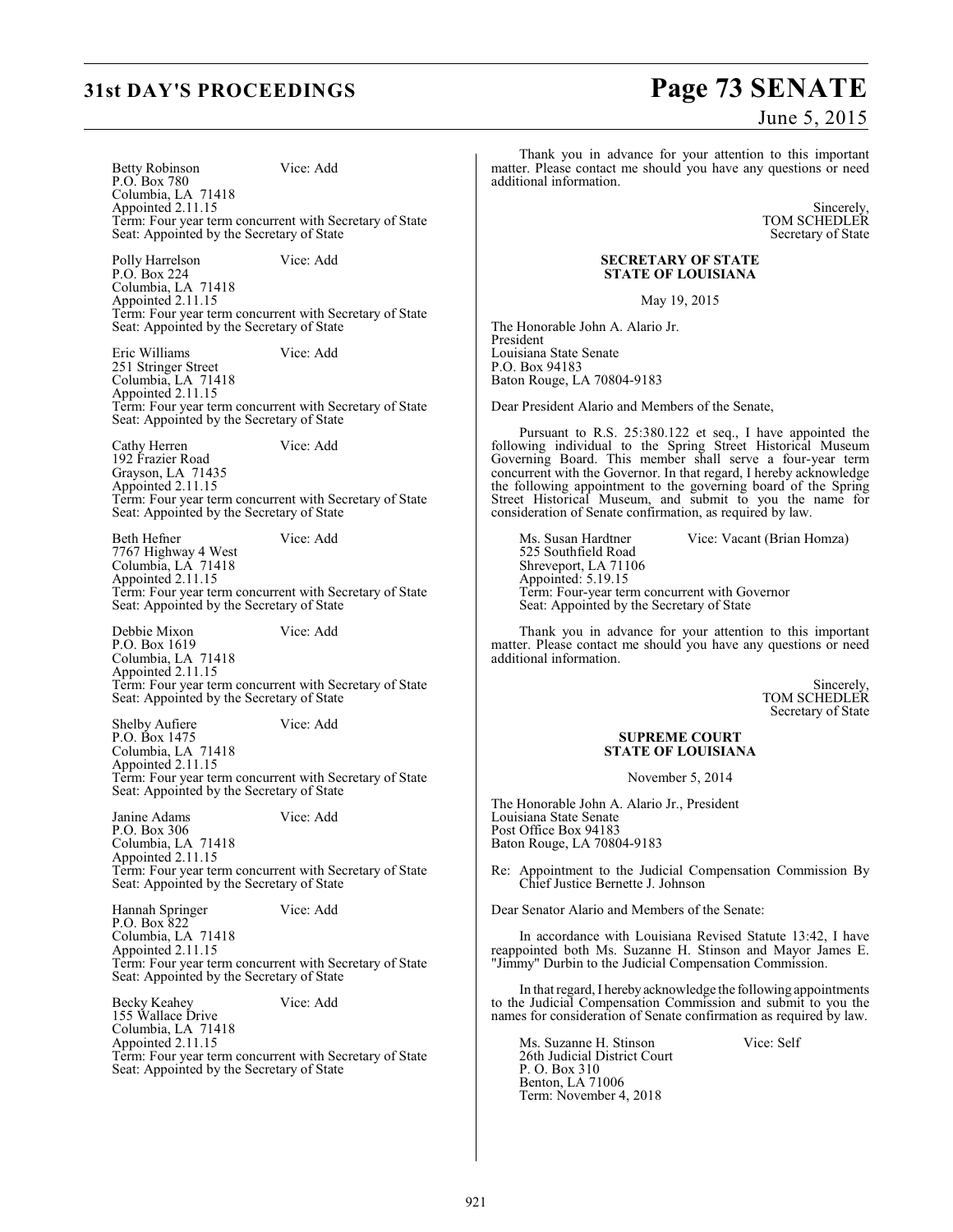Betty Robinson Vice: Add
P.O. Box 780
Columbia, LA 71418
Appointed 2.11.15
Term: Four year term concurrent with Secretary of State
Seat: Appointed by the Secretary of State

Polly Harrelson Vice: Add
P.O. Box 224
Columbia, LA 71418
Appointed 2.11.15
Term: Four year term concurrent with Secretary of State
Seat: Appointed by the Secretary of State

Eric Williams Vice: Add
251 Stringer Street
Columbia, LA 71418
Appointed 2.11.15
Term: Four year term concurrent with Secretary of State
Seat: Appointed by the Secretary of State

Cathy Herren Vice: Add
192 Frazier Road
Grayson, LA 71435
Appointed 2.11.15
Term: Four year term concurrent with Secretary of State
Seat: Appointed by the Secretary of State

Beth Hefner Vice: Add
7767 Highway 4 West
Columbia, LA 71418
Appointed 2.11.15
Term: Four year term concurrent with Secretary of State
Seat: Appointed by the Secretary of State

Debbie Mixon Vice: Add
P.O. Box 1619
Columbia, LA 71418
Appointed 2.11.15
Term: Four year term concurrent with Secretary of State
Seat: Appointed by the Secretary of State

Shelby Aufiere Vice: Add
P.O. Box 1475
Columbia, LA 71418
Appointed 2.11.15
Term: Four year term concurrent with Secretary of State
Seat: Appointed by the Secretary of State

Janine Adams Vice: Add
P.O. Box 306
Columbia, LA 71418
Appointed 2.11.15
Term: Four year term concurrent with Secretary of State
Seat: Appointed by the Secretary of State

Hannah Springer Vice: Add
P.O. Box 822
Columbia, LA 71418
Appointed 2.11.15
Term: Four year term concurrent with Secretary of State
Seat: Appointed by the Secretary of State

Becky Keahey Vice: Add
155 Wallace Drive
Columbia, LA 71418
Appointed 2.11.15
Term: Four year term concurrent with Secretary of State
Seat: Appointed by the Secretary of State

Thank you in advance for your attention to this important matter. Please contact me should you have any questions or need additional information.

Sincerely,
TOM SCHEDLER
Secretary of State

**SECRETARY OF STATE**
**STATE OF LOUISIANA**

May 19, 2015

The Honorable John A. Alario Jr.
President
Louisiana State Senate
P.O. Box 94183
Baton Rouge, LA 70804-9183

Dear President Alario and Members of the Senate,

Pursuant to R.S. 25:380.122 et seq., I have appointed the following individual to the Spring Street Historical Museum Governing Board. This member shall serve a four-year term concurrent with the Governor. In that regard, I hereby acknowledge the following appointment to the governing board of the Spring Street Historical Museum, and submit to you the name for consideration of Senate confirmation, as required by law.

Ms. Susan Hardtner Vice: Vacant (Brian Homza)
525 Southfield Road
Shreveport, LA 71106
Appointed: 5.19.15
Term: Four-year term concurrent with Governor
Seat: Appointed by the Secretary of State

Thank you in advance for your attention to this important matter. Please contact me should you have any questions or need additional information.

Sincerely,
TOM SCHEDLER
Secretary of State

**SUPREME COURT**
**STATE OF LOUISIANA**

November 5, 2014

The Honorable John A. Alario Jr., President
Louisiana State Senate
Post Office Box 94183
Baton Rouge, LA 70804-9183

Re: Appointment to the Judicial Compensation Commission By Chief Justice Bernette J. Johnson

Dear Senator Alario and Members of the Senate:

In accordance with Louisiana Revised Statute 13:42, I have reappointed both Ms. Suzanne H. Stinson and Mayor James E. "Jimmy" Durbin to the Judicial Compensation Commission.

In that regard, I hereby acknowledge the following appointments to the Judicial Compensation Commission and submit to you the names for consideration of Senate confirmation as required by law.

Ms. Suzanne H. Stinson Vice: Self
26th Judicial District Court
P. O. Box 310
Benton, LA 71006
Term: November 4, 2018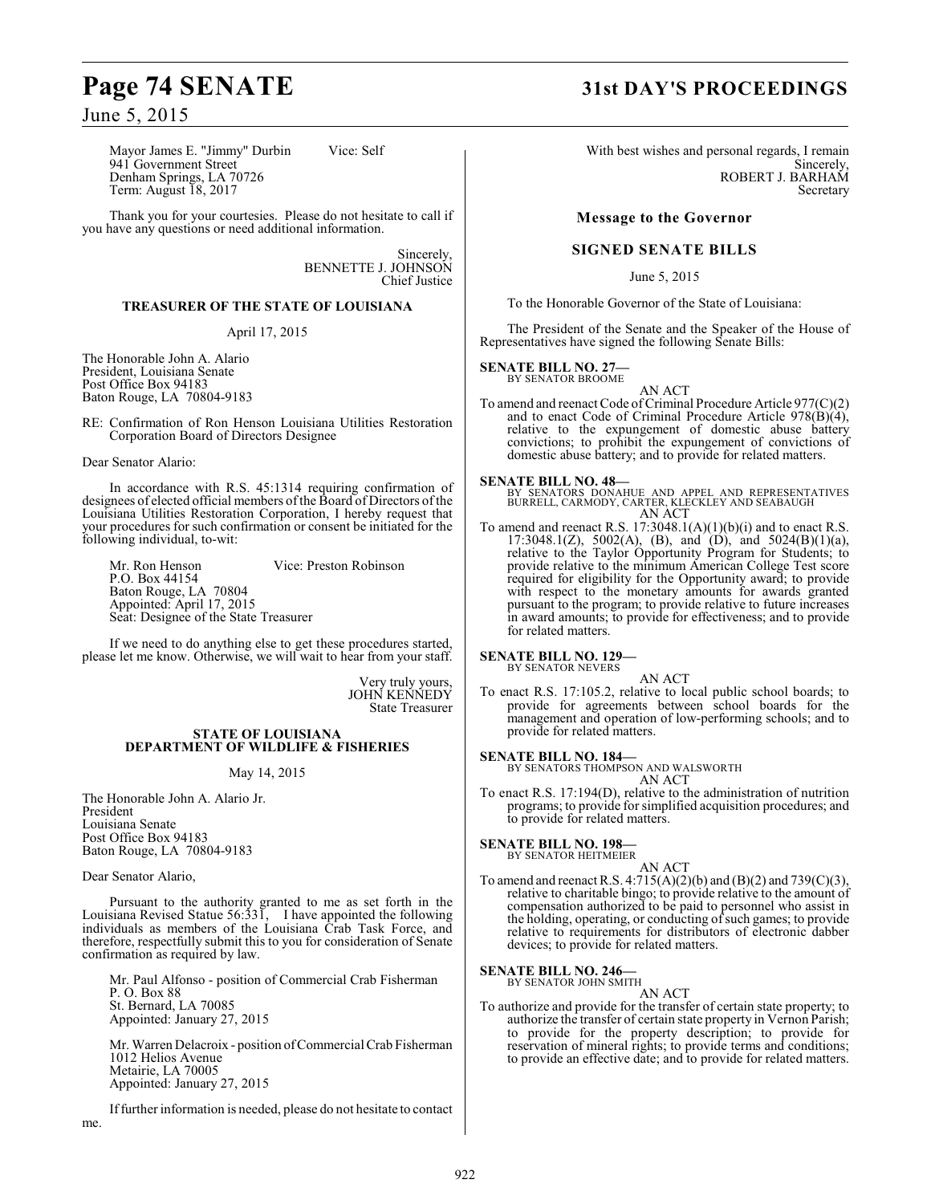Mayor James E. "Jimmy" Durbin Vice: Self
941 Government Street
Denham Springs, LA 70726
Term: August 18, 2017

Thank you for your courtesies. Please do not hesitate to call if you have any questions or need additional information.

Sincerely,
BENNETTE J. JOHNSON
Chief Justice

**TREASURER OF THE STATE OF LOUISIANA**

April 17, 2015

The Honorable John A. Alario
President, Louisiana Senate
Post Office Box 94183
Baton Rouge, LA 70804-9183

RE: Confirmation of Ron Henson Louisiana Utilities Restoration Corporation Board of Directors Designee

Dear Senator Alario:

In accordance with R.S. 45:1314 requiring confirmation of designees of elected official members of the Board of Directors of the Louisiana Utilities Restoration Corporation, I hereby request that your procedures for such confirmation or consent be initiated for the following individual, to-wit:

Mr. Ron Henson Vice: Preston Robinson
P.O. Box 44154
Baton Rouge, LA 70804
Appointed: April 17, 2015
Seat: Designee of the State Treasurer

If we need to do anything else to get these procedures started, please let me know. Otherwise, we will wait to hear from your staff.

Very truly yours,
JOHN KENNEDY
State Treasurer

**STATE OF LOUISIANA**
**DEPARTMENT OF WILDLIFE & FISHERIES**

May 14, 2015

The Honorable John A. Alario Jr.
President
Louisiana Senate
Post Office Box 94183
Baton Rouge, LA 70804-9183

Dear Senator Alario,

Pursuant to the authority granted to me as set forth in the Louisiana Revised Statue 56:331, I have appointed the following individuals as members of the Louisiana Crab Task Force, and therefore, respectfully submit this to you for consideration of Senate confirmation as required by law.

Mr. Paul Alfonso - position of Commercial Crab Fisherman
P. O. Box 88
St. Bernard, LA 70085
Appointed: January 27, 2015

Mr. Warren Delacroix - position of Commercial Crab Fisherman
1012 Helios Avenue
Metairie, LA 70005
Appointed: January 27, 2015

If further information is needed, please do not hesitate to contact me.

With best wishes and personal regards, I remain
Sincerely,
ROBERT J. BARHAM
Secretary

## Message to the Governor

### SIGNED SENATE BILLS

June 5, 2015

To the Honorable Governor of the State of Louisiana:

The President of the Senate and the Speaker of the House of Representatives have signed the following Senate Bills:

**SENATE BILL NO. 27—**
BY SENATOR BROOME

AN ACT

To amend and reenact Code of Criminal Procedure Article 977(C)(2) and to enact Code of Criminal Procedure Article 978(B)(4), relative to the expungement of domestic abuse battery convictions; to prohibit the expungement of convictions of domestic abuse battery; and to provide for related matters.

**SENATE BILL NO. 48—**
BY SENATORS DONAHUE AND APPEL AND REPRESENTATIVES BURRELL, CARMODY, CARTER, KLECKLEY AND SEABAUGH

AN ACT

To amend and reenact R.S. 17:3048.1(A)(1)(b)(i) and to enact R.S. 17:3048.1(Z), 5002(A), (B), and (D), and 5024(B)(1)(a), relative to the Taylor Opportunity Program for Students; to provide relative to the minimum American College Test score required for eligibility for the Opportunity award; to provide with respect to the monetary amounts for awards granted pursuant to the program; to provide relative to future increases in award amounts; to provide for effectiveness; and to provide for related matters.

**SENATE BILL NO. 129—**
BY SENATOR NEVERS

AN ACT

To enact R.S. 17:105.2, relative to local public school boards; to provide for agreements between school boards for the management and operation of low-performing schools; and to provide for related matters.

**SENATE BILL NO. 184—**
BY SENATORS THOMPSON AND WALSWORTH

AN ACT

To enact R.S. 17:194(D), relative to the administration of nutrition programs; to provide for simplified acquisition procedures; and to provide for related matters.

**SENATE BILL NO. 198—**
BY SENATOR HEITMEIER

AN ACT

To amend and reenact R.S. 4:715(A)(2)(b) and (B)(2) and 739(C)(3), relative to charitable bingo; to provide relative to the amount of compensation authorized to be paid to personnel who assist in the holding, operating, or conducting of such games; to provide relative to requirements for distributors of electronic dabber devices; to provide for related matters.

**SENATE BILL NO. 246—**
BY SENATOR JOHN SMITH

AN ACT

To authorize and provide for the transfer of certain state property; to authorize the transfer of certain state property in Vernon Parish; to provide for the property description; to provide for reservation of mineral rights; to provide terms and conditions; to provide an effective date; and to provide for related matters.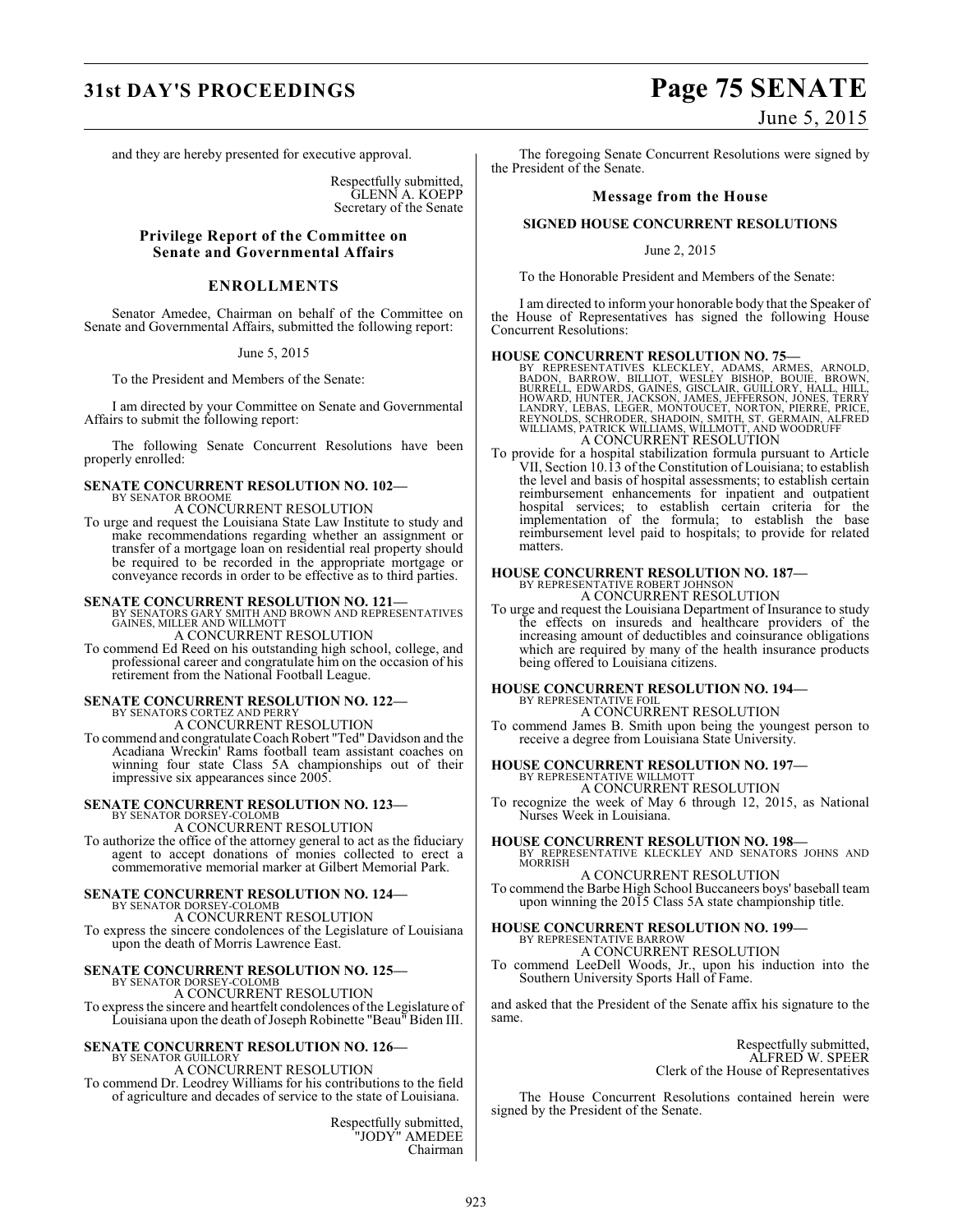and they are hereby presented for executive approval.

Respectfully submitted,
GLENN A. KOEPP
Secretary of the Senate

## Privilege Report of the Committee on Senate and Governmental Affairs

## ENROLLMENTS

Senator Amedee, Chairman on behalf of the Committee on Senate and Governmental Affairs, submitted the following report:

June 5, 2015

To the President and Members of the Senate:

I am directed by your Committee on Senate and Governmental Affairs to submit the following report:

The following Senate Concurrent Resolutions have been properly enrolled:

**SENATE CONCURRENT RESOLUTION NO. 102—**
BY SENATOR BROOME
A CONCURRENT RESOLUTION
To urge and request the Louisiana State Law Institute to study and make recommendations regarding whether an assignment or transfer of a mortgage loan on residential real property should be required to be recorded in the appropriate mortgage or conveyance records in order to be effective as to third parties.

**SENATE CONCURRENT RESOLUTION NO. 121—**
BY SENATORS GARY SMITH AND BROWN AND REPRESENTATIVES GAINES, MILLER AND WILLMOTT
A CONCURRENT RESOLUTION
To commend Ed Reed on his outstanding high school, college, and professional career and congratulate him on the occasion of his retirement from the National Football League.

**SENATE CONCURRENT RESOLUTION NO. 122—**
BY SENATORS CORTEZ AND PERRY
A CONCURRENT RESOLUTION
To commend and congratulate Coach Robert "Ted" Davidson and the Acadiana Wreckin' Rams football team assistant coaches on winning four state Class 5A championships out of their impressive six appearances since 2005.

**SENATE CONCURRENT RESOLUTION NO. 123—**
BY SENATOR DORSEY-COLOMB
A CONCURRENT RESOLUTION
To authorize the office of the attorney general to act as the fiduciary agent to accept donations of monies collected to erect a commemorative memorial marker at Gilbert Memorial Park.

**SENATE CONCURRENT RESOLUTION NO. 124—**
BY SENATOR DORSEY-COLOMB
A CONCURRENT RESOLUTION
To express the sincere condolences of the Legislature of Louisiana upon the death of Morris Lawrence East.

**SENATE CONCURRENT RESOLUTION NO. 125—**
BY SENATOR DORSEY-COLOMB
A CONCURRENT RESOLUTION
To express the sincere and heartfelt condolences of the Legislature of Louisiana upon the death of Joseph Robinette "Beau" Biden III.

**SENATE CONCURRENT RESOLUTION NO. 126—**
BY SENATOR GUILLORY
A CONCURRENT RESOLUTION
To commend Dr. Leodrey Williams for his contributions to the field of agriculture and decades of service to the state of Louisiana.

Respectfully submitted,
"JODY" AMEDEE
Chairman

The foregoing Senate Concurrent Resolutions were signed by the President of the Senate.

## Message from the House

### SIGNED HOUSE CONCURRENT RESOLUTIONS

June 2, 2015

To the Honorable President and Members of the Senate:

I am directed to inform your honorable body that the Speaker of the House of Representatives has signed the following House Concurrent Resolutions:

**HOUSE CONCURRENT RESOLUTION NO. 75—**
BY REPRESENTATIVES KLECKLEY, ADAMS, ARMES, ARNOLD, BADON, BARROW, BILLIOT, WESLEY BISHOP, BOUIE, BROWN, BURRELL, EDWARDS, GAINES, GISCLAIR, GUILLORY, HALL, HILL, HOWARD, HUNTER, JACKSON, JAMES, JEFFERSON, JONES, TERRY LANDRY, LEBAS, LEGER, MONTOUCET, NORTON, PIERRE, PRICE, REYNOLDS, SCHRODER, SHADOIN, SMITH, ST. GERMAIN, ALFRED WILLIAMS, PATRICK WILLIAMS, WILLMOTT, AND WOODRUFF
A CONCURRENT RESOLUTION
To provide for a hospital stabilization formula pursuant to Article VII, Section 10.13 of the Constitution of Louisiana; to establish the level and basis of hospital assessments; to establish certain reimbursement enhancements for inpatient and outpatient hospital services; to establish certain criteria for the implementation of the formula; to establish the base reimbursement level paid to hospitals; to provide for related matters.

**HOUSE CONCURRENT RESOLUTION NO. 187—**
BY REPRESENTATIVE ROBERT JOHNSON
A CONCURRENT RESOLUTION
To urge and request the Louisiana Department of Insurance to study the effects on insureds and healthcare providers of the increasing amount of deductibles and coinsurance obligations which are required by many of the health insurance products being offered to Louisiana citizens.

**HOUSE CONCURRENT RESOLUTION NO. 194—**
BY REPRESENTATIVE FOIL
A CONCURRENT RESOLUTION
To commend James B. Smith upon being the youngest person to receive a degree from Louisiana State University.

**HOUSE CONCURRENT RESOLUTION NO. 197—**
BY REPRESENTATIVE WILLMOTT
A CONCURRENT RESOLUTION
To recognize the week of May 6 through 12, 2015, as National Nurses Week in Louisiana.

**HOUSE CONCURRENT RESOLUTION NO. 198—**
BY REPRESENTATIVE KLECKLEY AND SENATORS JOHNS AND MORRISH
A CONCURRENT RESOLUTION
To commend the Barbe High School Buccaneers boys' baseball team upon winning the 2015 Class 5A state championship title.

**HOUSE CONCURRENT RESOLUTION NO. 199—**
BY REPRESENTATIVE BARROW
A CONCURRENT RESOLUTION
To commend LeeDell Woods, Jr., upon his induction into the Southern University Sports Hall of Fame.

and asked that the President of the Senate affix his signature to the same.

Respectfully submitted,
ALFRED W. SPEER
Clerk of the House of Representatives

The House Concurrent Resolutions contained herein were signed by the President of the Senate.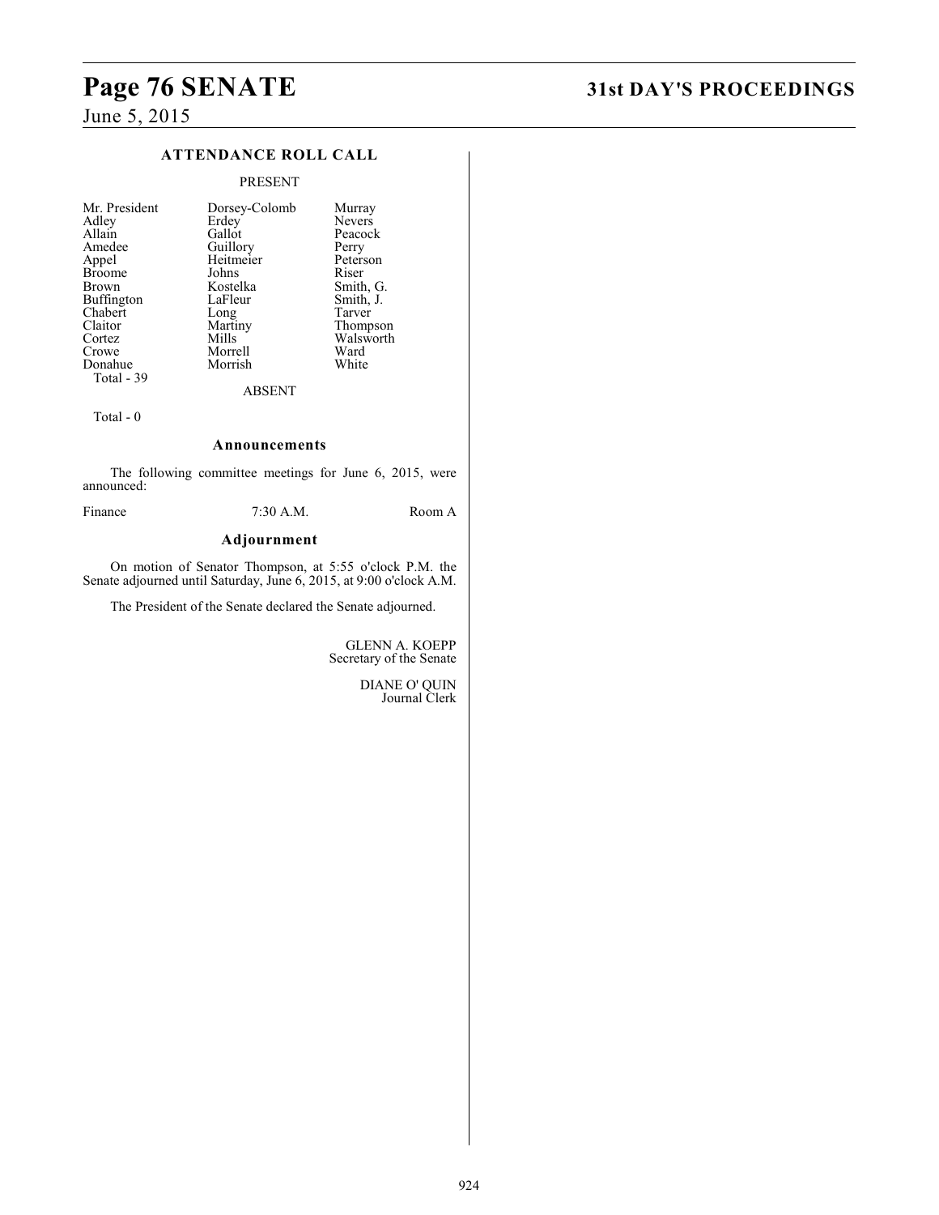## ATTENDANCE ROLL CALL

PRESENT

| | | |
|---|---|---|
| Mr. President | Dorsey-Colomb | Murray |
| Adley | Erdey | Nevers |
| Allain | Gallot | Peacock |
| Amedee | Guillory | Perry |
| Appel | Heitmeier | Peterson |
| Broome | Johns | Riser |
| Brown | Kostelka | Smith, G. |
| Buffington | LaFleur | Smith, J. |
| Chabert | Long | Tarver |
| Claitor | Martiny | Thompson |
| Cortez | Mills | Walsworth |
| Crowe | Morrell | Ward |
| Donahue | Morrish | White |

Total - 39

ABSENT

Total - 0

### Announcements

The following committee meetings for June 6, 2015, were announced:

| | | |
|---|---|---|
| Finance | 7:30 A.M. | Room A |

### Adjournment

On motion of Senator Thompson, at 5:55 o'clock P.M. the Senate adjourned until Saturday, June 6, 2015, at 9:00 o'clock A.M.

The President of the Senate declared the Senate adjourned.

GLENN A. KOEPP
Secretary of the Senate

DIANE O' QUIN
Journal Clerk